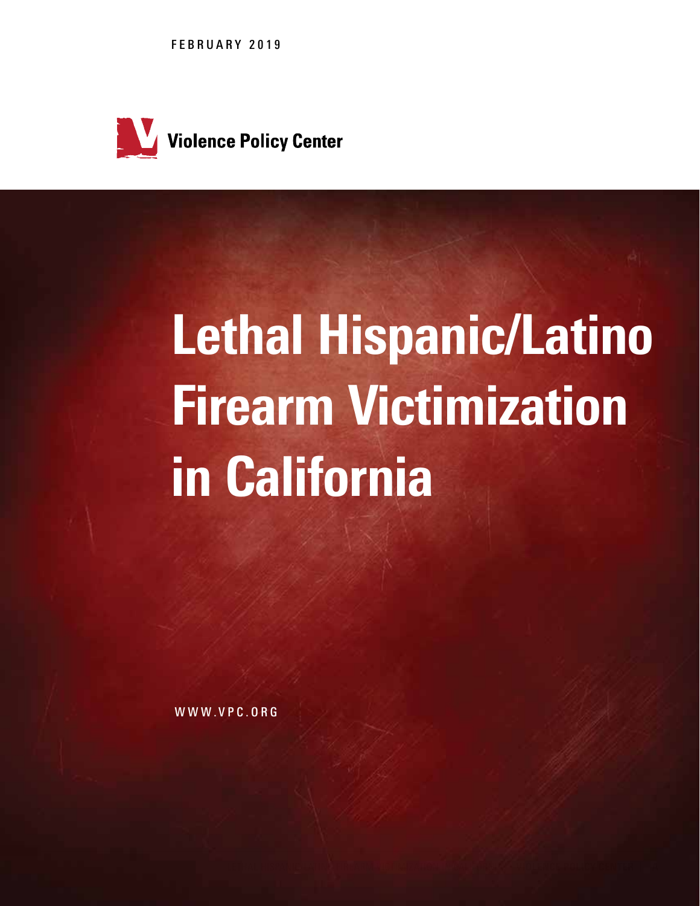FEBRUARY 2019

Violence Policy Center

# Lethal Hispanic/Latino Firearm Victimization in California

WWW.VPC.ORG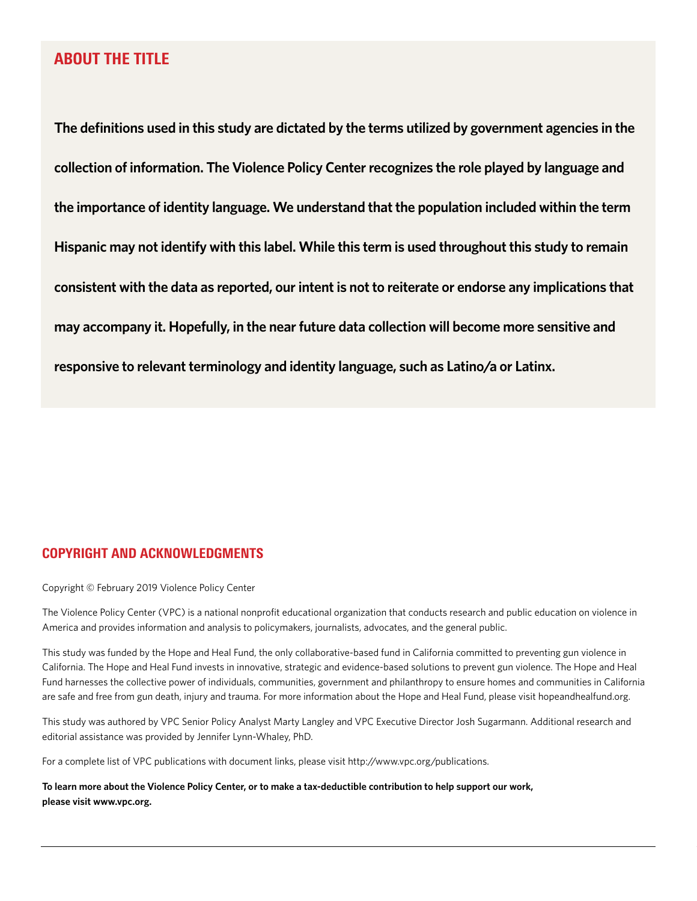## ABOUT THE TITLE

**The definitions used in this study are dictated by the terms utilized by government agencies in the collection of information. The Violence Policy Center recognizes the role played by language and the importance of identity language. We understand that the population included within the term Hispanic may not identify with this label. While this term is used throughout this study to remain consistent with the data as reported, our intent is not to reiterate or endorse any implications that may accompany it. Hopefully, in the near future data collection will become more sensitive and responsive to relevant terminology and identity language, such as Latino/a or Latinx.**

## COPYRIGHT AND ACKNOWLEDGMENTS

Copyright © February 2019 Violence Policy Center

The Violence Policy Center (VPC) is a national nonprofit educational organization that conducts research and public education on violence in America and provides information and analysis to policymakers, journalists, advocates, and the general public.

This study was funded by the Hope and Heal Fund, the only collaborative-based fund in California committed to preventing gun violence in California. The Hope and Heal Fund invests in innovative, strategic and evidence-based solutions to prevent gun violence. The Hope and Heal Fund harnesses the collective power of individuals, communities, government and philanthropy to ensure homes and communities in California are safe and free from gun death, injury and trauma. For more information about the Hope and Heal Fund, please visit hopeandhealfund.org.

This study was authored by VPC Senior Policy Analyst Marty Langley and VPC Executive Director Josh Sugarmann. Additional research and editorial assistance was provided by Jennifer Lynn-Whaley, PhD.

For a complete list of VPC publications with document links, please visit http://www.vpc.org/publications.

**To learn more about the Violence Policy Center, or to make a tax-deductible contribution to help support our work, please visit www.vpc.org.**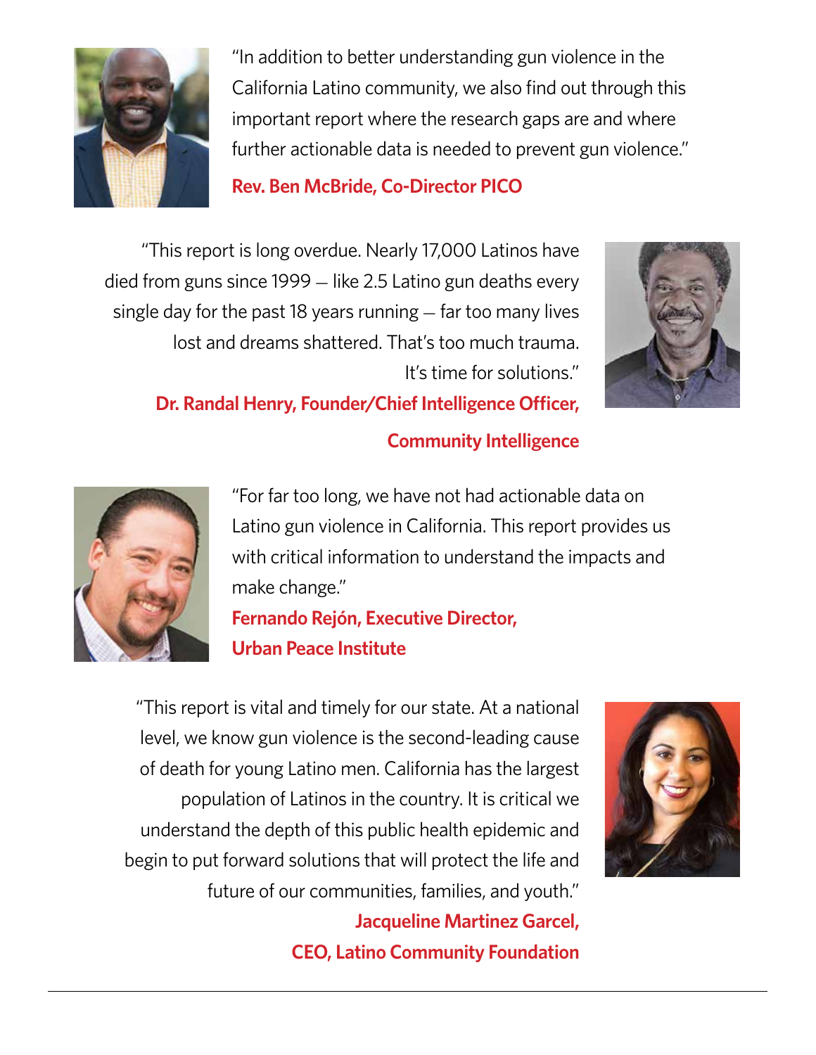"In addition to better understanding gun violence in the California Latino community, we also find out through this important report where the research gaps are and where further actionable data is needed to prevent gun violence."

**Rev. Ben McBride, Co-Director PICO**

"This report is long overdue. Nearly 17,000 Latinos have died from guns since 1999 — like 2.5 Latino gun deaths every single day for the past 18 years running — far too many lives lost and dreams shattered. That's too much trauma. It's time for solutions."

**Dr. Randal Henry, Founder/Chief Intelligence Officer, Community Intelligence**

"For far too long, we have not had actionable data on Latino gun violence in California. This report provides us with critical information to understand the impacts and make change."

**Fernando Rejón, Executive Director, Urban Peace Institute**

"This report is vital and timely for our state. At a national level, we know gun violence is the second-leading cause of death for young Latino men. California has the largest population of Latinos in the country. It is critical we understand the depth of this public health epidemic and begin to put forward solutions that will protect the life and future of our communities, families, and youth."

**Jacqueline Martinez Garcel, CEO, Latino Community Foundation**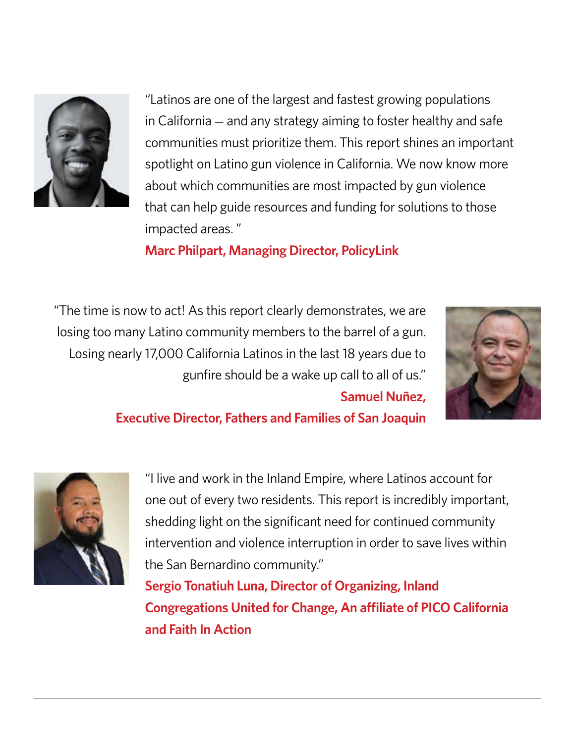"Latinos are one of the largest and fastest growing populations in California — and any strategy aiming to foster healthy and safe communities must prioritize them. This report shines an important spotlight on Latino gun violence in California. We now know more about which communities are most impacted by gun violence that can help guide resources and funding for solutions to those impacted areas."

**Marc Philpart, Managing Director, PolicyLink**

"The time is now to act! As this report clearly demonstrates, we are losing too many Latino community members to the barrel of a gun. Losing nearly 17,000 California Latinos in the last 18 years due to gunfire should be a wake up call to all of us."

**Samuel Nuñez, Executive Director, Fathers and Families of San Joaquin**

"I live and work in the Inland Empire, where Latinos account for one out of every two residents. This report is incredibly important, shedding light on the significant need for continued community intervention and violence interruption in order to save lives within the San Bernardino community."

**Sergio Tonatiuh Luna, Director of Organizing, Inland Congregations United for Change, An affiliate of PICO California and Faith In Action**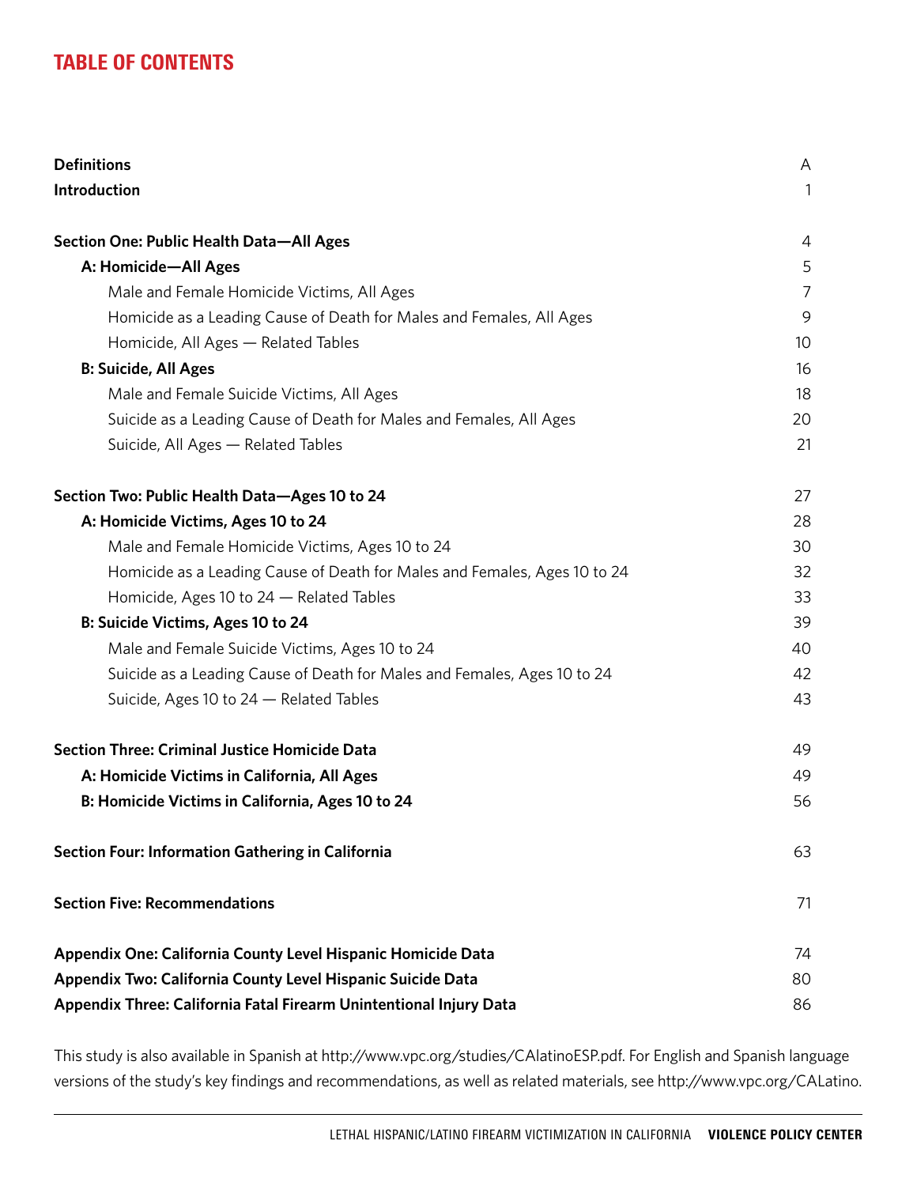# TABLE OF CONTENTS

| | |
|---|---|
| **Definitions** | A |
| **Introduction** | 1 |
| **Section One: Public Health Data—All Ages** | 4 |
| **A: Homicide—All Ages** | 5 |
| Male and Female Homicide Victims, All Ages | 7 |
| Homicide as a Leading Cause of Death for Males and Females, All Ages | 9 |
| Homicide, All Ages — Related Tables | 10 |
| **B: Suicide, All Ages** | 16 |
| Male and Female Suicide Victims, All Ages | 18 |
| Suicide as a Leading Cause of Death for Males and Females, All Ages | 20 |
| Suicide, All Ages — Related Tables | 21 |
| **Section Two: Public Health Data—Ages 10 to 24** | 27 |
| **A: Homicide Victims, Ages 10 to 24** | 28 |
| Male and Female Homicide Victims, Ages 10 to 24 | 30 |
| Homicide as a Leading Cause of Death for Males and Females, Ages 10 to 24 | 32 |
| Homicide, Ages 10 to 24 — Related Tables | 33 |
| **B: Suicide Victims, Ages 10 to 24** | 39 |
| Male and Female Suicide Victims, Ages 10 to 24 | 40 |
| Suicide as a Leading Cause of Death for Males and Females, Ages 10 to 24 | 42 |
| Suicide, Ages 10 to 24 — Related Tables | 43 |
| **Section Three: Criminal Justice Homicide Data** | 49 |
| **A: Homicide Victims in California, All Ages** | 49 |
| **B: Homicide Victims in California, Ages 10 to 24** | 56 |
| **Section Four: Information Gathering in California** | 63 |
| **Section Five: Recommendations** | 71 |
| **Appendix One: California County Level Hispanic Homicide Data** | 74 |
| **Appendix Two: California County Level Hispanic Suicide Data** | 80 |
| **Appendix Three: California Fatal Firearm Unintentional Injury Data** | 86 |

This study is also available in Spanish at http://www.vpc.org/studies/CAlatinoESP.pdf. For English and Spanish language versions of the study's key findings and recommendations, as well as related materials, see http://www.vpc.org/CALatino.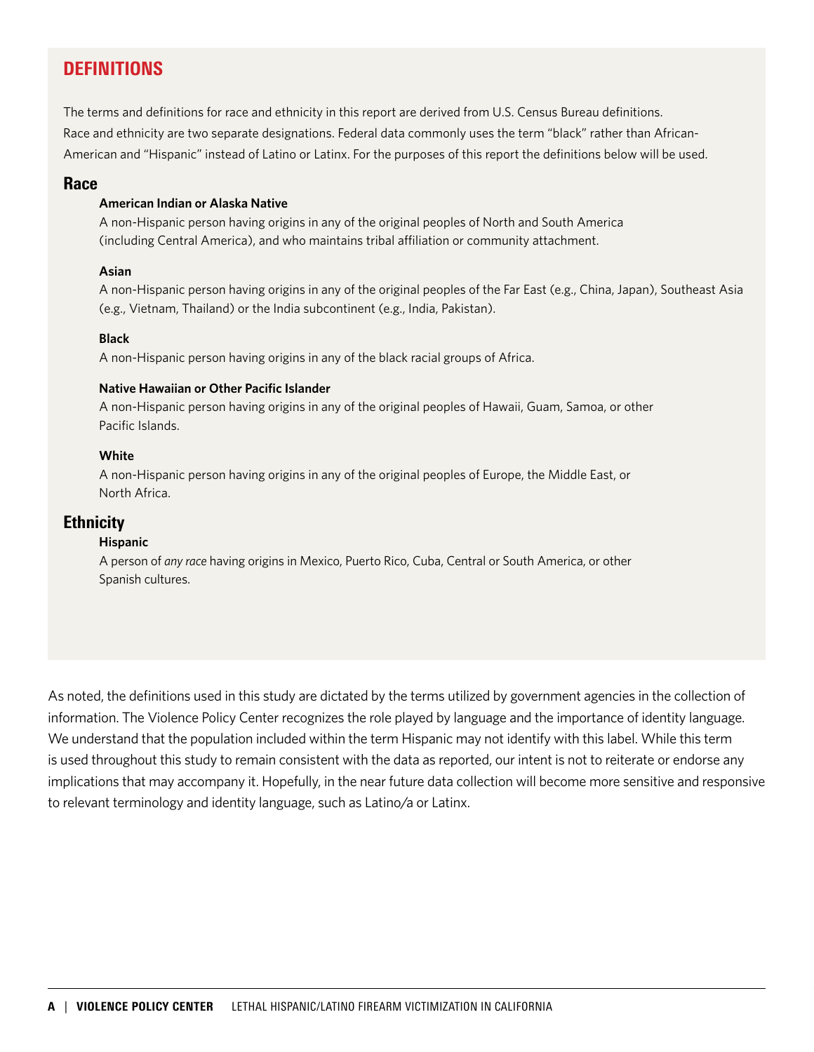## DEFINITIONS

The terms and definitions for race and ethnicity in this report are derived from U.S. Census Bureau definitions. Race and ethnicity are two separate designations. Federal data commonly uses the term "black" rather than African-American and "Hispanic" instead of Latino or Latinx. For the purposes of this report the definitions below will be used.

### Race

**American Indian or Alaska Native**

A non-Hispanic person having origins in any of the original peoples of North and South America (including Central America), and who maintains tribal affiliation or community attachment.

**Asian**

A non-Hispanic person having origins in any of the original peoples of the Far East (e.g., China, Japan), Southeast Asia (e.g., Vietnam, Thailand) or the India subcontinent (e.g., India, Pakistan).

**Black**

A non-Hispanic person having origins in any of the black racial groups of Africa.

**Native Hawaiian or Other Pacific Islander**

A non-Hispanic person having origins in any of the original peoples of Hawaii, Guam, Samoa, or other Pacific Islands.

**White**

A non-Hispanic person having origins in any of the original peoples of Europe, the Middle East, or North Africa.

### Ethnicity

**Hispanic**

A person of *any race* having origins in Mexico, Puerto Rico, Cuba, Central or South America, or other Spanish cultures.

As noted, the definitions used in this study are dictated by the terms utilized by government agencies in the collection of information. The Violence Policy Center recognizes the role played by language and the importance of identity language. We understand that the population included within the term Hispanic may not identify with this label. While this term is used throughout this study to remain consistent with the data as reported, our intent is not to reiterate or endorse any implications that may accompany it. Hopefully, in the near future data collection will become more sensitive and responsive to relevant terminology and identity language, such as Latino/a or Latinx.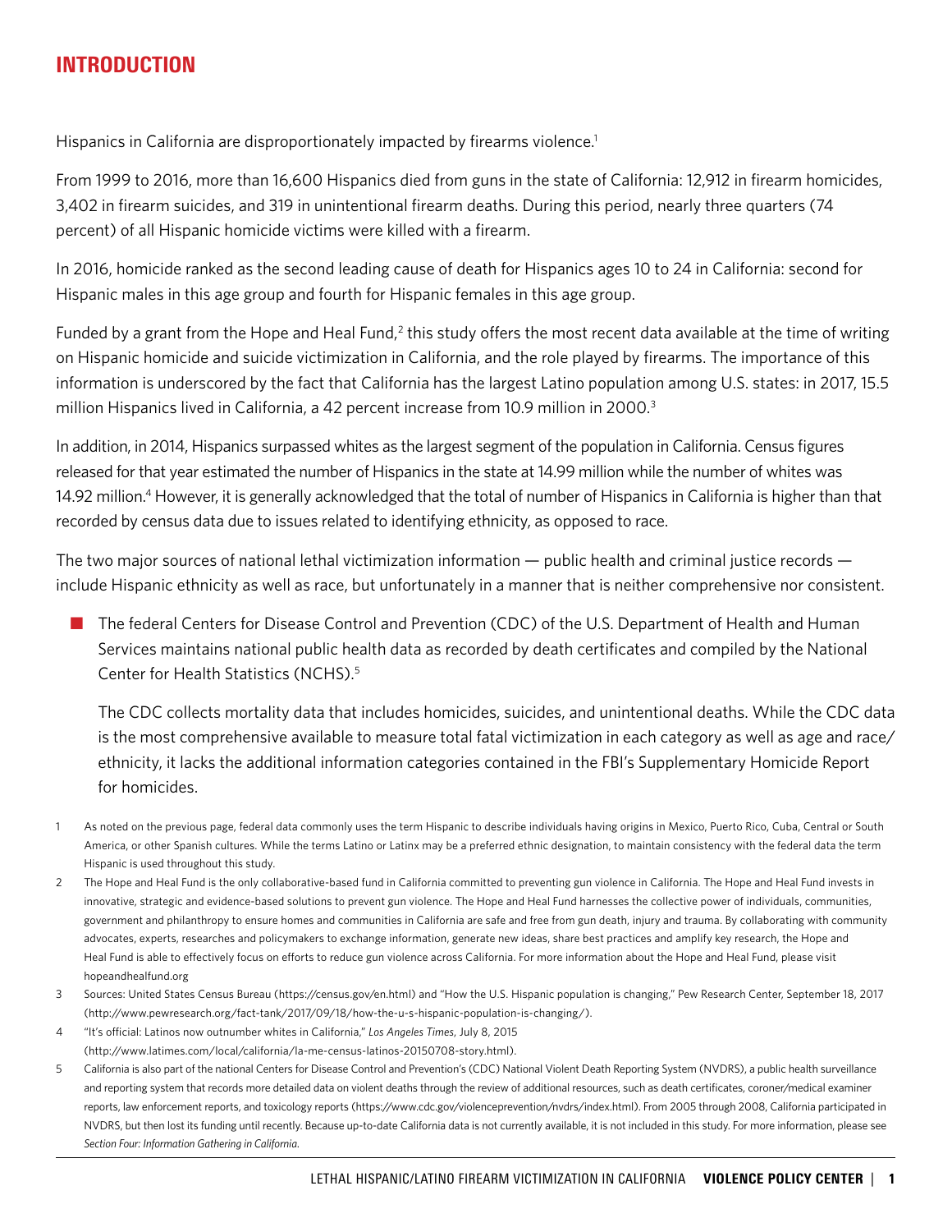# INTRODUCTION

Hispanics in California are disproportionately impacted by firearms violence.[1]

From 1999 to 2016, more than 16,600 Hispanics died from guns in the state of California: 12,912 in firearm homicides, 3,402 in firearm suicides, and 319 in unintentional firearm deaths. During this period, nearly three quarters (74 percent) of all Hispanic homicide victims were killed with a firearm.

In 2016, homicide ranked as the second leading cause of death for Hispanics ages 10 to 24 in California: second for Hispanic males in this age group and fourth for Hispanic females in this age group.

Funded by a grant from the Hope and Heal Fund,[2] this study offers the most recent data available at the time of writing on Hispanic homicide and suicide victimization in California, and the role played by firearms. The importance of this information is underscored by the fact that California has the largest Latino population among U.S. states: in 2017, 15.5 million Hispanics lived in California, a 42 percent increase from 10.9 million in 2000.[3]

In addition, in 2014, Hispanics surpassed whites as the largest segment of the population in California. Census figures released for that year estimated the number of Hispanics in the state at 14.99 million while the number of whites was 14.92 million.[4] However, it is generally acknowledged that the total of number of Hispanics in California is higher than that recorded by census data due to issues related to identifying ethnicity, as opposed to race.

The two major sources of national lethal victimization information — public health and criminal justice records — include Hispanic ethnicity as well as race, but unfortunately in a manner that is neither comprehensive nor consistent.

- The federal Centers for Disease Control and Prevention (CDC) of the U.S. Department of Health and Human Services maintains national public health data as recorded by death certificates and compiled by the National Center for Health Statistics (NCHS).[5]

  The CDC collects mortality data that includes homicides, suicides, and unintentional deaths. While the CDC data is the most comprehensive available to measure total fatal victimization in each category as well as age and race/ethnicity, it lacks the additional information categories contained in the FBI's Supplementary Homicide Report for homicides.

1 As noted on the previous page, federal data commonly uses the term Hispanic to describe individuals having origins in Mexico, Puerto Rico, Cuba, Central or South America, or other Spanish cultures. While the terms Latino or Latinx may be a preferred ethnic designation, to maintain consistency with the federal data the term Hispanic is used throughout this study.

2 The Hope and Heal Fund is the only collaborative-based fund in California committed to preventing gun violence in California. The Hope and Heal Fund invests in innovative, strategic and evidence-based solutions to prevent gun violence. The Hope and Heal Fund harnesses the collective power of individuals, communities, government and philanthropy to ensure homes and communities in California are safe and free from gun death, injury and trauma. By collaborating with community advocates, experts, researches and policymakers to exchange information, generate new ideas, share best practices and amplify key research, the Hope and Heal Fund is able to effectively focus on efforts to reduce gun violence across California. For more information about the Hope and Heal Fund, please visit hopeandhealfund.org

3 Sources: United States Census Bureau (https://census.gov/en.html) and "How the U.S. Hispanic population is changing," Pew Research Center, September 18, 2017 (http://www.pewresearch.org/fact-tank/2017/09/18/how-the-u-s-hispanic-population-is-changing/).

4 "It's official: Latinos now outnumber whites in California," *Los Angeles Times*, July 8, 2015 (http://www.latimes.com/local/california/la-me-census-latinos-20150708-story.html).

5 California is also part of the national Centers for Disease Control and Prevention's (CDC) National Violent Death Reporting System (NVDRS), a public health surveillance and reporting system that records more detailed data on violent deaths through the review of additional resources, such as death certificates, coroner/medical examiner reports, law enforcement reports, and toxicology reports (https://www.cdc.gov/violenceprevention/nvdrs/index.html). From 2005 through 2008, California participated in NVDRS, but then lost its funding until recently. Because up-to-date California data is not currently available, it is not included in this study. For more information, please see *Section Four: Information Gathering in California.*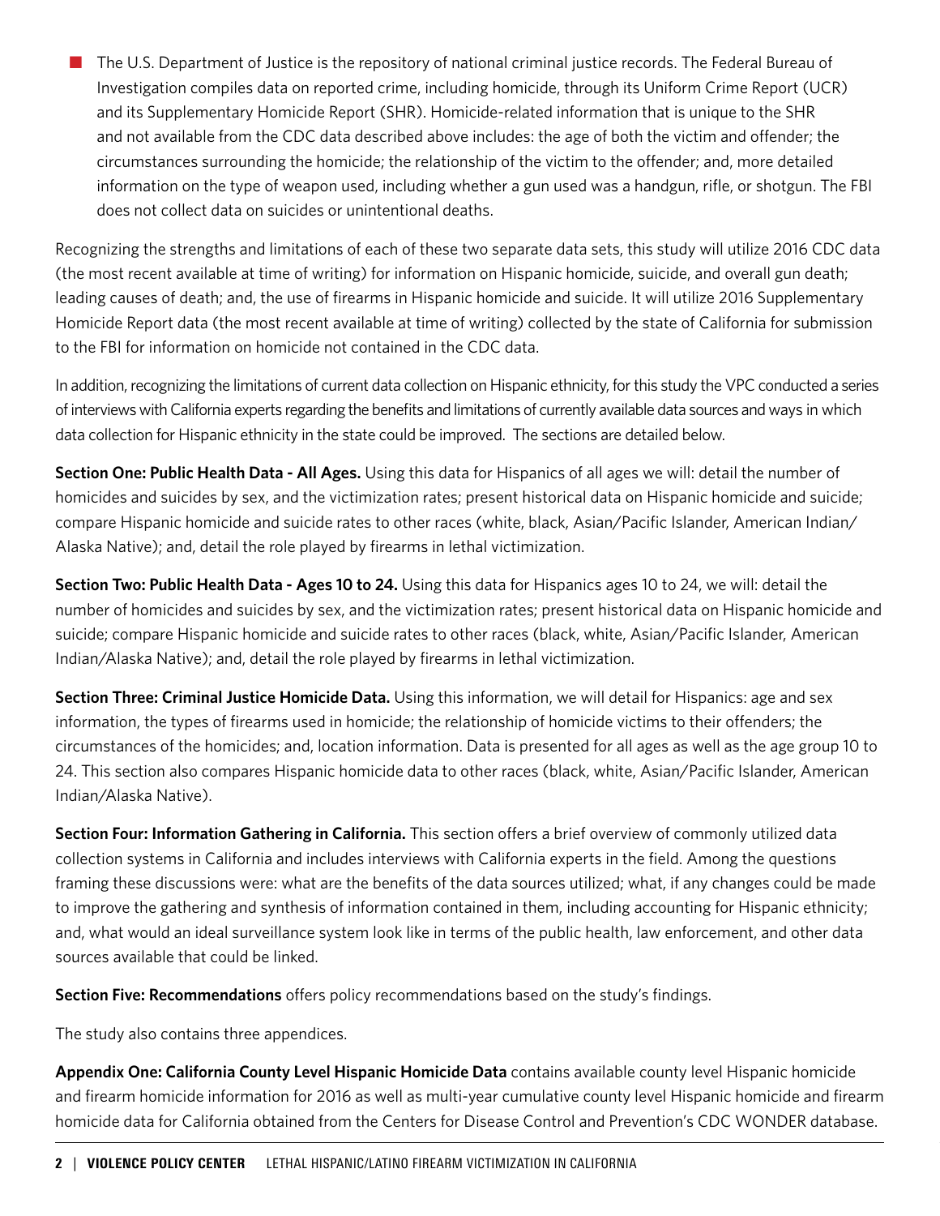- The U.S. Department of Justice is the repository of national criminal justice records. The Federal Bureau of Investigation compiles data on reported crime, including homicide, through its Uniform Crime Report (UCR) and its Supplementary Homicide Report (SHR). Homicide-related information that is unique to the SHR and not available from the CDC data described above includes: the age of both the victim and offender; the circumstances surrounding the homicide; the relationship of the victim to the offender; and, more detailed information on the type of weapon used, including whether a gun used was a handgun, rifle, or shotgun. The FBI does not collect data on suicides or unintentional deaths.

Recognizing the strengths and limitations of each of these two separate data sets, this study will utilize 2016 CDC data (the most recent available at time of writing) for information on Hispanic homicide, suicide, and overall gun death; leading causes of death; and, the use of firearms in Hispanic homicide and suicide. It will utilize 2016 Supplementary Homicide Report data (the most recent available at time of writing) collected by the state of California for submission to the FBI for information on homicide not contained in the CDC data.

In addition, recognizing the limitations of current data collection on Hispanic ethnicity, for this study the VPC conducted a series of interviews with California experts regarding the benefits and limitations of currently available data sources and ways in which data collection for Hispanic ethnicity in the state could be improved. The sections are detailed below.

**Section One: Public Health Data - All Ages.** Using this data for Hispanics of all ages we will: detail the number of homicides and suicides by sex, and the victimization rates; present historical data on Hispanic homicide and suicide; compare Hispanic homicide and suicide rates to other races (white, black, Asian/Pacific Islander, American Indian/Alaska Native); and, detail the role played by firearms in lethal victimization.

**Section Two: Public Health Data - Ages 10 to 24.** Using this data for Hispanics ages 10 to 24, we will: detail the number of homicides and suicides by sex, and the victimization rates; present historical data on Hispanic homicide and suicide; compare Hispanic homicide and suicide rates to other races (black, white, Asian/Pacific Islander, American Indian/Alaska Native); and, detail the role played by firearms in lethal victimization.

**Section Three: Criminal Justice Homicide Data.** Using this information, we will detail for Hispanics: age and sex information, the types of firearms used in homicide; the relationship of homicide victims to their offenders; the circumstances of the homicides; and, location information. Data is presented for all ages as well as the age group 10 to 24. This section also compares Hispanic homicide data to other races (black, white, Asian/Pacific Islander, American Indian/Alaska Native).

**Section Four: Information Gathering in California.** This section offers a brief overview of commonly utilized data collection systems in California and includes interviews with California experts in the field. Among the questions framing these discussions were: what are the benefits of the data sources utilized; what, if any changes could be made to improve the gathering and synthesis of information contained in them, including accounting for Hispanic ethnicity; and, what would an ideal surveillance system look like in terms of the public health, law enforcement, and other data sources available that could be linked.

**Section Five: Recommendations** offers policy recommendations based on the study's findings.

The study also contains three appendices.

**Appendix One: California County Level Hispanic Homicide Data** contains available county level Hispanic homicide and firearm homicide information for 2016 as well as multi-year cumulative county level Hispanic homicide and firearm homicide data for California obtained from the Centers for Disease Control and Prevention's CDC WONDER database.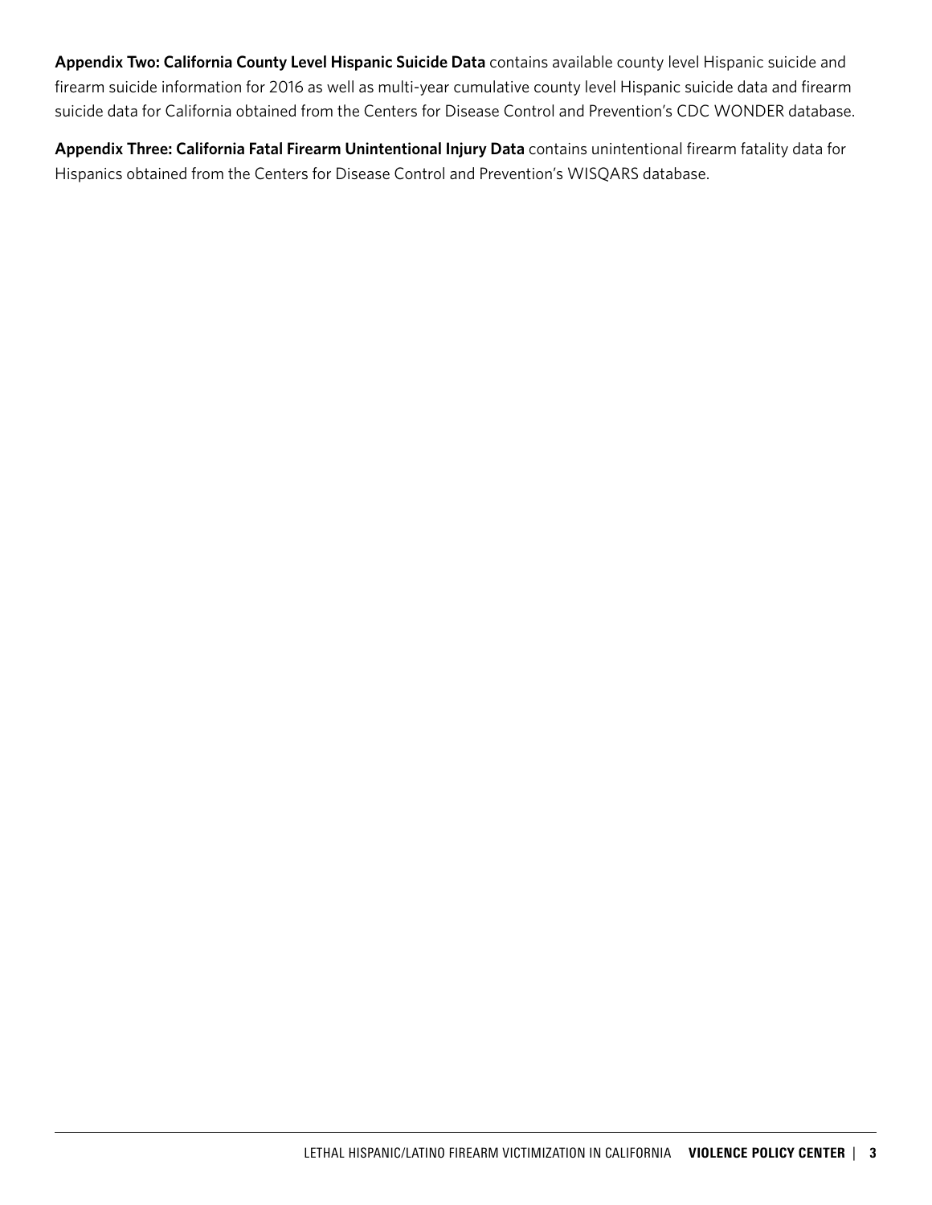**Appendix Two: California County Level Hispanic Suicide Data** contains available county level Hispanic suicide and firearm suicide information for 2016 as well as multi-year cumulative county level Hispanic suicide data and firearm suicide data for California obtained from the Centers for Disease Control and Prevention's CDC WONDER database.

**Appendix Three: California Fatal Firearm Unintentional Injury Data** contains unintentional firearm fatality data for Hispanics obtained from the Centers for Disease Control and Prevention's WISQARS database.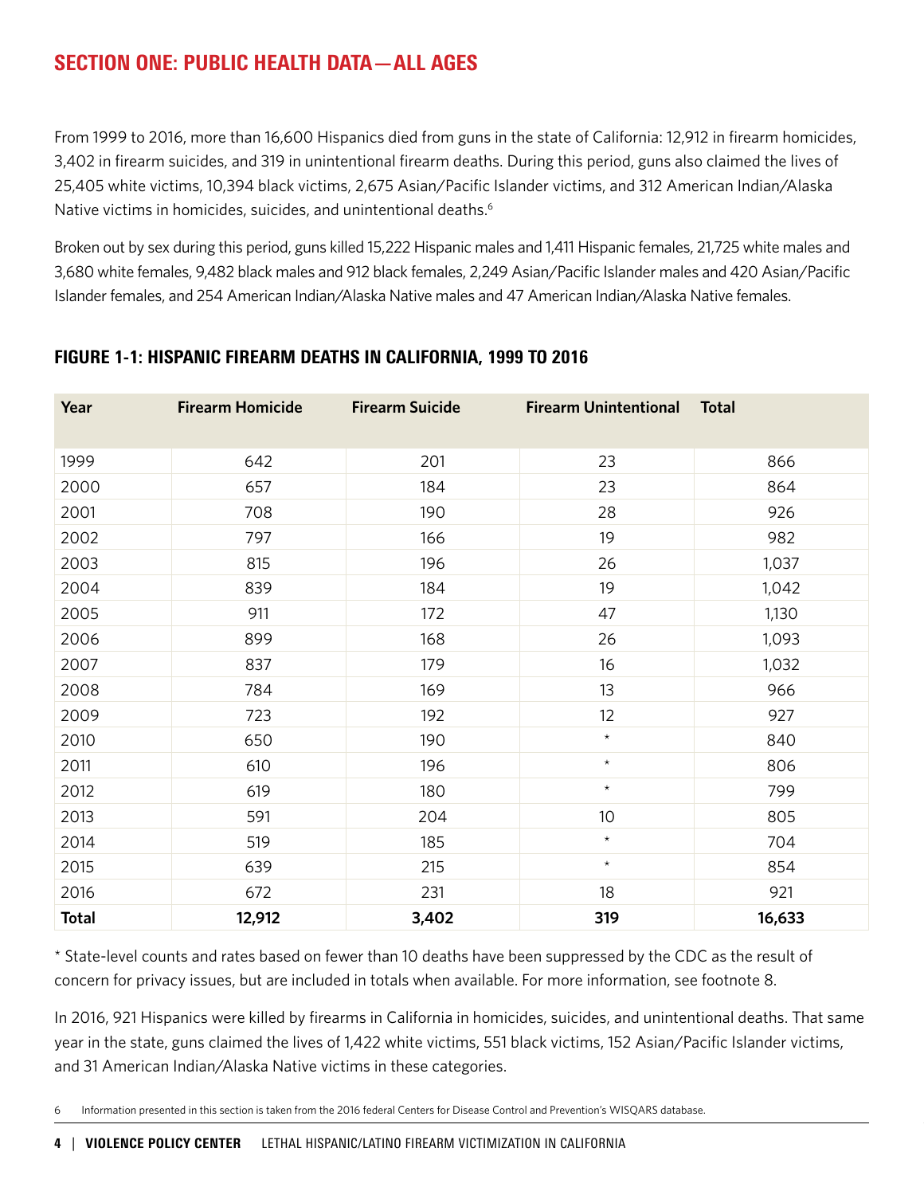## SECTION ONE: PUBLIC HEALTH DATA—ALL AGES

From 1999 to 2016, more than 16,600 Hispanics died from guns in the state of California: 12,912 in firearm homicides, 3,402 in firearm suicides, and 319 in unintentional firearm deaths. During this period, guns also claimed the lives of 25,405 white victims, 10,394 black victims, 2,675 Asian/Pacific Islander victims, and 312 American Indian/Alaska Native victims in homicides, suicides, and unintentional deaths.[6]

Broken out by sex during this period, guns killed 15,222 Hispanic males and 1,411 Hispanic females, 21,725 white males and 3,680 white females, 9,482 black males and 912 black females, 2,249 Asian/Pacific Islander males and 420 Asian/Pacific Islander females, and 254 American Indian/Alaska Native males and 47 American Indian/Alaska Native females.

### FIGURE 1-1: HISPANIC FIREARM DEATHS IN CALIFORNIA, 1999 TO 2016

| Year | Firearm Homicide | Firearm Suicide | Firearm Unintentional | Total |
|---|---|---|---|---|
| 1999 | 642 | 201 | 23 | 866 |
| 2000 | 657 | 184 | 23 | 864 |
| 2001 | 708 | 190 | 28 | 926 |
| 2002 | 797 | 166 | 19 | 982 |
| 2003 | 815 | 196 | 26 | 1,037 |
| 2004 | 839 | 184 | 19 | 1,042 |
| 2005 | 911 | 172 | 47 | 1,130 |
| 2006 | 899 | 168 | 26 | 1,093 |
| 2007 | 837 | 179 | 16 | 1,032 |
| 2008 | 784 | 169 | 13 | 966 |
| 2009 | 723 | 192 | 12 | 927 |
| 2010 | 650 | 190 | * | 840 |
| 2011 | 610 | 196 | * | 806 |
| 2012 | 619 | 180 | * | 799 |
| 2013 | 591 | 204 | 10 | 805 |
| 2014 | 519 | 185 | * | 704 |
| 2015 | 639 | 215 | * | 854 |
| 2016 | 672 | 231 | 18 | 921 |
| **Total** | **12,912** | **3,402** | **319** | **16,633** |

* State-level counts and rates based on fewer than 10 deaths have been suppressed by the CDC as the result of concern for privacy issues, but are included in totals when available. For more information, see footnote 8.

In 2016, 921 Hispanics were killed by firearms in California in homicides, suicides, and unintentional deaths. That same year in the state, guns claimed the lives of 1,422 white victims, 551 black victims, 152 Asian/Pacific Islander victims, and 31 American Indian/Alaska Native victims in these categories.

6 Information presented in this section is taken from the 2016 federal Centers for Disease Control and Prevention's WISQARS database.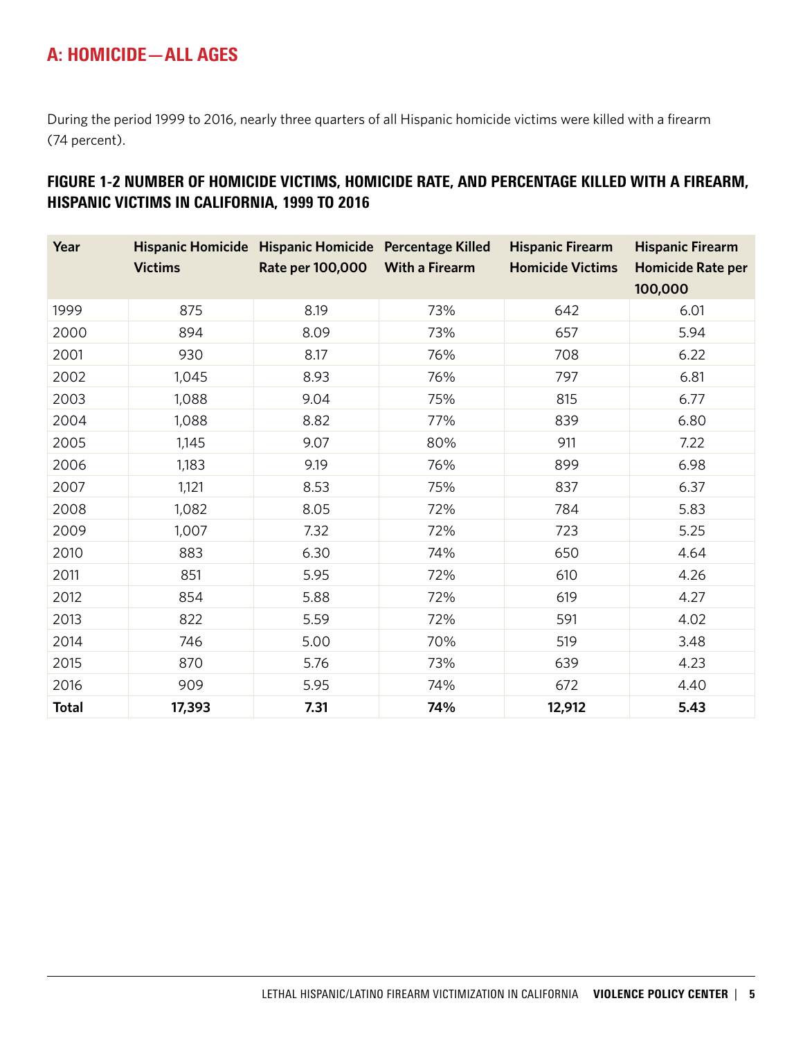## A: HOMICIDE—ALL AGES

During the period 1999 to 2016, nearly three quarters of all Hispanic homicide victims were killed with a firearm (74 percent).

### FIGURE 1-2 NUMBER OF HOMICIDE VICTIMS, HOMICIDE RATE, AND PERCENTAGE KILLED WITH A FIREARM, HISPANIC VICTIMS IN CALIFORNIA, 1999 TO 2016

| Year | Hispanic Homicide Victims | Hispanic Homicide Rate per 100,000 | Percentage Killed With a Firearm | Hispanic Firearm Homicide Victims | Hispanic Firearm Homicide Rate per 100,000 |
|---|---|---|---|---|---|
| 1999 | 875 | 8.19 | 73% | 642 | 6.01 |
| 2000 | 894 | 8.09 | 73% | 657 | 5.94 |
| 2001 | 930 | 8.17 | 76% | 708 | 6.22 |
| 2002 | 1,045 | 8.93 | 76% | 797 | 6.81 |
| 2003 | 1,088 | 9.04 | 75% | 815 | 6.77 |
| 2004 | 1,088 | 8.82 | 77% | 839 | 6.80 |
| 2005 | 1,145 | 9.07 | 80% | 911 | 7.22 |
| 2006 | 1,183 | 9.19 | 76% | 899 | 6.98 |
| 2007 | 1,121 | 8.53 | 75% | 837 | 6.37 |
| 2008 | 1,082 | 8.05 | 72% | 784 | 5.83 |
| 2009 | 1,007 | 7.32 | 72% | 723 | 5.25 |
| 2010 | 883 | 6.30 | 74% | 650 | 4.64 |
| 2011 | 851 | 5.95 | 72% | 610 | 4.26 |
| 2012 | 854 | 5.88 | 72% | 619 | 4.27 |
| 2013 | 822 | 5.59 | 72% | 591 | 4.02 |
| 2014 | 746 | 5.00 | 70% | 519 | 3.48 |
| 2015 | 870 | 5.76 | 73% | 639 | 4.23 |
| 2016 | 909 | 5.95 | 74% | 672 | 4.40 |
| **Total** | **17,393** | **7.31** | **74%** | **12,912** | **5.43** |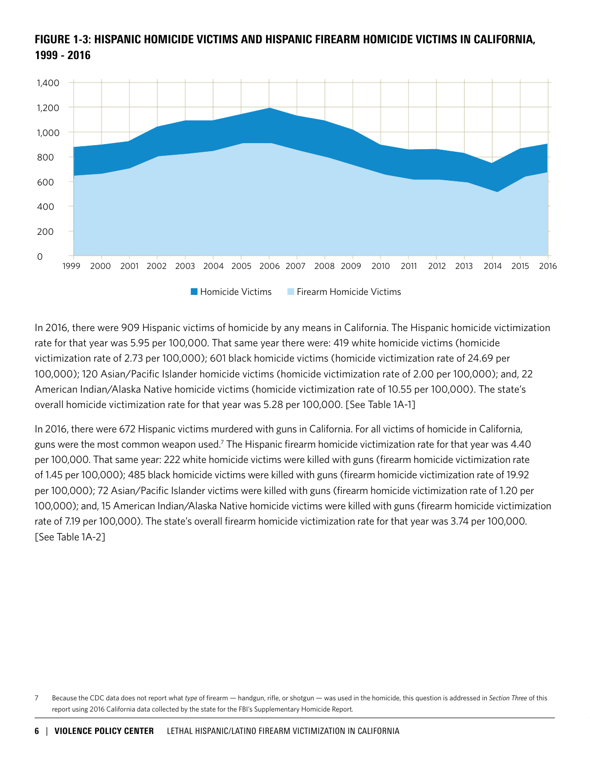### FIGURE 1-3: HISPANIC HOMICIDE VICTIMS AND HISPANIC FIREARM HOMICIDE VICTIMS IN CALIFORNIA, 1999 - 2016

In 2016, there were 909 Hispanic victims of homicide by any means in California. The Hispanic homicide victimization rate for that year was 5.95 per 100,000. That same year there were: 419 white homicide victims (homicide victimization rate of 2.73 per 100,000); 601 black homicide victims (homicide victimization rate of 24.69 per 100,000); 120 Asian/Pacific Islander homicide victims (homicide victimization rate of 2.00 per 100,000); and, 22 American Indian/Alaska Native homicide victims (homicide victimization rate of 10.55 per 100,000). The state's overall homicide victimization rate for that year was 5.28 per 100,000. [See Table 1A-1]

In 2016, there were 672 Hispanic victims murdered with guns in California. For all victims of homicide in California, guns were the most common weapon used.[7] The Hispanic firearm homicide victimization rate for that year was 4.40 per 100,000. That same year: 222 white homicide victims were killed with guns (firearm homicide victimization rate of 1.45 per 100,000); 485 black homicide victims were killed with guns (firearm homicide victimization rate of 19.92 per 100,000); 72 Asian/Pacific Islander victims were killed with guns (firearm homicide victimization rate of 1.20 per 100,000); and, 15 American Indian/Alaska Native homicide victims were killed with guns (firearm homicide victimization rate of 7.19 per 100,000). The state's overall firearm homicide victimization rate for that year was 3.74 per 100,000. [See Table 1A-2]

7 Because the CDC data does not report what *type* of firearm — handgun, rifle, or shotgun — was used in the homicide, this question is addressed in *Section Three* of this report using 2016 California data collected by the state for the FBI's Supplementary Homicide Report.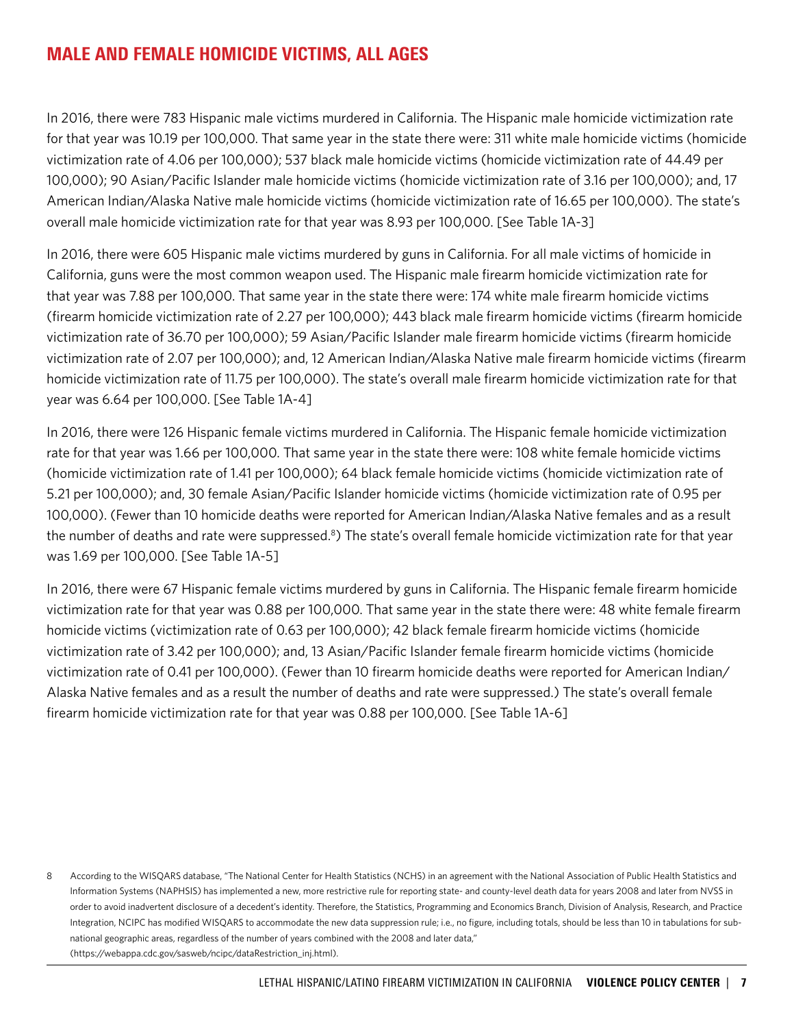## MALE AND FEMALE HOMICIDE VICTIMS, ALL AGES

In 2016, there were 783 Hispanic male victims murdered in California. The Hispanic male homicide victimization rate for that year was 10.19 per 100,000. That same year in the state there were: 311 white male homicide victims (homicide victimization rate of 4.06 per 100,000); 537 black male homicide victims (homicide victimization rate of 44.49 per 100,000); 90 Asian/Pacific Islander male homicide victims (homicide victimization rate of 3.16 per 100,000); and, 17 American Indian/Alaska Native male homicide victims (homicide victimization rate of 16.65 per 100,000). The state's overall male homicide victimization rate for that year was 8.93 per 100,000. [See Table 1A-3]

In 2016, there were 605 Hispanic male victims murdered by guns in California. For all male victims of homicide in California, guns were the most common weapon used. The Hispanic male firearm homicide victimization rate for that year was 7.88 per 100,000. That same year in the state there were: 174 white male firearm homicide victims (firearm homicide victimization rate of 2.27 per 100,000); 443 black male firearm homicide victims (firearm homicide victimization rate of 36.70 per 100,000); 59 Asian/Pacific Islander male firearm homicide victims (firearm homicide victimization rate of 2.07 per 100,000); and, 12 American Indian/Alaska Native male firearm homicide victims (firearm homicide victimization rate of 11.75 per 100,000). The state's overall male firearm homicide victimization rate for that year was 6.64 per 100,000. [See Table 1A-4]

In 2016, there were 126 Hispanic female victims murdered in California. The Hispanic female homicide victimization rate for that year was 1.66 per 100,000. That same year in the state there were: 108 white female homicide victims (homicide victimization rate of 1.41 per 100,000); 64 black female homicide victims (homicide victimization rate of 5.21 per 100,000); and, 30 female Asian/Pacific Islander homicide victims (homicide victimization rate of 0.95 per 100,000). (Fewer than 10 homicide deaths were reported for American Indian/Alaska Native females and as a result the number of deaths and rate were suppressed.[8]) The state's overall female homicide victimization rate for that year was 1.69 per 100,000. [See Table 1A-5]

In 2016, there were 67 Hispanic female victims murdered by guns in California. The Hispanic female firearm homicide victimization rate for that year was 0.88 per 100,000. That same year in the state there were: 48 white female firearm homicide victims (victimization rate of 0.63 per 100,000); 42 black female firearm homicide victims (homicide victimization rate of 3.42 per 100,000); and, 13 Asian/Pacific Islander female firearm homicide victims (homicide victimization rate of 0.41 per 100,000). (Fewer than 10 firearm homicide deaths were reported for American Indian/Alaska Native females and as a result the number of deaths and rate were suppressed.) The state's overall female firearm homicide victimization rate for that year was 0.88 per 100,000. [See Table 1A-6]

8 According to the WISQARS database, "The National Center for Health Statistics (NCHS) in an agreement with the National Association of Public Health Statistics and Information Systems (NAPHSIS) has implemented a new, more restrictive rule for reporting state- and county-level death data for years 2008 and later from NVSS in order to avoid inadvertent disclosure of a decedent's identity. Therefore, the Statistics, Programming and Economics Branch, Division of Analysis, Research, and Practice Integration, NCIPC has modified WISQARS to accommodate the new data suppression rule; i.e., no figure, including totals, should be less than 10 in tabulations for sub-national geographic areas, regardless of the number of years combined with the 2008 and later data," (https://webappa.cdc.gov/sasweb/ncipc/dataRestriction_inj.html).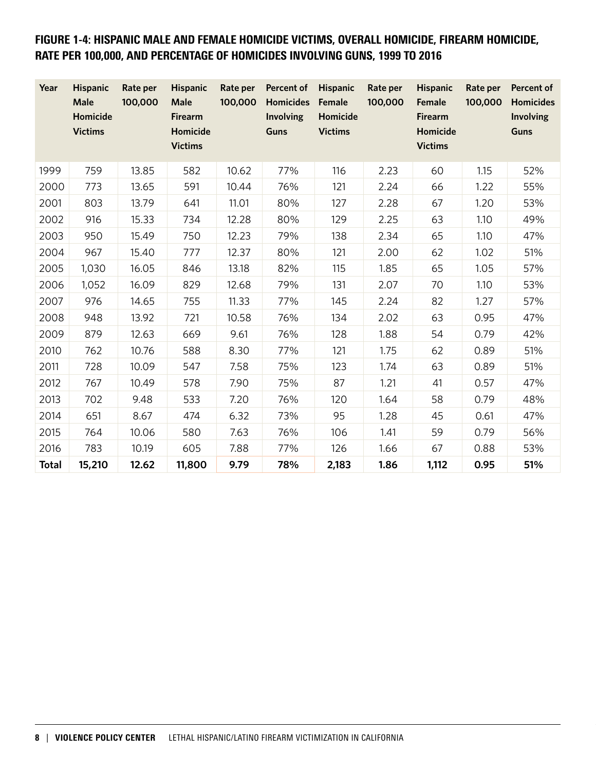**FIGURE 1-4: HISPANIC MALE AND FEMALE HOMICIDE VICTIMS, OVERALL HOMICIDE, FIREARM HOMICIDE, RATE PER 100,000, AND PERCENTAGE OF HOMICIDES INVOLVING GUNS, 1999 TO 2016**

| Year | Hispanic Male Homicide Victims | Rate per 100,000 | Hispanic Male Firearm Homicide Victims | Rate per 100,000 | Percent of Homicides Involving Guns | Hispanic Female Homicide Victims | Rate per 100,000 | Hispanic Female Firearm Homicide Victims | Rate per 100,000 | Percent of Homicides Involving Guns |
|---|---|---|---|---|---|---|---|---|---|---|
| 1999 | 759 | 13.85 | 582 | 10.62 | 77% | 116 | 2.23 | 60 | 1.15 | 52% |
| 2000 | 773 | 13.65 | 591 | 10.44 | 76% | 121 | 2.24 | 66 | 1.22 | 55% |
| 2001 | 803 | 13.79 | 641 | 11.01 | 80% | 127 | 2.28 | 67 | 1.20 | 53% |
| 2002 | 916 | 15.33 | 734 | 12.28 | 80% | 129 | 2.25 | 63 | 1.10 | 49% |
| 2003 | 950 | 15.49 | 750 | 12.23 | 79% | 138 | 2.34 | 65 | 1.10 | 47% |
| 2004 | 967 | 15.40 | 777 | 12.37 | 80% | 121 | 2.00 | 62 | 1.02 | 51% |
| 2005 | 1,030 | 16.05 | 846 | 13.18 | 82% | 115 | 1.85 | 65 | 1.05 | 57% |
| 2006 | 1,052 | 16.09 | 829 | 12.68 | 79% | 131 | 2.07 | 70 | 1.10 | 53% |
| 2007 | 976 | 14.65 | 755 | 11.33 | 77% | 145 | 2.24 | 82 | 1.27 | 57% |
| 2008 | 948 | 13.92 | 721 | 10.58 | 76% | 134 | 2.02 | 63 | 0.95 | 47% |
| 2009 | 879 | 12.63 | 669 | 9.61 | 76% | 128 | 1.88 | 54 | 0.79 | 42% |
| 2010 | 762 | 10.76 | 588 | 8.30 | 77% | 121 | 1.75 | 62 | 0.89 | 51% |
| 2011 | 728 | 10.09 | 547 | 7.58 | 75% | 123 | 1.74 | 63 | 0.89 | 51% |
| 2012 | 767 | 10.49 | 578 | 7.90 | 75% | 87 | 1.21 | 41 | 0.57 | 47% |
| 2013 | 702 | 9.48 | 533 | 7.20 | 76% | 120 | 1.64 | 58 | 0.79 | 48% |
| 2014 | 651 | 8.67 | 474 | 6.32 | 73% | 95 | 1.28 | 45 | 0.61 | 47% |
| 2015 | 764 | 10.06 | 580 | 7.63 | 76% | 106 | 1.41 | 59 | 0.79 | 56% |
| 2016 | 783 | 10.19 | 605 | 7.88 | 77% | 126 | 1.66 | 67 | 0.88 | 53% |
| **Total** | **15,210** | **12.62** | **11,800** | **9.79** | **78%** | **2,183** | **1.86** | **1,112** | **0.95** | **51%** |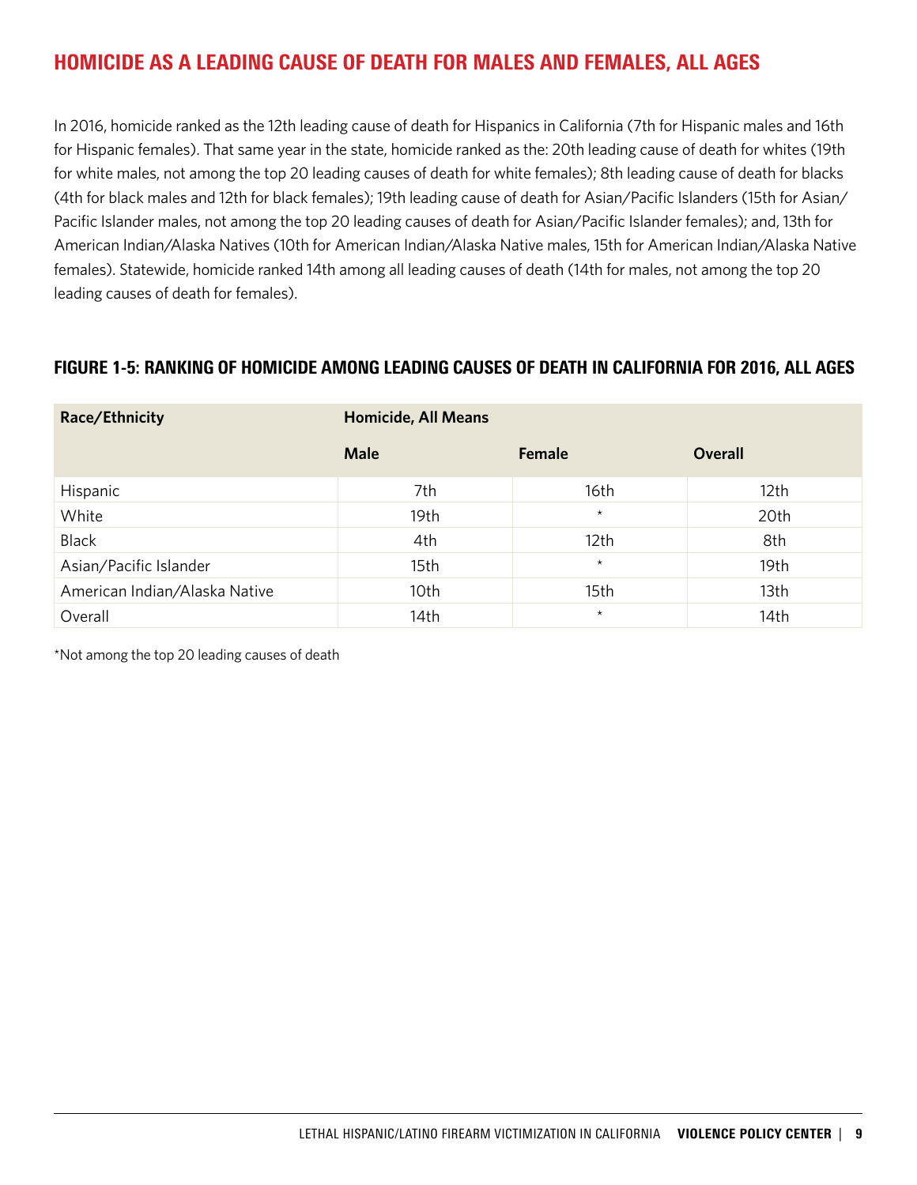## HOMICIDE AS A LEADING CAUSE OF DEATH FOR MALES AND FEMALES, ALL AGES

In 2016, homicide ranked as the 12th leading cause of death for Hispanics in California (7th for Hispanic males and 16th for Hispanic females). That same year in the state, homicide ranked as the: 20th leading cause of death for whites (19th for white males, not among the top 20 leading causes of death for white females); 8th leading cause of death for blacks (4th for black males and 12th for black females); 19th leading cause of death for Asian/Pacific Islanders (15th for Asian/Pacific Islander males, not among the top 20 leading causes of death for Asian/Pacific Islander females); and, 13th for American Indian/Alaska Natives (10th for American Indian/Alaska Native males, 15th for American Indian/Alaska Native females). Statewide, homicide ranked 14th among all leading causes of death (14th for males, not among the top 20 leading causes of death for females).

### FIGURE 1-5: RANKING OF HOMICIDE AMONG LEADING CAUSES OF DEATH IN CALIFORNIA FOR 2016, ALL AGES

| Race/Ethnicity | Homicide, All Means | | |
|---|---|---|---|
| | Male | Female | Overall |
| Hispanic | 7th | 16th | 12th |
| White | 19th | * | 20th |
| Black | 4th | 12th | 8th |
| Asian/Pacific Islander | 15th | * | 19th |
| American Indian/Alaska Native | 10th | 15th | 13th |
| Overall | 14th | * | 14th |

*Not among the top 20 leading causes of death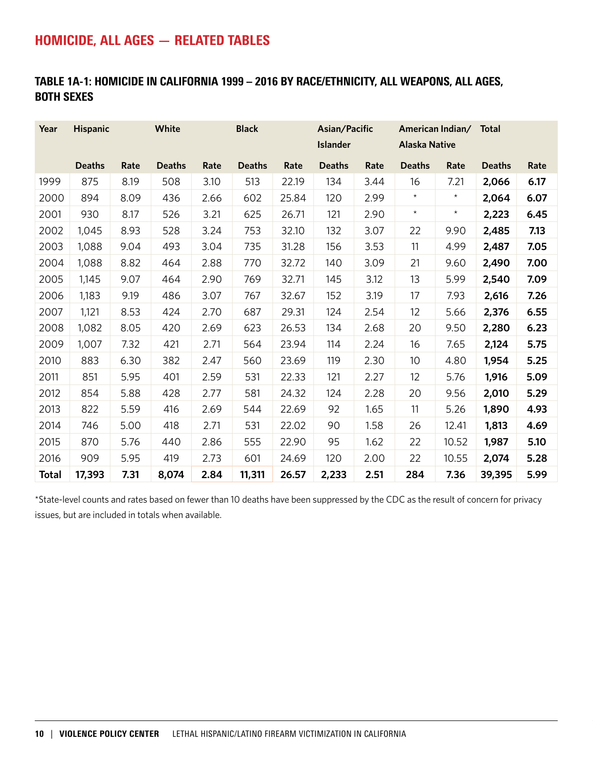## HOMICIDE, ALL AGES — RELATED TABLES

### TABLE 1A-1: HOMICIDE IN CALIFORNIA 1999 – 2016 BY RACE/ETHNICITY, ALL WEAPONS, ALL AGES, BOTH SEXES

| Year | Hispanic | | White | | Black | | Asian/Pacific Islander | | American Indian/ Alaska Native | | Total | |
|---|---|---|---|---|---|---|---|---|---|---|---|---|
| | Deaths | Rate | Deaths | Rate | Deaths | Rate | Deaths | Rate | Deaths | Rate | Deaths | Rate |
| 1999 | 875 | 8.19 | 508 | 3.10 | 513 | 22.19 | 134 | 3.44 | 16 | 7.21 | **2,066** | **6.17** |
| 2000 | 894 | 8.09 | 436 | 2.66 | 602 | 25.84 | 120 | 2.99 | * | * | **2,064** | **6.07** |
| 2001 | 930 | 8.17 | 526 | 3.21 | 625 | 26.71 | 121 | 2.90 | * | * | **2,223** | **6.45** |
| 2002 | 1,045 | 8.93 | 528 | 3.24 | 753 | 32.10 | 132 | 3.07 | 22 | 9.90 | **2,485** | **7.13** |
| 2003 | 1,088 | 9.04 | 493 | 3.04 | 735 | 31.28 | 156 | 3.53 | 11 | 4.99 | **2,487** | **7.05** |
| 2004 | 1,088 | 8.82 | 464 | 2.88 | 770 | 32.72 | 140 | 3.09 | 21 | 9.60 | **2,490** | **7.00** |
| 2005 | 1,145 | 9.07 | 464 | 2.90 | 769 | 32.71 | 145 | 3.12 | 13 | 5.99 | **2,540** | **7.09** |
| 2006 | 1,183 | 9.19 | 486 | 3.07 | 767 | 32.67 | 152 | 3.19 | 17 | 7.93 | **2,616** | **7.26** |
| 2007 | 1,121 | 8.53 | 424 | 2.70 | 687 | 29.31 | 124 | 2.54 | 12 | 5.66 | **2,376** | **6.55** |
| 2008 | 1,082 | 8.05 | 420 | 2.69 | 623 | 26.53 | 134 | 2.68 | 20 | 9.50 | **2,280** | **6.23** |
| 2009 | 1,007 | 7.32 | 421 | 2.71 | 564 | 23.94 | 114 | 2.24 | 16 | 7.65 | **2,124** | **5.75** |
| 2010 | 883 | 6.30 | 382 | 2.47 | 560 | 23.69 | 119 | 2.30 | 10 | 4.80 | **1,954** | **5.25** |
| 2011 | 851 | 5.95 | 401 | 2.59 | 531 | 22.33 | 121 | 2.27 | 12 | 5.76 | **1,916** | **5.09** |
| 2012 | 854 | 5.88 | 428 | 2.77 | 581 | 24.32 | 124 | 2.28 | 20 | 9.56 | **2,010** | **5.29** |
| 2013 | 822 | 5.59 | 416 | 2.69 | 544 | 22.69 | 92 | 1.65 | 11 | 5.26 | **1,890** | **4.93** |
| 2014 | 746 | 5.00 | 418 | 2.71 | 531 | 22.02 | 90 | 1.58 | 26 | 12.41 | **1,813** | **4.69** |
| 2015 | 870 | 5.76 | 440 | 2.86 | 555 | 22.90 | 95 | 1.62 | 22 | 10.52 | **1,987** | **5.10** |
| 2016 | 909 | 5.95 | 419 | 2.73 | 601 | 24.69 | 120 | 2.00 | 22 | 10.55 | **2,074** | **5.28** |
| **Total** | **17,393** | **7.31** | **8,074** | **2.84** | **11,311** | **26.57** | **2,233** | **2.51** | **284** | **7.36** | **39,395** | **5.99** |

*State-level counts and rates based on fewer than 10 deaths have been suppressed by the CDC as the result of concern for privacy issues, but are included in totals when available.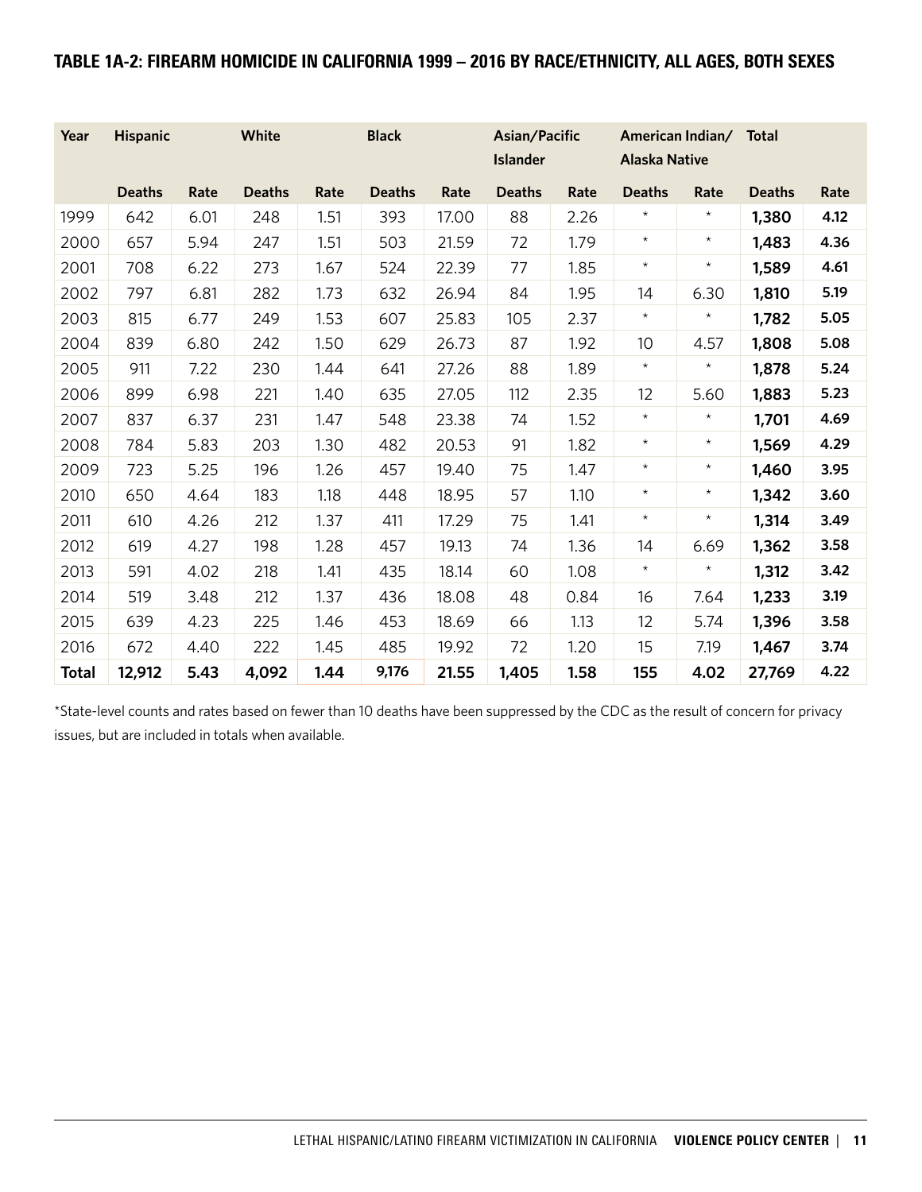## TABLE 1A-2: FIREARM HOMICIDE IN CALIFORNIA 1999 – 2016 BY RACE/ETHNICITY, ALL AGES, BOTH SEXES

| Year | Hispanic | | White | | Black | | Asian/Pacific Islander | | American Indian/ Alaska Native | | Total | |
|---|---|---|---|---|---|---|---|---|---|---|---|---|
| | Deaths | Rate | Deaths | Rate | Deaths | Rate | Deaths | Rate | Deaths | Rate | Deaths | Rate |
| 1999 | 642 | 6.01 | 248 | 1.51 | 393 | 17.00 | 88 | 2.26 | * | * | **1,380** | **4.12** |
| 2000 | 657 | 5.94 | 247 | 1.51 | 503 | 21.59 | 72 | 1.79 | * | * | **1,483** | **4.36** |
| 2001 | 708 | 6.22 | 273 | 1.67 | 524 | 22.39 | 77 | 1.85 | * | * | **1,589** | **4.61** |
| 2002 | 797 | 6.81 | 282 | 1.73 | 632 | 26.94 | 84 | 1.95 | 14 | 6.30 | **1,810** | **5.19** |
| 2003 | 815 | 6.77 | 249 | 1.53 | 607 | 25.83 | 105 | 2.37 | * | * | **1,782** | **5.05** |
| 2004 | 839 | 6.80 | 242 | 1.50 | 629 | 26.73 | 87 | 1.92 | 10 | 4.57 | **1,808** | **5.08** |
| 2005 | 911 | 7.22 | 230 | 1.44 | 641 | 27.26 | 88 | 1.89 | * | * | **1,878** | **5.24** |
| 2006 | 899 | 6.98 | 221 | 1.40 | 635 | 27.05 | 112 | 2.35 | 12 | 5.60 | **1,883** | **5.23** |
| 2007 | 837 | 6.37 | 231 | 1.47 | 548 | 23.38 | 74 | 1.52 | * | * | **1,701** | **4.69** |
| 2008 | 784 | 5.83 | 203 | 1.30 | 482 | 20.53 | 91 | 1.82 | * | * | **1,569** | **4.29** |
| 2009 | 723 | 5.25 | 196 | 1.26 | 457 | 19.40 | 75 | 1.47 | * | * | **1,460** | **3.95** |
| 2010 | 650 | 4.64 | 183 | 1.18 | 448 | 18.95 | 57 | 1.10 | * | * | **1,342** | **3.60** |
| 2011 | 610 | 4.26 | 212 | 1.37 | 411 | 17.29 | 75 | 1.41 | * | * | **1,314** | **3.49** |
| 2012 | 619 | 4.27 | 198 | 1.28 | 457 | 19.13 | 74 | 1.36 | 14 | 6.69 | **1,362** | **3.58** |
| 2013 | 591 | 4.02 | 218 | 1.41 | 435 | 18.14 | 60 | 1.08 | * | * | **1,312** | **3.42** |
| 2014 | 519 | 3.48 | 212 | 1.37 | 436 | 18.08 | 48 | 0.84 | 16 | 7.64 | **1,233** | **3.19** |
| 2015 | 639 | 4.23 | 225 | 1.46 | 453 | 18.69 | 66 | 1.13 | 12 | 5.74 | **1,396** | **3.58** |
| 2016 | 672 | 4.40 | 222 | 1.45 | 485 | 19.92 | 72 | 1.20 | 15 | 7.19 | **1,467** | **3.74** |
| **Total** | **12,912** | **5.43** | **4,092** | **1.44** | **9,176** | **21.55** | **1,405** | **1.58** | **155** | **4.02** | **27,769** | **4.22** |

*State-level counts and rates based on fewer than 10 deaths have been suppressed by the CDC as the result of concern for privacy issues, but are included in totals when available.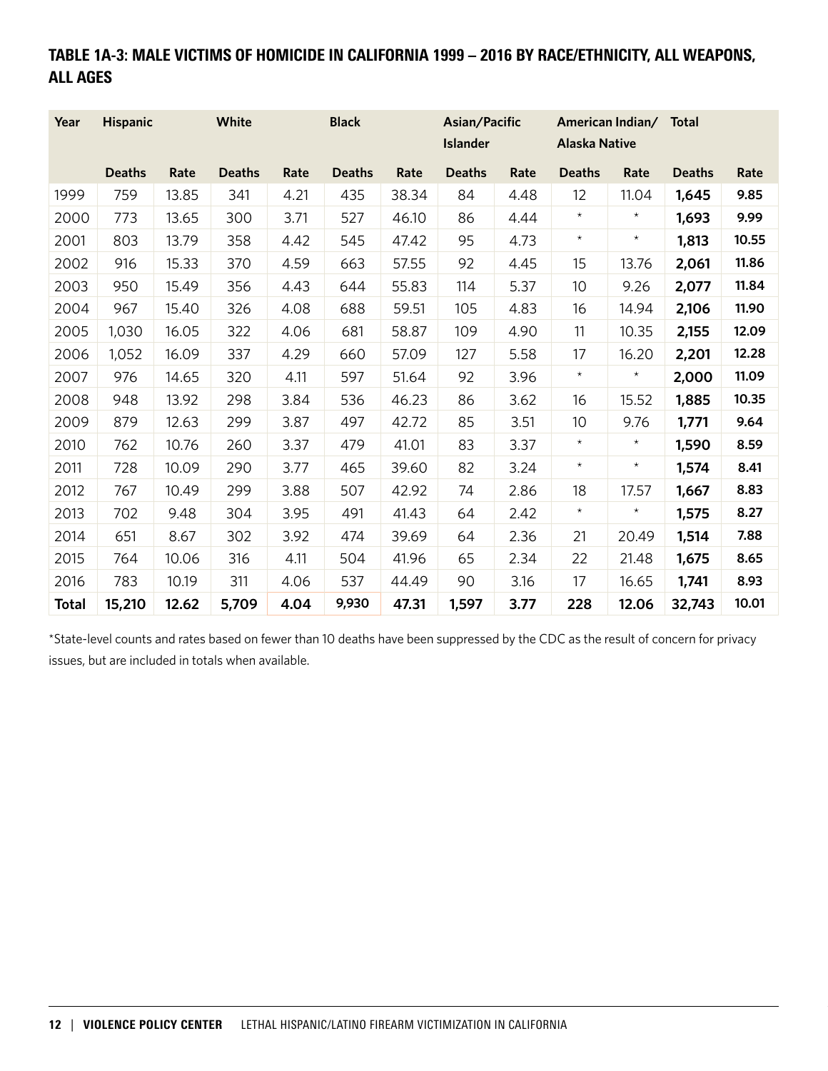## TABLE 1A-3: MALE VICTIMS OF HOMICIDE IN CALIFORNIA 1999 – 2016 BY RACE/ETHNICITY, ALL WEAPONS, ALL AGES

| Year | Hispanic | | White | | Black | | Asian/Pacific Islander | | American Indian/ Alaska Native | | Total | |
|---|---|---|---|---|---|---|---|---|---|---|---|---|
| | Deaths | Rate | Deaths | Rate | Deaths | Rate | Deaths | Rate | Deaths | Rate | Deaths | Rate |
| 1999 | 759 | 13.85 | 341 | 4.21 | 435 | 38.34 | 84 | 4.48 | 12 | 11.04 | **1,645** | **9.85** |
| 2000 | 773 | 13.65 | 300 | 3.71 | 527 | 46.10 | 86 | 4.44 | * | * | **1,693** | **9.99** |
| 2001 | 803 | 13.79 | 358 | 4.42 | 545 | 47.42 | 95 | 4.73 | * | * | **1,813** | **10.55** |
| 2002 | 916 | 15.33 | 370 | 4.59 | 663 | 57.55 | 92 | 4.45 | 15 | 13.76 | **2,061** | **11.86** |
| 2003 | 950 | 15.49 | 356 | 4.43 | 644 | 55.83 | 114 | 5.37 | 10 | 9.26 | **2,077** | **11.84** |
| 2004 | 967 | 15.40 | 326 | 4.08 | 688 | 59.51 | 105 | 4.83 | 16 | 14.94 | **2,106** | **11.90** |
| 2005 | 1,030 | 16.05 | 322 | 4.06 | 681 | 58.87 | 109 | 4.90 | 11 | 10.35 | **2,155** | **12.09** |
| 2006 | 1,052 | 16.09 | 337 | 4.29 | 660 | 57.09 | 127 | 5.58 | 17 | 16.20 | **2,201** | **12.28** |
| 2007 | 976 | 14.65 | 320 | 4.11 | 597 | 51.64 | 92 | 3.96 | * | * | **2,000** | **11.09** |
| 2008 | 948 | 13.92 | 298 | 3.84 | 536 | 46.23 | 86 | 3.62 | 16 | 15.52 | **1,885** | **10.35** |
| 2009 | 879 | 12.63 | 299 | 3.87 | 497 | 42.72 | 85 | 3.51 | 10 | 9.76 | **1,771** | **9.64** |
| 2010 | 762 | 10.76 | 260 | 3.37 | 479 | 41.01 | 83 | 3.37 | * | * | **1,590** | **8.59** |
| 2011 | 728 | 10.09 | 290 | 3.77 | 465 | 39.60 | 82 | 3.24 | * | * | **1,574** | **8.41** |
| 2012 | 767 | 10.49 | 299 | 3.88 | 507 | 42.92 | 74 | 2.86 | 18 | 17.57 | **1,667** | **8.83** |
| 2013 | 702 | 9.48 | 304 | 3.95 | 491 | 41.43 | 64 | 2.42 | * | * | **1,575** | **8.27** |
| 2014 | 651 | 8.67 | 302 | 3.92 | 474 | 39.69 | 64 | 2.36 | 21 | 20.49 | **1,514** | **7.88** |
| 2015 | 764 | 10.06 | 316 | 4.11 | 504 | 41.96 | 65 | 2.34 | 22 | 21.48 | **1,675** | **8.65** |
| 2016 | 783 | 10.19 | 311 | 4.06 | 537 | 44.49 | 90 | 3.16 | 17 | 16.65 | **1,741** | **8.93** |
| **Total** | **15,210** | **12.62** | **5,709** | **4.04** | **9,930** | **47.31** | **1,597** | **3.77** | **228** | **12.06** | **32,743** | **10.01** |

*State-level counts and rates based on fewer than 10 deaths have been suppressed by the CDC as the result of concern for privacy issues, but are included in totals when available.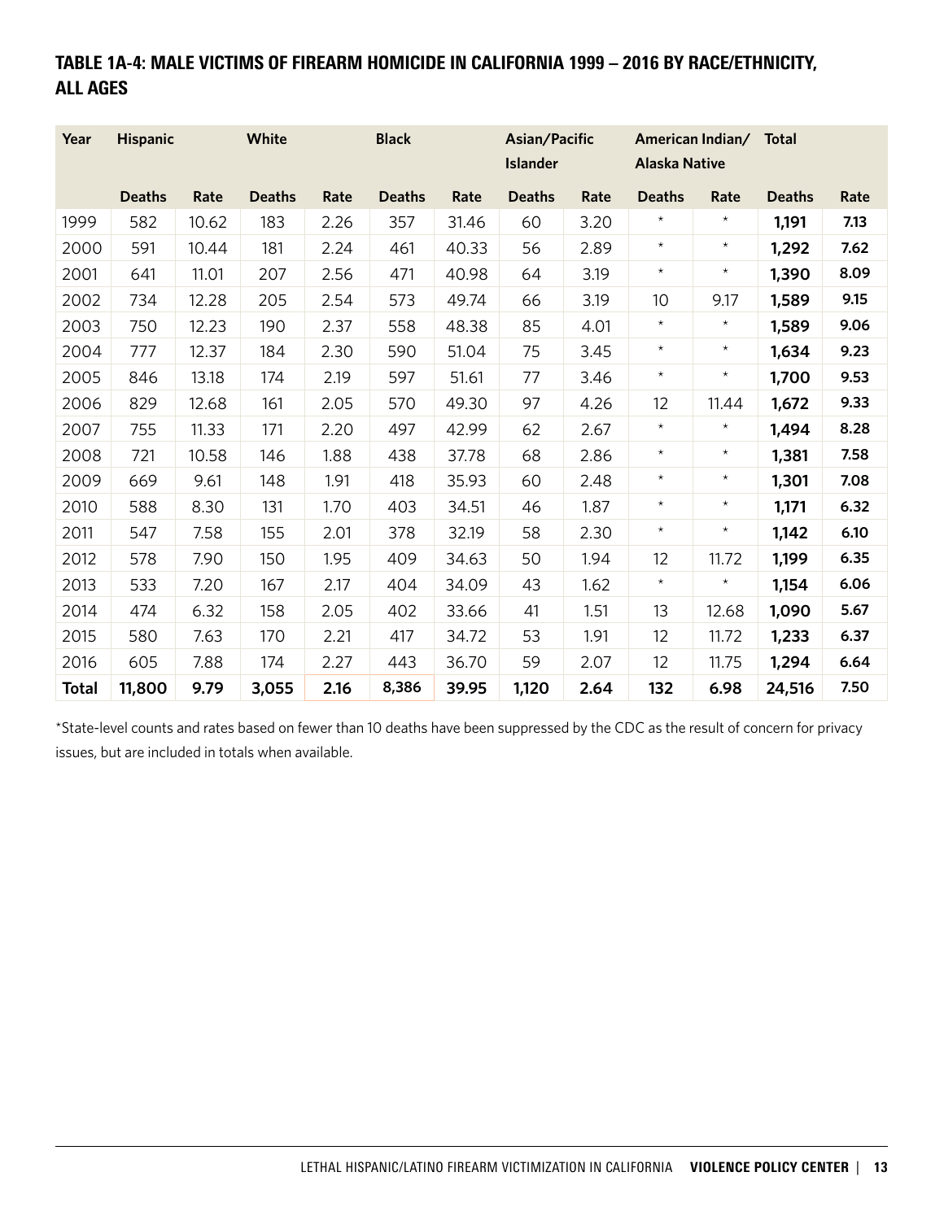## TABLE 1A-4: MALE VICTIMS OF FIREARM HOMICIDE IN CALIFORNIA 1999 – 2016 BY RACE/ETHNICITY, ALL AGES

| Year | Hispanic | | White | | Black | | Asian/Pacific Islander | | American Indian/ Alaska Native | | Total | |
|---|---|---|---|---|---|---|---|---|---|---|---|---|
| | Deaths | Rate | Deaths | Rate | Deaths | Rate | Deaths | Rate | Deaths | Rate | Deaths | Rate |
| 1999 | 582 | 10.62 | 183 | 2.26 | 357 | 31.46 | 60 | 3.20 | * | * | **1,191** | **7.13** |
| 2000 | 591 | 10.44 | 181 | 2.24 | 461 | 40.33 | 56 | 2.89 | * | * | **1,292** | **7.62** |
| 2001 | 641 | 11.01 | 207 | 2.56 | 471 | 40.98 | 64 | 3.19 | * | * | **1,390** | **8.09** |
| 2002 | 734 | 12.28 | 205 | 2.54 | 573 | 49.74 | 66 | 3.19 | 10 | 9.17 | **1,589** | **9.15** |
| 2003 | 750 | 12.23 | 190 | 2.37 | 558 | 48.38 | 85 | 4.01 | * | * | **1,589** | **9.06** |
| 2004 | 777 | 12.37 | 184 | 2.30 | 590 | 51.04 | 75 | 3.45 | * | * | **1,634** | **9.23** |
| 2005 | 846 | 13.18 | 174 | 2.19 | 597 | 51.61 | 77 | 3.46 | * | * | **1,700** | **9.53** |
| 2006 | 829 | 12.68 | 161 | 2.05 | 570 | 49.30 | 97 | 4.26 | 12 | 11.44 | **1,672** | **9.33** |
| 2007 | 755 | 11.33 | 171 | 2.20 | 497 | 42.99 | 62 | 2.67 | * | * | **1,494** | **8.28** |
| 2008 | 721 | 10.58 | 146 | 1.88 | 438 | 37.78 | 68 | 2.86 | * | * | **1,381** | **7.58** |
| 2009 | 669 | 9.61 | 148 | 1.91 | 418 | 35.93 | 60 | 2.48 | * | * | **1,301** | **7.08** |
| 2010 | 588 | 8.30 | 131 | 1.70 | 403 | 34.51 | 46 | 1.87 | * | * | **1,171** | **6.32** |
| 2011 | 547 | 7.58 | 155 | 2.01 | 378 | 32.19 | 58 | 2.30 | * | * | **1,142** | **6.10** |
| 2012 | 578 | 7.90 | 150 | 1.95 | 409 | 34.63 | 50 | 1.94 | 12 | 11.72 | **1,199** | **6.35** |
| 2013 | 533 | 7.20 | 167 | 2.17 | 404 | 34.09 | 43 | 1.62 | * | * | **1,154** | **6.06** |
| 2014 | 474 | 6.32 | 158 | 2.05 | 402 | 33.66 | 41 | 1.51 | 13 | 12.68 | **1,090** | **5.67** |
| 2015 | 580 | 7.63 | 170 | 2.21 | 417 | 34.72 | 53 | 1.91 | 12 | 11.72 | **1,233** | **6.37** |
| 2016 | 605 | 7.88 | 174 | 2.27 | 443 | 36.70 | 59 | 2.07 | 12 | 11.75 | **1,294** | **6.64** |
| **Total** | **11,800** | **9.79** | **3,055** | **2.16** | **8,386** | **39.95** | **1,120** | **2.64** | **132** | **6.98** | **24,516** | **7.50** |

*State-level counts and rates based on fewer than 10 deaths have been suppressed by the CDC as the result of concern for privacy issues, but are included in totals when available.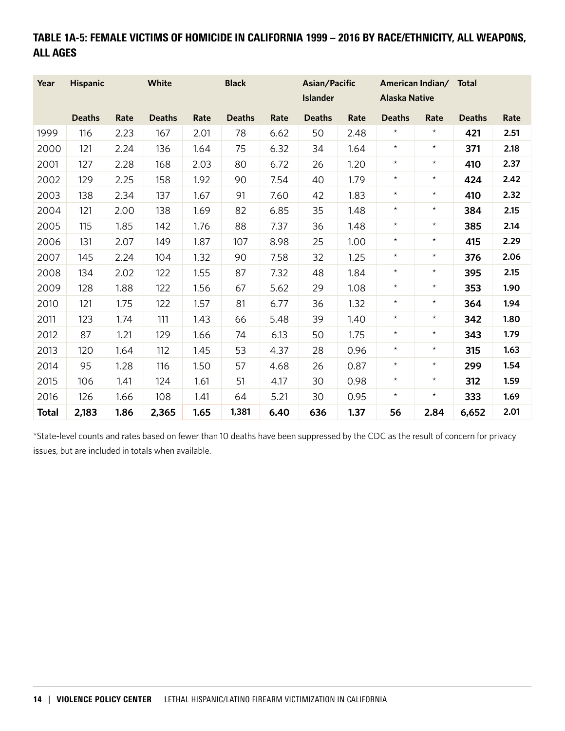## TABLE 1A-5: FEMALE VICTIMS OF HOMICIDE IN CALIFORNIA 1999 – 2016 BY RACE/ETHNICITY, ALL WEAPONS, ALL AGES

| Year | Hispanic | | White | | Black | | Asian/Pacific Islander | | American Indian/ Alaska Native | | Total | |
|---|---|---|---|---|---|---|---|---|---|---|---|---|
| | Deaths | Rate | Deaths | Rate | Deaths | Rate | Deaths | Rate | Deaths | Rate | Deaths | Rate |
| 1999 | 116 | 2.23 | 167 | 2.01 | 78 | 6.62 | 50 | 2.48 | * | * | **421** | **2.51** |
| 2000 | 121 | 2.24 | 136 | 1.64 | 75 | 6.32 | 34 | 1.64 | * | * | **371** | **2.18** |
| 2001 | 127 | 2.28 | 168 | 2.03 | 80 | 6.72 | 26 | 1.20 | * | * | **410** | **2.37** |
| 2002 | 129 | 2.25 | 158 | 1.92 | 90 | 7.54 | 40 | 1.79 | * | * | **424** | **2.42** |
| 2003 | 138 | 2.34 | 137 | 1.67 | 91 | 7.60 | 42 | 1.83 | * | * | **410** | **2.32** |
| 2004 | 121 | 2.00 | 138 | 1.69 | 82 | 6.85 | 35 | 1.48 | * | * | **384** | **2.15** |
| 2005 | 115 | 1.85 | 142 | 1.76 | 88 | 7.37 | 36 | 1.48 | * | * | **385** | **2.14** |
| 2006 | 131 | 2.07 | 149 | 1.87 | 107 | 8.98 | 25 | 1.00 | * | * | **415** | **2.29** |
| 2007 | 145 | 2.24 | 104 | 1.32 | 90 | 7.58 | 32 | 1.25 | * | * | **376** | **2.06** |
| 2008 | 134 | 2.02 | 122 | 1.55 | 87 | 7.32 | 48 | 1.84 | * | * | **395** | **2.15** |
| 2009 | 128 | 1.88 | 122 | 1.56 | 67 | 5.62 | 29 | 1.08 | * | * | **353** | **1.90** |
| 2010 | 121 | 1.75 | 122 | 1.57 | 81 | 6.77 | 36 | 1.32 | * | * | **364** | **1.94** |
| 2011 | 123 | 1.74 | 111 | 1.43 | 66 | 5.48 | 39 | 1.40 | * | * | **342** | **1.80** |
| 2012 | 87 | 1.21 | 129 | 1.66 | 74 | 6.13 | 50 | 1.75 | * | * | **343** | **1.79** |
| 2013 | 120 | 1.64 | 112 | 1.45 | 53 | 4.37 | 28 | 0.96 | * | * | **315** | **1.63** |
| 2014 | 95 | 1.28 | 116 | 1.50 | 57 | 4.68 | 26 | 0.87 | * | * | **299** | **1.54** |
| 2015 | 106 | 1.41 | 124 | 1.61 | 51 | 4.17 | 30 | 0.98 | * | * | **312** | **1.59** |
| 2016 | 126 | 1.66 | 108 | 1.41 | 64 | 5.21 | 30 | 0.95 | * | * | **333** | **1.69** |
| **Total** | **2,183** | **1.86** | **2,365** | **1.65** | **1,381** | **6.40** | **636** | **1.37** | **56** | **2.84** | **6,652** | **2.01** |

*State-level counts and rates based on fewer than 10 deaths have been suppressed by the CDC as the result of concern for privacy issues, but are included in totals when available.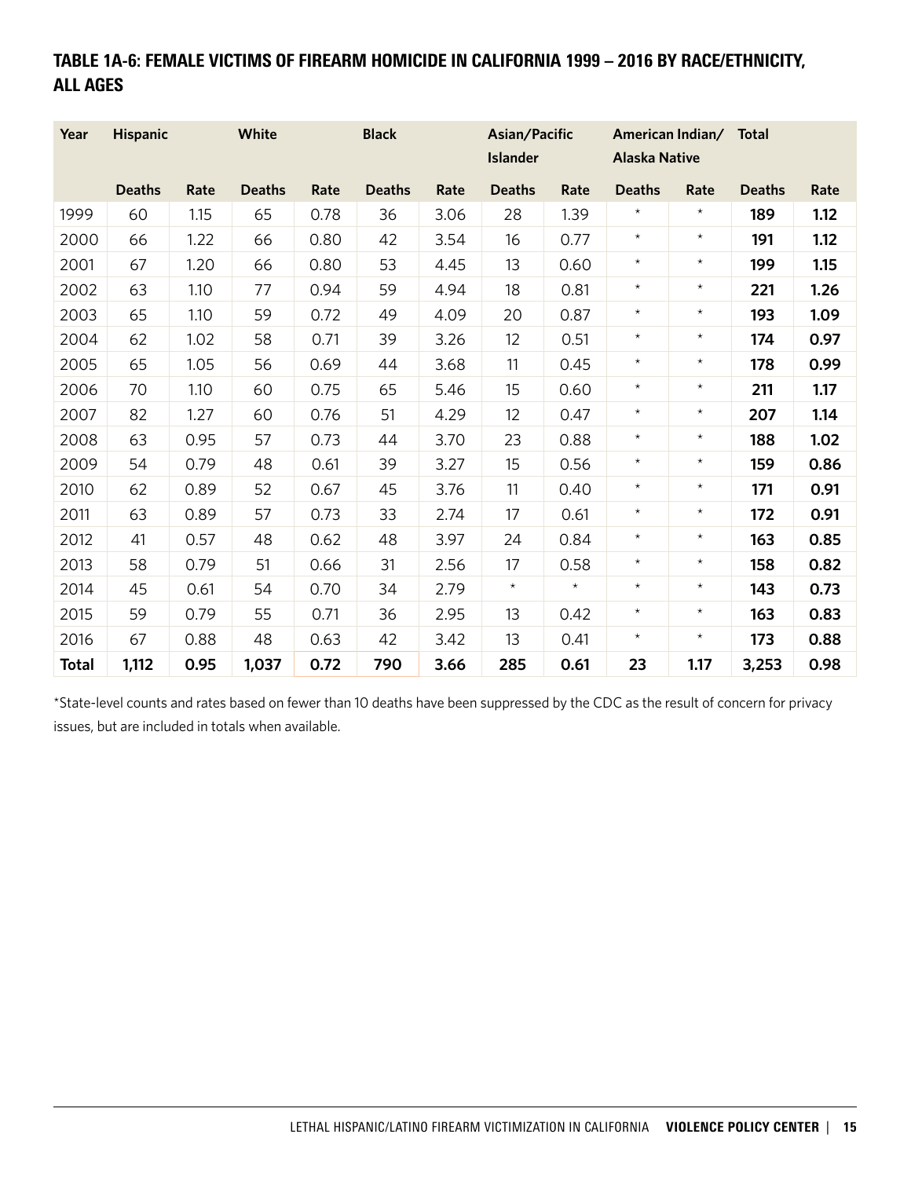## TABLE 1A-6: FEMALE VICTIMS OF FIREARM HOMICIDE IN CALIFORNIA 1999 – 2016 BY RACE/ETHNICITY, ALL AGES

| Year | Hispanic | | White | | Black | | Asian/Pacific Islander | | American Indian/ Alaska Native | | Total | |
|---|---|---|---|---|---|---|---|---|---|---|---|---|
| | Deaths | Rate | Deaths | Rate | Deaths | Rate | Deaths | Rate | Deaths | Rate | Deaths | Rate |
| 1999 | 60 | 1.15 | 65 | 0.78 | 36 | 3.06 | 28 | 1.39 | * | * | **189** | **1.12** |
| 2000 | 66 | 1.22 | 66 | 0.80 | 42 | 3.54 | 16 | 0.77 | * | * | **191** | **1.12** |
| 2001 | 67 | 1.20 | 66 | 0.80 | 53 | 4.45 | 13 | 0.60 | * | * | **199** | **1.15** |
| 2002 | 63 | 1.10 | 77 | 0.94 | 59 | 4.94 | 18 | 0.81 | * | * | **221** | **1.26** |
| 2003 | 65 | 1.10 | 59 | 0.72 | 49 | 4.09 | 20 | 0.87 | * | * | **193** | **1.09** |
| 2004 | 62 | 1.02 | 58 | 0.71 | 39 | 3.26 | 12 | 0.51 | * | * | **174** | **0.97** |
| 2005 | 65 | 1.05 | 56 | 0.69 | 44 | 3.68 | 11 | 0.45 | * | * | **178** | **0.99** |
| 2006 | 70 | 1.10 | 60 | 0.75 | 65 | 5.46 | 15 | 0.60 | * | * | **211** | **1.17** |
| 2007 | 82 | 1.27 | 60 | 0.76 | 51 | 4.29 | 12 | 0.47 | * | * | **207** | **1.14** |
| 2008 | 63 | 0.95 | 57 | 0.73 | 44 | 3.70 | 23 | 0.88 | * | * | **188** | **1.02** |
| 2009 | 54 | 0.79 | 48 | 0.61 | 39 | 3.27 | 15 | 0.56 | * | * | **159** | **0.86** |
| 2010 | 62 | 0.89 | 52 | 0.67 | 45 | 3.76 | 11 | 0.40 | * | * | **171** | **0.91** |
| 2011 | 63 | 0.89 | 57 | 0.73 | 33 | 2.74 | 17 | 0.61 | * | * | **172** | **0.91** |
| 2012 | 41 | 0.57 | 48 | 0.62 | 48 | 3.97 | 24 | 0.84 | * | * | **163** | **0.85** |
| 2013 | 58 | 0.79 | 51 | 0.66 | 31 | 2.56 | 17 | 0.58 | * | * | **158** | **0.82** |
| 2014 | 45 | 0.61 | 54 | 0.70 | 34 | 2.79 | * | * | * | * | **143** | **0.73** |
| 2015 | 59 | 0.79 | 55 | 0.71 | 36 | 2.95 | 13 | 0.42 | * | * | **163** | **0.83** |
| 2016 | 67 | 0.88 | 48 | 0.63 | 42 | 3.42 | 13 | 0.41 | * | * | **173** | **0.88** |
| **Total** | **1,112** | **0.95** | **1,037** | **0.72** | **790** | **3.66** | **285** | **0.61** | **23** | **1.17** | **3,253** | **0.98** |

*State-level counts and rates based on fewer than 10 deaths have been suppressed by the CDC as the result of concern for privacy issues, but are included in totals when available.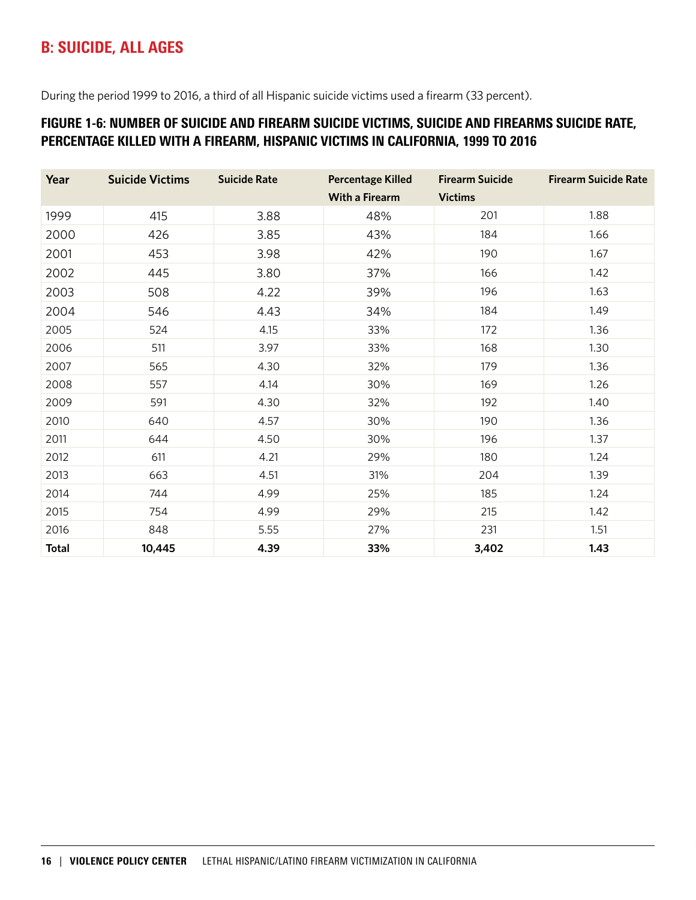## B: SUICIDE, ALL AGES

During the period 1999 to 2016, a third of all Hispanic suicide victims used a firearm (33 percent).

### FIGURE 1-6: NUMBER OF SUICIDE AND FIREARM SUICIDE VICTIMS, SUICIDE AND FIREARMS SUICIDE RATE, PERCENTAGE KILLED WITH A FIREARM, HISPANIC VICTIMS IN CALIFORNIA, 1999 TO 2016

| Year | Suicide Victims | Suicide Rate | Percentage Killed With a Firearm | Firearm Suicide Victims | Firearm Suicide Rate |
|---|---|---|---|---|---|
| 1999 | 415 | 3.88 | 48% | 201 | 1.88 |
| 2000 | 426 | 3.85 | 43% | 184 | 1.66 |
| 2001 | 453 | 3.98 | 42% | 190 | 1.67 |
| 2002 | 445 | 3.80 | 37% | 166 | 1.42 |
| 2003 | 508 | 4.22 | 39% | 196 | 1.63 |
| 2004 | 546 | 4.43 | 34% | 184 | 1.49 |
| 2005 | 524 | 4.15 | 33% | 172 | 1.36 |
| 2006 | 511 | 3.97 | 33% | 168 | 1.30 |
| 2007 | 565 | 4.30 | 32% | 179 | 1.36 |
| 2008 | 557 | 4.14 | 30% | 169 | 1.26 |
| 2009 | 591 | 4.30 | 32% | 192 | 1.40 |
| 2010 | 640 | 4.57 | 30% | 190 | 1.36 |
| 2011 | 644 | 4.50 | 30% | 196 | 1.37 |
| 2012 | 611 | 4.21 | 29% | 180 | 1.24 |
| 2013 | 663 | 4.51 | 31% | 204 | 1.39 |
| 2014 | 744 | 4.99 | 25% | 185 | 1.24 |
| 2015 | 754 | 4.99 | 29% | 215 | 1.42 |
| 2016 | 848 | 5.55 | 27% | 231 | 1.51 |
| **Total** | **10,445** | **4.39** | **33%** | **3,402** | **1.43** |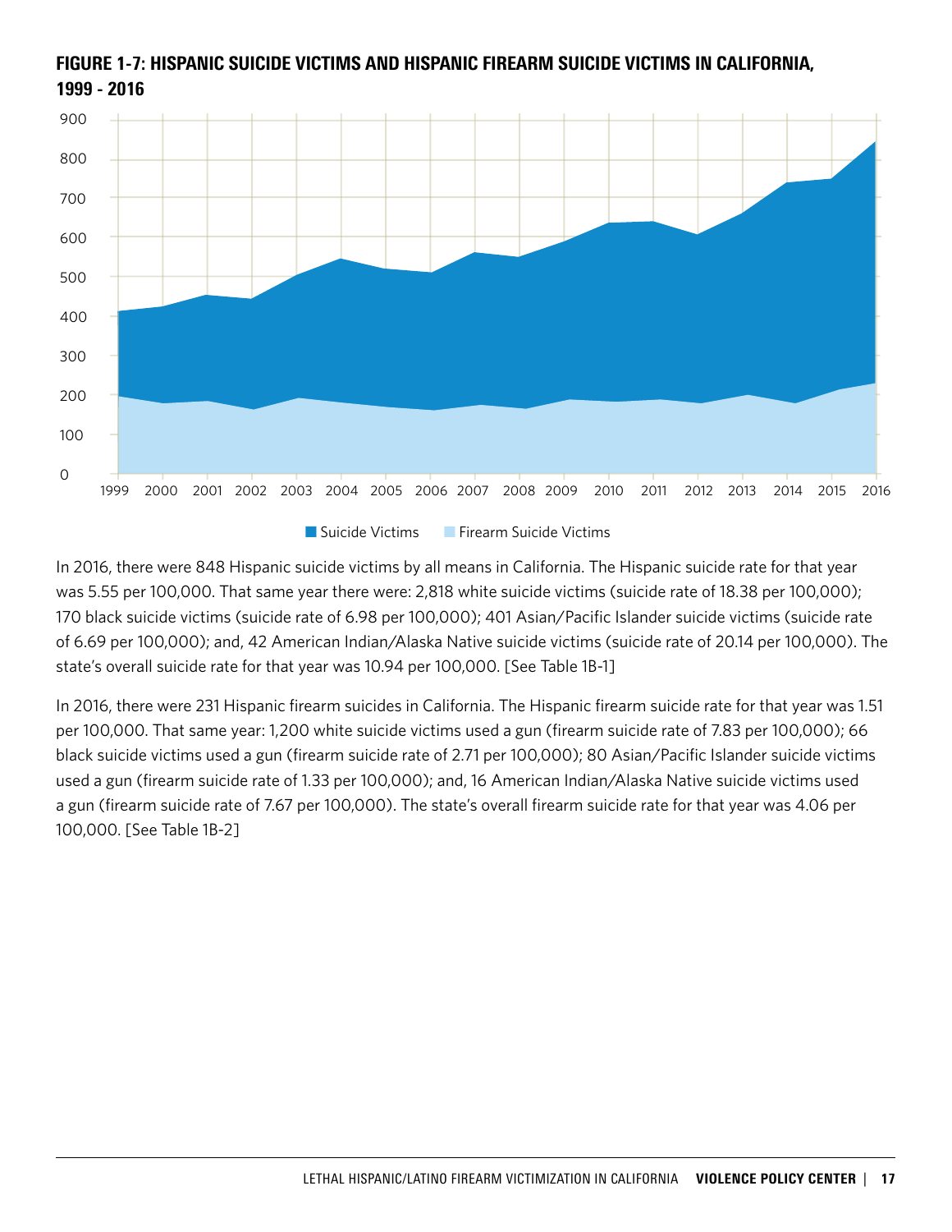**FIGURE 1-7: HISPANIC SUICIDE VICTIMS AND HISPANIC FIREARM SUICIDE VICTIMS IN CALIFORNIA, 1999 - 2016**

In 2016, there were 848 Hispanic suicide victims by all means in California. The Hispanic suicide rate for that year was 5.55 per 100,000. That same year there were: 2,818 white suicide victims (suicide rate of 18.38 per 100,000); 170 black suicide victims (suicide rate of 6.98 per 100,000); 401 Asian/Pacific Islander suicide victims (suicide rate of 6.69 per 100,000); and, 42 American Indian/Alaska Native suicide victims (suicide rate of 20.14 per 100,000). The state's overall suicide rate for that year was 10.94 per 100,000. [See Table 1B-1]

In 2016, there were 231 Hispanic firearm suicides in California. The Hispanic firearm suicide rate for that year was 1.51 per 100,000. That same year: 1,200 white suicide victims used a gun (firearm suicide rate of 7.83 per 100,000); 66 black suicide victims used a gun (firearm suicide rate of 2.71 per 100,000); 80 Asian/Pacific Islander suicide victims used a gun (firearm suicide rate of 1.33 per 100,000); and, 16 American Indian/Alaska Native suicide victims used a gun (firearm suicide rate of 7.67 per 100,000). The state's overall firearm suicide rate for that year was 4.06 per 100,000. [See Table 1B-2]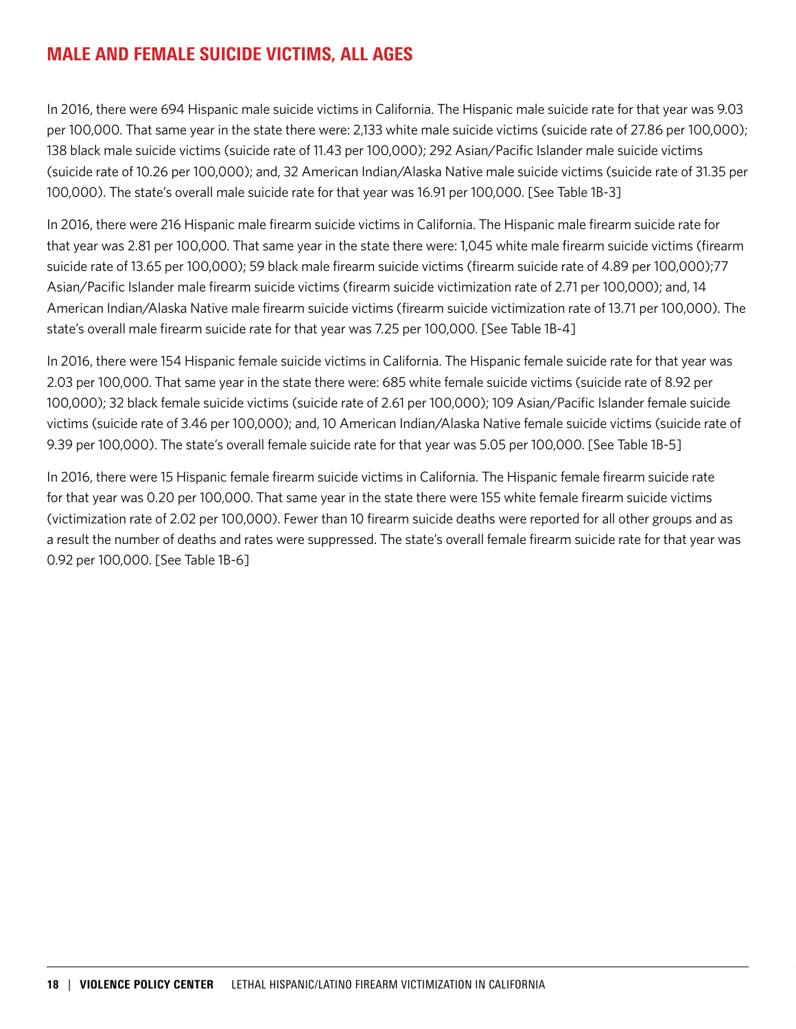## MALE AND FEMALE SUICIDE VICTIMS, ALL AGES

In 2016, there were 694 Hispanic male suicide victims in California. The Hispanic male suicide rate for that year was 9.03 per 100,000. That same year in the state there were: 2,133 white male suicide victims (suicide rate of 27.86 per 100,000); 138 black male suicide victims (suicide rate of 11.43 per 100,000); 292 Asian/Pacific Islander male suicide victims (suicide rate of 10.26 per 100,000); and, 32 American Indian/Alaska Native male suicide victims (suicide rate of 31.35 per 100,000). The state's overall male suicide rate for that year was 16.91 per 100,000. [See Table 1B-3]

In 2016, there were 216 Hispanic male firearm suicide victims in California. The Hispanic male firearm suicide rate for that year was 2.81 per 100,000. That same year in the state there were: 1,045 white male firearm suicide victims (firearm suicide rate of 13.65 per 100,000); 59 black male firearm suicide victims (firearm suicide rate of 4.89 per 100,000);77 Asian/Pacific Islander male firearm suicide victims (firearm suicide victimization rate of 2.71 per 100,000); and, 14 American Indian/Alaska Native male firearm suicide victims (firearm suicide victimization rate of 13.71 per 100,000). The state's overall male firearm suicide rate for that year was 7.25 per 100,000. [See Table 1B-4]

In 2016, there were 154 Hispanic female suicide victims in California. The Hispanic female suicide rate for that year was 2.03 per 100,000. That same year in the state there were: 685 white female suicide victims (suicide rate of 8.92 per 100,000); 32 black female suicide victims (suicide rate of 2.61 per 100,000); 109 Asian/Pacific Islander female suicide victims (suicide rate of 3.46 per 100,000); and, 10 American Indian/Alaska Native female suicide victims (suicide rate of 9.39 per 100,000). The state's overall female suicide rate for that year was 5.05 per 100,000. [See Table 1B-5]

In 2016, there were 15 Hispanic female firearm suicide victims in California. The Hispanic female firearm suicide rate for that year was 0.20 per 100,000. That same year in the state there were 155 white female firearm suicide victims (victimization rate of 2.02 per 100,000). Fewer than 10 firearm suicide deaths were reported for all other groups and as a result the number of deaths and rates were suppressed. The state's overall female firearm suicide rate for that year was 0.92 per 100,000. [See Table 1B-6]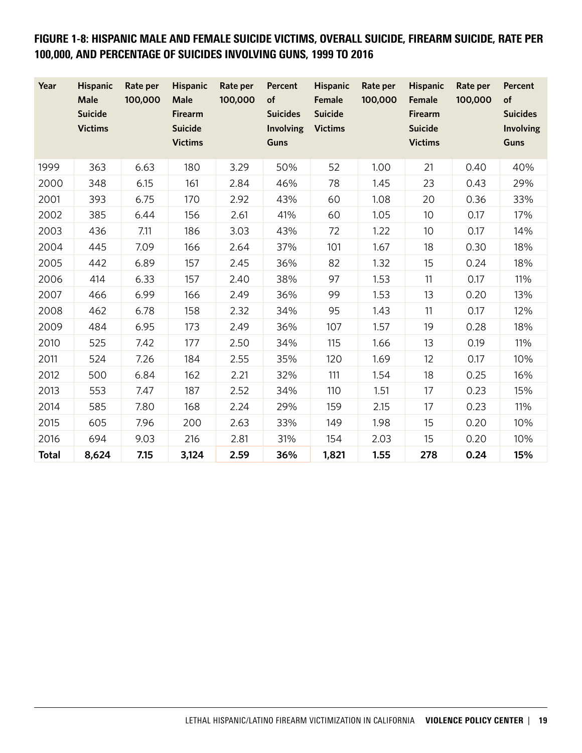### FIGURE 1-8: HISPANIC MALE AND FEMALE SUICIDE VICTIMS, OVERALL SUICIDE, FIREARM SUICIDE, RATE PER 100,000, AND PERCENTAGE OF SUICIDES INVOLVING GUNS, 1999 TO 2016

| Year | Hispanic Male Suicide Victims | Rate per 100,000 | Hispanic Male Firearm Suicide Victims | Rate per 100,000 | Percent of Suicides Involving Guns | Hispanic Female Suicide Victims | Rate per 100,000 | Hispanic Female Firearm Suicide Victims | Rate per 100,000 | Percent of Suicides Involving Guns |
|---|---|---|---|---|---|---|---|---|---|---|
| 1999 | 363 | 6.63 | 180 | 3.29 | 50% | 52 | 1.00 | 21 | 0.40 | 40% |
| 2000 | 348 | 6.15 | 161 | 2.84 | 46% | 78 | 1.45 | 23 | 0.43 | 29% |
| 2001 | 393 | 6.75 | 170 | 2.92 | 43% | 60 | 1.08 | 20 | 0.36 | 33% |
| 2002 | 385 | 6.44 | 156 | 2.61 | 41% | 60 | 1.05 | 10 | 0.17 | 17% |
| 2003 | 436 | 7.11 | 186 | 3.03 | 43% | 72 | 1.22 | 10 | 0.17 | 14% |
| 2004 | 445 | 7.09 | 166 | 2.64 | 37% | 101 | 1.67 | 18 | 0.30 | 18% |
| 2005 | 442 | 6.89 | 157 | 2.45 | 36% | 82 | 1.32 | 15 | 0.24 | 18% |
| 2006 | 414 | 6.33 | 157 | 2.40 | 38% | 97 | 1.53 | 11 | 0.17 | 11% |
| 2007 | 466 | 6.99 | 166 | 2.49 | 36% | 99 | 1.53 | 13 | 0.20 | 13% |
| 2008 | 462 | 6.78 | 158 | 2.32 | 34% | 95 | 1.43 | 11 | 0.17 | 12% |
| 2009 | 484 | 6.95 | 173 | 2.49 | 36% | 107 | 1.57 | 19 | 0.28 | 18% |
| 2010 | 525 | 7.42 | 177 | 2.50 | 34% | 115 | 1.66 | 13 | 0.19 | 11% |
| 2011 | 524 | 7.26 | 184 | 2.55 | 35% | 120 | 1.69 | 12 | 0.17 | 10% |
| 2012 | 500 | 6.84 | 162 | 2.21 | 32% | 111 | 1.54 | 18 | 0.25 | 16% |
| 2013 | 553 | 7.47 | 187 | 2.52 | 34% | 110 | 1.51 | 17 | 0.23 | 15% |
| 2014 | 585 | 7.80 | 168 | 2.24 | 29% | 159 | 2.15 | 17 | 0.23 | 11% |
| 2015 | 605 | 7.96 | 200 | 2.63 | 33% | 149 | 1.98 | 15 | 0.20 | 10% |
| 2016 | 694 | 9.03 | 216 | 2.81 | 31% | 154 | 2.03 | 15 | 0.20 | 10% |
| **Total** | **8,624** | **7.15** | **3,124** | **2.59** | **36%** | **1,821** | **1.55** | **278** | **0.24** | **15%** |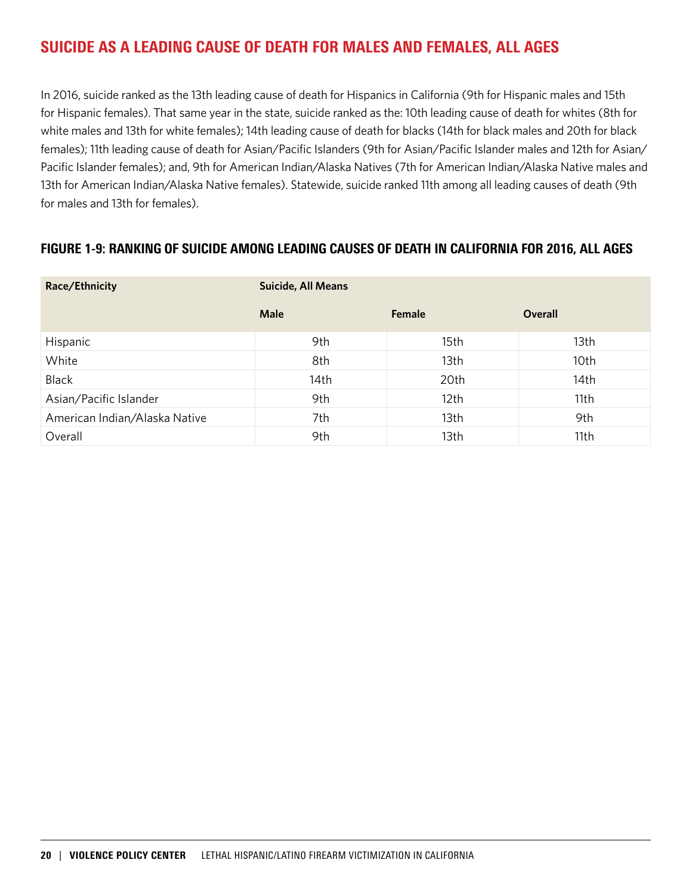## SUICIDE AS A LEADING CAUSE OF DEATH FOR MALES AND FEMALES, ALL AGES

In 2016, suicide ranked as the 13th leading cause of death for Hispanics in California (9th for Hispanic males and 15th for Hispanic females). That same year in the state, suicide ranked as the: 10th leading cause of death for whites (8th for white males and 13th for white females); 14th leading cause of death for blacks (14th for black males and 20th for black females); 11th leading cause of death for Asian/Pacific Islanders (9th for Asian/Pacific Islander males and 12th for Asian/Pacific Islander females); and, 9th for American Indian/Alaska Natives (7th for American Indian/Alaska Native males and 13th for American Indian/Alaska Native females). Statewide, suicide ranked 11th among all leading causes of death (9th for males and 13th for females).

### FIGURE 1-9: RANKING OF SUICIDE AMONG LEADING CAUSES OF DEATH IN CALIFORNIA FOR 2016, ALL AGES

| Race/Ethnicity | Suicide, All Means | | |
|---|---|---|---|
| | Male | Female | Overall |
| Hispanic | 9th | 15th | 13th |
| White | 8th | 13th | 10th |
| Black | 14th | 20th | 14th |
| Asian/Pacific Islander | 9th | 12th | 11th |
| American Indian/Alaska Native | 7th | 13th | 9th |
| Overall | 9th | 13th | 11th |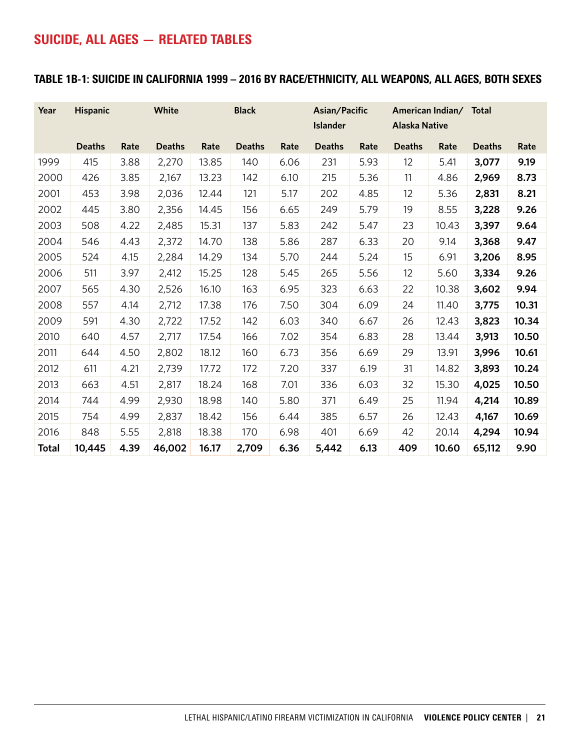## SUICIDE, ALL AGES — RELATED TABLES

### TABLE 1B-1: SUICIDE IN CALIFORNIA 1999 – 2016 BY RACE/ETHNICITY, ALL WEAPONS, ALL AGES, BOTH SEXES

| Year | Hispanic | | White | | Black | | Asian/Pacific Islander | | American Indian/ Alaska Native | | Total | |
|---|---|---|---|---|---|---|---|---|---|---|---|---|
| | Deaths | Rate | Deaths | Rate | Deaths | Rate | Deaths | Rate | Deaths | Rate | Deaths | Rate |
| 1999 | 415 | 3.88 | 2,270 | 13.85 | 140 | 6.06 | 231 | 5.93 | 12 | 5.41 | **3,077** | **9.19** |
| 2000 | 426 | 3.85 | 2,167 | 13.23 | 142 | 6.10 | 215 | 5.36 | 11 | 4.86 | **2,969** | **8.73** |
| 2001 | 453 | 3.98 | 2,036 | 12.44 | 121 | 5.17 | 202 | 4.85 | 12 | 5.36 | **2,831** | **8.21** |
| 2002 | 445 | 3.80 | 2,356 | 14.45 | 156 | 6.65 | 249 | 5.79 | 19 | 8.55 | **3,228** | **9.26** |
| 2003 | 508 | 4.22 | 2,485 | 15.31 | 137 | 5.83 | 242 | 5.47 | 23 | 10.43 | **3,397** | **9.64** |
| 2004 | 546 | 4.43 | 2,372 | 14.70 | 138 | 5.86 | 287 | 6.33 | 20 | 9.14 | **3,368** | **9.47** |
| 2005 | 524 | 4.15 | 2,284 | 14.29 | 134 | 5.70 | 244 | 5.24 | 15 | 6.91 | **3,206** | **8.95** |
| 2006 | 511 | 3.97 | 2,412 | 15.25 | 128 | 5.45 | 265 | 5.56 | 12 | 5.60 | **3,334** | **9.26** |
| 2007 | 565 | 4.30 | 2,526 | 16.10 | 163 | 6.95 | 323 | 6.63 | 22 | 10.38 | **3,602** | **9.94** |
| 2008 | 557 | 4.14 | 2,712 | 17.38 | 176 | 7.50 | 304 | 6.09 | 24 | 11.40 | **3,775** | **10.31** |
| 2009 | 591 | 4.30 | 2,722 | 17.52 | 142 | 6.03 | 340 | 6.67 | 26 | 12.43 | **3,823** | **10.34** |
| 2010 | 640 | 4.57 | 2,717 | 17.54 | 166 | 7.02 | 354 | 6.83 | 28 | 13.44 | **3,913** | **10.50** |
| 2011 | 644 | 4.50 | 2,802 | 18.12 | 160 | 6.73 | 356 | 6.69 | 29 | 13.91 | **3,996** | **10.61** |
| 2012 | 611 | 4.21 | 2,739 | 17.72 | 172 | 7.20 | 337 | 6.19 | 31 | 14.82 | **3,893** | **10.24** |
| 2013 | 663 | 4.51 | 2,817 | 18.24 | 168 | 7.01 | 336 | 6.03 | 32 | 15.30 | **4,025** | **10.50** |
| 2014 | 744 | 4.99 | 2,930 | 18.98 | 140 | 5.80 | 371 | 6.49 | 25 | 11.94 | **4,214** | **10.89** |
| 2015 | 754 | 4.99 | 2,837 | 18.42 | 156 | 6.44 | 385 | 6.57 | 26 | 12.43 | **4,167** | **10.69** |
| 2016 | 848 | 5.55 | 2,818 | 18.38 | 170 | 6.98 | 401 | 6.69 | 42 | 20.14 | **4,294** | **10.94** |
| **Total** | **10,445** | **4.39** | **46,002** | **16.17** | **2,709** | **6.36** | **5,442** | **6.13** | **409** | **10.60** | **65,112** | **9.90** |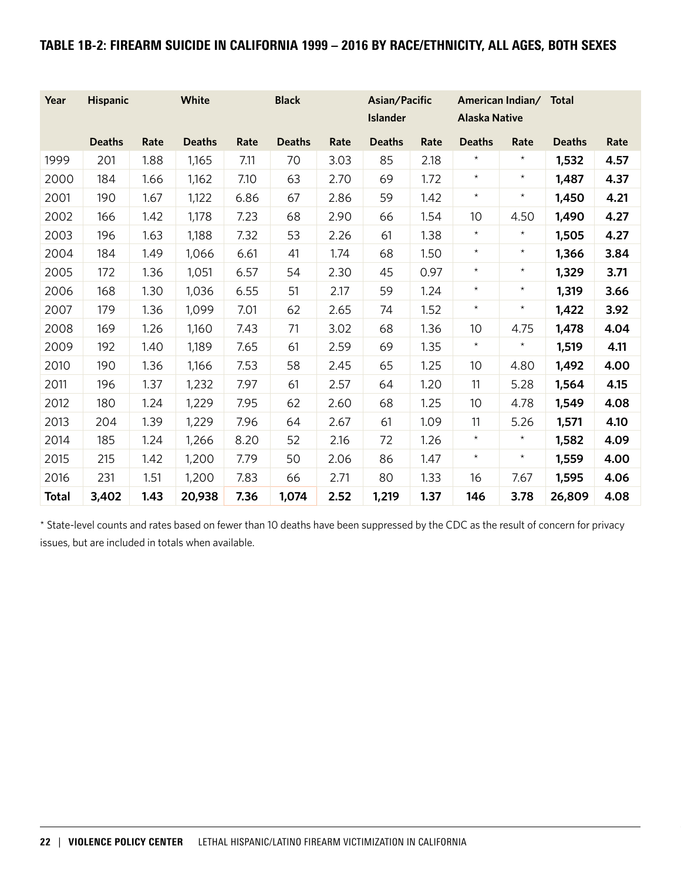## TABLE 1B-2: FIREARM SUICIDE IN CALIFORNIA 1999 – 2016 BY RACE/ETHNICITY, ALL AGES, BOTH SEXES

| Year | Hispanic | | White | | Black | | Asian/Pacific Islander | | American Indian/ Alaska Native | | Total | |
|---|---|---|---|---|---|---|---|---|---|---|---|---|
| | Deaths | Rate | Deaths | Rate | Deaths | Rate | Deaths | Rate | Deaths | Rate | Deaths | Rate |
| 1999 | 201 | 1.88 | 1,165 | 7.11 | 70 | 3.03 | 85 | 2.18 | * | * | **1,532** | **4.57** |
| 2000 | 184 | 1.66 | 1,162 | 7.10 | 63 | 2.70 | 69 | 1.72 | * | * | **1,487** | **4.37** |
| 2001 | 190 | 1.67 | 1,122 | 6.86 | 67 | 2.86 | 59 | 1.42 | * | * | **1,450** | **4.21** |
| 2002 | 166 | 1.42 | 1,178 | 7.23 | 68 | 2.90 | 66 | 1.54 | 10 | 4.50 | **1,490** | **4.27** |
| 2003 | 196 | 1.63 | 1,188 | 7.32 | 53 | 2.26 | 61 | 1.38 | * | * | **1,505** | **4.27** |
| 2004 | 184 | 1.49 | 1,066 | 6.61 | 41 | 1.74 | 68 | 1.50 | * | * | **1,366** | **3.84** |
| 2005 | 172 | 1.36 | 1,051 | 6.57 | 54 | 2.30 | 45 | 0.97 | * | * | **1,329** | **3.71** |
| 2006 | 168 | 1.30 | 1,036 | 6.55 | 51 | 2.17 | 59 | 1.24 | * | * | **1,319** | **3.66** |
| 2007 | 179 | 1.36 | 1,099 | 7.01 | 62 | 2.65 | 74 | 1.52 | * | * | **1,422** | **3.92** |
| 2008 | 169 | 1.26 | 1,160 | 7.43 | 71 | 3.02 | 68 | 1.36 | 10 | 4.75 | **1,478** | **4.04** |
| 2009 | 192 | 1.40 | 1,189 | 7.65 | 61 | 2.59 | 69 | 1.35 | * | * | **1,519** | **4.11** |
| 2010 | 190 | 1.36 | 1,166 | 7.53 | 58 | 2.45 | 65 | 1.25 | 10 | 4.80 | **1,492** | **4.00** |
| 2011 | 196 | 1.37 | 1,232 | 7.97 | 61 | 2.57 | 64 | 1.20 | 11 | 5.28 | **1,564** | **4.15** |
| 2012 | 180 | 1.24 | 1,229 | 7.95 | 62 | 2.60 | 68 | 1.25 | 10 | 4.78 | **1,549** | **4.08** |
| 2013 | 204 | 1.39 | 1,229 | 7.96 | 64 | 2.67 | 61 | 1.09 | 11 | 5.26 | **1,571** | **4.10** |
| 2014 | 185 | 1.24 | 1,266 | 8.20 | 52 | 2.16 | 72 | 1.26 | * | * | **1,582** | **4.09** |
| 2015 | 215 | 1.42 | 1,200 | 7.79 | 50 | 2.06 | 86 | 1.47 | * | * | **1,559** | **4.00** |
| 2016 | 231 | 1.51 | 1,200 | 7.83 | 66 | 2.71 | 80 | 1.33 | 16 | 7.67 | **1,595** | **4.06** |
| **Total** | **3,402** | **1.43** | **20,938** | **7.36** | **1,074** | **2.52** | **1,219** | **1.37** | **146** | **3.78** | **26,809** | **4.08** |

* State-level counts and rates based on fewer than 10 deaths have been suppressed by the CDC as the result of concern for privacy issues, but are included in totals when available.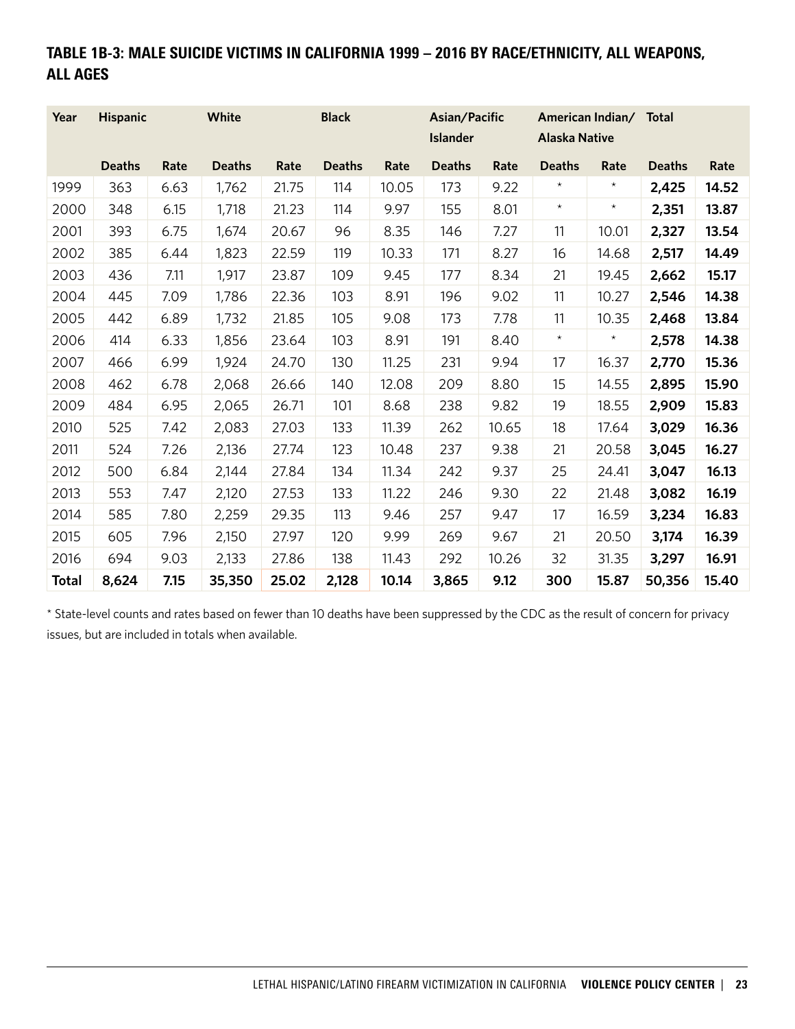## TABLE 1B-3: MALE SUICIDE VICTIMS IN CALIFORNIA 1999 – 2016 BY RACE/ETHNICITY, ALL WEAPONS, ALL AGES

| Year | Hispanic | | White | | Black | | Asian/Pacific Islander | | American Indian/ Alaska Native | | Total | |
|---|---|---|---|---|---|---|---|---|---|---|---|---|
| | Deaths | Rate | Deaths | Rate | Deaths | Rate | Deaths | Rate | Deaths | Rate | Deaths | Rate |
| 1999 | 363 | 6.63 | 1,762 | 21.75 | 114 | 10.05 | 173 | 9.22 | * | * | **2,425** | **14.52** |
| 2000 | 348 | 6.15 | 1,718 | 21.23 | 114 | 9.97 | 155 | 8.01 | * | * | **2,351** | **13.87** |
| 2001 | 393 | 6.75 | 1,674 | 20.67 | 96 | 8.35 | 146 | 7.27 | 11 | 10.01 | **2,327** | **13.54** |
| 2002 | 385 | 6.44 | 1,823 | 22.59 | 119 | 10.33 | 171 | 8.27 | 16 | 14.68 | **2,517** | **14.49** |
| 2003 | 436 | 7.11 | 1,917 | 23.87 | 109 | 9.45 | 177 | 8.34 | 21 | 19.45 | **2,662** | **15.17** |
| 2004 | 445 | 7.09 | 1,786 | 22.36 | 103 | 8.91 | 196 | 9.02 | 11 | 10.27 | **2,546** | **14.38** |
| 2005 | 442 | 6.89 | 1,732 | 21.85 | 105 | 9.08 | 173 | 7.78 | 11 | 10.35 | **2,468** | **13.84** |
| 2006 | 414 | 6.33 | 1,856 | 23.64 | 103 | 8.91 | 191 | 8.40 | * | * | **2,578** | **14.38** |
| 2007 | 466 | 6.99 | 1,924 | 24.70 | 130 | 11.25 | 231 | 9.94 | 17 | 16.37 | **2,770** | **15.36** |
| 2008 | 462 | 6.78 | 2,068 | 26.66 | 140 | 12.08 | 209 | 8.80 | 15 | 14.55 | **2,895** | **15.90** |
| 2009 | 484 | 6.95 | 2,065 | 26.71 | 101 | 8.68 | 238 | 9.82 | 19 | 18.55 | **2,909** | **15.83** |
| 2010 | 525 | 7.42 | 2,083 | 27.03 | 133 | 11.39 | 262 | 10.65 | 18 | 17.64 | **3,029** | **16.36** |
| 2011 | 524 | 7.26 | 2,136 | 27.74 | 123 | 10.48 | 237 | 9.38 | 21 | 20.58 | **3,045** | **16.27** |
| 2012 | 500 | 6.84 | 2,144 | 27.84 | 134 | 11.34 | 242 | 9.37 | 25 | 24.41 | **3,047** | **16.13** |
| 2013 | 553 | 7.47 | 2,120 | 27.53 | 133 | 11.22 | 246 | 9.30 | 22 | 21.48 | **3,082** | **16.19** |
| 2014 | 585 | 7.80 | 2,259 | 29.35 | 113 | 9.46 | 257 | 9.47 | 17 | 16.59 | **3,234** | **16.83** |
| 2015 | 605 | 7.96 | 2,150 | 27.97 | 120 | 9.99 | 269 | 9.67 | 21 | 20.50 | **3,174** | **16.39** |
| 2016 | 694 | 9.03 | 2,133 | 27.86 | 138 | 11.43 | 292 | 10.26 | 32 | 31.35 | **3,297** | **16.91** |
| **Total** | **8,624** | **7.15** | **35,350** | **25.02** | **2,128** | **10.14** | **3,865** | **9.12** | **300** | **15.87** | **50,356** | **15.40** |

* State-level counts and rates based on fewer than 10 deaths have been suppressed by the CDC as the result of concern for privacy issues, but are included in totals when available.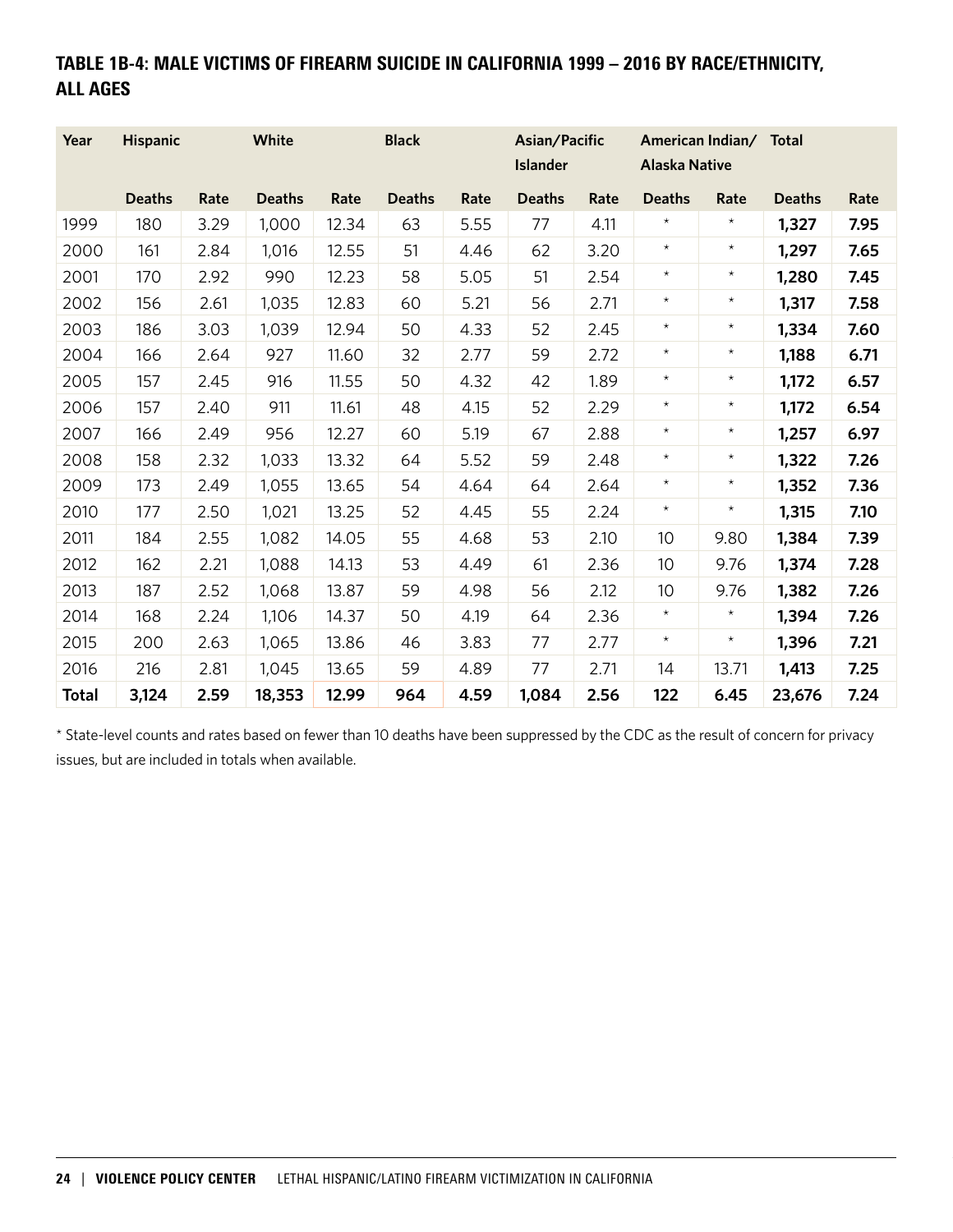## TABLE 1B-4: MALE VICTIMS OF FIREARM SUICIDE IN CALIFORNIA 1999 – 2016 BY RACE/ETHNICITY, ALL AGES

| Year | Hispanic | | White | | Black | | Asian/Pacific Islander | | American Indian/ Alaska Native | | Total | |
|---|---|---|---|---|---|---|---|---|---|---|---|---|
| | Deaths | Rate | Deaths | Rate | Deaths | Rate | Deaths | Rate | Deaths | Rate | Deaths | Rate |
| 1999 | 180 | 3.29 | 1,000 | 12.34 | 63 | 5.55 | 77 | 4.11 | * | * | **1,327** | **7.95** |
| 2000 | 161 | 2.84 | 1,016 | 12.55 | 51 | 4.46 | 62 | 3.20 | * | * | **1,297** | **7.65** |
| 2001 | 170 | 2.92 | 990 | 12.23 | 58 | 5.05 | 51 | 2.54 | * | * | **1,280** | **7.45** |
| 2002 | 156 | 2.61 | 1,035 | 12.83 | 60 | 5.21 | 56 | 2.71 | * | * | **1,317** | **7.58** |
| 2003 | 186 | 3.03 | 1,039 | 12.94 | 50 | 4.33 | 52 | 2.45 | * | * | **1,334** | **7.60** |
| 2004 | 166 | 2.64 | 927 | 11.60 | 32 | 2.77 | 59 | 2.72 | * | * | **1,188** | **6.71** |
| 2005 | 157 | 2.45 | 916 | 11.55 | 50 | 4.32 | 42 | 1.89 | * | * | **1,172** | **6.57** |
| 2006 | 157 | 2.40 | 911 | 11.61 | 48 | 4.15 | 52 | 2.29 | * | * | **1,172** | **6.54** |
| 2007 | 166 | 2.49 | 956 | 12.27 | 60 | 5.19 | 67 | 2.88 | * | * | **1,257** | **6.97** |
| 2008 | 158 | 2.32 | 1,033 | 13.32 | 64 | 5.52 | 59 | 2.48 | * | * | **1,322** | **7.26** |
| 2009 | 173 | 2.49 | 1,055 | 13.65 | 54 | 4.64 | 64 | 2.64 | * | * | **1,352** | **7.36** |
| 2010 | 177 | 2.50 | 1,021 | 13.25 | 52 | 4.45 | 55 | 2.24 | * | * | **1,315** | **7.10** |
| 2011 | 184 | 2.55 | 1,082 | 14.05 | 55 | 4.68 | 53 | 2.10 | 10 | 9.80 | **1,384** | **7.39** |
| 2012 | 162 | 2.21 | 1,088 | 14.13 | 53 | 4.49 | 61 | 2.36 | 10 | 9.76 | **1,374** | **7.28** |
| 2013 | 187 | 2.52 | 1,068 | 13.87 | 59 | 4.98 | 56 | 2.12 | 10 | 9.76 | **1,382** | **7.26** |
| 2014 | 168 | 2.24 | 1,106 | 14.37 | 50 | 4.19 | 64 | 2.36 | * | * | **1,394** | **7.26** |
| 2015 | 200 | 2.63 | 1,065 | 13.86 | 46 | 3.83 | 77 | 2.77 | * | * | **1,396** | **7.21** |
| 2016 | 216 | 2.81 | 1,045 | 13.65 | 59 | 4.89 | 77 | 2.71 | 14 | 13.71 | **1,413** | **7.25** |
| **Total** | **3,124** | **2.59** | **18,353** | **12.99** | **964** | **4.59** | **1,084** | **2.56** | **122** | **6.45** | **23,676** | **7.24** |

* State-level counts and rates based on fewer than 10 deaths have been suppressed by the CDC as the result of concern for privacy issues, but are included in totals when available.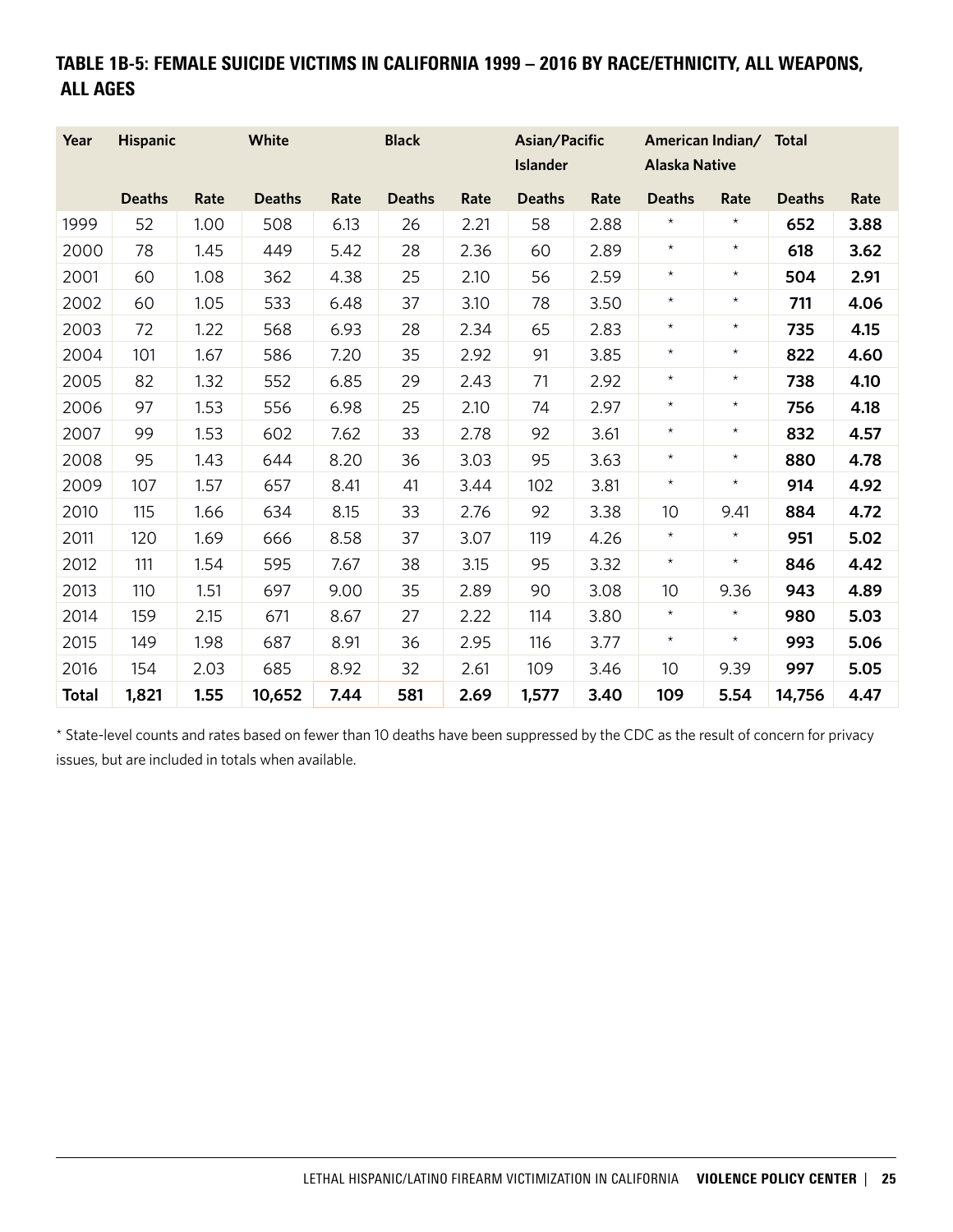### TABLE 1B-5: FEMALE SUICIDE VICTIMS IN CALIFORNIA 1999 – 2016 BY RACE/ETHNICITY, ALL WEAPONS, ALL AGES

| Year | Hispanic | | White | | Black | | Asian/Pacific Islander | | American Indian/ Alaska Native | | Total | |
|---|---|---|---|---|---|---|---|---|---|---|---|---|
| | Deaths | Rate | Deaths | Rate | Deaths | Rate | Deaths | Rate | Deaths | Rate | Deaths | Rate |
| 1999 | 52 | 1.00 | 508 | 6.13 | 26 | 2.21 | 58 | 2.88 | * | * | **652** | **3.88** |
| 2000 | 78 | 1.45 | 449 | 5.42 | 28 | 2.36 | 60 | 2.89 | * | * | **618** | **3.62** |
| 2001 | 60 | 1.08 | 362 | 4.38 | 25 | 2.10 | 56 | 2.59 | * | * | **504** | **2.91** |
| 2002 | 60 | 1.05 | 533 | 6.48 | 37 | 3.10 | 78 | 3.50 | * | * | **711** | **4.06** |
| 2003 | 72 | 1.22 | 568 | 6.93 | 28 | 2.34 | 65 | 2.83 | * | * | **735** | **4.15** |
| 2004 | 101 | 1.67 | 586 | 7.20 | 35 | 2.92 | 91 | 3.85 | * | * | **822** | **4.60** |
| 2005 | 82 | 1.32 | 552 | 6.85 | 29 | 2.43 | 71 | 2.92 | * | * | **738** | **4.10** |
| 2006 | 97 | 1.53 | 556 | 6.98 | 25 | 2.10 | 74 | 2.97 | * | * | **756** | **4.18** |
| 2007 | 99 | 1.53 | 602 | 7.62 | 33 | 2.78 | 92 | 3.61 | * | * | **832** | **4.57** |
| 2008 | 95 | 1.43 | 644 | 8.20 | 36 | 3.03 | 95 | 3.63 | * | * | **880** | **4.78** |
| 2009 | 107 | 1.57 | 657 | 8.41 | 41 | 3.44 | 102 | 3.81 | * | * | **914** | **4.92** |
| 2010 | 115 | 1.66 | 634 | 8.15 | 33 | 2.76 | 92 | 3.38 | 10 | 9.41 | **884** | **4.72** |
| 2011 | 120 | 1.69 | 666 | 8.58 | 37 | 3.07 | 119 | 4.26 | * | * | **951** | **5.02** |
| 2012 | 111 | 1.54 | 595 | 7.67 | 38 | 3.15 | 95 | 3.32 | * | * | **846** | **4.42** |
| 2013 | 110 | 1.51 | 697 | 9.00 | 35 | 2.89 | 90 | 3.08 | 10 | 9.36 | **943** | **4.89** |
| 2014 | 159 | 2.15 | 671 | 8.67 | 27 | 2.22 | 114 | 3.80 | * | * | **980** | **5.03** |
| 2015 | 149 | 1.98 | 687 | 8.91 | 36 | 2.95 | 116 | 3.77 | * | * | **993** | **5.06** |
| 2016 | 154 | 2.03 | 685 | 8.92 | 32 | 2.61 | 109 | 3.46 | 10 | 9.39 | **997** | **5.05** |
| **Total** | **1,821** | **1.55** | **10,652** | **7.44** | **581** | **2.69** | **1,577** | **3.40** | **109** | **5.54** | **14,756** | **4.47** |

* State-level counts and rates based on fewer than 10 deaths have been suppressed by the CDC as the result of concern for privacy issues, but are included in totals when available.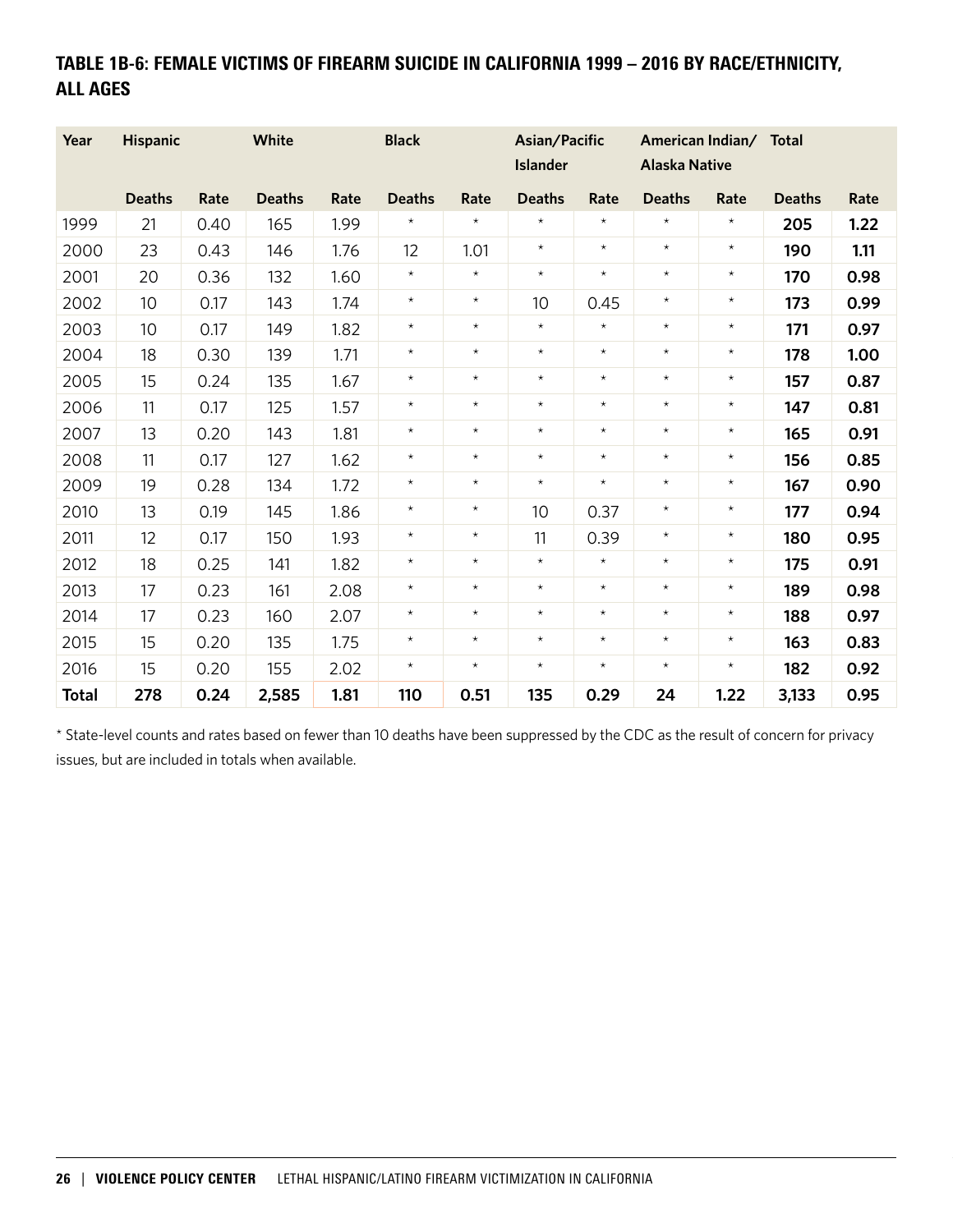## TABLE 1B-6: FEMALE VICTIMS OF FIREARM SUICIDE IN CALIFORNIA 1999 – 2016 BY RACE/ETHNICITY, ALL AGES

| Year | Hispanic | | White | | Black | | Asian/Pacific Islander | | American Indian/ Alaska Native | | Total | |
|---|---|---|---|---|---|---|---|---|---|---|---|---|
| | Deaths | Rate | Deaths | Rate | Deaths | Rate | Deaths | Rate | Deaths | Rate | Deaths | Rate |
| 1999 | 21 | 0.40 | 165 | 1.99 | * | * | * | * | * | * | **205** | **1.22** |
| 2000 | 23 | 0.43 | 146 | 1.76 | 12 | 1.01 | * | * | * | * | **190** | **1.11** |
| 2001 | 20 | 0.36 | 132 | 1.60 | * | * | * | * | * | * | **170** | **0.98** |
| 2002 | 10 | 0.17 | 143 | 1.74 | * | * | 10 | 0.45 | * | * | **173** | **0.99** |
| 2003 | 10 | 0.17 | 149 | 1.82 | * | * | * | * | * | * | **171** | **0.97** |
| 2004 | 18 | 0.30 | 139 | 1.71 | * | * | * | * | * | * | **178** | **1.00** |
| 2005 | 15 | 0.24 | 135 | 1.67 | * | * | * | * | * | * | **157** | **0.87** |
| 2006 | 11 | 0.17 | 125 | 1.57 | * | * | * | * | * | * | **147** | **0.81** |
| 2007 | 13 | 0.20 | 143 | 1.81 | * | * | * | * | * | * | **165** | **0.91** |
| 2008 | 11 | 0.17 | 127 | 1.62 | * | * | * | * | * | * | **156** | **0.85** |
| 2009 | 19 | 0.28 | 134 | 1.72 | * | * | * | * | * | * | **167** | **0.90** |
| 2010 | 13 | 0.19 | 145 | 1.86 | * | * | 10 | 0.37 | * | * | **177** | **0.94** |
| 2011 | 12 | 0.17 | 150 | 1.93 | * | * | 11 | 0.39 | * | * | **180** | **0.95** |
| 2012 | 18 | 0.25 | 141 | 1.82 | * | * | * | * | * | * | **175** | **0.91** |
| 2013 | 17 | 0.23 | 161 | 2.08 | * | * | * | * | * | * | **189** | **0.98** |
| 2014 | 17 | 0.23 | 160 | 2.07 | * | * | * | * | * | * | **188** | **0.97** |
| 2015 | 15 | 0.20 | 135 | 1.75 | * | * | * | * | * | * | **163** | **0.83** |
| 2016 | 15 | 0.20 | 155 | 2.02 | * | * | * | * | * | * | **182** | **0.92** |
| **Total** | **278** | **0.24** | **2,585** | **1.81** | **110** | **0.51** | **135** | **0.29** | **24** | **1.22** | **3,133** | **0.95** |

* State-level counts and rates based on fewer than 10 deaths have been suppressed by the CDC as the result of concern for privacy issues, but are included in totals when available.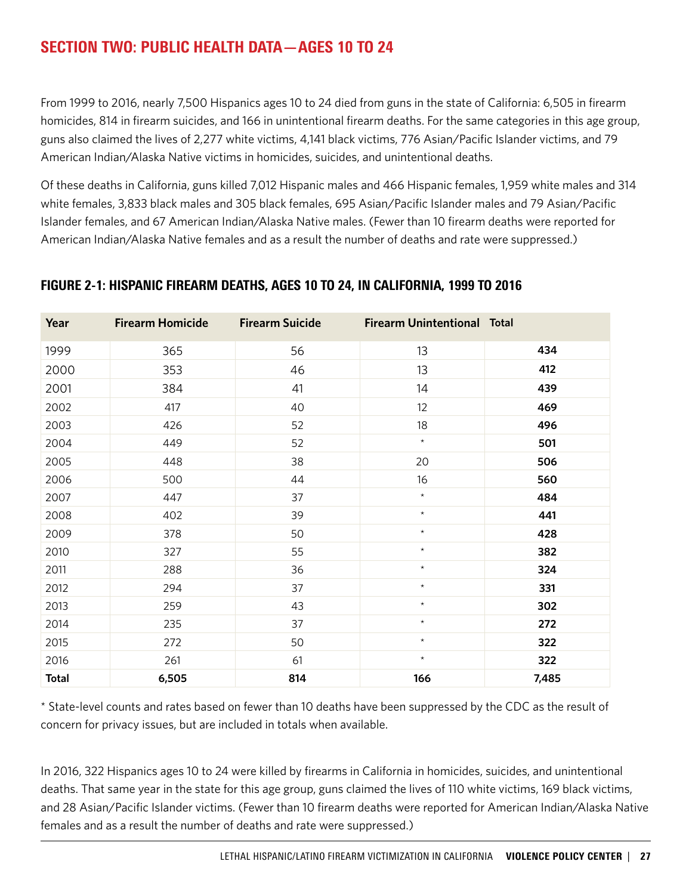## SECTION TWO: PUBLIC HEALTH DATA—AGES 10 TO 24

From 1999 to 2016, nearly 7,500 Hispanics ages 10 to 24 died from guns in the state of California: 6,505 in firearm homicides, 814 in firearm suicides, and 166 in unintentional firearm deaths. For the same categories in this age group, guns also claimed the lives of 2,277 white victims, 4,141 black victims, 776 Asian/Pacific Islander victims, and 79 American Indian/Alaska Native victims in homicides, suicides, and unintentional deaths.

Of these deaths in California, guns killed 7,012 Hispanic males and 466 Hispanic females, 1,959 white males and 314 white females, 3,833 black males and 305 black females, 695 Asian/Pacific Islander males and 79 Asian/Pacific Islander females, and 67 American Indian/Alaska Native males. (Fewer than 10 firearm deaths were reported for American Indian/Alaska Native females and as a result the number of deaths and rate were suppressed.)

### FIGURE 2-1: HISPANIC FIREARM DEATHS, AGES 10 TO 24, IN CALIFORNIA, 1999 TO 2016

| Year | Firearm Homicide | Firearm Suicide | Firearm Unintentional | Total |
|---|---|---|---|---|
| 1999 | 365 | 56 | 13 | **434** |
| 2000 | 353 | 46 | 13 | **412** |
| 2001 | 384 | 41 | 14 | **439** |
| 2002 | 417 | 40 | 12 | **469** |
| 2003 | 426 | 52 | 18 | **496** |
| 2004 | 449 | 52 | * | **501** |
| 2005 | 448 | 38 | 20 | **506** |
| 2006 | 500 | 44 | 16 | **560** |
| 2007 | 447 | 37 | * | **484** |
| 2008 | 402 | 39 | * | **441** |
| 2009 | 378 | 50 | * | **428** |
| 2010 | 327 | 55 | * | **382** |
| 2011 | 288 | 36 | * | **324** |
| 2012 | 294 | 37 | * | **331** |
| 2013 | 259 | 43 | * | **302** |
| 2014 | 235 | 37 | * | **272** |
| 2015 | 272 | 50 | * | **322** |
| 2016 | 261 | 61 | * | **322** |
| **Total** | **6,505** | **814** | **166** | **7,485** |

* State-level counts and rates based on fewer than 10 deaths have been suppressed by the CDC as the result of concern for privacy issues, but are included in totals when available.

In 2016, 322 Hispanics ages 10 to 24 were killed by firearms in California in homicides, suicides, and unintentional deaths. That same year in the state for this age group, guns claimed the lives of 110 white victims, 169 black victims, and 28 Asian/Pacific Islander victims. (Fewer than 10 firearm deaths were reported for American Indian/Alaska Native females and as a result the number of deaths and rate were suppressed.)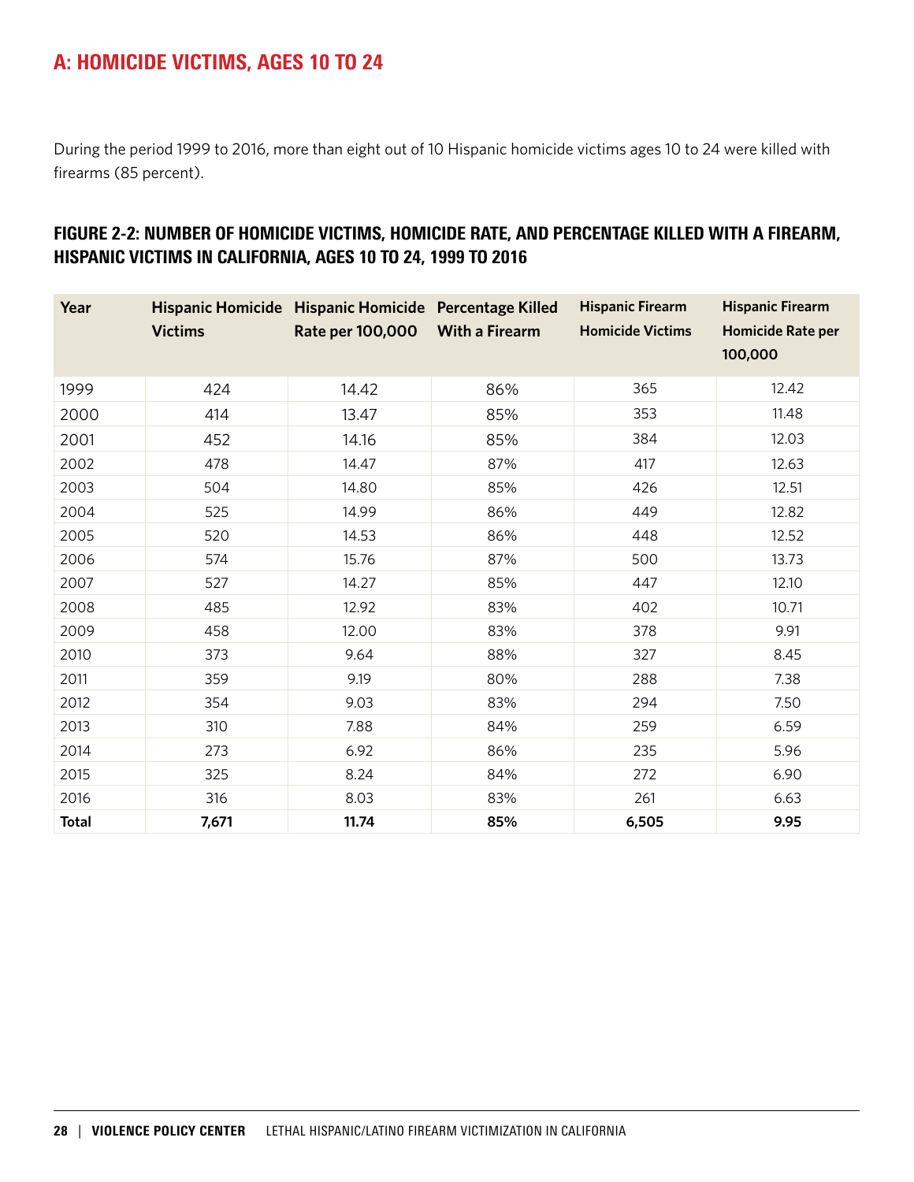## A: HOMICIDE VICTIMS, AGES 10 TO 24

During the period 1999 to 2016, more than eight out of 10 Hispanic homicide victims ages 10 to 24 were killed with firearms (85 percent).

### FIGURE 2-2: NUMBER OF HOMICIDE VICTIMS, HOMICIDE RATE, AND PERCENTAGE KILLED WITH A FIREARM, HISPANIC VICTIMS IN CALIFORNIA, AGES 10 TO 24, 1999 TO 2016

| Year | Hispanic Homicide Victims | Hispanic Homicide Rate per 100,000 | Percentage Killed With a Firearm | Hispanic Firearm Homicide Victims | Hispanic Firearm Homicide Rate per 100,000 |
|---|---|---|---|---|---|
| 1999 | 424 | 14.42 | 86% | 365 | 12.42 |
| 2000 | 414 | 13.47 | 85% | 353 | 11.48 |
| 2001 | 452 | 14.16 | 85% | 384 | 12.03 |
| 2002 | 478 | 14.47 | 87% | 417 | 12.63 |
| 2003 | 504 | 14.80 | 85% | 426 | 12.51 |
| 2004 | 525 | 14.99 | 86% | 449 | 12.82 |
| 2005 | 520 | 14.53 | 86% | 448 | 12.52 |
| 2006 | 574 | 15.76 | 87% | 500 | 13.73 |
| 2007 | 527 | 14.27 | 85% | 447 | 12.10 |
| 2008 | 485 | 12.92 | 83% | 402 | 10.71 |
| 2009 | 458 | 12.00 | 83% | 378 | 9.91 |
| 2010 | 373 | 9.64 | 88% | 327 | 8.45 |
| 2011 | 359 | 9.19 | 80% | 288 | 7.38 |
| 2012 | 354 | 9.03 | 83% | 294 | 7.50 |
| 2013 | 310 | 7.88 | 84% | 259 | 6.59 |
| 2014 | 273 | 6.92 | 86% | 235 | 5.96 |
| 2015 | 325 | 8.24 | 84% | 272 | 6.90 |
| 2016 | 316 | 8.03 | 83% | 261 | 6.63 |
| **Total** | **7,671** | **11.74** | **85%** | **6,505** | **9.95** |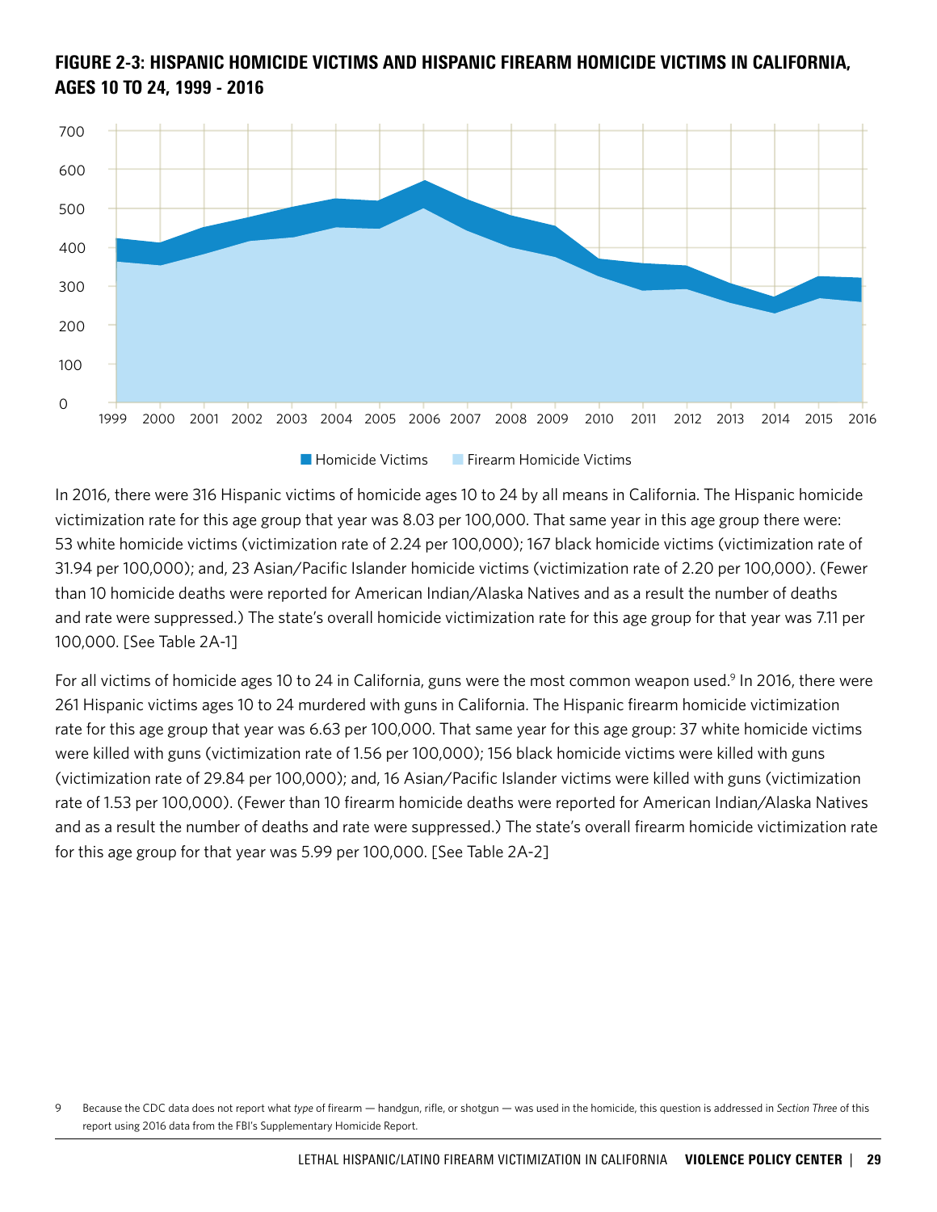## FIGURE 2-3: HISPANIC HOMICIDE VICTIMS AND HISPANIC FIREARM HOMICIDE VICTIMS IN CALIFORNIA, AGES 10 TO 24, 1999 - 2016

In 2016, there were 316 Hispanic victims of homicide ages 10 to 24 by all means in California. The Hispanic homicide victimization rate for this age group that year was 8.03 per 100,000. That same year in this age group there were: 53 white homicide victims (victimization rate of 2.24 per 100,000); 167 black homicide victims (victimization rate of 31.94 per 100,000); and, 23 Asian/Pacific Islander homicide victims (victimization rate of 2.20 per 100,000). (Fewer than 10 homicide deaths were reported for American Indian/Alaska Natives and as a result the number of deaths and rate were suppressed.) The state's overall homicide victimization rate for this age group for that year was 7.11 per 100,000. [See Table 2A-1]

For all victims of homicide ages 10 to 24 in California, guns were the most common weapon used.[9] In 2016, there were 261 Hispanic victims ages 10 to 24 murdered with guns in California. The Hispanic firearm homicide victimization rate for this age group that year was 6.63 per 100,000. That same year for this age group: 37 white homicide victims were killed with guns (victimization rate of 1.56 per 100,000); 156 black homicide victims were killed with guns (victimization rate of 29.84 per 100,000); and, 16 Asian/Pacific Islander victims were killed with guns (victimization rate of 1.53 per 100,000). (Fewer than 10 firearm homicide deaths were reported for American Indian/Alaska Natives and as a result the number of deaths and rate were suppressed.) The state's overall firearm homicide victimization rate for this age group for that year was 5.99 per 100,000. [See Table 2A-2]

9 Because the CDC data does not report what *type* of firearm — handgun, rifle, or shotgun — was used in the homicide, this question is addressed in *Section Three* of this report using 2016 data from the FBI's Supplementary Homicide Report.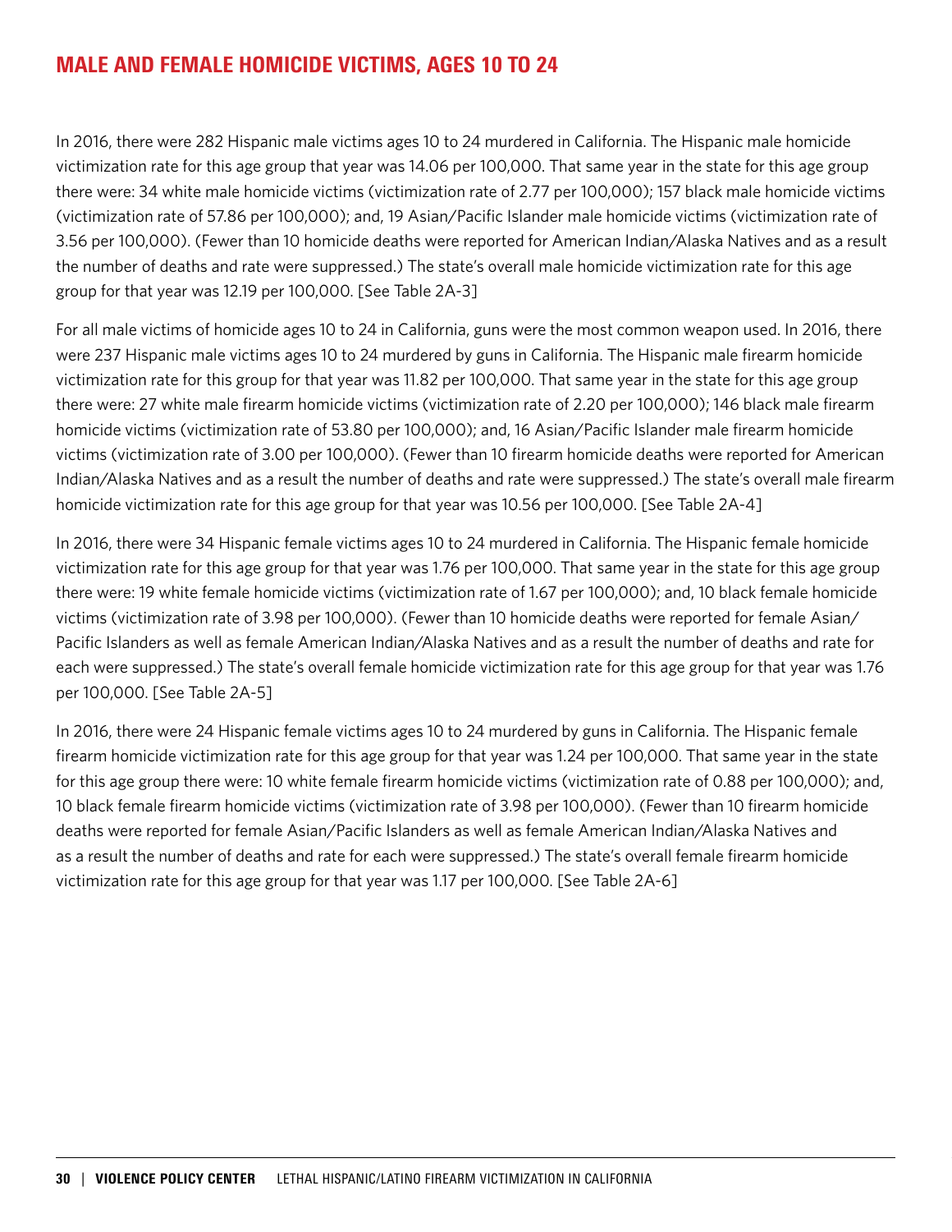## MALE AND FEMALE HOMICIDE VICTIMS, AGES 10 TO 24

In 2016, there were 282 Hispanic male victims ages 10 to 24 murdered in California. The Hispanic male homicide victimization rate for this age group that year was 14.06 per 100,000. That same year in the state for this age group there were: 34 white male homicide victims (victimization rate of 2.77 per 100,000); 157 black male homicide victims (victimization rate of 57.86 per 100,000); and, 19 Asian/Pacific Islander male homicide victims (victimization rate of 3.56 per 100,000). (Fewer than 10 homicide deaths were reported for American Indian/Alaska Natives and as a result the number of deaths and rate were suppressed.) The state's overall male homicide victimization rate for this age group for that year was 12.19 per 100,000. [See Table 2A-3]

For all male victims of homicide ages 10 to 24 in California, guns were the most common weapon used. In 2016, there were 237 Hispanic male victims ages 10 to 24 murdered by guns in California. The Hispanic male firearm homicide victimization rate for this group for that year was 11.82 per 100,000. That same year in the state for this age group there were: 27 white male firearm homicide victims (victimization rate of 2.20 per 100,000); 146 black male firearm homicide victims (victimization rate of 53.80 per 100,000); and, 16 Asian/Pacific Islander male firearm homicide victims (victimization rate of 3.00 per 100,000). (Fewer than 10 firearm homicide deaths were reported for American Indian/Alaska Natives and as a result the number of deaths and rate were suppressed.) The state's overall male firearm homicide victimization rate for this age group for that year was 10.56 per 100,000. [See Table 2A-4]

In 2016, there were 34 Hispanic female victims ages 10 to 24 murdered in California. The Hispanic female homicide victimization rate for this age group for that year was 1.76 per 100,000. That same year in the state for this age group there were: 19 white female homicide victims (victimization rate of 1.67 per 100,000); and, 10 black female homicide victims (victimization rate of 3.98 per 100,000). (Fewer than 10 homicide deaths were reported for female Asian/Pacific Islanders as well as female American Indian/Alaska Natives and as a result the number of deaths and rate for each were suppressed.) The state's overall female homicide victimization rate for this age group for that year was 1.76 per 100,000. [See Table 2A-5]

In 2016, there were 24 Hispanic female victims ages 10 to 24 murdered by guns in California. The Hispanic female firearm homicide victimization rate for this age group for that year was 1.24 per 100,000. That same year in the state for this age group there were: 10 white female firearm homicide victims (victimization rate of 0.88 per 100,000); and, 10 black female firearm homicide victims (victimization rate of 3.98 per 100,000). (Fewer than 10 firearm homicide deaths were reported for female Asian/Pacific Islanders as well as female American Indian/Alaska Natives and as a result the number of deaths and rate for each were suppressed.) The state's overall female firearm homicide victimization rate for this age group for that year was 1.17 per 100,000. [See Table 2A-6]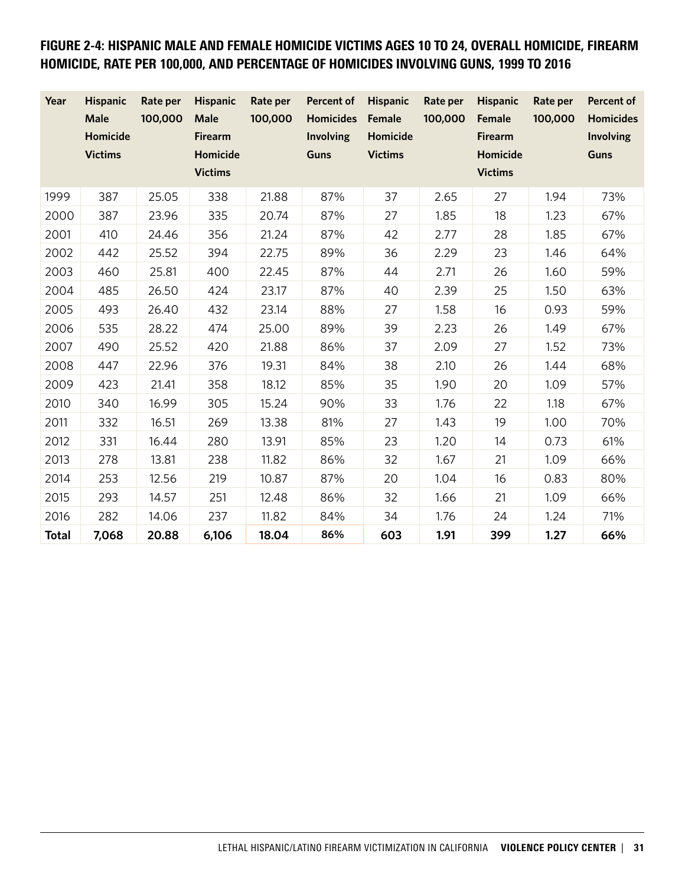## FIGURE 2-4: HISPANIC MALE AND FEMALE HOMICIDE VICTIMS AGES 10 TO 24, OVERALL HOMICIDE, FIREARM HOMICIDE, RATE PER 100,000, AND PERCENTAGE OF HOMICIDES INVOLVING GUNS, 1999 TO 2016

| Year | Hispanic Male Homicide Victims | Rate per 100,000 | Hispanic Male Firearm Homicide Victims | Rate per 100,000 | Percent of Homicides Involving Guns | Hispanic Female Homicide Victims | Rate per 100,000 | Hispanic Female Firearm Homicide Victims | Rate per 100,000 | Percent of Homicides Involving Guns |
|---|---|---|---|---|---|---|---|---|---|---|
| 1999 | 387 | 25.05 | 338 | 21.88 | 87% | 37 | 2.65 | 27 | 1.94 | 73% |
| 2000 | 387 | 23.96 | 335 | 20.74 | 87% | 27 | 1.85 | 18 | 1.23 | 67% |
| 2001 | 410 | 24.46 | 356 | 21.24 | 87% | 42 | 2.77 | 28 | 1.85 | 67% |
| 2002 | 442 | 25.52 | 394 | 22.75 | 89% | 36 | 2.29 | 23 | 1.46 | 64% |
| 2003 | 460 | 25.81 | 400 | 22.45 | 87% | 44 | 2.71 | 26 | 1.60 | 59% |
| 2004 | 485 | 26.50 | 424 | 23.17 | 87% | 40 | 2.39 | 25 | 1.50 | 63% |
| 2005 | 493 | 26.40 | 432 | 23.14 | 88% | 27 | 1.58 | 16 | 0.93 | 59% |
| 2006 | 535 | 28.22 | 474 | 25.00 | 89% | 39 | 2.23 | 26 | 1.49 | 67% |
| 2007 | 490 | 25.52 | 420 | 21.88 | 86% | 37 | 2.09 | 27 | 1.52 | 73% |
| 2008 | 447 | 22.96 | 376 | 19.31 | 84% | 38 | 2.10 | 26 | 1.44 | 68% |
| 2009 | 423 | 21.41 | 358 | 18.12 | 85% | 35 | 1.90 | 20 | 1.09 | 57% |
| 2010 | 340 | 16.99 | 305 | 15.24 | 90% | 33 | 1.76 | 22 | 1.18 | 67% |
| 2011 | 332 | 16.51 | 269 | 13.38 | 81% | 27 | 1.43 | 19 | 1.00 | 70% |
| 2012 | 331 | 16.44 | 280 | 13.91 | 85% | 23 | 1.20 | 14 | 0.73 | 61% |
| 2013 | 278 | 13.81 | 238 | 11.82 | 86% | 32 | 1.67 | 21 | 1.09 | 66% |
| 2014 | 253 | 12.56 | 219 | 10.87 | 87% | 20 | 1.04 | 16 | 0.83 | 80% |
| 2015 | 293 | 14.57 | 251 | 12.48 | 86% | 32 | 1.66 | 21 | 1.09 | 66% |
| 2016 | 282 | 14.06 | 237 | 11.82 | 84% | 34 | 1.76 | 24 | 1.24 | 71% |
| **Total** | **7,068** | **20.88** | **6,106** | **18.04** | **86%** | **603** | **1.91** | **399** | **1.27** | **66%** |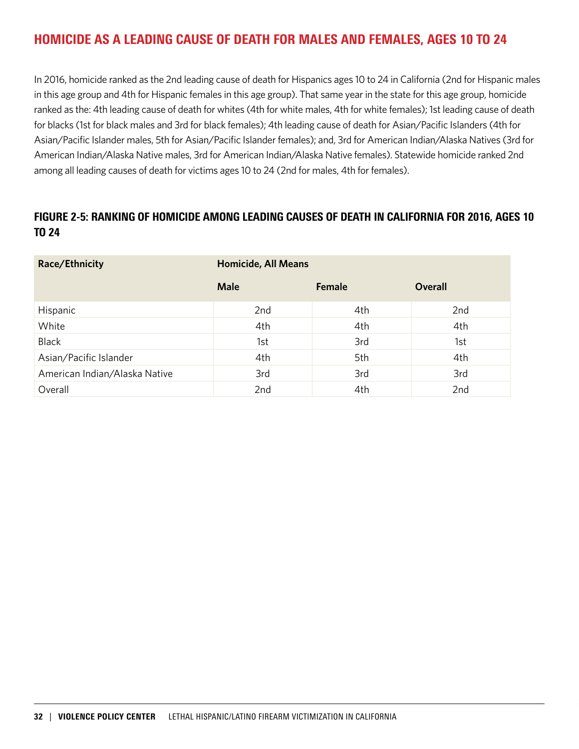## HOMICIDE AS A LEADING CAUSE OF DEATH FOR MALES AND FEMALES, AGES 10 TO 24

In 2016, homicide ranked as the 2nd leading cause of death for Hispanics ages 10 to 24 in California (2nd for Hispanic males in this age group and 4th for Hispanic females in this age group). That same year in the state for this age group, homicide ranked as the: 4th leading cause of death for whites (4th for white males, 4th for white females); 1st leading cause of death for blacks (1st for black males and 3rd for black females); 4th leading cause of death for Asian/Pacific Islanders (4th for Asian/Pacific Islander males, 5th for Asian/Pacific Islander females); and, 3rd for American Indian/Alaska Natives (3rd for American Indian/Alaska Native males, 3rd for American Indian/Alaska Native females). Statewide homicide ranked 2nd among all leading causes of death for victims ages 10 to 24 (2nd for males, 4th for females).

### FIGURE 2-5: RANKING OF HOMICIDE AMONG LEADING CAUSES OF DEATH IN CALIFORNIA FOR 2016, AGES 10 TO 24

| Race/Ethnicity | Homicide, All Means | | |
|---|---|---|---|
| | Male | Female | Overall |
| Hispanic | 2nd | 4th | 2nd |
| White | 4th | 4th | 4th |
| Black | 1st | 3rd | 1st |
| Asian/Pacific Islander | 4th | 5th | 4th |
| American Indian/Alaska Native | 3rd | 3rd | 3rd |
| Overall | 2nd | 4th | 2nd |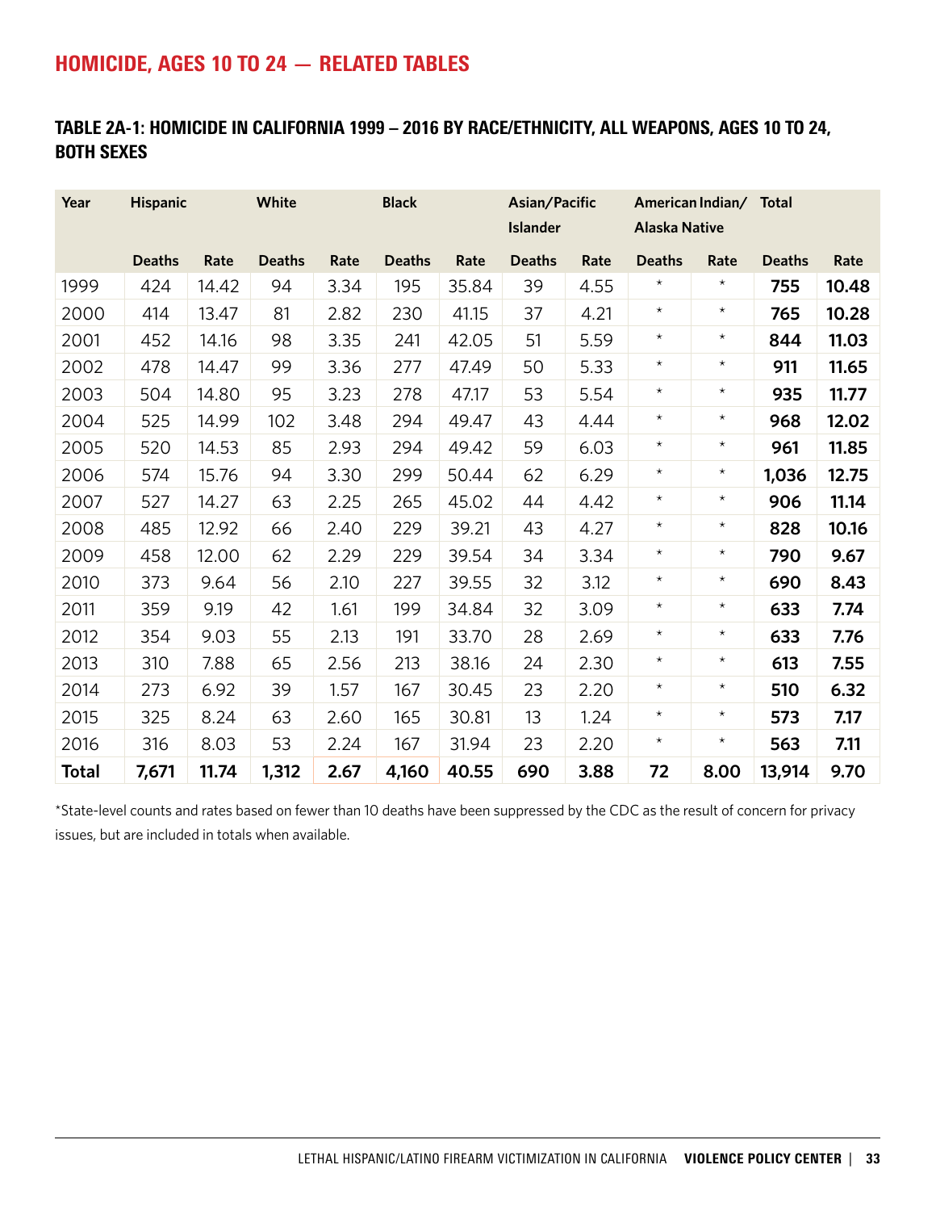## HOMICIDE, AGES 10 TO 24 — RELATED TABLES

### TABLE 2A-1: HOMICIDE IN CALIFORNIA 1999 – 2016 BY RACE/ETHNICITY, ALL WEAPONS, AGES 10 TO 24, BOTH SEXES

| Year | Hispanic | | White | | Black | | Asian/Pacific Islander | | American Indian/ Alaska Native | | Total | |
|---|---|---|---|---|---|---|---|---|---|---|---|---|
| | Deaths | Rate | Deaths | Rate | Deaths | Rate | Deaths | Rate | Deaths | Rate | Deaths | Rate |
| 1999 | 424 | 14.42 | 94 | 3.34 | 195 | 35.84 | 39 | 4.55 | * | * | **755** | **10.48** |
| 2000 | 414 | 13.47 | 81 | 2.82 | 230 | 41.15 | 37 | 4.21 | * | * | **765** | **10.28** |
| 2001 | 452 | 14.16 | 98 | 3.35 | 241 | 42.05 | 51 | 5.59 | * | * | **844** | **11.03** |
| 2002 | 478 | 14.47 | 99 | 3.36 | 277 | 47.49 | 50 | 5.33 | * | * | **911** | **11.65** |
| 2003 | 504 | 14.80 | 95 | 3.23 | 278 | 47.17 | 53 | 5.54 | * | * | **935** | **11.77** |
| 2004 | 525 | 14.99 | 102 | 3.48 | 294 | 49.47 | 43 | 4.44 | * | * | **968** | **12.02** |
| 2005 | 520 | 14.53 | 85 | 2.93 | 294 | 49.42 | 59 | 6.03 | * | * | **961** | **11.85** |
| 2006 | 574 | 15.76 | 94 | 3.30 | 299 | 50.44 | 62 | 6.29 | * | * | **1,036** | **12.75** |
| 2007 | 527 | 14.27 | 63 | 2.25 | 265 | 45.02 | 44 | 4.42 | * | * | **906** | **11.14** |
| 2008 | 485 | 12.92 | 66 | 2.40 | 229 | 39.21 | 43 | 4.27 | * | * | **828** | **10.16** |
| 2009 | 458 | 12.00 | 62 | 2.29 | 229 | 39.54 | 34 | 3.34 | * | * | **790** | **9.67** |
| 2010 | 373 | 9.64 | 56 | 2.10 | 227 | 39.55 | 32 | 3.12 | * | * | **690** | **8.43** |
| 2011 | 359 | 9.19 | 42 | 1.61 | 199 | 34.84 | 32 | 3.09 | * | * | **633** | **7.74** |
| 2012 | 354 | 9.03 | 55 | 2.13 | 191 | 33.70 | 28 | 2.69 | * | * | **633** | **7.76** |
| 2013 | 310 | 7.88 | 65 | 2.56 | 213 | 38.16 | 24 | 2.30 | * | * | **613** | **7.55** |
| 2014 | 273 | 6.92 | 39 | 1.57 | 167 | 30.45 | 23 | 2.20 | * | * | **510** | **6.32** |
| 2015 | 325 | 8.24 | 63 | 2.60 | 165 | 30.81 | 13 | 1.24 | * | * | **573** | **7.17** |
| 2016 | 316 | 8.03 | 53 | 2.24 | 167 | 31.94 | 23 | 2.20 | * | * | **563** | **7.11** |
| **Total** | **7,671** | **11.74** | **1,312** | **2.67** | **4,160** | **40.55** | **690** | **3.88** | **72** | **8.00** | **13,914** | **9.70** |

*State-level counts and rates based on fewer than 10 deaths have been suppressed by the CDC as the result of concern for privacy issues, but are included in totals when available.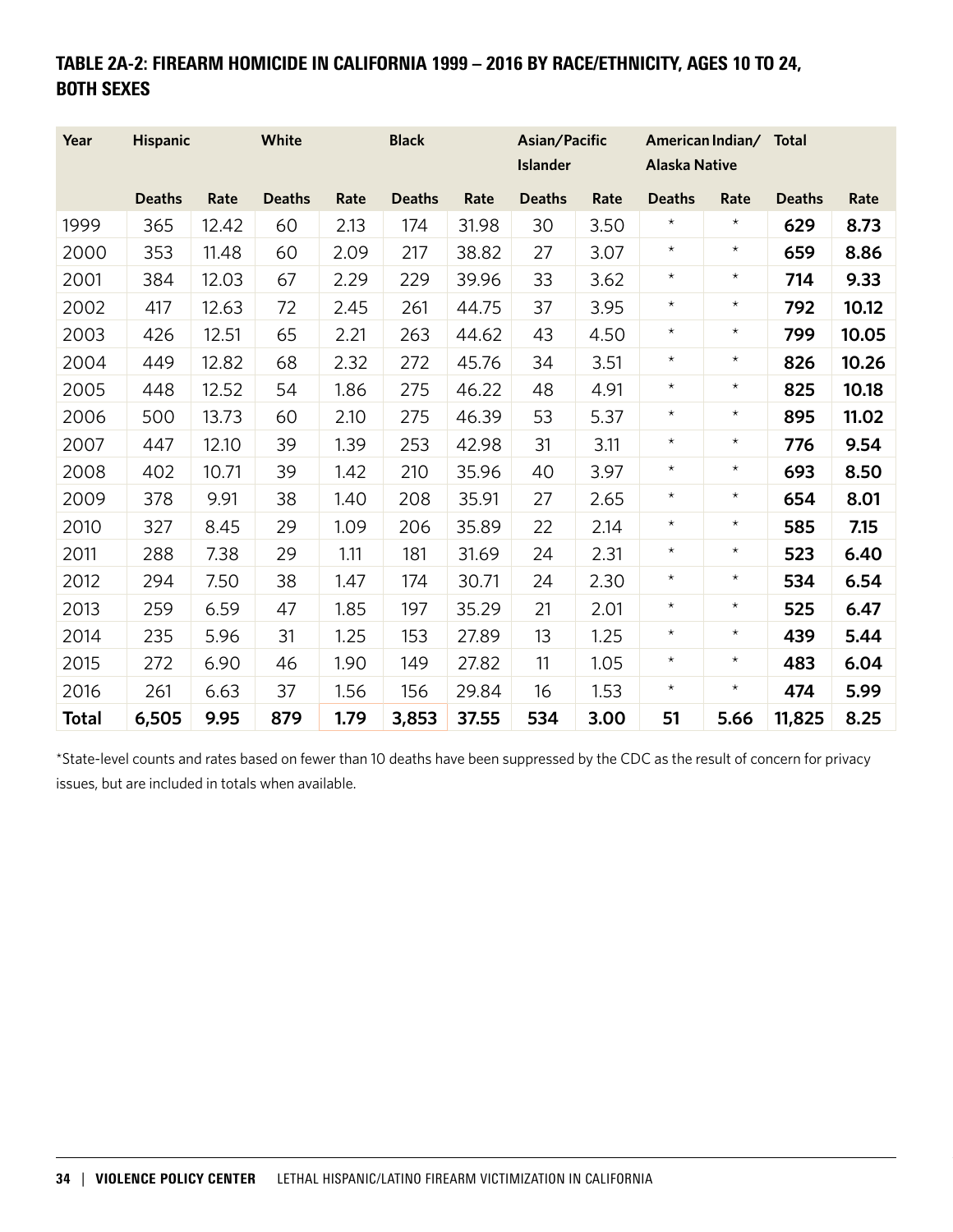## TABLE 2A-2: FIREARM HOMICIDE IN CALIFORNIA 1999 – 2016 BY RACE/ETHNICITY, AGES 10 TO 24, BOTH SEXES

| Year | Hispanic | | White | | Black | | Asian/Pacific Islander | | American Indian/ Alaska Native | | Total | |
|---|---|---|---|---|---|---|---|---|---|---|---|---|
| | Deaths | Rate | Deaths | Rate | Deaths | Rate | Deaths | Rate | Deaths | Rate | Deaths | Rate |
| 1999 | 365 | 12.42 | 60 | 2.13 | 174 | 31.98 | 30 | 3.50 | * | * | **629** | **8.73** |
| 2000 | 353 | 11.48 | 60 | 2.09 | 217 | 38.82 | 27 | 3.07 | * | * | **659** | **8.86** |
| 2001 | 384 | 12.03 | 67 | 2.29 | 229 | 39.96 | 33 | 3.62 | * | * | **714** | **9.33** |
| 2002 | 417 | 12.63 | 72 | 2.45 | 261 | 44.75 | 37 | 3.95 | * | * | **792** | **10.12** |
| 2003 | 426 | 12.51 | 65 | 2.21 | 263 | 44.62 | 43 | 4.50 | * | * | **799** | **10.05** |
| 2004 | 449 | 12.82 | 68 | 2.32 | 272 | 45.76 | 34 | 3.51 | * | * | **826** | **10.26** |
| 2005 | 448 | 12.52 | 54 | 1.86 | 275 | 46.22 | 48 | 4.91 | * | * | **825** | **10.18** |
| 2006 | 500 | 13.73 | 60 | 2.10 | 275 | 46.39 | 53 | 5.37 | * | * | **895** | **11.02** |
| 2007 | 447 | 12.10 | 39 | 1.39 | 253 | 42.98 | 31 | 3.11 | * | * | **776** | **9.54** |
| 2008 | 402 | 10.71 | 39 | 1.42 | 210 | 35.96 | 40 | 3.97 | * | * | **693** | **8.50** |
| 2009 | 378 | 9.91 | 38 | 1.40 | 208 | 35.91 | 27 | 2.65 | * | * | **654** | **8.01** |
| 2010 | 327 | 8.45 | 29 | 1.09 | 206 | 35.89 | 22 | 2.14 | * | * | **585** | **7.15** |
| 2011 | 288 | 7.38 | 29 | 1.11 | 181 | 31.69 | 24 | 2.31 | * | * | **523** | **6.40** |
| 2012 | 294 | 7.50 | 38 | 1.47 | 174 | 30.71 | 24 | 2.30 | * | * | **534** | **6.54** |
| 2013 | 259 | 6.59 | 47 | 1.85 | 197 | 35.29 | 21 | 2.01 | * | * | **525** | **6.47** |
| 2014 | 235 | 5.96 | 31 | 1.25 | 153 | 27.89 | 13 | 1.25 | * | * | **439** | **5.44** |
| 2015 | 272 | 6.90 | 46 | 1.90 | 149 | 27.82 | 11 | 1.05 | * | * | **483** | **6.04** |
| 2016 | 261 | 6.63 | 37 | 1.56 | 156 | 29.84 | 16 | 1.53 | * | * | **474** | **5.99** |
| **Total** | **6,505** | **9.95** | **879** | **1.79** | **3,853** | **37.55** | **534** | **3.00** | **51** | **5.66** | **11,825** | **8.25** |

*State-level counts and rates based on fewer than 10 deaths have been suppressed by the CDC as the result of concern for privacy issues, but are included in totals when available.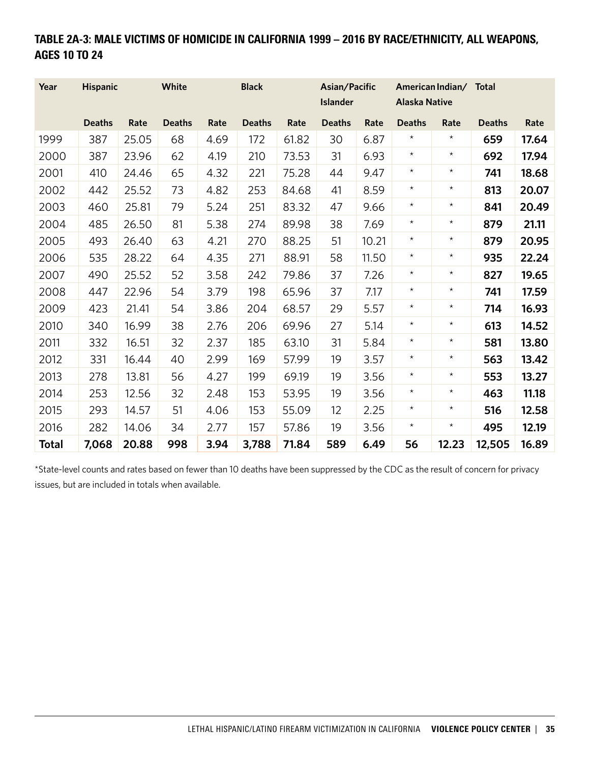## TABLE 2A-3: MALE VICTIMS OF HOMICIDE IN CALIFORNIA 1999 – 2016 BY RACE/ETHNICITY, ALL WEAPONS, AGES 10 TO 24

| Year | Hispanic | | White | | Black | | Asian/Pacific Islander | | American Indian/ Alaska Native | | Total | |
|---|---|---|---|---|---|---|---|---|---|---|---|---|
| | Deaths | Rate | Deaths | Rate | Deaths | Rate | Deaths | Rate | Deaths | Rate | Deaths | Rate |
| 1999 | 387 | 25.05 | 68 | 4.69 | 172 | 61.82 | 30 | 6.87 | * | * | **659** | **17.64** |
| 2000 | 387 | 23.96 | 62 | 4.19 | 210 | 73.53 | 31 | 6.93 | * | * | **692** | **17.94** |
| 2001 | 410 | 24.46 | 65 | 4.32 | 221 | 75.28 | 44 | 9.47 | * | * | **741** | **18.68** |
| 2002 | 442 | 25.52 | 73 | 4.82 | 253 | 84.68 | 41 | 8.59 | * | * | **813** | **20.07** |
| 2003 | 460 | 25.81 | 79 | 5.24 | 251 | 83.32 | 47 | 9.66 | * | * | **841** | **20.49** |
| 2004 | 485 | 26.50 | 81 | 5.38 | 274 | 89.98 | 38 | 7.69 | * | * | **879** | **21.11** |
| 2005 | 493 | 26.40 | 63 | 4.21 | 270 | 88.25 | 51 | 10.21 | * | * | **879** | **20.95** |
| 2006 | 535 | 28.22 | 64 | 4.35 | 271 | 88.91 | 58 | 11.50 | * | * | **935** | **22.24** |
| 2007 | 490 | 25.52 | 52 | 3.58 | 242 | 79.86 | 37 | 7.26 | * | * | **827** | **19.65** |
| 2008 | 447 | 22.96 | 54 | 3.79 | 198 | 65.96 | 37 | 7.17 | * | * | **741** | **17.59** |
| 2009 | 423 | 21.41 | 54 | 3.86 | 204 | 68.57 | 29 | 5.57 | * | * | **714** | **16.93** |
| 2010 | 340 | 16.99 | 38 | 2.76 | 206 | 69.96 | 27 | 5.14 | * | * | **613** | **14.52** |
| 2011 | 332 | 16.51 | 32 | 2.37 | 185 | 63.10 | 31 | 5.84 | * | * | **581** | **13.80** |
| 2012 | 331 | 16.44 | 40 | 2.99 | 169 | 57.99 | 19 | 3.57 | * | * | **563** | **13.42** |
| 2013 | 278 | 13.81 | 56 | 4.27 | 199 | 69.19 | 19 | 3.56 | * | * | **553** | **13.27** |
| 2014 | 253 | 12.56 | 32 | 2.48 | 153 | 53.95 | 19 | 3.56 | * | * | **463** | **11.18** |
| 2015 | 293 | 14.57 | 51 | 4.06 | 153 | 55.09 | 12 | 2.25 | * | * | **516** | **12.58** |
| 2016 | 282 | 14.06 | 34 | 2.77 | 157 | 57.86 | 19 | 3.56 | * | * | **495** | **12.19** |
| **Total** | **7,068** | **20.88** | **998** | **3.94** | **3,788** | **71.84** | **589** | **6.49** | **56** | **12.23** | **12,505** | **16.89** |

*State-level counts and rates based on fewer than 10 deaths have been suppressed by the CDC as the result of concern for privacy issues, but are included in totals when available.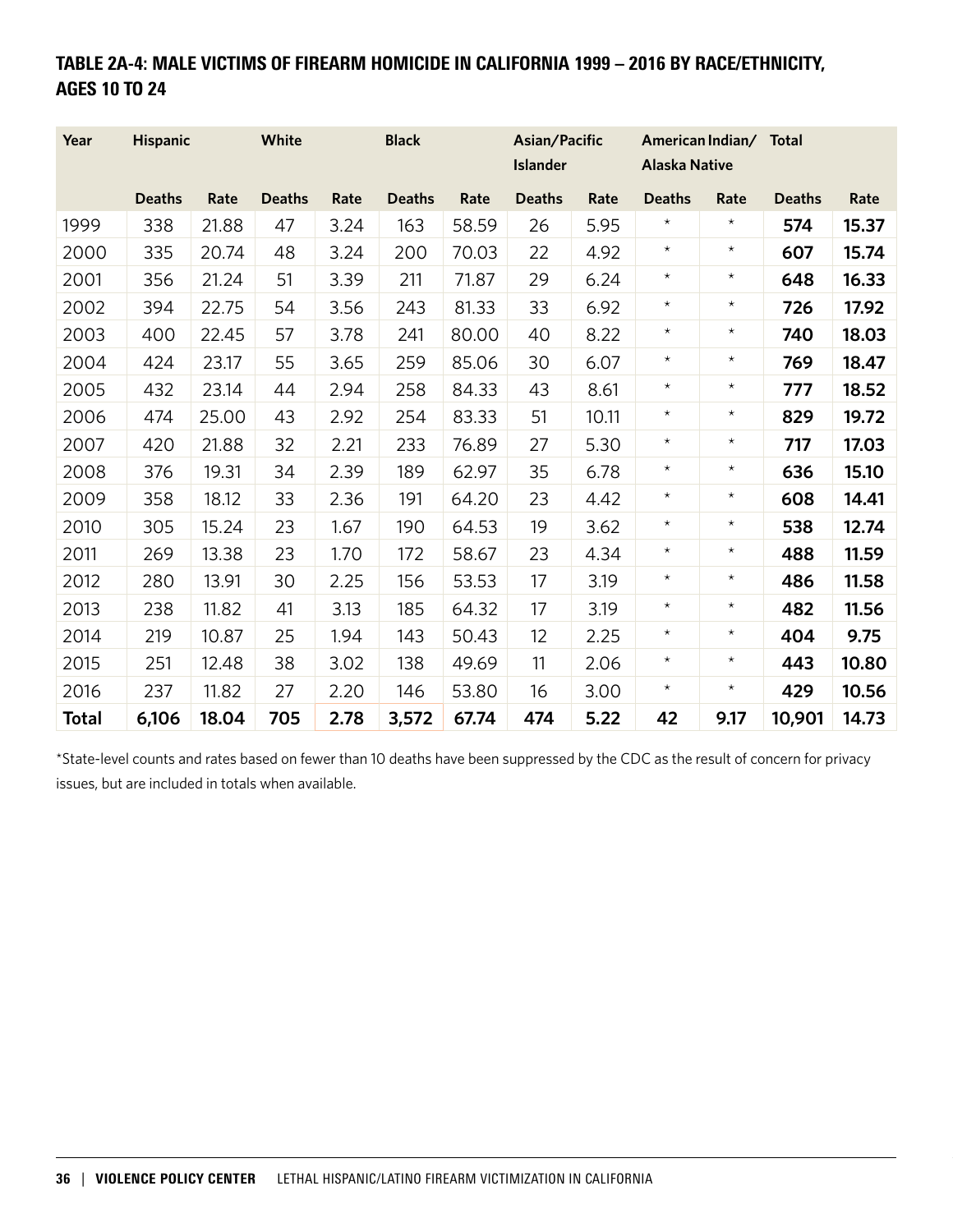**TABLE 2A-4: MALE VICTIMS OF FIREARM HOMICIDE IN CALIFORNIA 1999 – 2016 BY RACE/ETHNICITY, AGES 10 TO 24**

| Year | Hispanic | | White | | Black | | Asian/Pacific Islander | | American Indian/ Alaska Native | | Total | |
|---|---|---|---|---|---|---|---|---|---|---|---|---|
| | Deaths | Rate | Deaths | Rate | Deaths | Rate | Deaths | Rate | Deaths | Rate | Deaths | Rate |
| 1999 | 338 | 21.88 | 47 | 3.24 | 163 | 58.59 | 26 | 5.95 | * | * | **574** | **15.37** |
| 2000 | 335 | 20.74 | 48 | 3.24 | 200 | 70.03 | 22 | 4.92 | * | * | **607** | **15.74** |
| 2001 | 356 | 21.24 | 51 | 3.39 | 211 | 71.87 | 29 | 6.24 | * | * | **648** | **16.33** |
| 2002 | 394 | 22.75 | 54 | 3.56 | 243 | 81.33 | 33 | 6.92 | * | * | **726** | **17.92** |
| 2003 | 400 | 22.45 | 57 | 3.78 | 241 | 80.00 | 40 | 8.22 | * | * | **740** | **18.03** |
| 2004 | 424 | 23.17 | 55 | 3.65 | 259 | 85.06 | 30 | 6.07 | * | * | **769** | **18.47** |
| 2005 | 432 | 23.14 | 44 | 2.94 | 258 | 84.33 | 43 | 8.61 | * | * | **777** | **18.52** |
| 2006 | 474 | 25.00 | 43 | 2.92 | 254 | 83.33 | 51 | 10.11 | * | * | **829** | **19.72** |
| 2007 | 420 | 21.88 | 32 | 2.21 | 233 | 76.89 | 27 | 5.30 | * | * | **717** | **17.03** |
| 2008 | 376 | 19.31 | 34 | 2.39 | 189 | 62.97 | 35 | 6.78 | * | * | **636** | **15.10** |
| 2009 | 358 | 18.12 | 33 | 2.36 | 191 | 64.20 | 23 | 4.42 | * | * | **608** | **14.41** |
| 2010 | 305 | 15.24 | 23 | 1.67 | 190 | 64.53 | 19 | 3.62 | * | * | **538** | **12.74** |
| 2011 | 269 | 13.38 | 23 | 1.70 | 172 | 58.67 | 23 | 4.34 | * | * | **488** | **11.59** |
| 2012 | 280 | 13.91 | 30 | 2.25 | 156 | 53.53 | 17 | 3.19 | * | * | **486** | **11.58** |
| 2013 | 238 | 11.82 | 41 | 3.13 | 185 | 64.32 | 17 | 3.19 | * | * | **482** | **11.56** |
| 2014 | 219 | 10.87 | 25 | 1.94 | 143 | 50.43 | 12 | 2.25 | * | * | **404** | **9.75** |
| 2015 | 251 | 12.48 | 38 | 3.02 | 138 | 49.69 | 11 | 2.06 | * | * | **443** | **10.80** |
| 2016 | 237 | 11.82 | 27 | 2.20 | 146 | 53.80 | 16 | 3.00 | * | * | **429** | **10.56** |
| **Total** | **6,106** | **18.04** | **705** | **2.78** | **3,572** | **67.74** | **474** | **5.22** | **42** | **9.17** | **10,901** | **14.73** |

*State-level counts and rates based on fewer than 10 deaths have been suppressed by the CDC as the result of concern for privacy issues, but are included in totals when available.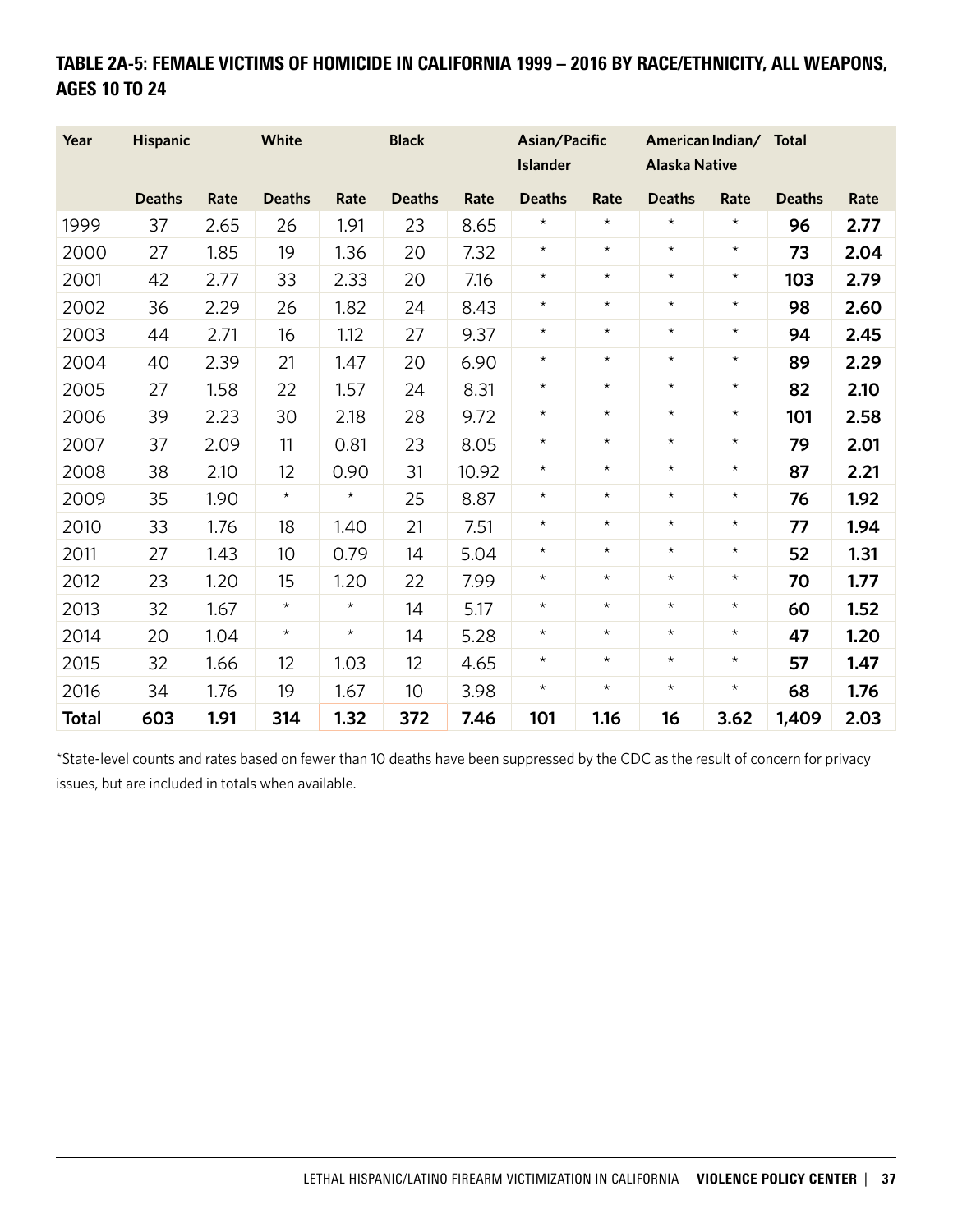## TABLE 2A-5: FEMALE VICTIMS OF HOMICIDE IN CALIFORNIA 1999 – 2016 BY RACE/ETHNICITY, ALL WEAPONS, AGES 10 TO 24

| Year | Hispanic | | White | | Black | | Asian/Pacific Islander | | American Indian/ Alaska Native | | Total | |
|---|---|---|---|---|---|---|---|---|---|---|---|---|
| | Deaths | Rate | Deaths | Rate | Deaths | Rate | Deaths | Rate | Deaths | Rate | Deaths | Rate |
| 1999 | 37 | 2.65 | 26 | 1.91 | 23 | 8.65 | * | * | * | * | **96** | **2.77** |
| 2000 | 27 | 1.85 | 19 | 1.36 | 20 | 7.32 | * | * | * | * | **73** | **2.04** |
| 2001 | 42 | 2.77 | 33 | 2.33 | 20 | 7.16 | * | * | * | * | **103** | **2.79** |
| 2002 | 36 | 2.29 | 26 | 1.82 | 24 | 8.43 | * | * | * | * | **98** | **2.60** |
| 2003 | 44 | 2.71 | 16 | 1.12 | 27 | 9.37 | * | * | * | * | **94** | **2.45** |
| 2004 | 40 | 2.39 | 21 | 1.47 | 20 | 6.90 | * | * | * | * | **89** | **2.29** |
| 2005 | 27 | 1.58 | 22 | 1.57 | 24 | 8.31 | * | * | * | * | **82** | **2.10** |
| 2006 | 39 | 2.23 | 30 | 2.18 | 28 | 9.72 | * | * | * | * | **101** | **2.58** |
| 2007 | 37 | 2.09 | 11 | 0.81 | 23 | 8.05 | * | * | * | * | **79** | **2.01** |
| 2008 | 38 | 2.10 | 12 | 0.90 | 31 | 10.92 | * | * | * | * | **87** | **2.21** |
| 2009 | 35 | 1.90 | * | * | 25 | 8.87 | * | * | * | * | **76** | **1.92** |
| 2010 | 33 | 1.76 | 18 | 1.40 | 21 | 7.51 | * | * | * | * | **77** | **1.94** |
| 2011 | 27 | 1.43 | 10 | 0.79 | 14 | 5.04 | * | * | * | * | **52** | **1.31** |
| 2012 | 23 | 1.20 | 15 | 1.20 | 22 | 7.99 | * | * | * | * | **70** | **1.77** |
| 2013 | 32 | 1.67 | * | * | 14 | 5.17 | * | * | * | * | **60** | **1.52** |
| 2014 | 20 | 1.04 | * | * | 14 | 5.28 | * | * | * | * | **47** | **1.20** |
| 2015 | 32 | 1.66 | 12 | 1.03 | 12 | 4.65 | * | * | * | * | **57** | **1.47** |
| 2016 | 34 | 1.76 | 19 | 1.67 | 10 | 3.98 | * | * | * | * | **68** | **1.76** |
| **Total** | **603** | **1.91** | **314** | **1.32** | **372** | **7.46** | **101** | **1.16** | **16** | **3.62** | **1,409** | **2.03** |

*State-level counts and rates based on fewer than 10 deaths have been suppressed by the CDC as the result of concern for privacy issues, but are included in totals when available.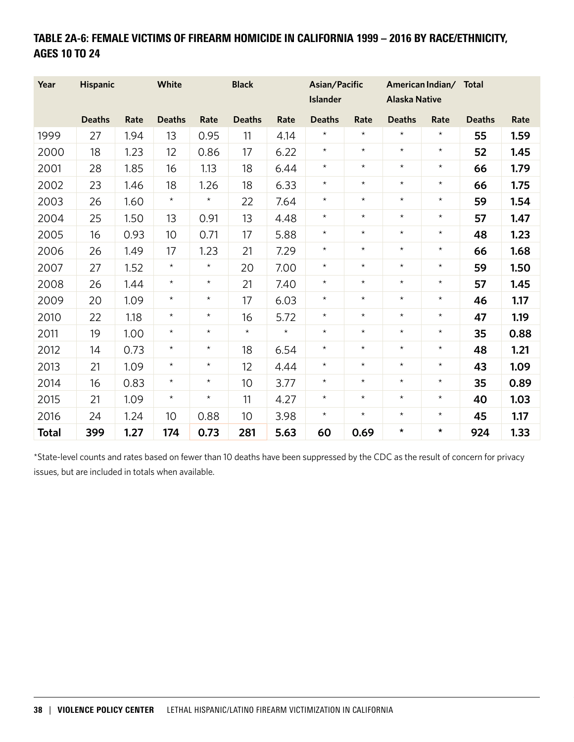## TABLE 2A-6: FEMALE VICTIMS OF FIREARM HOMICIDE IN CALIFORNIA 1999 – 2016 BY RACE/ETHNICITY, AGES 10 TO 24

| Year | Hispanic | | White | | Black | | Asian/Pacific Islander | | American Indian/ Alaska Native | | Total | |
|---|---|---|---|---|---|---|---|---|---|---|---|---|
| | Deaths | Rate | Deaths | Rate | Deaths | Rate | Deaths | Rate | Deaths | Rate | Deaths | Rate |
| 1999 | 27 | 1.94 | 13 | 0.95 | 11 | 4.14 | * | * | * | * | **55** | **1.59** |
| 2000 | 18 | 1.23 | 12 | 0.86 | 17 | 6.22 | * | * | * | * | **52** | **1.45** |
| 2001 | 28 | 1.85 | 16 | 1.13 | 18 | 6.44 | * | * | * | * | **66** | **1.79** |
| 2002 | 23 | 1.46 | 18 | 1.26 | 18 | 6.33 | * | * | * | * | **66** | **1.75** |
| 2003 | 26 | 1.60 | * | * | 22 | 7.64 | * | * | * | * | **59** | **1.54** |
| 2004 | 25 | 1.50 | 13 | 0.91 | 13 | 4.48 | * | * | * | * | **57** | **1.47** |
| 2005 | 16 | 0.93 | 10 | 0.71 | 17 | 5.88 | * | * | * | * | **48** | **1.23** |
| 2006 | 26 | 1.49 | 17 | 1.23 | 21 | 7.29 | * | * | * | * | **66** | **1.68** |
| 2007 | 27 | 1.52 | * | * | 20 | 7.00 | * | * | * | * | **59** | **1.50** |
| 2008 | 26 | 1.44 | * | * | 21 | 7.40 | * | * | * | * | **57** | **1.45** |
| 2009 | 20 | 1.09 | * | * | 17 | 6.03 | * | * | * | * | **46** | **1.17** |
| 2010 | 22 | 1.18 | * | * | 16 | 5.72 | * | * | * | * | **47** | **1.19** |
| 2011 | 19 | 1.00 | * | * | * | * | * | * | * | * | **35** | **0.88** |
| 2012 | 14 | 0.73 | * | * | 18 | 6.54 | * | * | * | * | **48** | **1.21** |
| 2013 | 21 | 1.09 | * | * | 12 | 4.44 | * | * | * | * | **43** | **1.09** |
| 2014 | 16 | 0.83 | * | * | 10 | 3.77 | * | * | * | * | **35** | **0.89** |
| 2015 | 21 | 1.09 | * | * | 11 | 4.27 | * | * | * | * | **40** | **1.03** |
| 2016 | 24 | 1.24 | 10 | 0.88 | 10 | 3.98 | * | * | * | * | **45** | **1.17** |
| **Total** | **399** | **1.27** | **174** | **0.73** | **281** | **5.63** | **60** | **0.69** | * | * | **924** | **1.33** |

*State-level counts and rates based on fewer than 10 deaths have been suppressed by the CDC as the result of concern for privacy issues, but are included in totals when available.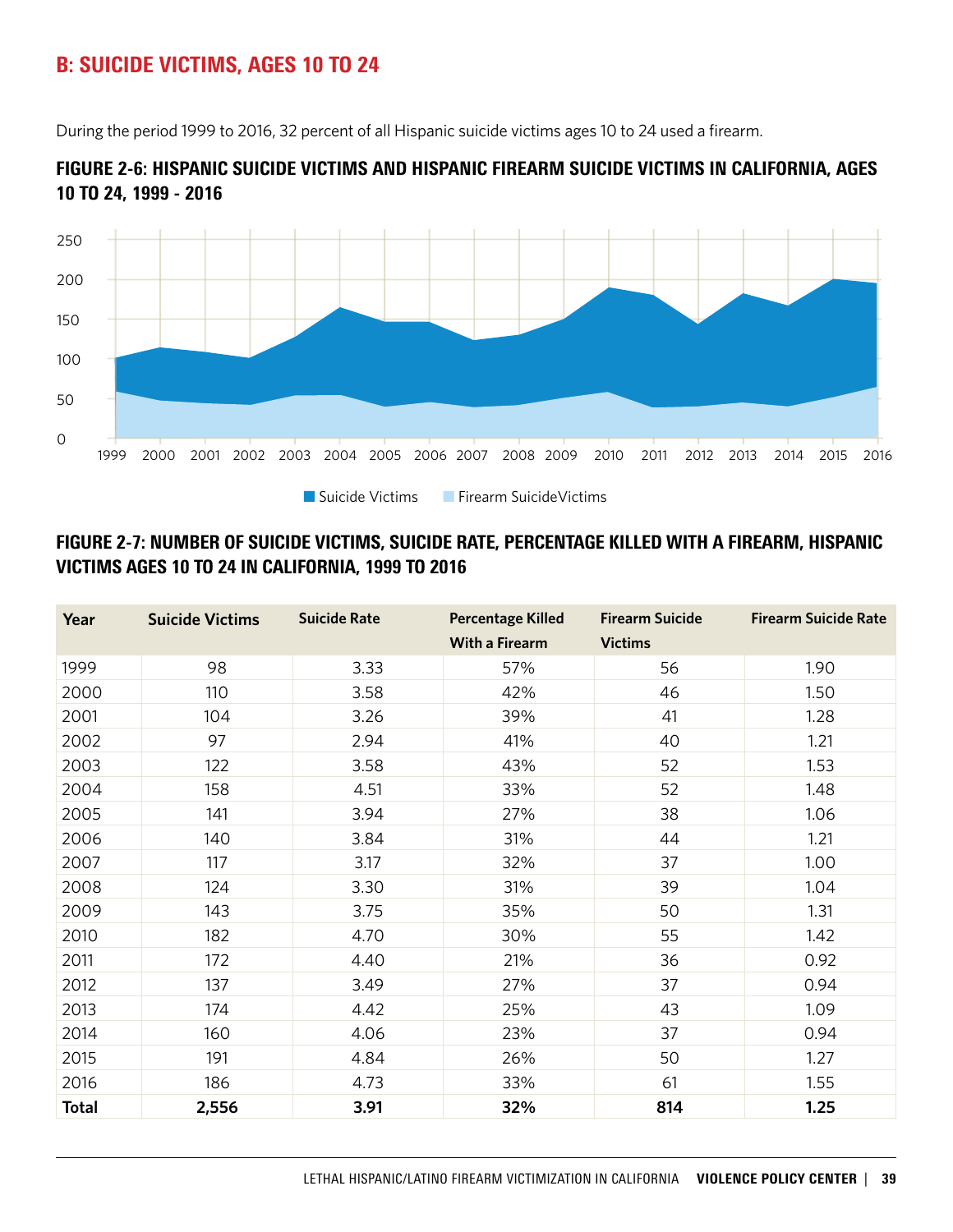## B: SUICIDE VICTIMS, AGES 10 TO 24

During the period 1999 to 2016, 32 percent of all Hispanic suicide victims ages 10 to 24 used a firearm.

### FIGURE 2-6: HISPANIC SUICIDE VICTIMS AND HISPANIC FIREARM SUICIDE VICTIMS IN CALIFORNIA, AGES 10 TO 24, 1999 - 2016

### FIGURE 2-7: NUMBER OF SUICIDE VICTIMS, SUICIDE RATE, PERCENTAGE KILLED WITH A FIREARM, HISPANIC VICTIMS AGES 10 TO 24 IN CALIFORNIA, 1999 TO 2016

| Year | Suicide Victims | Suicide Rate | Percentage Killed With a Firearm | Firearm Suicide Victims | Firearm Suicide Rate |
|---|---|---|---|---|---|
| 1999 | 98 | 3.33 | 57% | 56 | 1.90 |
| 2000 | 110 | 3.58 | 42% | 46 | 1.50 |
| 2001 | 104 | 3.26 | 39% | 41 | 1.28 |
| 2002 | 97 | 2.94 | 41% | 40 | 1.21 |
| 2003 | 122 | 3.58 | 43% | 52 | 1.53 |
| 2004 | 158 | 4.51 | 33% | 52 | 1.48 |
| 2005 | 141 | 3.94 | 27% | 38 | 1.06 |
| 2006 | 140 | 3.84 | 31% | 44 | 1.21 |
| 2007 | 117 | 3.17 | 32% | 37 | 1.00 |
| 2008 | 124 | 3.30 | 31% | 39 | 1.04 |
| 2009 | 143 | 3.75 | 35% | 50 | 1.31 |
| 2010 | 182 | 4.70 | 30% | 55 | 1.42 |
| 2011 | 172 | 4.40 | 21% | 36 | 0.92 |
| 2012 | 137 | 3.49 | 27% | 37 | 0.94 |
| 2013 | 174 | 4.42 | 25% | 43 | 1.09 |
| 2014 | 160 | 4.06 | 23% | 37 | 0.94 |
| 2015 | 191 | 4.84 | 26% | 50 | 1.27 |
| 2016 | 186 | 4.73 | 33% | 61 | 1.55 |
| **Total** | **2,556** | **3.91** | **32%** | **814** | **1.25** |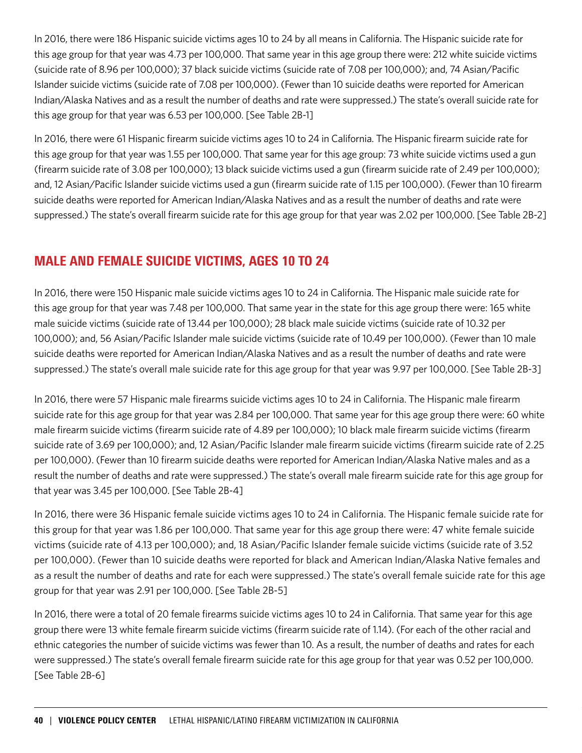In 2016, there were 186 Hispanic suicide victims ages 10 to 24 by all means in California. The Hispanic suicide rate for this age group for that year was 4.73 per 100,000. That same year in this age group there were: 212 white suicide victims (suicide rate of 8.96 per 100,000); 37 black suicide victims (suicide rate of 7.08 per 100,000); and, 74 Asian/Pacific Islander suicide victims (suicide rate of 7.08 per 100,000). (Fewer than 10 suicide deaths were reported for American Indian/Alaska Natives and as a result the number of deaths and rate were suppressed.) The state's overall suicide rate for this age group for that year was 6.53 per 100,000. [See Table 2B-1]

In 2016, there were 61 Hispanic firearm suicide victims ages 10 to 24 in California. The Hispanic firearm suicide rate for this age group for that year was 1.55 per 100,000. That same year for this age group: 73 white suicide victims used a gun (firearm suicide rate of 3.08 per 100,000); 13 black suicide victims used a gun (firearm suicide rate of 2.49 per 100,000); and, 12 Asian/Pacific Islander suicide victims used a gun (firearm suicide rate of 1.15 per 100,000). (Fewer than 10 firearm suicide deaths were reported for American Indian/Alaska Natives and as a result the number of deaths and rate were suppressed.) The state's overall firearm suicide rate for this age group for that year was 2.02 per 100,000. [See Table 2B-2]

## MALE AND FEMALE SUICIDE VICTIMS, AGES 10 TO 24

In 2016, there were 150 Hispanic male suicide victims ages 10 to 24 in California. The Hispanic male suicide rate for this age group for that year was 7.48 per 100,000. That same year in the state for this age group there were: 165 white male suicide victims (suicide rate of 13.44 per 100,000); 28 black male suicide victims (suicide rate of 10.32 per 100,000); and, 56 Asian/Pacific Islander male suicide victims (suicide rate of 10.49 per 100,000). (Fewer than 10 male suicide deaths were reported for American Indian/Alaska Natives and as a result the number of deaths and rate were suppressed.) The state's overall male suicide rate for this age group for that year was 9.97 per 100,000. [See Table 2B-3]

In 2016, there were 57 Hispanic male firearms suicide victims ages 10 to 24 in California. The Hispanic male firearm suicide rate for this age group for that year was 2.84 per 100,000. That same year for this age group there were: 60 white male firearm suicide victims (firearm suicide rate of 4.89 per 100,000); 10 black male firearm suicide victims (firearm suicide rate of 3.69 per 100,000); and, 12 Asian/Pacific Islander male firearm suicide victims (firearm suicide rate of 2.25 per 100,000). (Fewer than 10 firearm suicide deaths were reported for American Indian/Alaska Native males and as a result the number of deaths and rate were suppressed.) The state's overall male firearm suicide rate for this age group for that year was 3.45 per 100,000. [See Table 2B-4]

In 2016, there were 36 Hispanic female suicide victims ages 10 to 24 in California. The Hispanic female suicide rate for this group for that year was 1.86 per 100,000. That same year for this age group there were: 47 white female suicide victims (suicide rate of 4.13 per 100,000); and, 18 Asian/Pacific Islander female suicide victims (suicide rate of 3.52 per 100,000). (Fewer than 10 suicide deaths were reported for black and American Indian/Alaska Native females and as a result the number of deaths and rate for each were suppressed.) The state's overall female suicide rate for this age group for that year was 2.91 per 100,000. [See Table 2B-5]

In 2016, there were a total of 20 female firearms suicide victims ages 10 to 24 in California. That same year for this age group there were 13 white female firearm suicide victims (firearm suicide rate of 1.14). (For each of the other racial and ethnic categories the number of suicide victims was fewer than 10. As a result, the number of deaths and rates for each were suppressed.) The state's overall female firearm suicide rate for this age group for that year was 0.52 per 100,000. [See Table 2B-6]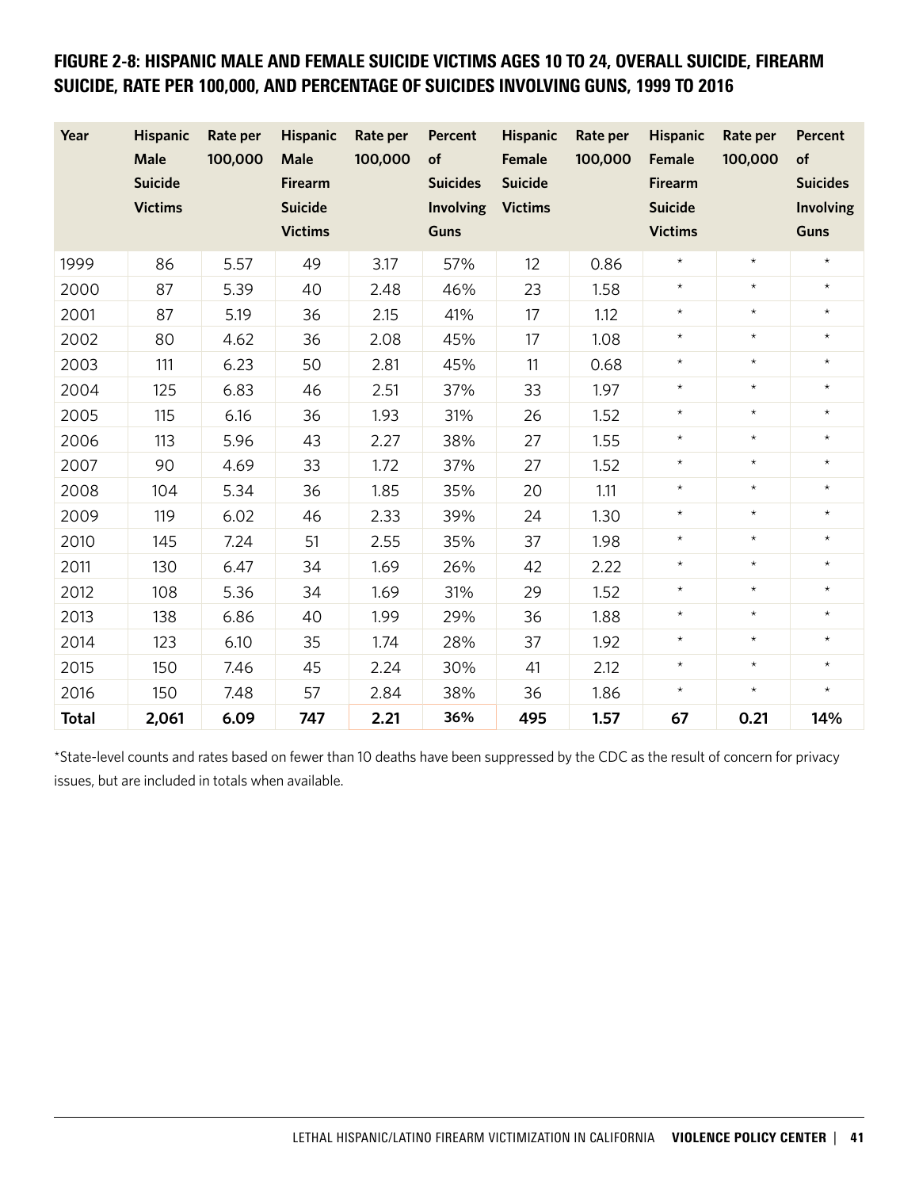## FIGURE 2-8: HISPANIC MALE AND FEMALE SUICIDE VICTIMS AGES 10 TO 24, OVERALL SUICIDE, FIREARM SUICIDE, RATE PER 100,000, AND PERCENTAGE OF SUICIDES INVOLVING GUNS, 1999 TO 2016

| Year | Hispanic Male Suicide Victims | Rate per 100,000 | Hispanic Male Firearm Suicide Victims | Rate per 100,000 | Percent of Suicides Involving Guns | Hispanic Female Suicide Victims | Rate per 100,000 | Hispanic Female Firearm Suicide Victims | Rate per 100,000 | Percent of Suicides Involving Guns |
|---|---|---|---|---|---|---|---|---|---|---|
| 1999 | 86 | 5.57 | 49 | 3.17 | 57% | 12 | 0.86 | * | * | * |
| 2000 | 87 | 5.39 | 40 | 2.48 | 46% | 23 | 1.58 | * | * | * |
| 2001 | 87 | 5.19 | 36 | 2.15 | 41% | 17 | 1.12 | * | * | * |
| 2002 | 80 | 4.62 | 36 | 2.08 | 45% | 17 | 1.08 | * | * | * |
| 2003 | 111 | 6.23 | 50 | 2.81 | 45% | 11 | 0.68 | * | * | * |
| 2004 | 125 | 6.83 | 46 | 2.51 | 37% | 33 | 1.97 | * | * | * |
| 2005 | 115 | 6.16 | 36 | 1.93 | 31% | 26 | 1.52 | * | * | * |
| 2006 | 113 | 5.96 | 43 | 2.27 | 38% | 27 | 1.55 | * | * | * |
| 2007 | 90 | 4.69 | 33 | 1.72 | 37% | 27 | 1.52 | * | * | * |
| 2008 | 104 | 5.34 | 36 | 1.85 | 35% | 20 | 1.11 | * | * | * |
| 2009 | 119 | 6.02 | 46 | 2.33 | 39% | 24 | 1.30 | * | * | * |
| 2010 | 145 | 7.24 | 51 | 2.55 | 35% | 37 | 1.98 | * | * | * |
| 2011 | 130 | 6.47 | 34 | 1.69 | 26% | 42 | 2.22 | * | * | * |
| 2012 | 108 | 5.36 | 34 | 1.69 | 31% | 29 | 1.52 | * | * | * |
| 2013 | 138 | 6.86 | 40 | 1.99 | 29% | 36 | 1.88 | * | * | * |
| 2014 | 123 | 6.10 | 35 | 1.74 | 28% | 37 | 1.92 | * | * | * |
| 2015 | 150 | 7.46 | 45 | 2.24 | 30% | 41 | 2.12 | * | * | * |
| 2016 | 150 | 7.48 | 57 | 2.84 | 38% | 36 | 1.86 | * | * | * |
| **Total** | **2,061** | **6.09** | **747** | **2.21** | **36%** | **495** | **1.57** | **67** | **0.21** | **14%** |

*State-level counts and rates based on fewer than 10 deaths have been suppressed by the CDC as the result of concern for privacy issues, but are included in totals when available.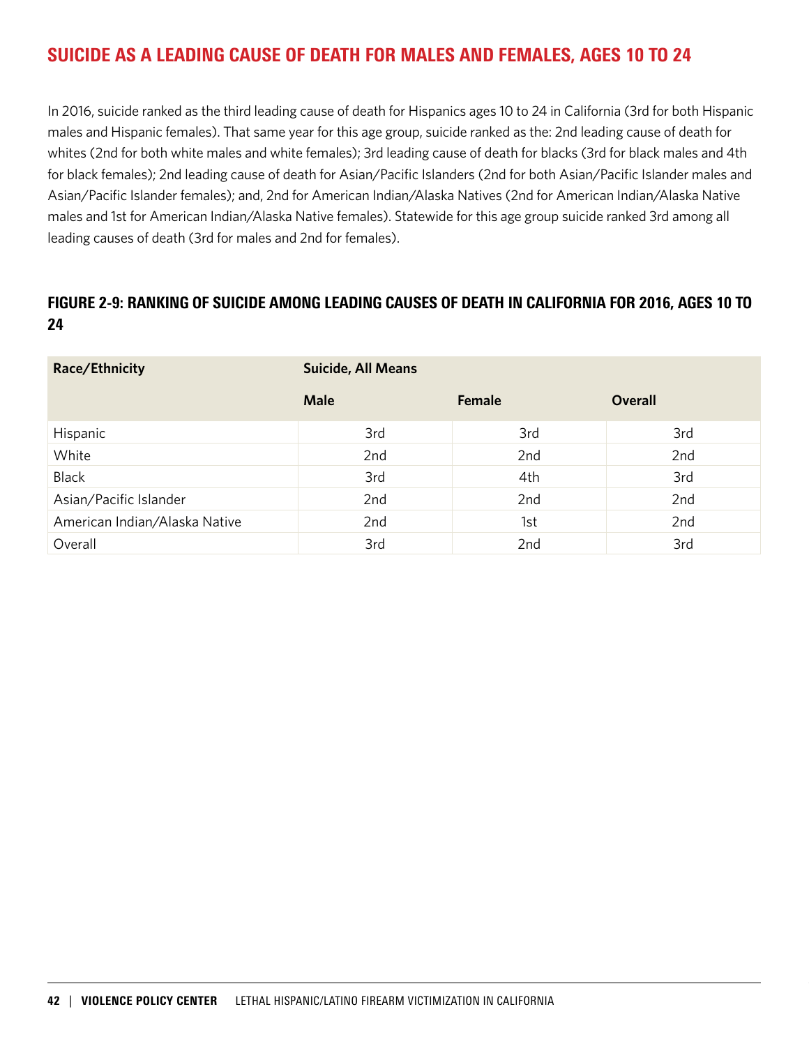## SUICIDE AS A LEADING CAUSE OF DEATH FOR MALES AND FEMALES, AGES 10 TO 24

In 2016, suicide ranked as the third leading cause of death for Hispanics ages 10 to 24 in California (3rd for both Hispanic males and Hispanic females). That same year for this age group, suicide ranked as the: 2nd leading cause of death for whites (2nd for both white males and white females); 3rd leading cause of death for blacks (3rd for black males and 4th for black females); 2nd leading cause of death for Asian/Pacific Islanders (2nd for both Asian/Pacific Islander males and Asian/Pacific Islander females); and, 2nd for American Indian/Alaska Natives (2nd for American Indian/Alaska Native males and 1st for American Indian/Alaska Native females). Statewide for this age group suicide ranked 3rd among all leading causes of death (3rd for males and 2nd for females).

### FIGURE 2-9: RANKING OF SUICIDE AMONG LEADING CAUSES OF DEATH IN CALIFORNIA FOR 2016, AGES 10 TO 24

| Race/Ethnicity | Suicide, All Means | | |
|---|---|---|---|
| | Male | Female | Overall |
| Hispanic | 3rd | 3rd | 3rd |
| White | 2nd | 2nd | 2nd |
| Black | 3rd | 4th | 3rd |
| Asian/Pacific Islander | 2nd | 2nd | 2nd |
| American Indian/Alaska Native | 2nd | 1st | 2nd |
| Overall | 3rd | 2nd | 3rd |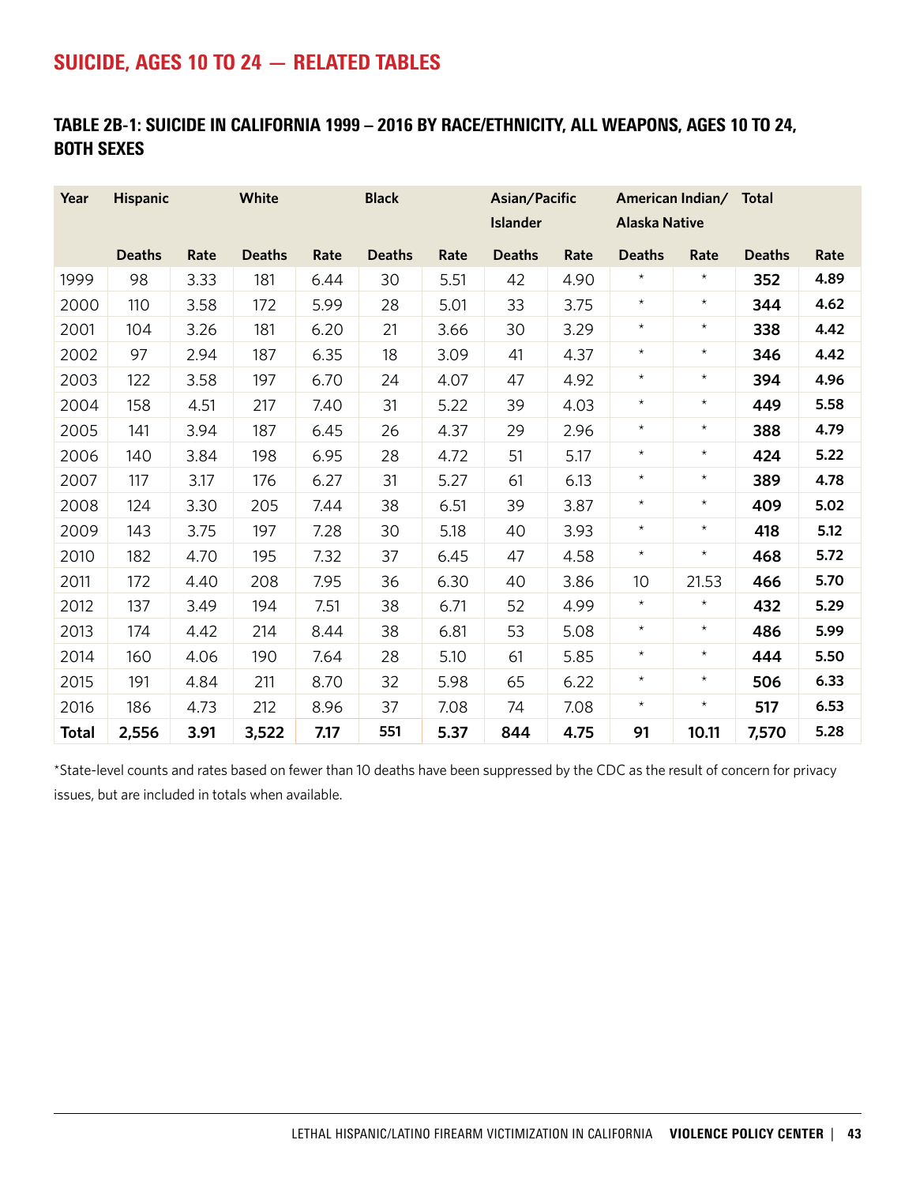## SUICIDE, AGES 10 TO 24 — RELATED TABLES

### TABLE 2B-1: SUICIDE IN CALIFORNIA 1999 – 2016 BY RACE/ETHNICITY, ALL WEAPONS, AGES 10 TO 24, BOTH SEXES

| Year | Hispanic | | White | | Black | | Asian/Pacific Islander | | American Indian/ Alaska Native | | Total | |
|---|---|---|---|---|---|---|---|---|---|---|---|---|
| | Deaths | Rate | Deaths | Rate | Deaths | Rate | Deaths | Rate | Deaths | Rate | Deaths | Rate |
| 1999 | 98 | 3.33 | 181 | 6.44 | 30 | 5.51 | 42 | 4.90 | * | * | **352** | **4.89** |
| 2000 | 110 | 3.58 | 172 | 5.99 | 28 | 5.01 | 33 | 3.75 | * | * | **344** | **4.62** |
| 2001 | 104 | 3.26 | 181 | 6.20 | 21 | 3.66 | 30 | 3.29 | * | * | **338** | **4.42** |
| 2002 | 97 | 2.94 | 187 | 6.35 | 18 | 3.09 | 41 | 4.37 | * | * | **346** | **4.42** |
| 2003 | 122 | 3.58 | 197 | 6.70 | 24 | 4.07 | 47 | 4.92 | * | * | **394** | **4.96** |
| 2004 | 158 | 4.51 | 217 | 7.40 | 31 | 5.22 | 39 | 4.03 | * | * | **449** | **5.58** |
| 2005 | 141 | 3.94 | 187 | 6.45 | 26 | 4.37 | 29 | 2.96 | * | * | **388** | **4.79** |
| 2006 | 140 | 3.84 | 198 | 6.95 | 28 | 4.72 | 51 | 5.17 | * | * | **424** | **5.22** |
| 2007 | 117 | 3.17 | 176 | 6.27 | 31 | 5.27 | 61 | 6.13 | * | * | **389** | **4.78** |
| 2008 | 124 | 3.30 | 205 | 7.44 | 38 | 6.51 | 39 | 3.87 | * | * | **409** | **5.02** |
| 2009 | 143 | 3.75 | 197 | 7.28 | 30 | 5.18 | 40 | 3.93 | * | * | **418** | **5.12** |
| 2010 | 182 | 4.70 | 195 | 7.32 | 37 | 6.45 | 47 | 4.58 | * | * | **468** | **5.72** |
| 2011 | 172 | 4.40 | 208 | 7.95 | 36 | 6.30 | 40 | 3.86 | 10 | 21.53 | **466** | **5.70** |
| 2012 | 137 | 3.49 | 194 | 7.51 | 38 | 6.71 | 52 | 4.99 | * | * | **432** | **5.29** |
| 2013 | 174 | 4.42 | 214 | 8.44 | 38 | 6.81 | 53 | 5.08 | * | * | **486** | **5.99** |
| 2014 | 160 | 4.06 | 190 | 7.64 | 28 | 5.10 | 61 | 5.85 | * | * | **444** | **5.50** |
| 2015 | 191 | 4.84 | 211 | 8.70 | 32 | 5.98 | 65 | 6.22 | * | * | **506** | **6.33** |
| 2016 | 186 | 4.73 | 212 | 8.96 | 37 | 7.08 | 74 | 7.08 | * | * | **517** | **6.53** |
| **Total** | **2,556** | **3.91** | **3,522** | **7.17** | **551** | **5.37** | **844** | **4.75** | **91** | **10.11** | **7,570** | **5.28** |

*State-level counts and rates based on fewer than 10 deaths have been suppressed by the CDC as the result of concern for privacy issues, but are included in totals when available.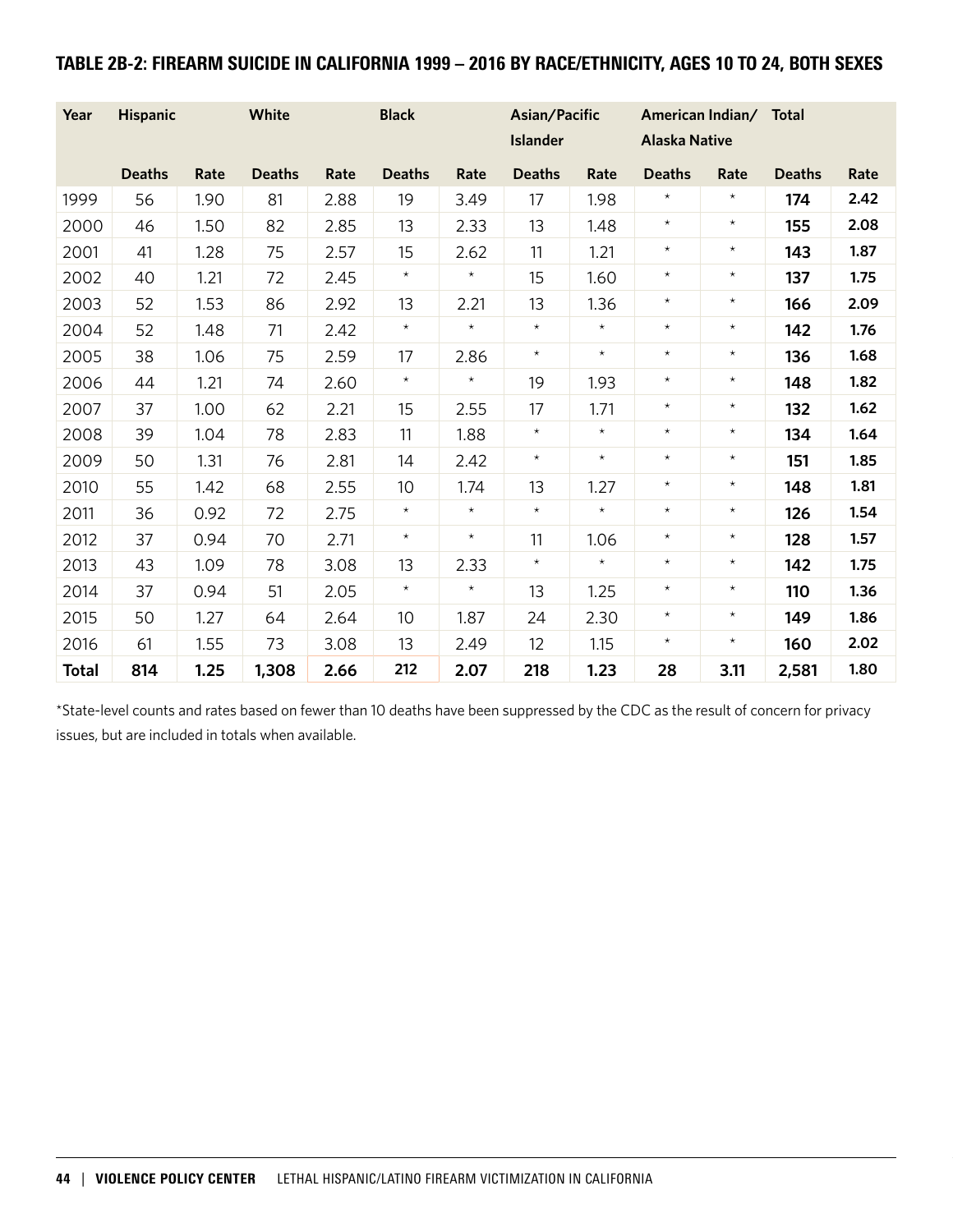## TABLE 2B-2: FIREARM SUICIDE IN CALIFORNIA 1999 – 2016 BY RACE/ETHNICITY, AGES 10 TO 24, BOTH SEXES

| Year | Hispanic | | White | | Black | | Asian/Pacific Islander | | American Indian/ Alaska Native | | Total | |
|---|---|---|---|---|---|---|---|---|---|---|---|---|
| | Deaths | Rate | Deaths | Rate | Deaths | Rate | Deaths | Rate | Deaths | Rate | Deaths | Rate |
| 1999 | 56 | 1.90 | 81 | 2.88 | 19 | 3.49 | 17 | 1.98 | * | * | **174** | **2.42** |
| 2000 | 46 | 1.50 | 82 | 2.85 | 13 | 2.33 | 13 | 1.48 | * | * | **155** | **2.08** |
| 2001 | 41 | 1.28 | 75 | 2.57 | 15 | 2.62 | 11 | 1.21 | * | * | **143** | **1.87** |
| 2002 | 40 | 1.21 | 72 | 2.45 | * | * | 15 | 1.60 | * | * | **137** | **1.75** |
| 2003 | 52 | 1.53 | 86 | 2.92 | 13 | 2.21 | 13 | 1.36 | * | * | **166** | **2.09** |
| 2004 | 52 | 1.48 | 71 | 2.42 | * | * | * | * | * | * | **142** | **1.76** |
| 2005 | 38 | 1.06 | 75 | 2.59 | 17 | 2.86 | * | * | * | * | **136** | **1.68** |
| 2006 | 44 | 1.21 | 74 | 2.60 | * | * | 19 | 1.93 | * | * | **148** | **1.82** |
| 2007 | 37 | 1.00 | 62 | 2.21 | 15 | 2.55 | 17 | 1.71 | * | * | **132** | **1.62** |
| 2008 | 39 | 1.04 | 78 | 2.83 | 11 | 1.88 | * | * | * | * | **134** | **1.64** |
| 2009 | 50 | 1.31 | 76 | 2.81 | 14 | 2.42 | * | * | * | * | **151** | **1.85** |
| 2010 | 55 | 1.42 | 68 | 2.55 | 10 | 1.74 | 13 | 1.27 | * | * | **148** | **1.81** |
| 2011 | 36 | 0.92 | 72 | 2.75 | * | * | * | * | * | * | **126** | **1.54** |
| 2012 | 37 | 0.94 | 70 | 2.71 | * | * | 11 | 1.06 | * | * | **128** | **1.57** |
| 2013 | 43 | 1.09 | 78 | 3.08 | 13 | 2.33 | * | * | * | * | **142** | **1.75** |
| 2014 | 37 | 0.94 | 51 | 2.05 | * | * | 13 | 1.25 | * | * | **110** | **1.36** |
| 2015 | 50 | 1.27 | 64 | 2.64 | 10 | 1.87 | 24 | 2.30 | * | * | **149** | **1.86** |
| 2016 | 61 | 1.55 | 73 | 3.08 | 13 | 2.49 | 12 | 1.15 | * | * | **160** | **2.02** |
| **Total** | **814** | **1.25** | **1,308** | **2.66** | **212** | **2.07** | **218** | **1.23** | **28** | **3.11** | **2,581** | **1.80** |

*State-level counts and rates based on fewer than 10 deaths have been suppressed by the CDC as the result of concern for privacy issues, but are included in totals when available.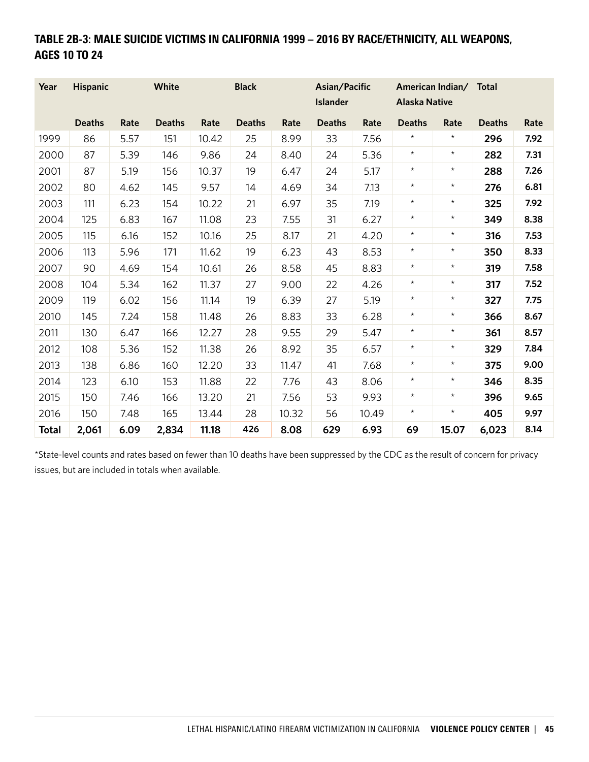## TABLE 2B-3: MALE SUICIDE VICTIMS IN CALIFORNIA 1999 – 2016 BY RACE/ETHNICITY, ALL WEAPONS, AGES 10 TO 24

| Year | Hispanic | | White | | Black | | Asian/Pacific Islander | | American Indian/ Alaska Native | | Total | |
|---|---|---|---|---|---|---|---|---|---|---|---|---|
| | Deaths | Rate | Deaths | Rate | Deaths | Rate | Deaths | Rate | Deaths | Rate | Deaths | Rate |
| 1999 | 86 | 5.57 | 151 | 10.42 | 25 | 8.99 | 33 | 7.56 | * | * | **296** | **7.92** |
| 2000 | 87 | 5.39 | 146 | 9.86 | 24 | 8.40 | 24 | 5.36 | * | * | **282** | **7.31** |
| 2001 | 87 | 5.19 | 156 | 10.37 | 19 | 6.47 | 24 | 5.17 | * | * | **288** | **7.26** |
| 2002 | 80 | 4.62 | 145 | 9.57 | 14 | 4.69 | 34 | 7.13 | * | * | **276** | **6.81** |
| 2003 | 111 | 6.23 | 154 | 10.22 | 21 | 6.97 | 35 | 7.19 | * | * | **325** | **7.92** |
| 2004 | 125 | 6.83 | 167 | 11.08 | 23 | 7.55 | 31 | 6.27 | * | * | **349** | **8.38** |
| 2005 | 115 | 6.16 | 152 | 10.16 | 25 | 8.17 | 21 | 4.20 | * | * | **316** | **7.53** |
| 2006 | 113 | 5.96 | 171 | 11.62 | 19 | 6.23 | 43 | 8.53 | * | * | **350** | **8.33** |
| 2007 | 90 | 4.69 | 154 | 10.61 | 26 | 8.58 | 45 | 8.83 | * | * | **319** | **7.58** |
| 2008 | 104 | 5.34 | 162 | 11.37 | 27 | 9.00 | 22 | 4.26 | * | * | **317** | **7.52** |
| 2009 | 119 | 6.02 | 156 | 11.14 | 19 | 6.39 | 27 | 5.19 | * | * | **327** | **7.75** |
| 2010 | 145 | 7.24 | 158 | 11.48 | 26 | 8.83 | 33 | 6.28 | * | * | **366** | **8.67** |
| 2011 | 130 | 6.47 | 166 | 12.27 | 28 | 9.55 | 29 | 5.47 | * | * | **361** | **8.57** |
| 2012 | 108 | 5.36 | 152 | 11.38 | 26 | 8.92 | 35 | 6.57 | * | * | **329** | **7.84** |
| 2013 | 138 | 6.86 | 160 | 12.20 | 33 | 11.47 | 41 | 7.68 | * | * | **375** | **9.00** |
| 2014 | 123 | 6.10 | 153 | 11.88 | 22 | 7.76 | 43 | 8.06 | * | * | **346** | **8.35** |
| 2015 | 150 | 7.46 | 166 | 13.20 | 21 | 7.56 | 53 | 9.93 | * | * | **396** | **9.65** |
| 2016 | 150 | 7.48 | 165 | 13.44 | 28 | 10.32 | 56 | 10.49 | * | * | **405** | **9.97** |
| **Total** | **2,061** | **6.09** | **2,834** | **11.18** | **426** | **8.08** | **629** | **6.93** | **69** | **15.07** | **6,023** | **8.14** |

*State-level counts and rates based on fewer than 10 deaths have been suppressed by the CDC as the result of concern for privacy issues, but are included in totals when available.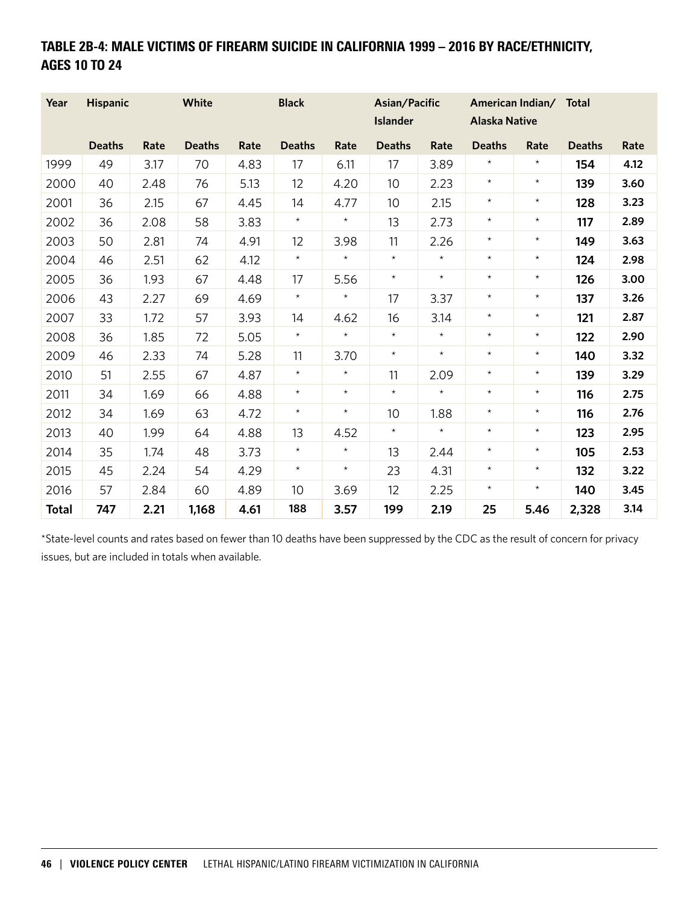## TABLE 2B-4: MALE VICTIMS OF FIREARM SUICIDE IN CALIFORNIA 1999 – 2016 BY RACE/ETHNICITY, AGES 10 TO 24

| Year | Hispanic | | White | | Black | | Asian/Pacific Islander | | American Indian/ Alaska Native | | Total | |
|---|---|---|---|---|---|---|---|---|---|---|---|---|
| | Deaths | Rate | Deaths | Rate | Deaths | Rate | Deaths | Rate | Deaths | Rate | Deaths | Rate |
| 1999 | 49 | 3.17 | 70 | 4.83 | 17 | 6.11 | 17 | 3.89 | * | * | **154** | **4.12** |
| 2000 | 40 | 2.48 | 76 | 5.13 | 12 | 4.20 | 10 | 2.23 | * | * | **139** | **3.60** |
| 2001 | 36 | 2.15 | 67 | 4.45 | 14 | 4.77 | 10 | 2.15 | * | * | **128** | **3.23** |
| 2002 | 36 | 2.08 | 58 | 3.83 | * | * | 13 | 2.73 | * | * | **117** | **2.89** |
| 2003 | 50 | 2.81 | 74 | 4.91 | 12 | 3.98 | 11 | 2.26 | * | * | **149** | **3.63** |
| 2004 | 46 | 2.51 | 62 | 4.12 | * | * | * | * | * | * | **124** | **2.98** |
| 2005 | 36 | 1.93 | 67 | 4.48 | 17 | 5.56 | * | * | * | * | **126** | **3.00** |
| 2006 | 43 | 2.27 | 69 | 4.69 | * | * | 17 | 3.37 | * | * | **137** | **3.26** |
| 2007 | 33 | 1.72 | 57 | 3.93 | 14 | 4.62 | 16 | 3.14 | * | * | **121** | **2.87** |
| 2008 | 36 | 1.85 | 72 | 5.05 | * | * | * | * | * | * | **122** | **2.90** |
| 2009 | 46 | 2.33 | 74 | 5.28 | 11 | 3.70 | * | * | * | * | **140** | **3.32** |
| 2010 | 51 | 2.55 | 67 | 4.87 | * | * | 11 | 2.09 | * | * | **139** | **3.29** |
| 2011 | 34 | 1.69 | 66 | 4.88 | * | * | * | * | * | * | **116** | **2.75** |
| 2012 | 34 | 1.69 | 63 | 4.72 | * | * | 10 | 1.88 | * | * | **116** | **2.76** |
| 2013 | 40 | 1.99 | 64 | 4.88 | 13 | 4.52 | * | * | * | * | **123** | **2.95** |
| 2014 | 35 | 1.74 | 48 | 3.73 | * | * | 13 | 2.44 | * | * | **105** | **2.53** |
| 2015 | 45 | 2.24 | 54 | 4.29 | * | * | 23 | 4.31 | * | * | **132** | **3.22** |
| 2016 | 57 | 2.84 | 60 | 4.89 | 10 | 3.69 | 12 | 2.25 | * | * | **140** | **3.45** |
| **Total** | **747** | **2.21** | **1,168** | **4.61** | **188** | **3.57** | **199** | **2.19** | **25** | **5.46** | **2,328** | **3.14** |

*State-level counts and rates based on fewer than 10 deaths have been suppressed by the CDC as the result of concern for privacy issues, but are included in totals when available.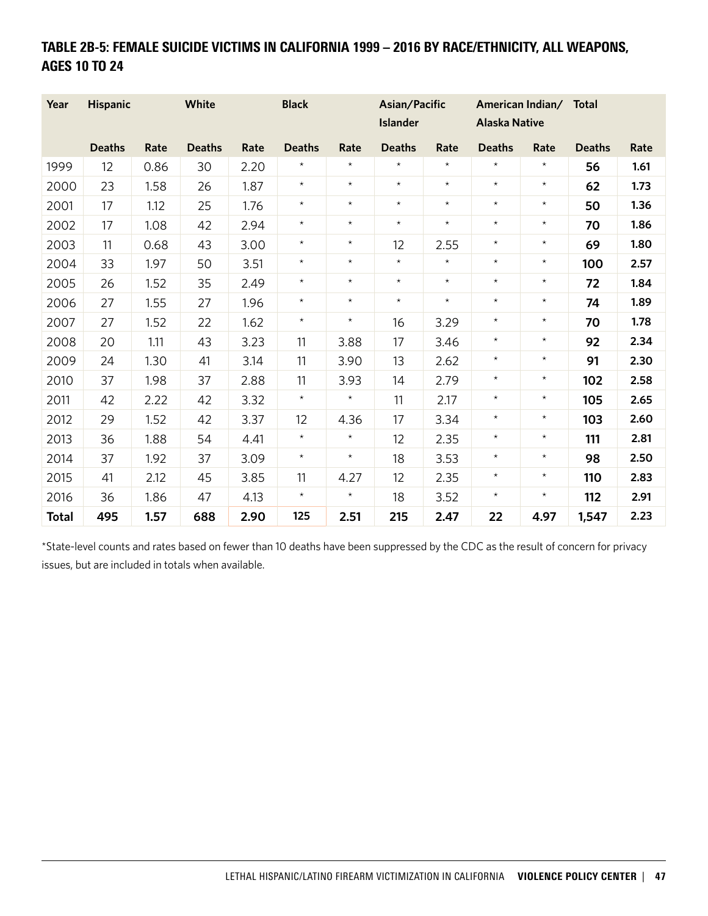## TABLE 2B-5: FEMALE SUICIDE VICTIMS IN CALIFORNIA 1999 – 2016 BY RACE/ETHNICITY, ALL WEAPONS, AGES 10 TO 24

| Year | Hispanic | | White | | Black | | Asian/Pacific Islander | | American Indian/ Alaska Native | | Total | |
|---|---|---|---|---|---|---|---|---|---|---|---|---|
| | Deaths | Rate | Deaths | Rate | Deaths | Rate | Deaths | Rate | Deaths | Rate | Deaths | Rate |
| 1999 | 12 | 0.86 | 30 | 2.20 | * | * | * | * | * | * | **56** | **1.61** |
| 2000 | 23 | 1.58 | 26 | 1.87 | * | * | * | * | * | * | **62** | **1.73** |
| 2001 | 17 | 1.12 | 25 | 1.76 | * | * | * | * | * | * | **50** | **1.36** |
| 2002 | 17 | 1.08 | 42 | 2.94 | * | * | * | * | * | * | **70** | **1.86** |
| 2003 | 11 | 0.68 | 43 | 3.00 | * | * | 12 | 2.55 | * | * | **69** | **1.80** |
| 2004 | 33 | 1.97 | 50 | 3.51 | * | * | * | * | * | * | **100** | **2.57** |
| 2005 | 26 | 1.52 | 35 | 2.49 | * | * | * | * | * | * | **72** | **1.84** |
| 2006 | 27 | 1.55 | 27 | 1.96 | * | * | * | * | * | * | **74** | **1.89** |
| 2007 | 27 | 1.52 | 22 | 1.62 | * | * | 16 | 3.29 | * | * | **70** | **1.78** |
| 2008 | 20 | 1.11 | 43 | 3.23 | 11 | 3.88 | 17 | 3.46 | * | * | **92** | **2.34** |
| 2009 | 24 | 1.30 | 41 | 3.14 | 11 | 3.90 | 13 | 2.62 | * | * | **91** | **2.30** |
| 2010 | 37 | 1.98 | 37 | 2.88 | 11 | 3.93 | 14 | 2.79 | * | * | **102** | **2.58** |
| 2011 | 42 | 2.22 | 42 | 3.32 | * | * | 11 | 2.17 | * | * | **105** | **2.65** |
| 2012 | 29 | 1.52 | 42 | 3.37 | 12 | 4.36 | 17 | 3.34 | * | * | **103** | **2.60** |
| 2013 | 36 | 1.88 | 54 | 4.41 | * | * | 12 | 2.35 | * | * | **111** | **2.81** |
| 2014 | 37 | 1.92 | 37 | 3.09 | * | * | 18 | 3.53 | * | * | **98** | **2.50** |
| 2015 | 41 | 2.12 | 45 | 3.85 | 11 | 4.27 | 12 | 2.35 | * | * | **110** | **2.83** |
| 2016 | 36 | 1.86 | 47 | 4.13 | * | * | 18 | 3.52 | * | * | **112** | **2.91** |
| **Total** | **495** | **1.57** | **688** | **2.90** | **125** | **2.51** | **215** | **2.47** | **22** | **4.97** | **1,547** | **2.23** |

*State-level counts and rates based on fewer than 10 deaths have been suppressed by the CDC as the result of concern for privacy issues, but are included in totals when available.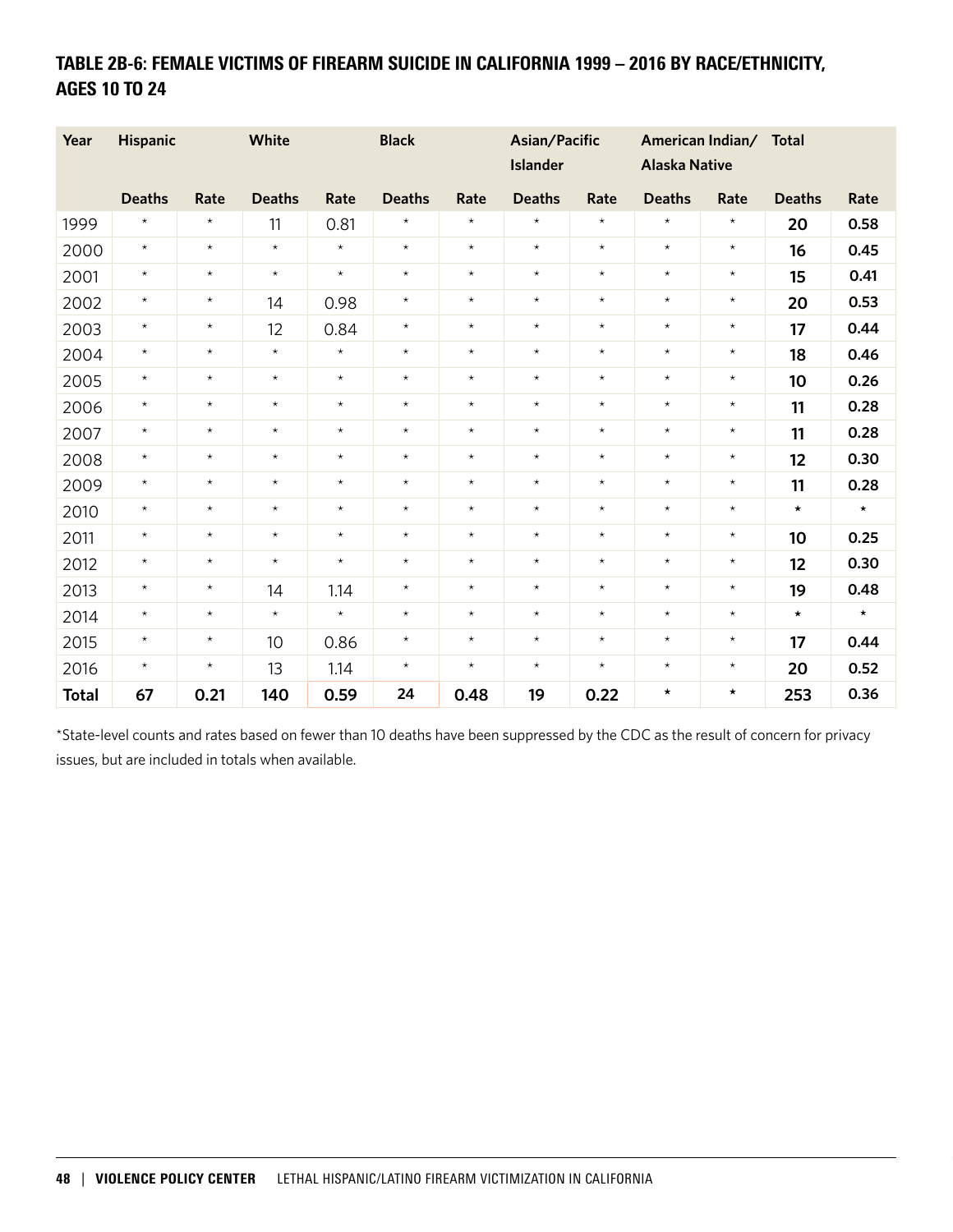### TABLE 2B-6: FEMALE VICTIMS OF FIREARM SUICIDE IN CALIFORNIA 1999 – 2016 BY RACE/ETHNICITY, AGES 10 TO 24

| Year | Hispanic | | White | | Black | | Asian/Pacific Islander | | American Indian/ Alaska Native | | Total | |
|---|---|---|---|---|---|---|---|---|---|---|---|---|
| | Deaths | Rate | Deaths | Rate | Deaths | Rate | Deaths | Rate | Deaths | Rate | Deaths | Rate |
| 1999 | * | * | 11 | 0.81 | * | * | * | * | * | * | **20** | **0.58** |
| 2000 | * | * | * | * | * | * | * | * | * | * | **16** | **0.45** |
| 2001 | * | * | * | * | * | * | * | * | * | * | **15** | **0.41** |
| 2002 | * | * | 14 | 0.98 | * | * | * | * | * | * | **20** | **0.53** |
| 2003 | * | * | 12 | 0.84 | * | * | * | * | * | * | **17** | **0.44** |
| 2004 | * | * | * | * | * | * | * | * | * | * | **18** | **0.46** |
| 2005 | * | * | * | * | * | * | * | * | * | * | **10** | **0.26** |
| 2006 | * | * | * | * | * | * | * | * | * | * | **11** | **0.28** |
| 2007 | * | * | * | * | * | * | * | * | * | * | **11** | **0.28** |
| 2008 | * | * | * | * | * | * | * | * | * | * | **12** | **0.30** |
| 2009 | * | * | * | * | * | * | * | * | * | * | **11** | **0.28** |
| 2010 | * | * | * | * | * | * | * | * | * | * | * | * |
| 2011 | * | * | * | * | * | * | * | * | * | * | **10** | **0.25** |
| 2012 | * | * | * | * | * | * | * | * | * | * | **12** | **0.30** |
| 2013 | * | * | 14 | 1.14 | * | * | * | * | * | * | **19** | **0.48** |
| 2014 | * | * | * | * | * | * | * | * | * | * | * | * |
| 2015 | * | * | 10 | 0.86 | * | * | * | * | * | * | **17** | **0.44** |
| 2016 | * | * | 13 | 1.14 | * | * | * | * | * | * | **20** | **0.52** |
| **Total** | **67** | **0.21** | **140** | **0.59** | **24** | **0.48** | **19** | **0.22** | * | * | **253** | **0.36** |

*State-level counts and rates based on fewer than 10 deaths have been suppressed by the CDC as the result of concern for privacy issues, but are included in totals when available.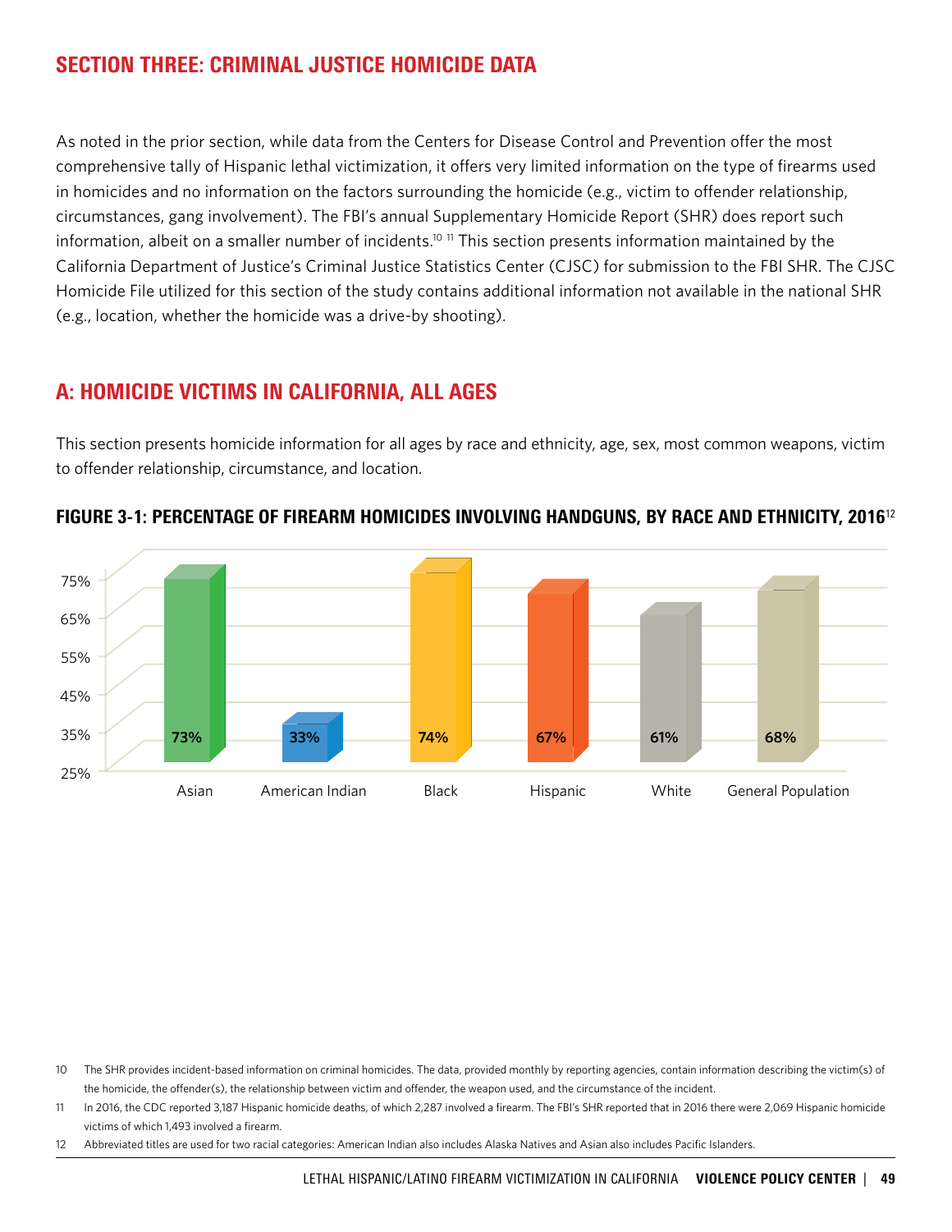## SECTION THREE: CRIMINAL JUSTICE HOMICIDE DATA

As noted in the prior section, while data from the Centers for Disease Control and Prevention offer the most comprehensive tally of Hispanic lethal victimization, it offers very limited information on the type of firearms used in homicides and no information on the factors surrounding the homicide (e.g., victim to offender relationship, circumstances, gang involvement). The FBI's annual Supplementary Homicide Report (SHR) does report such information, albeit on a smaller number of incidents.[10] [11] This section presents information maintained by the California Department of Justice's Criminal Justice Statistics Center (CJSC) for submission to the FBI SHR. The CJSC Homicide File utilized for this section of the study contains additional information not available in the national SHR (e.g., location, whether the homicide was a drive-by shooting).

## A: HOMICIDE VICTIMS IN CALIFORNIA, ALL AGES

This section presents homicide information for all ages by race and ethnicity, age, sex, most common weapons, victim to offender relationship, circumstance, and location.

### FIGURE 3-1: PERCENTAGE OF FIREARM HOMICIDES INVOLVING HANDGUNS, BY RACE AND ETHNICITY, 2016[12]

| Race/Ethnicity | Percentage |
|---|---|
| Asian | 73% |
| American Indian | 33% |
| Black | 74% |
| Hispanic | 67% |
| White | 61% |
| General Population | 68% |

10 The SHR provides incident-based information on criminal homicides. The data, provided monthly by reporting agencies, contain information describing the victim(s) of the homicide, the offender(s), the relationship between victim and offender, the weapon used, and the circumstance of the incident.

11 In 2016, the CDC reported 3,187 Hispanic homicide deaths, of which 2,287 involved a firearm. The FBI's SHR reported that in 2016 there were 2,069 Hispanic homicide victims of which 1,493 involved a firearm.

12 Abbreviated titles are used for two racial categories: American Indian also includes Alaska Natives and Asian also includes Pacific Islanders.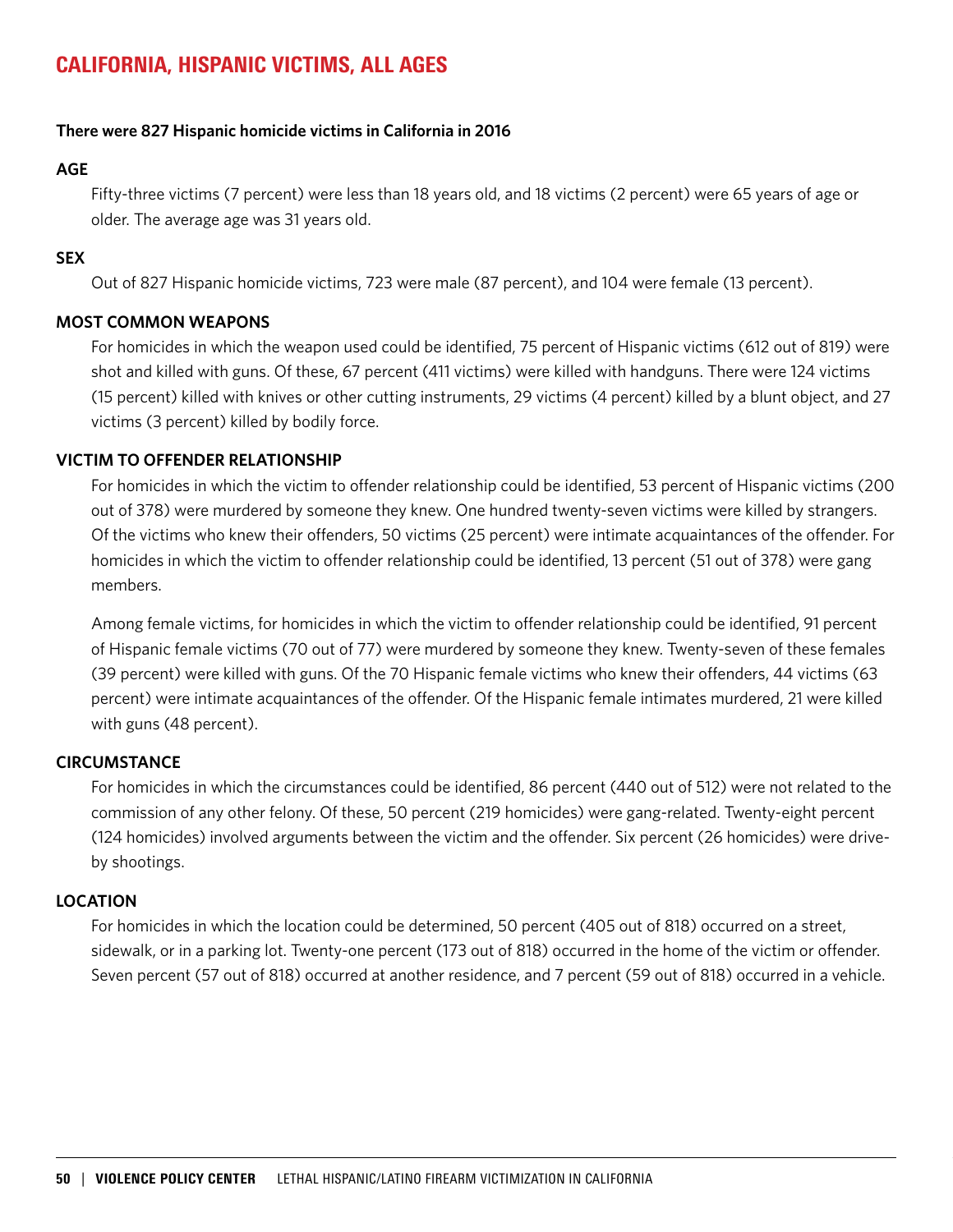## CALIFORNIA, HISPANIC VICTIMS, ALL AGES

**There were 827 Hispanic homicide victims in California in 2016**

**AGE**

Fifty-three victims (7 percent) were less than 18 years old, and 18 victims (2 percent) were 65 years of age or older. The average age was 31 years old.

**SEX**

Out of 827 Hispanic homicide victims, 723 were male (87 percent), and 104 were female (13 percent).

**MOST COMMON WEAPONS**

For homicides in which the weapon used could be identified, 75 percent of Hispanic victims (612 out of 819) were shot and killed with guns. Of these, 67 percent (411 victims) were killed with handguns. There were 124 victims (15 percent) killed with knives or other cutting instruments, 29 victims (4 percent) killed by a blunt object, and 27 victims (3 percent) killed by bodily force.

**VICTIM TO OFFENDER RELATIONSHIP**

For homicides in which the victim to offender relationship could be identified, 53 percent of Hispanic victims (200 out of 378) were murdered by someone they knew. One hundred twenty-seven victims were killed by strangers. Of the victims who knew their offenders, 50 victims (25 percent) were intimate acquaintances of the offender. For homicides in which the victim to offender relationship could be identified, 13 percent (51 out of 378) were gang members.

Among female victims, for homicides in which the victim to offender relationship could be identified, 91 percent of Hispanic female victims (70 out of 77) were murdered by someone they knew. Twenty-seven of these females (39 percent) were killed with guns. Of the 70 Hispanic female victims who knew their offenders, 44 victims (63 percent) were intimate acquaintances of the offender. Of the Hispanic female intimates murdered, 21 were killed with guns (48 percent).

**CIRCUMSTANCE**

For homicides in which the circumstances could be identified, 86 percent (440 out of 512) were not related to the commission of any other felony. Of these, 50 percent (219 homicides) were gang-related. Twenty-eight percent (124 homicides) involved arguments between the victim and the offender. Six percent (26 homicides) were drive-by shootings.

**LOCATION**

For homicides in which the location could be determined, 50 percent (405 out of 818) occurred on a street, sidewalk, or in a parking lot. Twenty-one percent (173 out of 818) occurred in the home of the victim or offender. Seven percent (57 out of 818) occurred at another residence, and 7 percent (59 out of 818) occurred in a vehicle.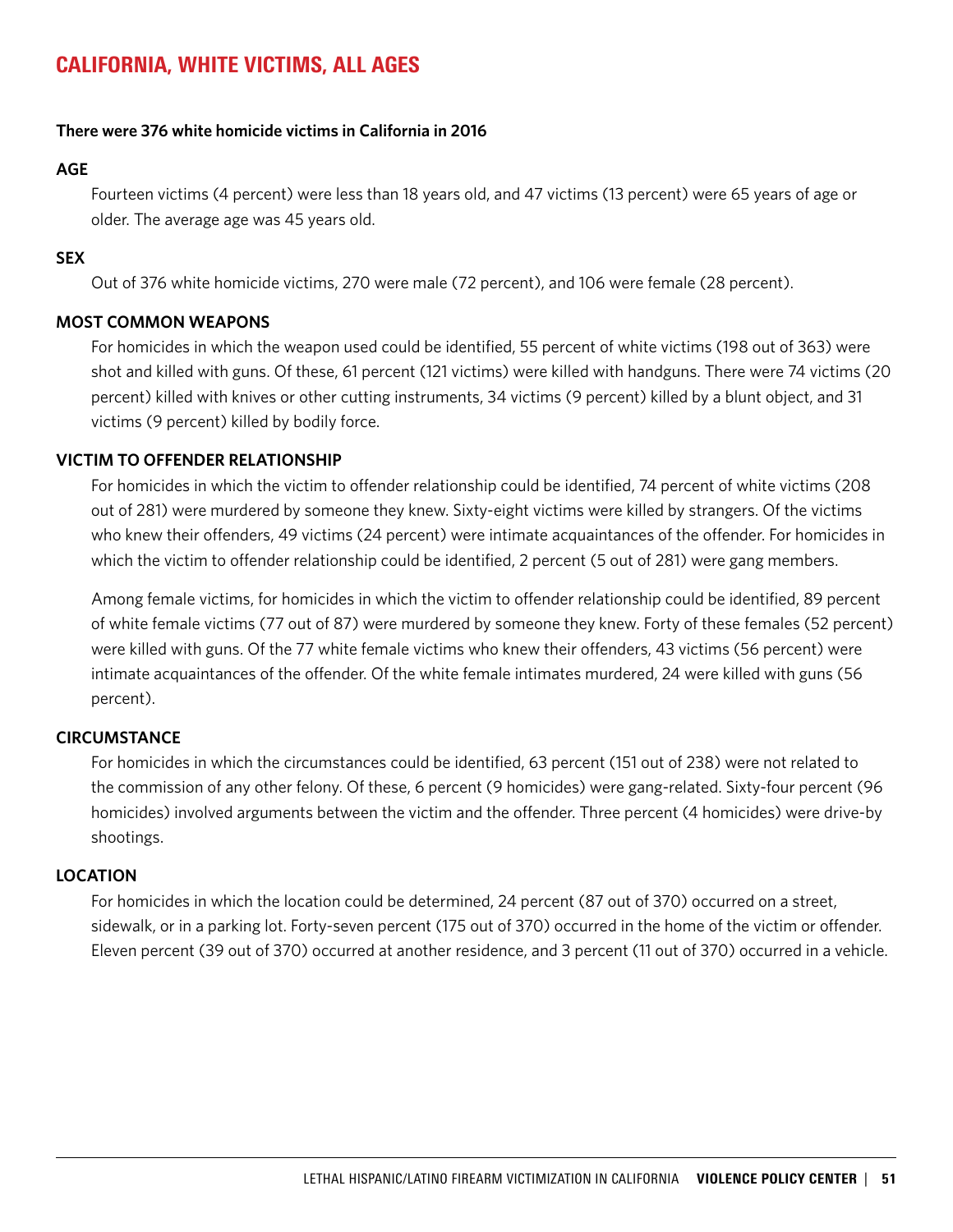# CALIFORNIA, WHITE VICTIMS, ALL AGES

**There were 376 white homicide victims in California in 2016**

### AGE

Fourteen victims (4 percent) were less than 18 years old, and 47 victims (13 percent) were 65 years of age or older. The average age was 45 years old.

### SEX

Out of 376 white homicide victims, 270 were male (72 percent), and 106 were female (28 percent).

### MOST COMMON WEAPONS

For homicides in which the weapon used could be identified, 55 percent of white victims (198 out of 363) were shot and killed with guns. Of these, 61 percent (121 victims) were killed with handguns. There were 74 victims (20 percent) killed with knives or other cutting instruments, 34 victims (9 percent) killed by a blunt object, and 31 victims (9 percent) killed by bodily force.

### VICTIM TO OFFENDER RELATIONSHIP

For homicides in which the victim to offender relationship could be identified, 74 percent of white victims (208 out of 281) were murdered by someone they knew. Sixty-eight victims were killed by strangers. Of the victims who knew their offenders, 49 victims (24 percent) were intimate acquaintances of the offender. For homicides in which the victim to offender relationship could be identified, 2 percent (5 out of 281) were gang members.

Among female victims, for homicides in which the victim to offender relationship could be identified, 89 percent of white female victims (77 out of 87) were murdered by someone they knew. Forty of these females (52 percent) were killed with guns. Of the 77 white female victims who knew their offenders, 43 victims (56 percent) were intimate acquaintances of the offender. Of the white female intimates murdered, 24 were killed with guns (56 percent).

### CIRCUMSTANCE

For homicides in which the circumstances could be identified, 63 percent (151 out of 238) were not related to the commission of any other felony. Of these, 6 percent (9 homicides) were gang-related. Sixty-four percent (96 homicides) involved arguments between the victim and the offender. Three percent (4 homicides) were drive-by shootings.

### LOCATION

For homicides in which the location could be determined, 24 percent (87 out of 370) occurred on a street, sidewalk, or in a parking lot. Forty-seven percent (175 out of 370) occurred in the home of the victim or offender. Eleven percent (39 out of 370) occurred at another residence, and 3 percent (11 out of 370) occurred in a vehicle.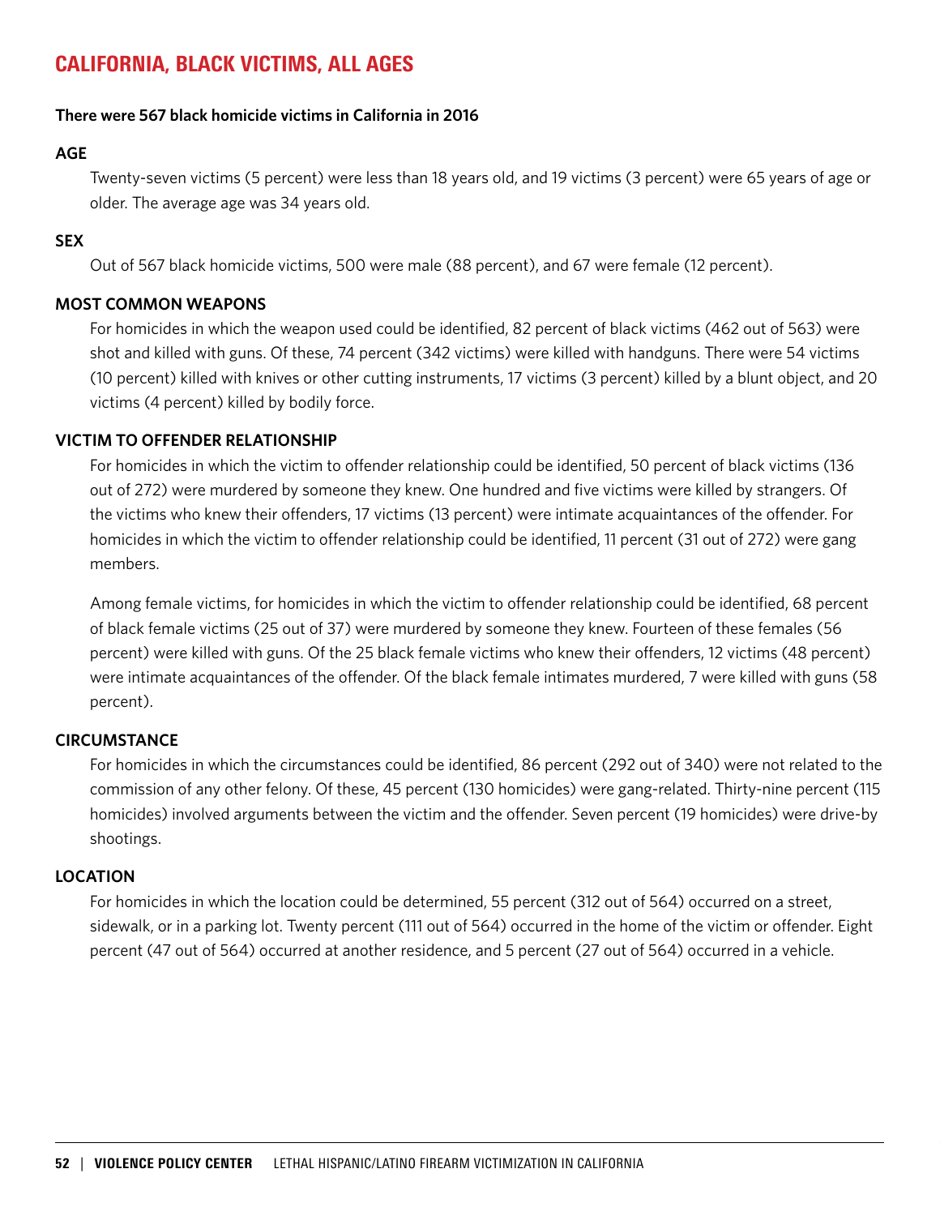# CALIFORNIA, BLACK VICTIMS, ALL AGES

**There were 567 black homicide victims in California in 2016**

### AGE

Twenty-seven victims (5 percent) were less than 18 years old, and 19 victims (3 percent) were 65 years of age or older. The average age was 34 years old.

### SEX

Out of 567 black homicide victims, 500 were male (88 percent), and 67 were female (12 percent).

### MOST COMMON WEAPONS

For homicides in which the weapon used could be identified, 82 percent of black victims (462 out of 563) were shot and killed with guns. Of these, 74 percent (342 victims) were killed with handguns. There were 54 victims (10 percent) killed with knives or other cutting instruments, 17 victims (3 percent) killed by a blunt object, and 20 victims (4 percent) killed by bodily force.

### VICTIM TO OFFENDER RELATIONSHIP

For homicides in which the victim to offender relationship could be identified, 50 percent of black victims (136 out of 272) were murdered by someone they knew. One hundred and five victims were killed by strangers. Of the victims who knew their offenders, 17 victims (13 percent) were intimate acquaintances of the offender. For homicides in which the victim to offender relationship could be identified, 11 percent (31 out of 272) were gang members.

Among female victims, for homicides in which the victim to offender relationship could be identified, 68 percent of black female victims (25 out of 37) were murdered by someone they knew. Fourteen of these females (56 percent) were killed with guns. Of the 25 black female victims who knew their offenders, 12 victims (48 percent) were intimate acquaintances of the offender. Of the black female intimates murdered, 7 were killed with guns (58 percent).

### CIRCUMSTANCE

For homicides in which the circumstances could be identified, 86 percent (292 out of 340) were not related to the commission of any other felony. Of these, 45 percent (130 homicides) were gang-related. Thirty-nine percent (115 homicides) involved arguments between the victim and the offender. Seven percent (19 homicides) were drive-by shootings.

### LOCATION

For homicides in which the location could be determined, 55 percent (312 out of 564) occurred on a street, sidewalk, or in a parking lot. Twenty percent (111 out of 564) occurred in the home of the victim or offender. Eight percent (47 out of 564) occurred at another residence, and 5 percent (27 out of 564) occurred in a vehicle.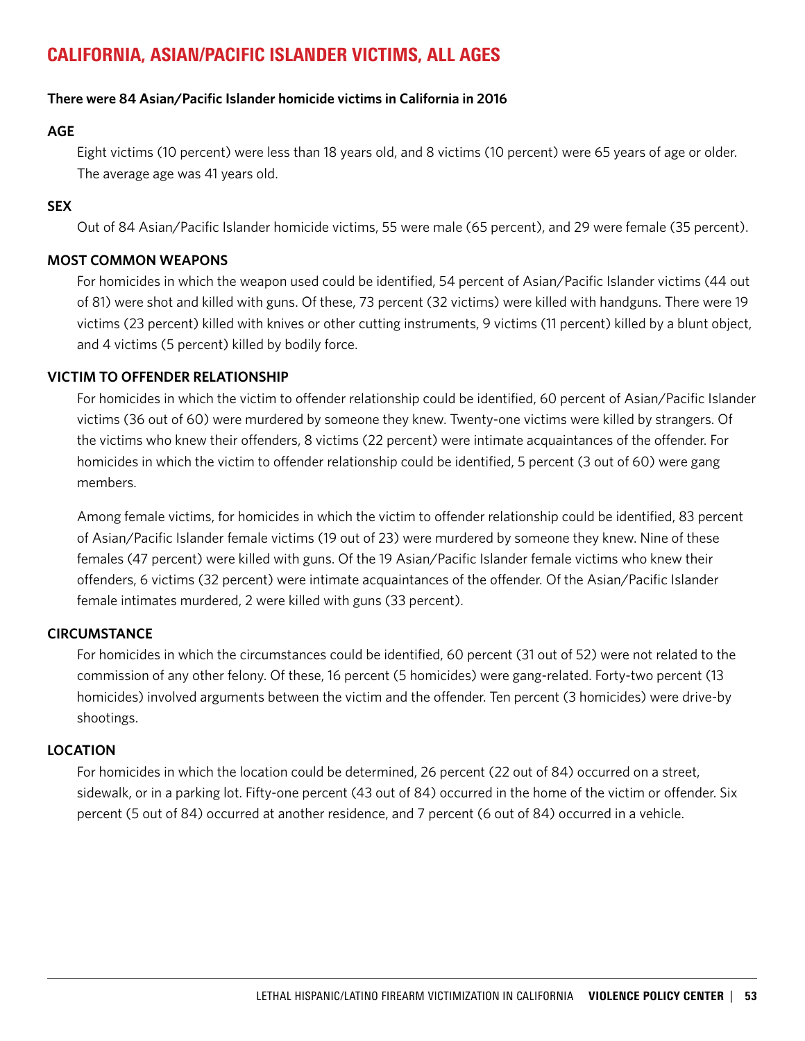## CALIFORNIA, ASIAN/PACIFIC ISLANDER VICTIMS, ALL AGES

**There were 84 Asian/Pacific Islander homicide victims in California in 2016**

### AGE

Eight victims (10 percent) were less than 18 years old, and 8 victims (10 percent) were 65 years of age or older. The average age was 41 years old.

### SEX

Out of 84 Asian/Pacific Islander homicide victims, 55 were male (65 percent), and 29 were female (35 percent).

### MOST COMMON WEAPONS

For homicides in which the weapon used could be identified, 54 percent of Asian/Pacific Islander victims (44 out of 81) were shot and killed with guns. Of these, 73 percent (32 victims) were killed with handguns. There were 19 victims (23 percent) killed with knives or other cutting instruments, 9 victims (11 percent) killed by a blunt object, and 4 victims (5 percent) killed by bodily force.

### VICTIM TO OFFENDER RELATIONSHIP

For homicides in which the victim to offender relationship could be identified, 60 percent of Asian/Pacific Islander victims (36 out of 60) were murdered by someone they knew. Twenty-one victims were killed by strangers. Of the victims who knew their offenders, 8 victims (22 percent) were intimate acquaintances of the offender. For homicides in which the victim to offender relationship could be identified, 5 percent (3 out of 60) were gang members.

Among female victims, for homicides in which the victim to offender relationship could be identified, 83 percent of Asian/Pacific Islander female victims (19 out of 23) were murdered by someone they knew. Nine of these females (47 percent) were killed with guns. Of the 19 Asian/Pacific Islander female victims who knew their offenders, 6 victims (32 percent) were intimate acquaintances of the offender. Of the Asian/Pacific Islander female intimates murdered, 2 were killed with guns (33 percent).

### CIRCUMSTANCE

For homicides in which the circumstances could be identified, 60 percent (31 out of 52) were not related to the commission of any other felony. Of these, 16 percent (5 homicides) were gang-related. Forty-two percent (13 homicides) involved arguments between the victim and the offender. Ten percent (3 homicides) were drive-by shootings.

### LOCATION

For homicides in which the location could be determined, 26 percent (22 out of 84) occurred on a street, sidewalk, or in a parking lot. Fifty-one percent (43 out of 84) occurred in the home of the victim or offender. Six percent (5 out of 84) occurred at another residence, and 7 percent (6 out of 84) occurred in a vehicle.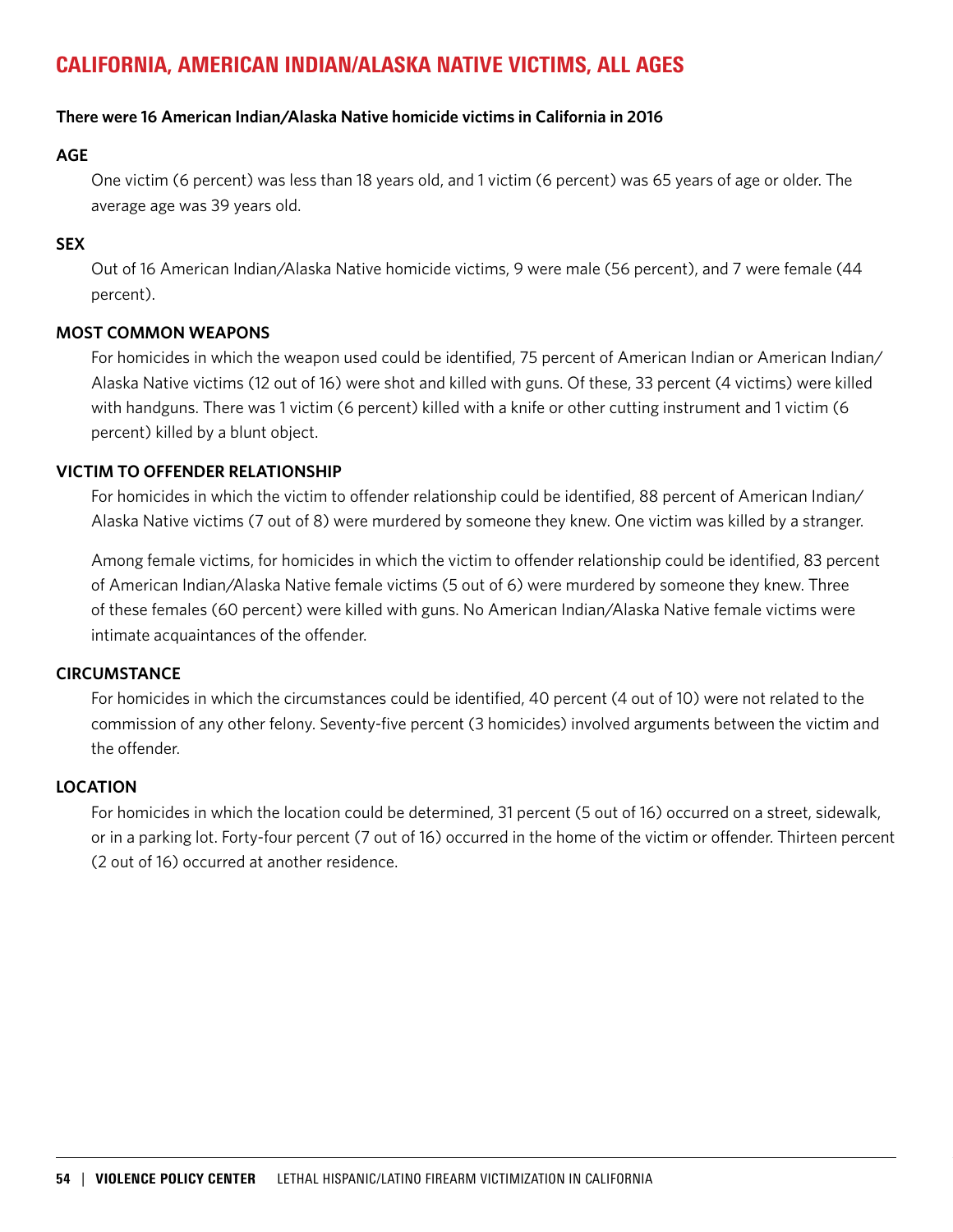## CALIFORNIA, AMERICAN INDIAN/ALASKA NATIVE VICTIMS, ALL AGES

**There were 16 American Indian/Alaska Native homicide victims in California in 2016**

### AGE

One victim (6 percent) was less than 18 years old, and 1 victim (6 percent) was 65 years of age or older. The average age was 39 years old.

### SEX

Out of 16 American Indian/Alaska Native homicide victims, 9 were male (56 percent), and 7 were female (44 percent).

### MOST COMMON WEAPONS

For homicides in which the weapon used could be identified, 75 percent of American Indian or American Indian/Alaska Native victims (12 out of 16) were shot and killed with guns. Of these, 33 percent (4 victims) were killed with handguns. There was 1 victim (6 percent) killed with a knife or other cutting instrument and 1 victim (6 percent) killed by a blunt object.

### VICTIM TO OFFENDER RELATIONSHIP

For homicides in which the victim to offender relationship could be identified, 88 percent of American Indian/Alaska Native victims (7 out of 8) were murdered by someone they knew. One victim was killed by a stranger.

Among female victims, for homicides in which the victim to offender relationship could be identified, 83 percent of American Indian/Alaska Native female victims (5 out of 6) were murdered by someone they knew. Three of these females (60 percent) were killed with guns. No American Indian/Alaska Native female victims were intimate acquaintances of the offender.

### CIRCUMSTANCE

For homicides in which the circumstances could be identified, 40 percent (4 out of 10) were not related to the commission of any other felony. Seventy-five percent (3 homicides) involved arguments between the victim and the offender.

### LOCATION

For homicides in which the location could be determined, 31 percent (5 out of 16) occurred on a street, sidewalk, or in a parking lot. Forty-four percent (7 out of 16) occurred in the home of the victim or offender. Thirteen percent (2 out of 16) occurred at another residence.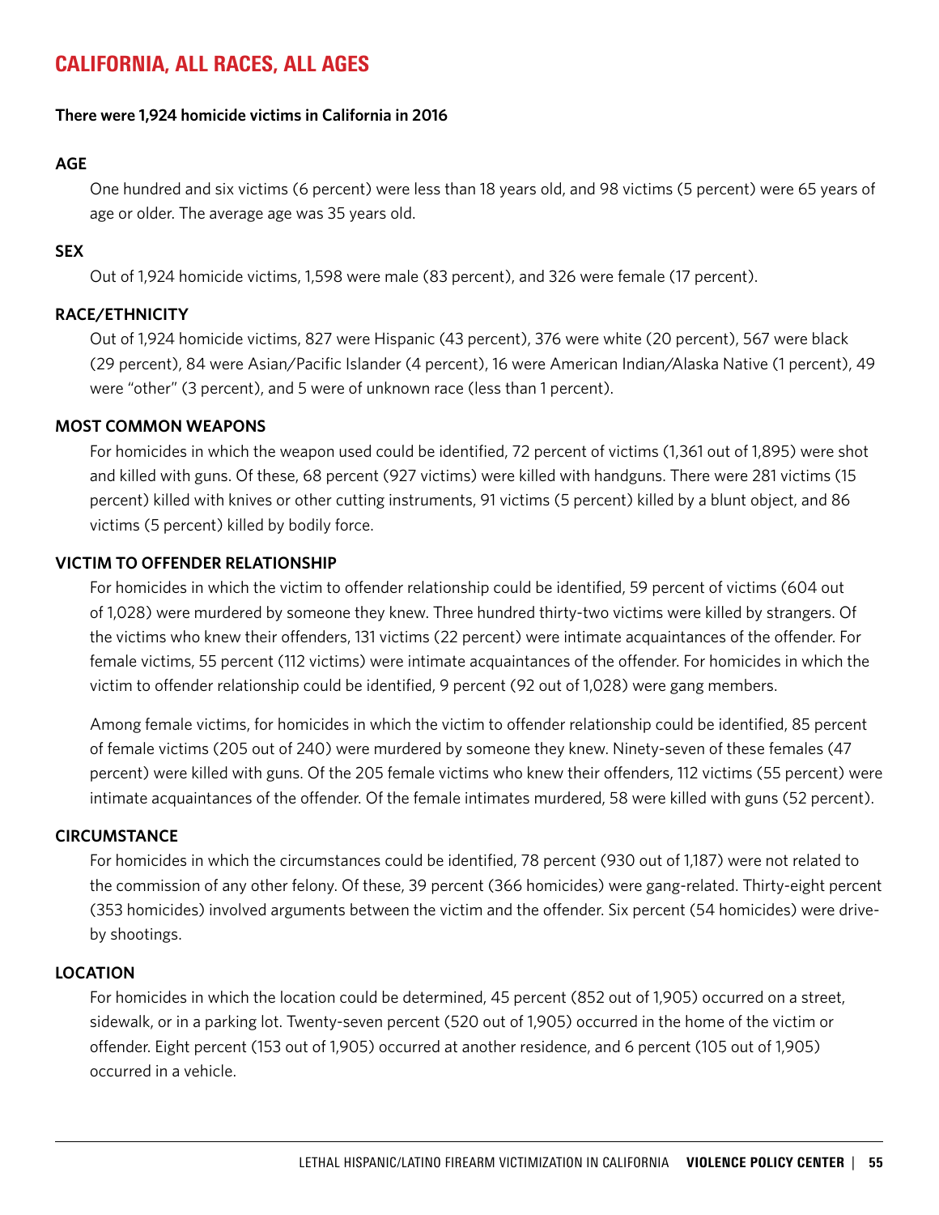# CALIFORNIA, ALL RACES, ALL AGES

**There were 1,924 homicide victims in California in 2016**

**AGE**

One hundred and six victims (6 percent) were less than 18 years old, and 98 victims (5 percent) were 65 years of age or older. The average age was 35 years old.

**SEX**

Out of 1,924 homicide victims, 1,598 were male (83 percent), and 326 were female (17 percent).

**RACE/ETHNICITY**

Out of 1,924 homicide victims, 827 were Hispanic (43 percent), 376 were white (20 percent), 567 were black (29 percent), 84 were Asian/Pacific Islander (4 percent), 16 were American Indian/Alaska Native (1 percent), 49 were "other" (3 percent), and 5 were of unknown race (less than 1 percent).

**MOST COMMON WEAPONS**

For homicides in which the weapon used could be identified, 72 percent of victims (1,361 out of 1,895) were shot and killed with guns. Of these, 68 percent (927 victims) were killed with handguns. There were 281 victims (15 percent) killed with knives or other cutting instruments, 91 victims (5 percent) killed by a blunt object, and 86 victims (5 percent) killed by bodily force.

**VICTIM TO OFFENDER RELATIONSHIP**

For homicides in which the victim to offender relationship could be identified, 59 percent of victims (604 out of 1,028) were murdered by someone they knew. Three hundred thirty-two victims were killed by strangers. Of the victims who knew their offenders, 131 victims (22 percent) were intimate acquaintances of the offender. For female victims, 55 percent (112 victims) were intimate acquaintances of the offender. For homicides in which the victim to offender relationship could be identified, 9 percent (92 out of 1,028) were gang members.

Among female victims, for homicides in which the victim to offender relationship could be identified, 85 percent of female victims (205 out of 240) were murdered by someone they knew. Ninety-seven of these females (47 percent) were killed with guns. Of the 205 female victims who knew their offenders, 112 victims (55 percent) were intimate acquaintances of the offender. Of the female intimates murdered, 58 were killed with guns (52 percent).

**CIRCUMSTANCE**

For homicides in which the circumstances could be identified, 78 percent (930 out of 1,187) were not related to the commission of any other felony. Of these, 39 percent (366 homicides) were gang-related. Thirty-eight percent (353 homicides) involved arguments between the victim and the offender. Six percent (54 homicides) were drive-by shootings.

**LOCATION**

For homicides in which the location could be determined, 45 percent (852 out of 1,905) occurred on a street, sidewalk, or in a parking lot. Twenty-seven percent (520 out of 1,905) occurred in the home of the victim or offender. Eight percent (153 out of 1,905) occurred at another residence, and 6 percent (105 out of 1,905) occurred in a vehicle.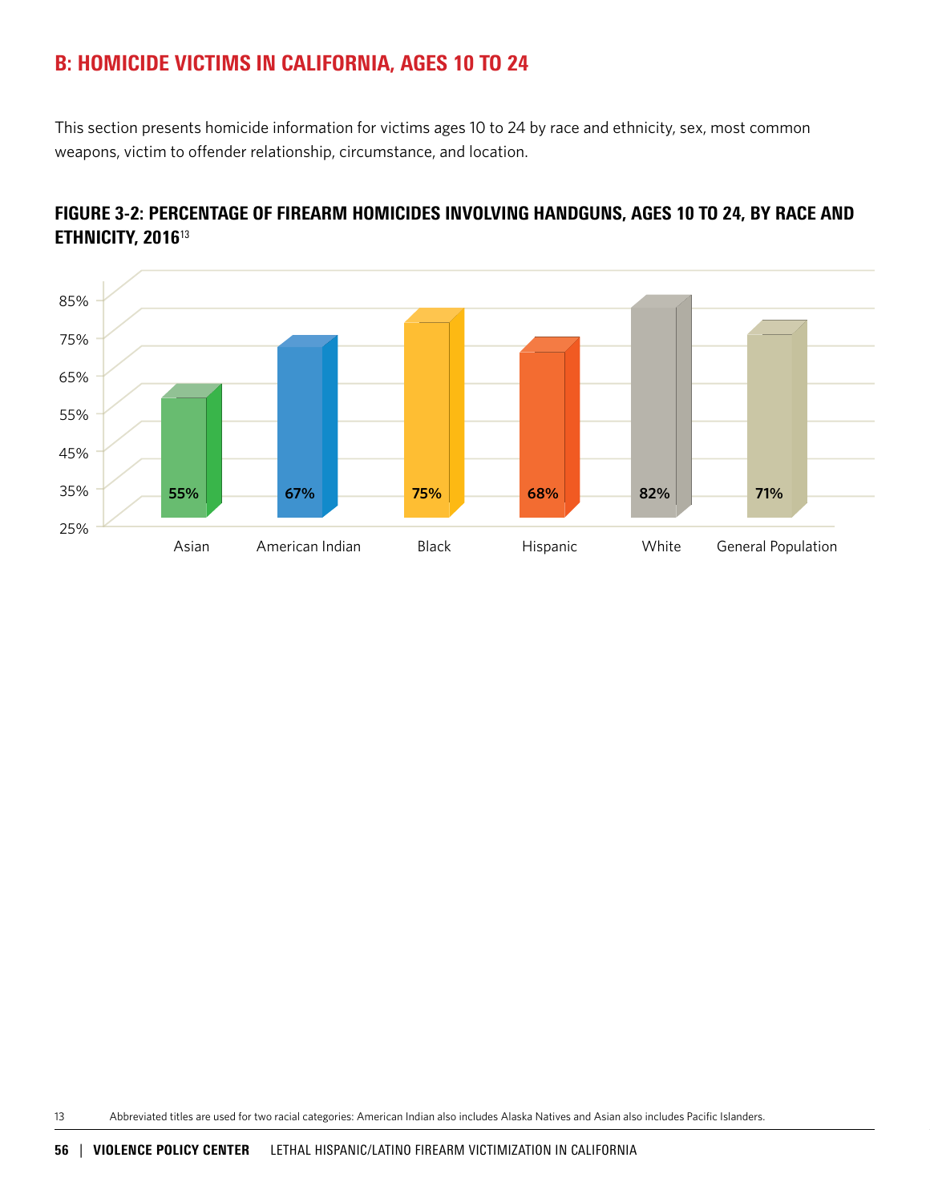## B: HOMICIDE VICTIMS IN CALIFORNIA, AGES 10 TO 24

This section presents homicide information for victims ages 10 to 24 by race and ethnicity, sex, most common weapons, victim to offender relationship, circumstance, and location.

### FIGURE 3-2: PERCENTAGE OF FIREARM HOMICIDES INVOLVING HANDGUNS, AGES 10 TO 24, BY RACE AND ETHNICITY, 2016[13]

| Race/Ethnicity | Percentage |
| --- | --- |
| Asian | 55% |
| American Indian | 67% |
| Black | 75% |
| Hispanic | 68% |
| White | 82% |
| General Population | 71% |

13 Abbreviated titles are used for two racial categories: American Indian also includes Alaska Natives and Asian also includes Pacific Islanders.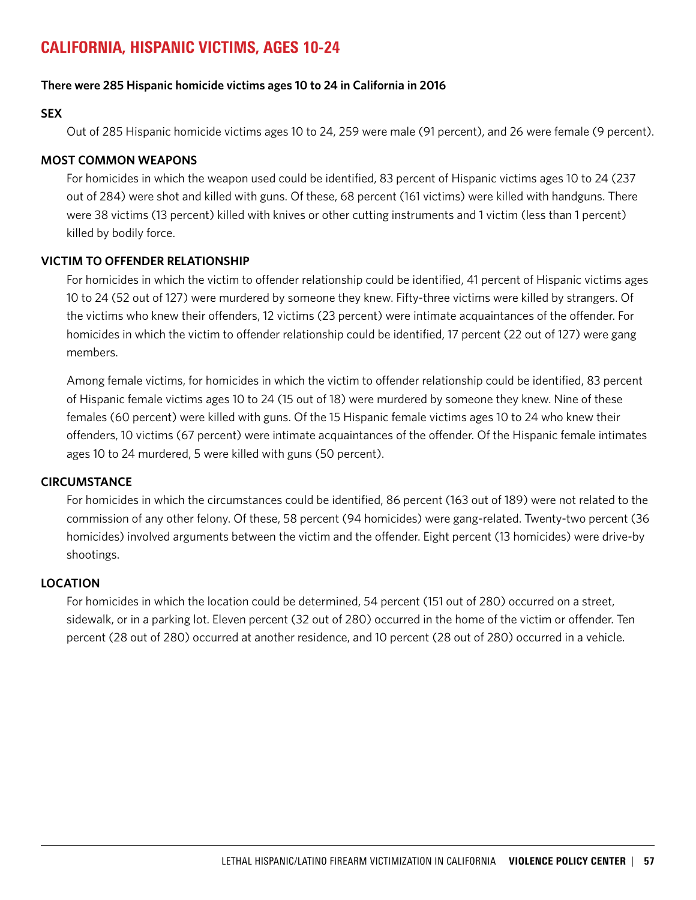## CALIFORNIA, HISPANIC VICTIMS, AGES 10-24

**There were 285 Hispanic homicide victims ages 10 to 24 in California in 2016**

### SEX

Out of 285 Hispanic homicide victims ages 10 to 24, 259 were male (91 percent), and 26 were female (9 percent).

### MOST COMMON WEAPONS

For homicides in which the weapon used could be identified, 83 percent of Hispanic victims ages 10 to 24 (237 out of 284) were shot and killed with guns. Of these, 68 percent (161 victims) were killed with handguns. There were 38 victims (13 percent) killed with knives or other cutting instruments and 1 victim (less than 1 percent) killed by bodily force.

### VICTIM TO OFFENDER RELATIONSHIP

For homicides in which the victim to offender relationship could be identified, 41 percent of Hispanic victims ages 10 to 24 (52 out of 127) were murdered by someone they knew. Fifty-three victims were killed by strangers. Of the victims who knew their offenders, 12 victims (23 percent) were intimate acquaintances of the offender. For homicides in which the victim to offender relationship could be identified, 17 percent (22 out of 127) were gang members.

Among female victims, for homicides in which the victim to offender relationship could be identified, 83 percent of Hispanic female victims ages 10 to 24 (15 out of 18) were murdered by someone they knew. Nine of these females (60 percent) were killed with guns. Of the 15 Hispanic female victims ages 10 to 24 who knew their offenders, 10 victims (67 percent) were intimate acquaintances of the offender. Of the Hispanic female intimates ages 10 to 24 murdered, 5 were killed with guns (50 percent).

### CIRCUMSTANCE

For homicides in which the circumstances could be identified, 86 percent (163 out of 189) were not related to the commission of any other felony. Of these, 58 percent (94 homicides) were gang-related. Twenty-two percent (36 homicides) involved arguments between the victim and the offender. Eight percent (13 homicides) were drive-by shootings.

### LOCATION

For homicides in which the location could be determined, 54 percent (151 out of 280) occurred on a street, sidewalk, or in a parking lot. Eleven percent (32 out of 280) occurred in the home of the victim or offender. Ten percent (28 out of 280) occurred at another residence, and 10 percent (28 out of 280) occurred in a vehicle.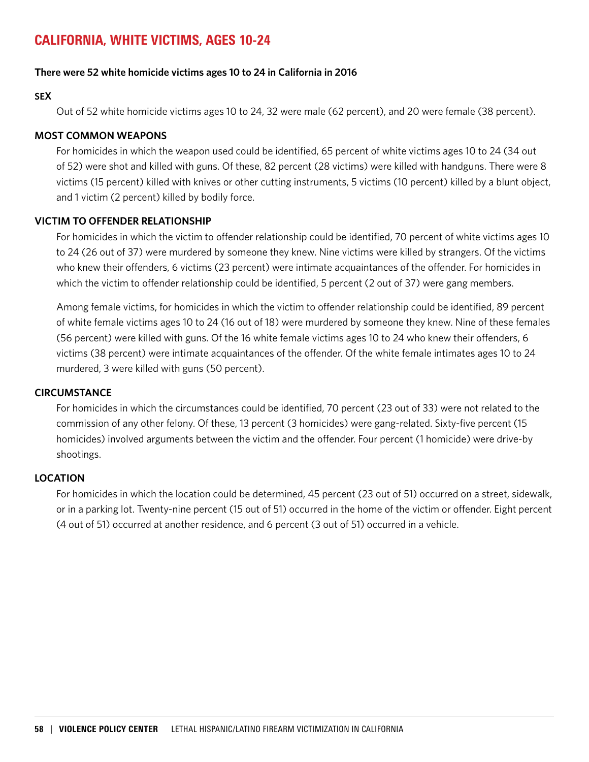# CALIFORNIA, WHITE VICTIMS, AGES 10-24

**There were 52 white homicide victims ages 10 to 24 in California in 2016**

### SEX

Out of 52 white homicide victims ages 10 to 24, 32 were male (62 percent), and 20 were female (38 percent).

### MOST COMMON WEAPONS

For homicides in which the weapon used could be identified, 65 percent of white victims ages 10 to 24 (34 out of 52) were shot and killed with guns. Of these, 82 percent (28 victims) were killed with handguns. There were 8 victims (15 percent) killed with knives or other cutting instruments, 5 victims (10 percent) killed by a blunt object, and 1 victim (2 percent) killed by bodily force.

### VICTIM TO OFFENDER RELATIONSHIP

For homicides in which the victim to offender relationship could be identified, 70 percent of white victims ages 10 to 24 (26 out of 37) were murdered by someone they knew. Nine victims were killed by strangers. Of the victims who knew their offenders, 6 victims (23 percent) were intimate acquaintances of the offender. For homicides in which the victim to offender relationship could be identified, 5 percent (2 out of 37) were gang members.

Among female victims, for homicides in which the victim to offender relationship could be identified, 89 percent of white female victims ages 10 to 24 (16 out of 18) were murdered by someone they knew. Nine of these females (56 percent) were killed with guns. Of the 16 white female victims ages 10 to 24 who knew their offenders, 6 victims (38 percent) were intimate acquaintances of the offender. Of the white female intimates ages 10 to 24 murdered, 3 were killed with guns (50 percent).

### CIRCUMSTANCE

For homicides in which the circumstances could be identified, 70 percent (23 out of 33) were not related to the commission of any other felony. Of these, 13 percent (3 homicides) were gang-related. Sixty-five percent (15 homicides) involved arguments between the victim and the offender. Four percent (1 homicide) were drive-by shootings.

### LOCATION

For homicides in which the location could be determined, 45 percent (23 out of 51) occurred on a street, sidewalk, or in a parking lot. Twenty-nine percent (15 out of 51) occurred in the home of the victim or offender. Eight percent (4 out of 51) occurred at another residence, and 6 percent (3 out of 51) occurred in a vehicle.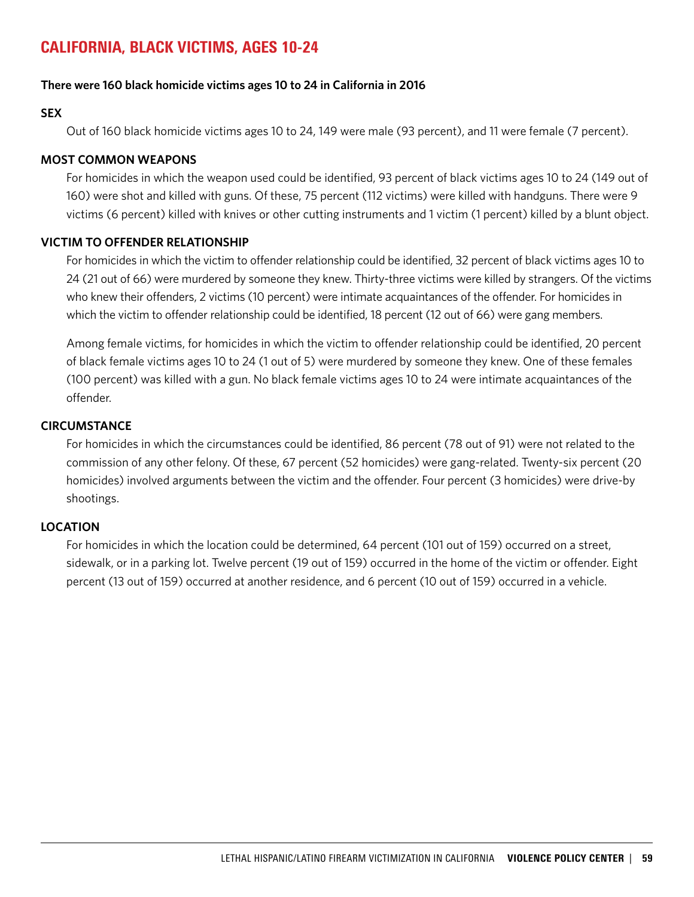## CALIFORNIA, BLACK VICTIMS, AGES 10-24

**There were 160 black homicide victims ages 10 to 24 in California in 2016**

### SEX

Out of 160 black homicide victims ages 10 to 24, 149 were male (93 percent), and 11 were female (7 percent).

### MOST COMMON WEAPONS

For homicides in which the weapon used could be identified, 93 percent of black victims ages 10 to 24 (149 out of 160) were shot and killed with guns. Of these, 75 percent (112 victims) were killed with handguns. There were 9 victims (6 percent) killed with knives or other cutting instruments and 1 victim (1 percent) killed by a blunt object.

### VICTIM TO OFFENDER RELATIONSHIP

For homicides in which the victim to offender relationship could be identified, 32 percent of black victims ages 10 to 24 (21 out of 66) were murdered by someone they knew. Thirty-three victims were killed by strangers. Of the victims who knew their offenders, 2 victims (10 percent) were intimate acquaintances of the offender. For homicides in which the victim to offender relationship could be identified, 18 percent (12 out of 66) were gang members.

Among female victims, for homicides in which the victim to offender relationship could be identified, 20 percent of black female victims ages 10 to 24 (1 out of 5) were murdered by someone they knew. One of these females (100 percent) was killed with a gun. No black female victims ages 10 to 24 were intimate acquaintances of the offender.

### CIRCUMSTANCE

For homicides in which the circumstances could be identified, 86 percent (78 out of 91) were not related to the commission of any other felony. Of these, 67 percent (52 homicides) were gang-related. Twenty-six percent (20 homicides) involved arguments between the victim and the offender. Four percent (3 homicides) were drive-by shootings.

### LOCATION

For homicides in which the location could be determined, 64 percent (101 out of 159) occurred on a street, sidewalk, or in a parking lot. Twelve percent (19 out of 159) occurred in the home of the victim or offender. Eight percent (13 out of 159) occurred at another residence, and 6 percent (10 out of 159) occurred in a vehicle.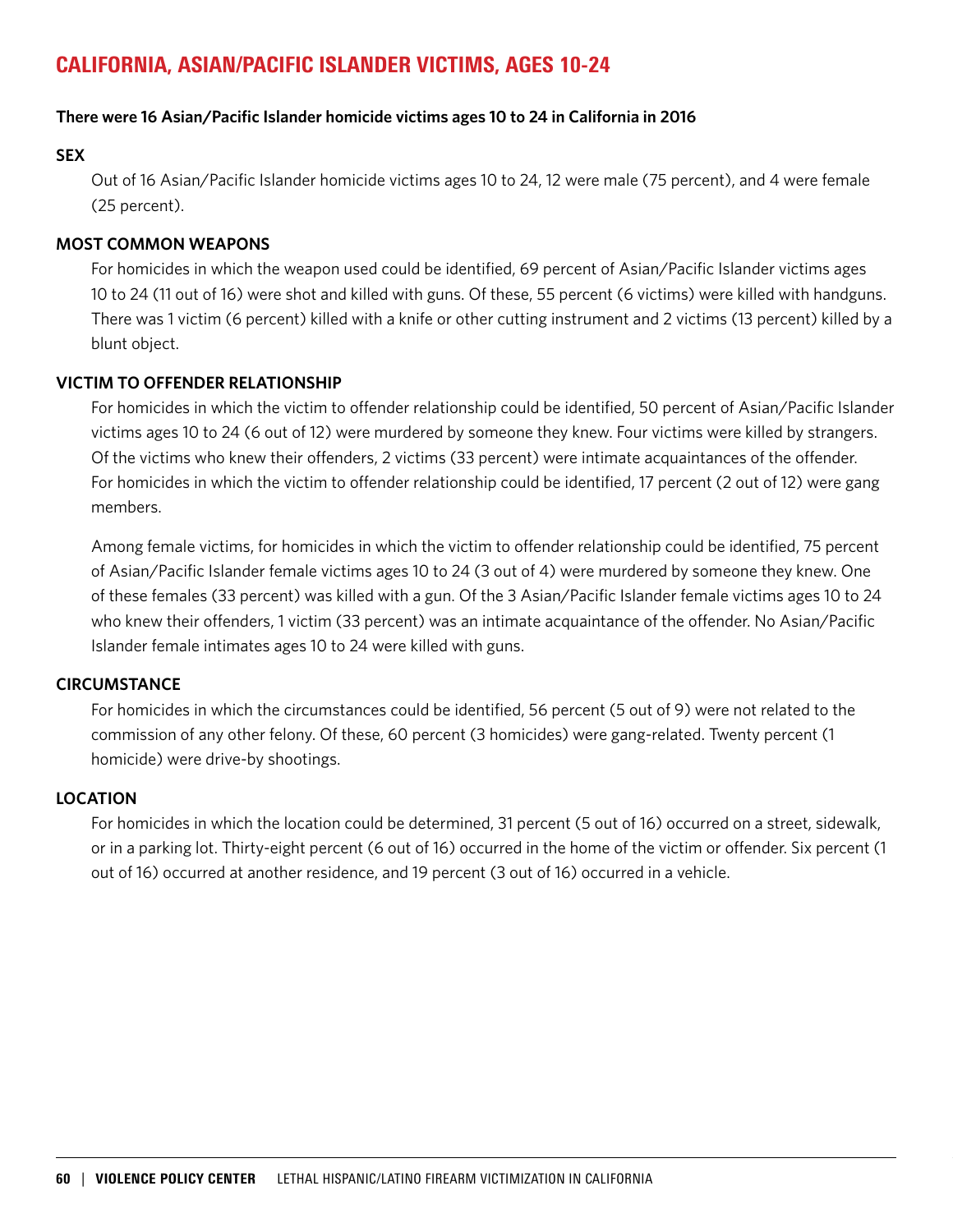## CALIFORNIA, ASIAN/PACIFIC ISLANDER VICTIMS, AGES 10-24

**There were 16 Asian/Pacific Islander homicide victims ages 10 to 24 in California in 2016**

### SEX

Out of 16 Asian/Pacific Islander homicide victims ages 10 to 24, 12 were male (75 percent), and 4 were female (25 percent).

### MOST COMMON WEAPONS

For homicides in which the weapon used could be identified, 69 percent of Asian/Pacific Islander victims ages 10 to 24 (11 out of 16) were shot and killed with guns. Of these, 55 percent (6 victims) were killed with handguns. There was 1 victim (6 percent) killed with a knife or other cutting instrument and 2 victims (13 percent) killed by a blunt object.

### VICTIM TO OFFENDER RELATIONSHIP

For homicides in which the victim to offender relationship could be identified, 50 percent of Asian/Pacific Islander victims ages 10 to 24 (6 out of 12) were murdered by someone they knew. Four victims were killed by strangers. Of the victims who knew their offenders, 2 victims (33 percent) were intimate acquaintances of the offender. For homicides in which the victim to offender relationship could be identified, 17 percent (2 out of 12) were gang members.

Among female victims, for homicides in which the victim to offender relationship could be identified, 75 percent of Asian/Pacific Islander female victims ages 10 to 24 (3 out of 4) were murdered by someone they knew. One of these females (33 percent) was killed with a gun. Of the 3 Asian/Pacific Islander female victims ages 10 to 24 who knew their offenders, 1 victim (33 percent) was an intimate acquaintance of the offender. No Asian/Pacific Islander female intimates ages 10 to 24 were killed with guns.

### CIRCUMSTANCE

For homicides in which the circumstances could be identified, 56 percent (5 out of 9) were not related to the commission of any other felony. Of these, 60 percent (3 homicides) were gang-related. Twenty percent (1 homicide) were drive-by shootings.

### LOCATION

For homicides in which the location could be determined, 31 percent (5 out of 16) occurred on a street, sidewalk, or in a parking lot. Thirty-eight percent (6 out of 16) occurred in the home of the victim or offender. Six percent (1 out of 16) occurred at another residence, and 19 percent (3 out of 16) occurred in a vehicle.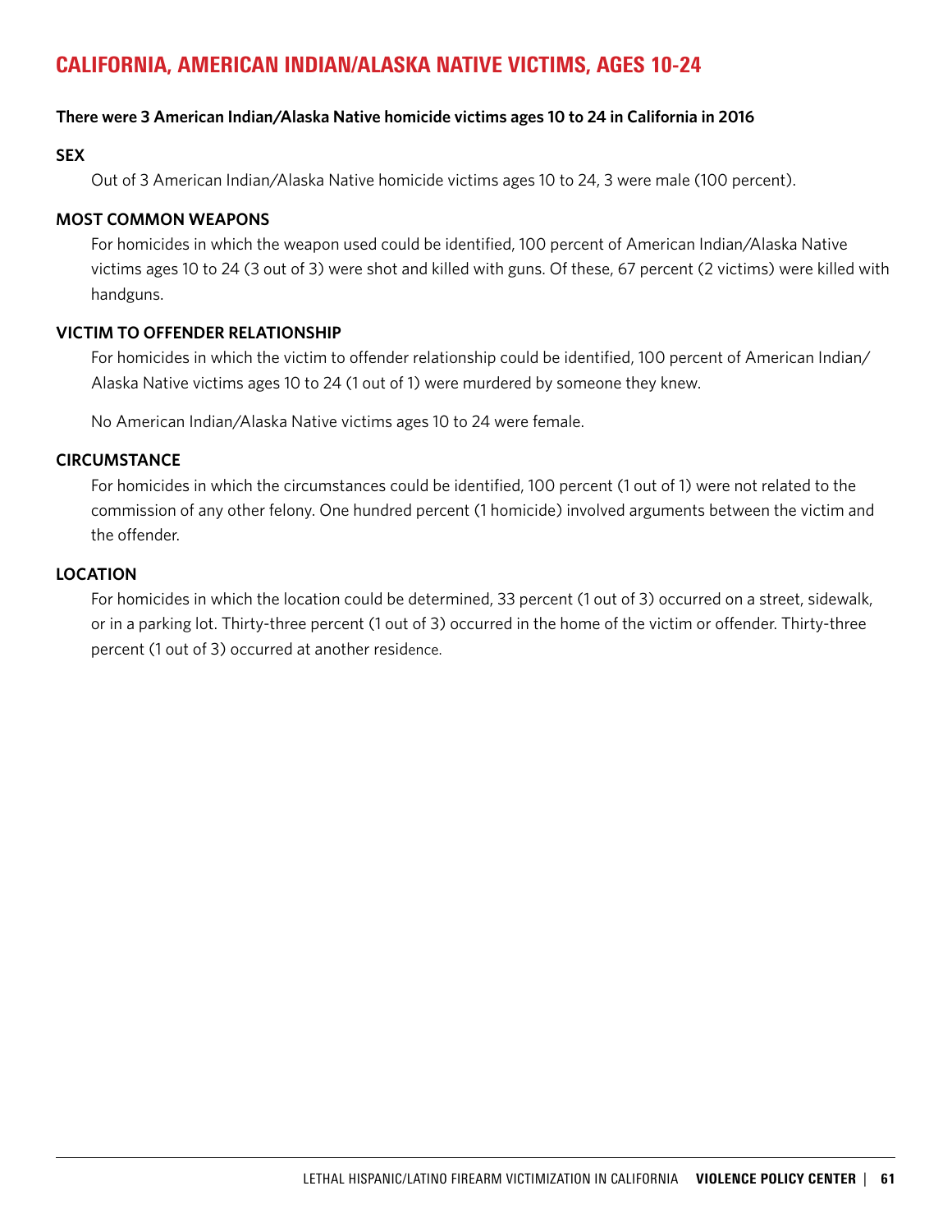## CALIFORNIA, AMERICAN INDIAN/ALASKA NATIVE VICTIMS, AGES 10-24

**There were 3 American Indian/Alaska Native homicide victims ages 10 to 24 in California in 2016**

### SEX

Out of 3 American Indian/Alaska Native homicide victims ages 10 to 24, 3 were male (100 percent).

### MOST COMMON WEAPONS

For homicides in which the weapon used could be identified, 100 percent of American Indian/Alaska Native victims ages 10 to 24 (3 out of 3) were shot and killed with guns. Of these, 67 percent (2 victims) were killed with handguns.

### VICTIM TO OFFENDER RELATIONSHIP

For homicides in which the victim to offender relationship could be identified, 100 percent of American Indian/Alaska Native victims ages 10 to 24 (1 out of 1) were murdered by someone they knew.

No American Indian/Alaska Native victims ages 10 to 24 were female.

### CIRCUMSTANCE

For homicides in which the circumstances could be identified, 100 percent (1 out of 1) were not related to the commission of any other felony. One hundred percent (1 homicide) involved arguments between the victim and the offender.

### LOCATION

For homicides in which the location could be determined, 33 percent (1 out of 3) occurred on a street, sidewalk, or in a parking lot. Thirty-three percent (1 out of 3) occurred in the home of the victim or offender. Thirty-three percent (1 out of 3) occurred at another residence.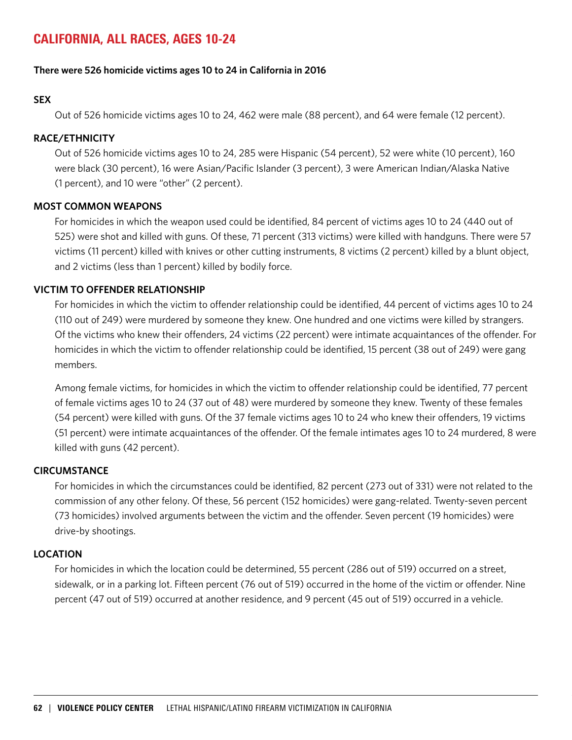# CALIFORNIA, ALL RACES, AGES 10-24

**There were 526 homicide victims ages 10 to 24 in California in 2016**

### SEX

Out of 526 homicide victims ages 10 to 24, 462 were male (88 percent), and 64 were female (12 percent).

### RACE/ETHNICITY

Out of 526 homicide victims ages 10 to 24, 285 were Hispanic (54 percent), 52 were white (10 percent), 160 were black (30 percent), 16 were Asian/Pacific Islander (3 percent), 3 were American Indian/Alaska Native (1 percent), and 10 were "other" (2 percent).

### MOST COMMON WEAPONS

For homicides in which the weapon used could be identified, 84 percent of victims ages 10 to 24 (440 out of 525) were shot and killed with guns. Of these, 71 percent (313 victims) were killed with handguns. There were 57 victims (11 percent) killed with knives or other cutting instruments, 8 victims (2 percent) killed by a blunt object, and 2 victims (less than 1 percent) killed by bodily force.

### VICTIM TO OFFENDER RELATIONSHIP

For homicides in which the victim to offender relationship could be identified, 44 percent of victims ages 10 to 24 (110 out of 249) were murdered by someone they knew. One hundred and one victims were killed by strangers. Of the victims who knew their offenders, 24 victims (22 percent) were intimate acquaintances of the offender. For homicides in which the victim to offender relationship could be identified, 15 percent (38 out of 249) were gang members.

Among female victims, for homicides in which the victim to offender relationship could be identified, 77 percent of female victims ages 10 to 24 (37 out of 48) were murdered by someone they knew. Twenty of these females (54 percent) were killed with guns. Of the 37 female victims ages 10 to 24 who knew their offenders, 19 victims (51 percent) were intimate acquaintances of the offender. Of the female intimates ages 10 to 24 murdered, 8 were killed with guns (42 percent).

### CIRCUMSTANCE

For homicides in which the circumstances could be identified, 82 percent (273 out of 331) were not related to the commission of any other felony. Of these, 56 percent (152 homicides) were gang-related. Twenty-seven percent (73 homicides) involved arguments between the victim and the offender. Seven percent (19 homicides) were drive-by shootings.

### LOCATION

For homicides in which the location could be determined, 55 percent (286 out of 519) occurred on a street, sidewalk, or in a parking lot. Fifteen percent (76 out of 519) occurred in the home of the victim or offender. Nine percent (47 out of 519) occurred at another residence, and 9 percent (45 out of 519) occurred in a vehicle.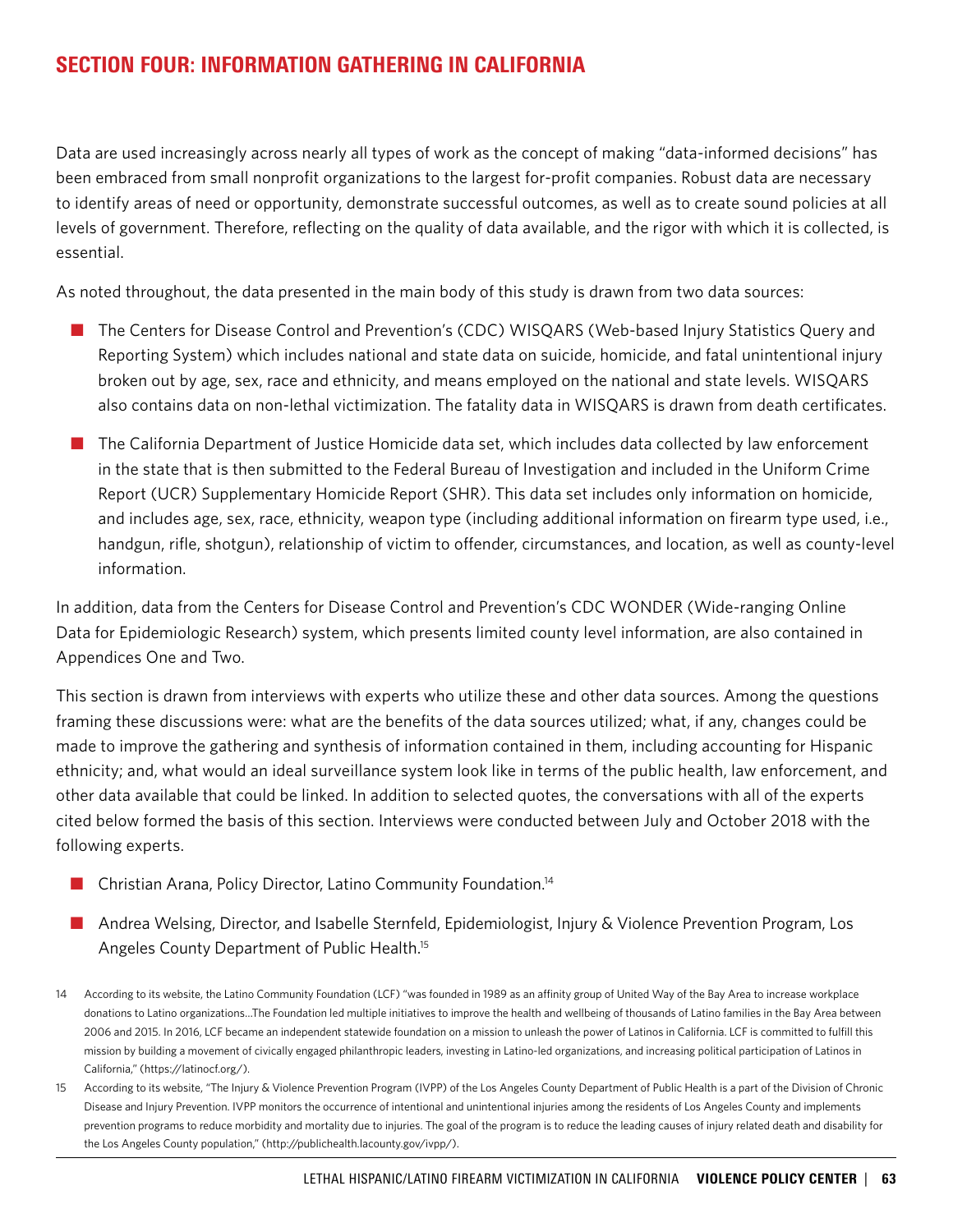## SECTION FOUR: INFORMATION GATHERING IN CALIFORNIA

Data are used increasingly across nearly all types of work as the concept of making "data-informed decisions" has been embraced from small nonprofit organizations to the largest for-profit companies. Robust data are necessary to identify areas of need or opportunity, demonstrate successful outcomes, as well as to create sound policies at all levels of government. Therefore, reflecting on the quality of data available, and the rigor with which it is collected, is essential.

As noted throughout, the data presented in the main body of this study is drawn from two data sources:

- The Centers for Disease Control and Prevention's (CDC) WISQARS (Web-based Injury Statistics Query and Reporting System) which includes national and state data on suicide, homicide, and fatal unintentional injury broken out by age, sex, race and ethnicity, and means employed on the national and state levels. WISQARS also contains data on non-lethal victimization. The fatality data in WISQARS is drawn from death certificates.
- The California Department of Justice Homicide data set, which includes data collected by law enforcement in the state that is then submitted to the Federal Bureau of Investigation and included in the Uniform Crime Report (UCR) Supplementary Homicide Report (SHR). This data set includes only information on homicide, and includes age, sex, race, ethnicity, weapon type (including additional information on firearm type used, i.e., handgun, rifle, shotgun), relationship of victim to offender, circumstances, and location, as well as county-level information.

In addition, data from the Centers for Disease Control and Prevention's CDC WONDER (Wide-ranging Online Data for Epidemiologic Research) system, which presents limited county level information, are also contained in Appendices One and Two.

This section is drawn from interviews with experts who utilize these and other data sources. Among the questions framing these discussions were: what are the benefits of the data sources utilized; what, if any, changes could be made to improve the gathering and synthesis of information contained in them, including accounting for Hispanic ethnicity; and, what would an ideal surveillance system look like in terms of the public health, law enforcement, and other data available that could be linked. In addition to selected quotes, the conversations with all of the experts cited below formed the basis of this section. Interviews were conducted between July and October 2018 with the following experts.

- Christian Arana, Policy Director, Latino Community Foundation.[14]
- Andrea Welsing, Director, and Isabelle Sternfeld, Epidemiologist, Injury & Violence Prevention Program, Los Angeles County Department of Public Health.[15]

14 According to its website, the Latino Community Foundation (LCF) "was founded in 1989 as an affinity group of United Way of the Bay Area to increase workplace donations to Latino organizations...The Foundation led multiple initiatives to improve the health and wellbeing of thousands of Latino families in the Bay Area between 2006 and 2015. In 2016, LCF became an independent statewide foundation on a mission to unleash the power of Latinos in California. LCF is committed to fulfill this mission by building a movement of civically engaged philanthropic leaders, investing in Latino-led organizations, and increasing political participation of Latinos in California," (https://latinocf.org/).

15 According to its website, "The Injury & Violence Prevention Program (IVPP) of the Los Angeles County Department of Public Health is a part of the Division of Chronic Disease and Injury Prevention. IVPP monitors the occurrence of intentional and unintentional injuries among the residents of Los Angeles County and implements prevention programs to reduce morbidity and mortality due to injuries. The goal of the program is to reduce the leading causes of injury related death and disability for the Los Angeles County population," (http://publichealth.lacounty.gov/ivpp/).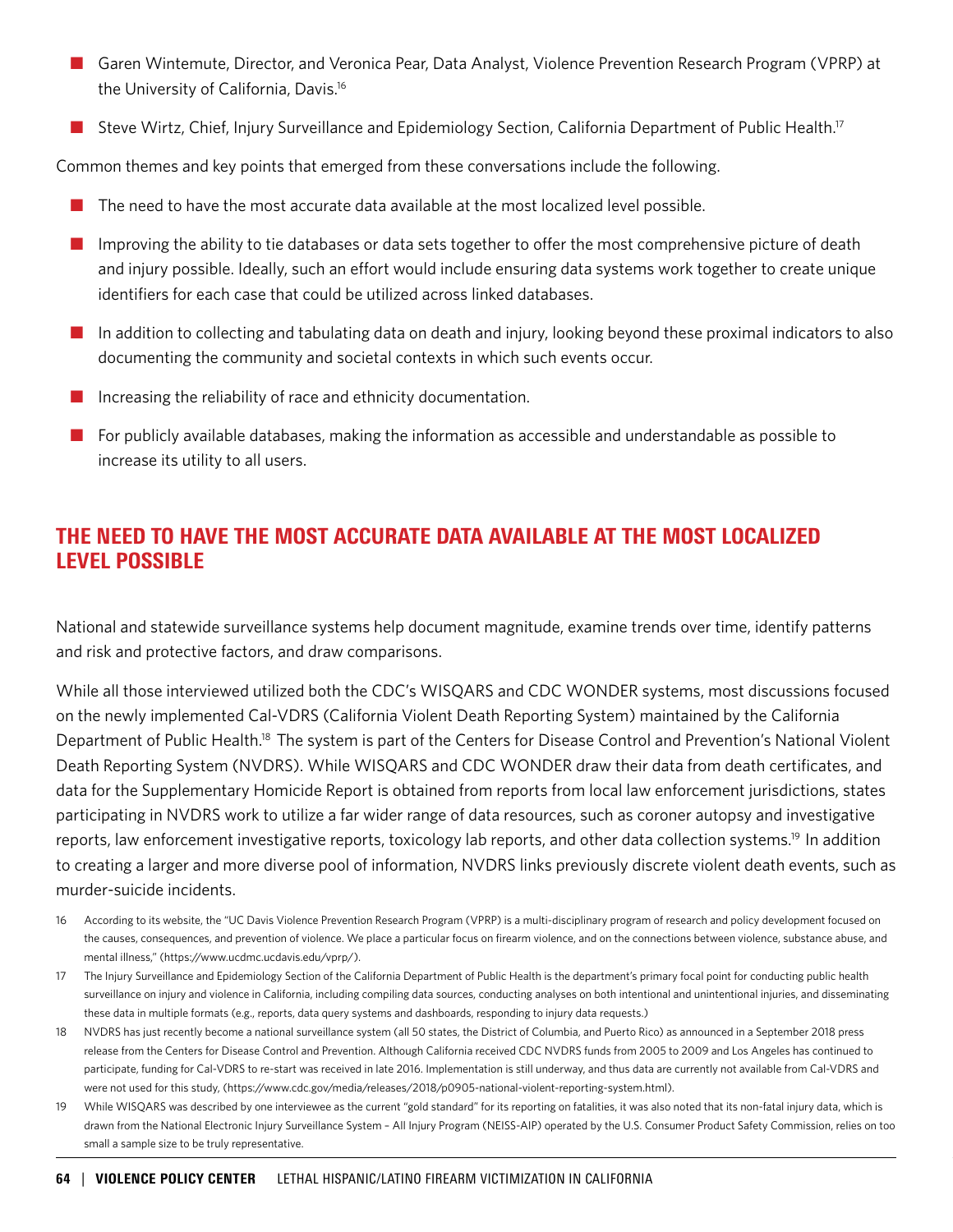- Garen Wintemute, Director, and Veronica Pear, Data Analyst, Violence Prevention Research Program (VPRP) at the University of California, Davis.[16]
- Steve Wirtz, Chief, Injury Surveillance and Epidemiology Section, California Department of Public Health.[17]

Common themes and key points that emerged from these conversations include the following.

- The need to have the most accurate data available at the most localized level possible.
- Improving the ability to tie databases or data sets together to offer the most comprehensive picture of death and injury possible. Ideally, such an effort would include ensuring data systems work together to create unique identifiers for each case that could be utilized across linked databases.
- In addition to collecting and tabulating data on death and injury, looking beyond these proximal indicators to also documenting the community and societal contexts in which such events occur.
- Increasing the reliability of race and ethnicity documentation.
- For publicly available databases, making the information as accessible and understandable as possible to increase its utility to all users.

## THE NEED TO HAVE THE MOST ACCURATE DATA AVAILABLE AT THE MOST LOCALIZED LEVEL POSSIBLE

National and statewide surveillance systems help document magnitude, examine trends over time, identify patterns and risk and protective factors, and draw comparisons.

While all those interviewed utilized both the CDC's WISQARS and CDC WONDER systems, most discussions focused on the newly implemented Cal-VDRS (California Violent Death Reporting System) maintained by the California Department of Public Health.[18] The system is part of the Centers for Disease Control and Prevention's National Violent Death Reporting System (NVDRS). While WISQARS and CDC WONDER draw their data from death certificates, and data for the Supplementary Homicide Report is obtained from reports from local law enforcement jurisdictions, states participating in NVDRS work to utilize a far wider range of data resources, such as coroner autopsy and investigative reports, law enforcement investigative reports, toxicology lab reports, and other data collection systems.[19] In addition to creating a larger and more diverse pool of information, NVDRS links previously discrete violent death events, such as murder-suicide incidents.

16 According to its website, the "UC Davis Violence Prevention Research Program (VPRP) is a multi-disciplinary program of research and policy development focused on the causes, consequences, and prevention of violence. We place a particular focus on firearm violence, and on the connections between violence, substance abuse, and mental illness," (https://www.ucdmc.ucdavis.edu/vprp/).

17 The Injury Surveillance and Epidemiology Section of the California Department of Public Health is the department's primary focal point for conducting public health surveillance on injury and violence in California, including compiling data sources, conducting analyses on both intentional and unintentional injuries, and disseminating these data in multiple formats (e.g., reports, data query systems and dashboards, responding to injury data requests.)

18 NVDRS has just recently become a national surveillance system (all 50 states, the District of Columbia, and Puerto Rico) as announced in a September 2018 press release from the Centers for Disease Control and Prevention. Although California received CDC NVDRS funds from 2005 to 2009 and Los Angeles has continued to participate, funding for Cal-VDRS to re-start was received in late 2016. Implementation is still underway, and thus data are currently not available from Cal-VDRS and were not used for this study, (https://www.cdc.gov/media/releases/2018/p0905-national-violent-reporting-system.html).

19 While WISQARS was described by one interviewee as the current "gold standard" for its reporting on fatalities, it was also noted that its non-fatal injury data, which is drawn from the National Electronic Injury Surveillance System – All Injury Program (NEISS-AIP) operated by the U.S. Consumer Product Safety Commission, relies on too small a sample size to be truly representative.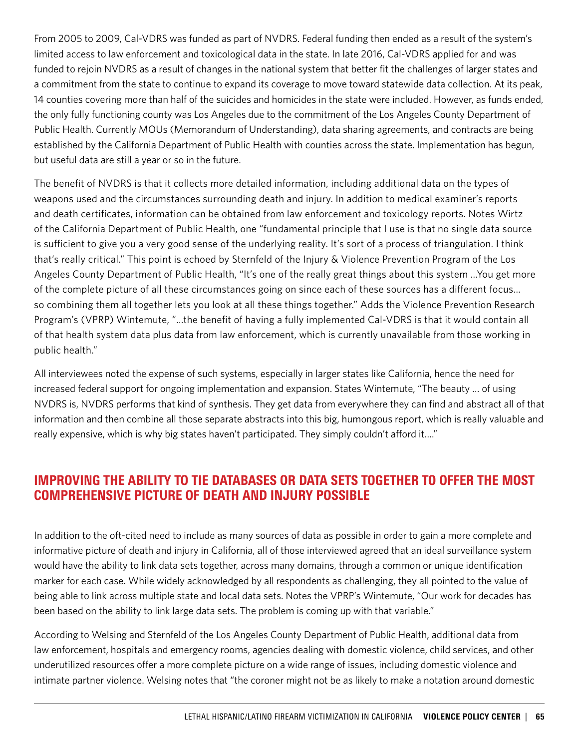From 2005 to 2009, Cal-VDRS was funded as part of NVDRS. Federal funding then ended as a result of the system's limited access to law enforcement and toxicological data in the state. In late 2016, Cal-VDRS applied for and was funded to rejoin NVDRS as a result of changes in the national system that better fit the challenges of larger states and a commitment from the state to continue to expand its coverage to move toward statewide data collection. At its peak, 14 counties covering more than half of the suicides and homicides in the state were included. However, as funds ended, the only fully functioning county was Los Angeles due to the commitment of the Los Angeles County Department of Public Health. Currently MOUs (Memorandum of Understanding), data sharing agreements, and contracts are being established by the California Department of Public Health with counties across the state. Implementation has begun, but useful data are still a year or so in the future.

The benefit of NVDRS is that it collects more detailed information, including additional data on the types of weapons used and the circumstances surrounding death and injury. In addition to medical examiner's reports and death certificates, information can be obtained from law enforcement and toxicology reports. Notes Wirtz of the California Department of Public Health, one "fundamental principle that I use is that no single data source is sufficient to give you a very good sense of the underlying reality. It's sort of a process of triangulation. I think that's really critical." This point is echoed by Sternfeld of the Injury & Violence Prevention Program of the Los Angeles County Department of Public Health, "It's one of the really great things about this system ...You get more of the complete picture of all these circumstances going on since each of these sources has a different focus... so combining them all together lets you look at all these things together." Adds the Violence Prevention Research Program's (VPRP) Wintemute, "...the benefit of having a fully implemented Cal-VDRS is that it would contain all of that health system data plus data from law enforcement, which is currently unavailable from those working in public health."

All interviewees noted the expense of such systems, especially in larger states like California, hence the need for increased federal support for ongoing implementation and expansion. States Wintemute, "The beauty ... of using NVDRS is, NVDRS performs that kind of synthesis. They get data from everywhere they can find and abstract all of that information and then combine all those separate abstracts into this big, humongous report, which is really valuable and really expensive, which is why big states haven't participated. They simply couldn't afford it...."

## IMPROVING THE ABILITY TO TIE DATABASES OR DATA SETS TOGETHER TO OFFER THE MOST COMPREHENSIVE PICTURE OF DEATH AND INJURY POSSIBLE

In addition to the oft-cited need to include as many sources of data as possible in order to gain a more complete and informative picture of death and injury in California, all of those interviewed agreed that an ideal surveillance system would have the ability to link data sets together, across many domains, through a common or unique identification marker for each case. While widely acknowledged by all respondents as challenging, they all pointed to the value of being able to link across multiple state and local data sets. Notes the VPRP's Wintemute, "Our work for decades has been based on the ability to link large data sets. The problem is coming up with that variable."

According to Welsing and Sternfeld of the Los Angeles County Department of Public Health, additional data from law enforcement, hospitals and emergency rooms, agencies dealing with domestic violence, child services, and other underutilized resources offer a more complete picture on a wide range of issues, including domestic violence and intimate partner violence. Welsing notes that "the coroner might not be as likely to make a notation around domestic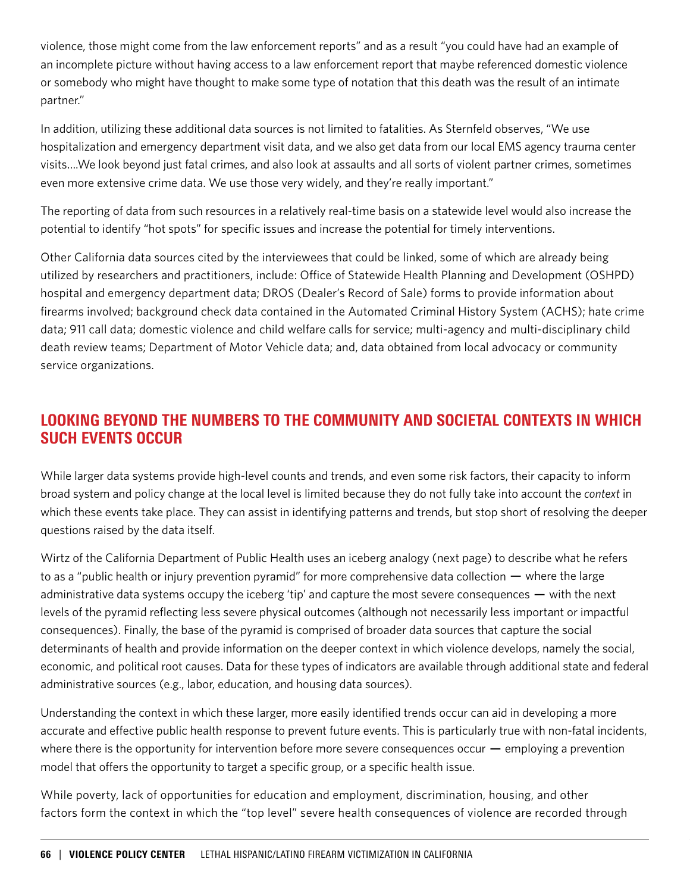violence, those might come from the law enforcement reports" and as a result "you could have had an example of an incomplete picture without having access to a law enforcement report that maybe referenced domestic violence or somebody who might have thought to make some type of notation that this death was the result of an intimate partner."

In addition, utilizing these additional data sources is not limited to fatalities. As Sternfeld observes, "We use hospitalization and emergency department visit data, and we also get data from our local EMS agency trauma center visits….We look beyond just fatal crimes, and also look at assaults and all sorts of violent partner crimes, sometimes even more extensive crime data. We use those very widely, and they're really important."

The reporting of data from such resources in a relatively real-time basis on a statewide level would also increase the potential to identify "hot spots" for specific issues and increase the potential for timely interventions.

Other California data sources cited by the interviewees that could be linked, some of which are already being utilized by researchers and practitioners, include: Office of Statewide Health Planning and Development (OSHPD) hospital and emergency department data; DROS (Dealer's Record of Sale) forms to provide information about firearms involved; background check data contained in the Automated Criminal History System (ACHS); hate crime data; 911 call data; domestic violence and child welfare calls for service; multi-agency and multi-disciplinary child death review teams; Department of Motor Vehicle data; and, data obtained from local advocacy or community service organizations.

## LOOKING BEYOND THE NUMBERS TO THE COMMUNITY AND SOCIETAL CONTEXTS IN WHICH SUCH EVENTS OCCUR

While larger data systems provide high-level counts and trends, and even some risk factors, their capacity to inform broad system and policy change at the local level is limited because they do not fully take into account the *context* in which these events take place. They can assist in identifying patterns and trends, but stop short of resolving the deeper questions raised by the data itself.

Wirtz of the California Department of Public Health uses an iceberg analogy (next page) to describe what he refers to as a "public health or injury prevention pyramid" for more comprehensive data collection — where the large administrative data systems occupy the iceberg 'tip' and capture the most severe consequences — with the next levels of the pyramid reflecting less severe physical outcomes (although not necessarily less important or impactful consequences). Finally, the base of the pyramid is comprised of broader data sources that capture the social determinants of health and provide information on the deeper context in which violence develops, namely the social, economic, and political root causes. Data for these types of indicators are available through additional state and federal administrative sources (e.g., labor, education, and housing data sources).

Understanding the context in which these larger, more easily identified trends occur can aid in developing a more accurate and effective public health response to prevent future events. This is particularly true with non-fatal incidents, where there is the opportunity for intervention before more severe consequences occur — employing a prevention model that offers the opportunity to target a specific group, or a specific health issue.

While poverty, lack of opportunities for education and employment, discrimination, housing, and other factors form the context in which the "top level" severe health consequences of violence are recorded through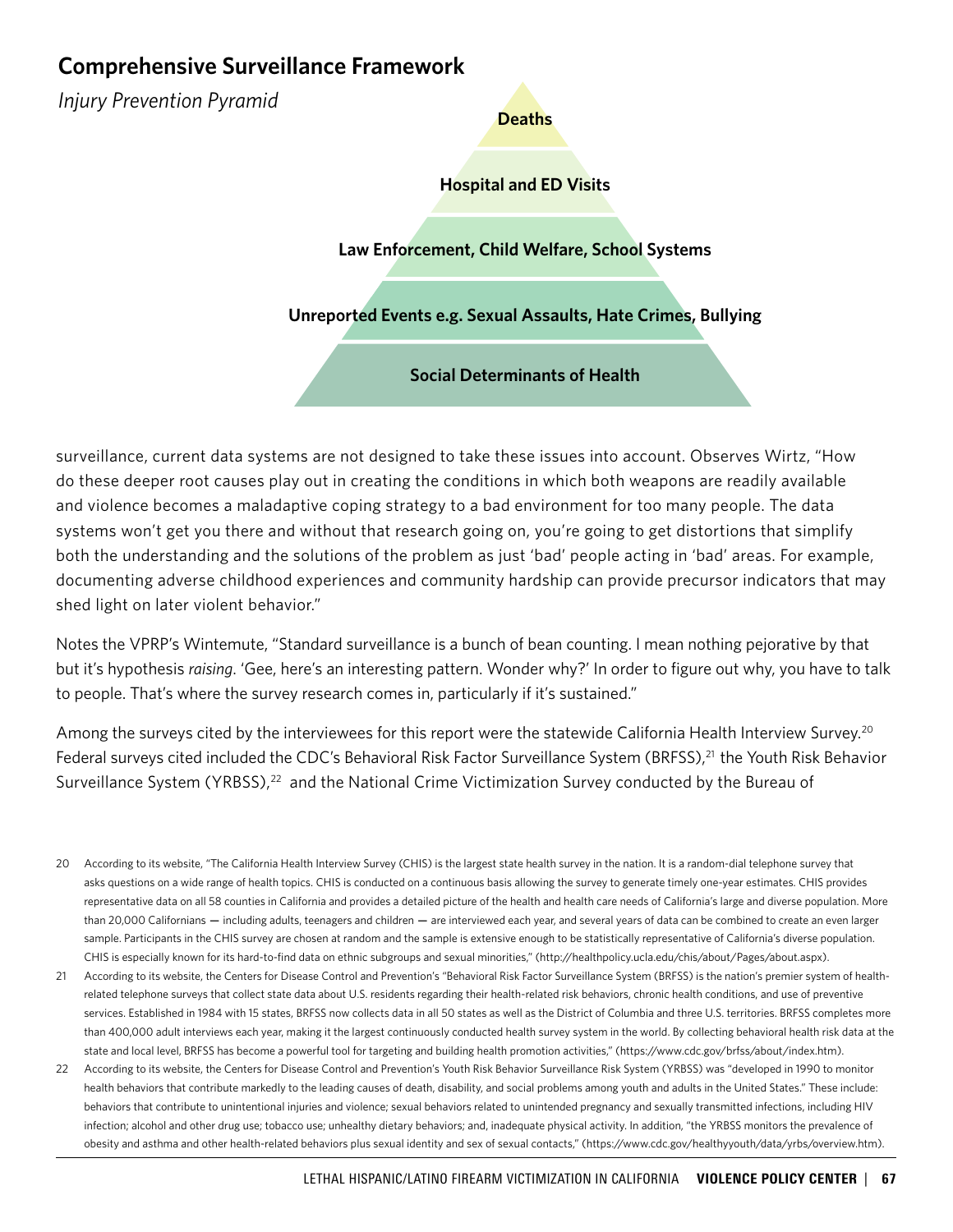## Comprehensive Surveillance Framework

*Injury Prevention Pyramid*

**Deaths**

**Hospital and ED Visits**

**Law Enforcement, Child Welfare, School Systems**

**Unreported Events e.g. Sexual Assaults, Hate Crimes, Bullying**

**Social Determinants of Health**

surveillance, current data systems are not designed to take these issues into account. Observes Wirtz, "How do these deeper root causes play out in creating the conditions in which both weapons are readily available and violence becomes a maladaptive coping strategy to a bad environment for too many people. The data systems won't get you there and without that research going on, you're going to get distortions that simplify both the understanding and the solutions of the problem as just 'bad' people acting in 'bad' areas. For example, documenting adverse childhood experiences and community hardship can provide precursor indicators that may shed light on later violent behavior."

Notes the VPRP's Wintemute, "Standard surveillance is a bunch of bean counting. I mean nothing pejorative by that but it's hypothesis *raising*. 'Gee, here's an interesting pattern. Wonder why?' In order to figure out why, you have to talk to people. That's where the survey research comes in, particularly if it's sustained."

Among the surveys cited by the interviewees for this report were the statewide California Health Interview Survey.[20] Federal surveys cited included the CDC's Behavioral Risk Factor Surveillance System (BRFSS),[21] the Youth Risk Behavior Surveillance System (YRBSS),[22] and the National Crime Victimization Survey conducted by the Bureau of

20 According to its website, "The California Health Interview Survey (CHIS) is the largest state health survey in the nation. It is a random-dial telephone survey that asks questions on a wide range of health topics. CHIS is conducted on a continuous basis allowing the survey to generate timely one-year estimates. CHIS provides representative data on all 58 counties in California and provides a detailed picture of the health and health care needs of California's large and diverse population. More than 20,000 Californians — including adults, teenagers and children — are interviewed each year, and several years of data can be combined to create an even larger sample. Participants in the CHIS survey are chosen at random and the sample is extensive enough to be statistically representative of California's diverse population. CHIS is especially known for its hard-to-find data on ethnic subgroups and sexual minorities," (http://healthpolicy.ucla.edu/chis/about/Pages/about.aspx).

21 According to its website, the Centers for Disease Control and Prevention's "Behavioral Risk Factor Surveillance System (BRFSS) is the nation's premier system of health-related telephone surveys that collect state data about U.S. residents regarding their health-related risk behaviors, chronic health conditions, and use of preventive services. Established in 1984 with 15 states, BRFSS now collects data in all 50 states as well as the District of Columbia and three U.S. territories. BRFSS completes more than 400,000 adult interviews each year, making it the largest continuously conducted health survey system in the world. By collecting behavioral health risk data at the state and local level, BRFSS has become a powerful tool for targeting and building health promotion activities," (https://www.cdc.gov/brfss/about/index.htm).

22 According to its website, the Centers for Disease Control and Prevention's Youth Risk Behavior Surveillance Risk System (YRBSS) was "developed in 1990 to monitor health behaviors that contribute markedly to the leading causes of death, disability, and social problems among youth and adults in the United States." These include: behaviors that contribute to unintentional injuries and violence; sexual behaviors related to unintended pregnancy and sexually transmitted infections, including HIV infection; alcohol and other drug use; tobacco use; unhealthy dietary behaviors; and, inadequate physical activity. In addition, "the YRBSS monitors the prevalence of obesity and asthma and other health-related behaviors plus sexual identity and sex of sexual contacts," (https://www.cdc.gov/healthyyouth/data/yrbs/overview.htm).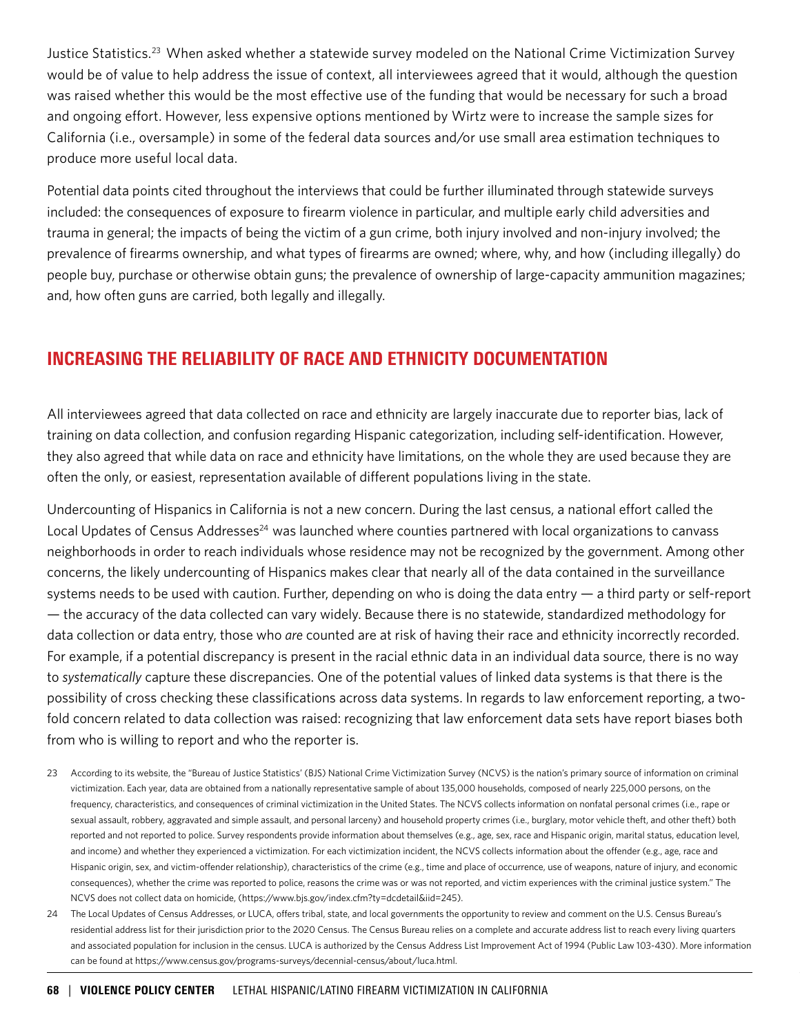Justice Statistics.[23] When asked whether a statewide survey modeled on the National Crime Victimization Survey would be of value to help address the issue of context, all interviewees agreed that it would, although the question was raised whether this would be the most effective use of the funding that would be necessary for such a broad and ongoing effort. However, less expensive options mentioned by Wirtz were to increase the sample sizes for California (i.e., oversample) in some of the federal data sources and/or use small area estimation techniques to produce more useful local data.

Potential data points cited throughout the interviews that could be further illuminated through statewide surveys included: the consequences of exposure to firearm violence in particular, and multiple early child adversities and trauma in general; the impacts of being the victim of a gun crime, both injury involved and non-injury involved; the prevalence of firearms ownership, and what types of firearms are owned; where, why, and how (including illegally) do people buy, purchase or otherwise obtain guns; the prevalence of ownership of large-capacity ammunition magazines; and, how often guns are carried, both legally and illegally.

## INCREASING THE RELIABILITY OF RACE AND ETHNICITY DOCUMENTATION

All interviewees agreed that data collected on race and ethnicity are largely inaccurate due to reporter bias, lack of training on data collection, and confusion regarding Hispanic categorization, including self-identification. However, they also agreed that while data on race and ethnicity have limitations, on the whole they are used because they are often the only, or easiest, representation available of different populations living in the state.

Undercounting of Hispanics in California is not a new concern. During the last census, a national effort called the Local Updates of Census Addresses[24] was launched where counties partnered with local organizations to canvass neighborhoods in order to reach individuals whose residence may not be recognized by the government. Among other concerns, the likely undercounting of Hispanics makes clear that nearly all of the data contained in the surveillance systems needs to be used with caution. Further, depending on who is doing the data entry — a third party or self-report — the accuracy of the data collected can vary widely. Because there is no statewide, standardized methodology for data collection or data entry, those who *are* counted are at risk of having their race and ethnicity incorrectly recorded. For example, if a potential discrepancy is present in the racial ethnic data in an individual data source, there is no way to *systematically* capture these discrepancies. One of the potential values of linked data systems is that there is the possibility of cross checking these classifications across data systems. In regards to law enforcement reporting, a two-fold concern related to data collection was raised: recognizing that law enforcement data sets have report biases both from who is willing to report and who the reporter is.

23 According to its website, the "Bureau of Justice Statistics' (BJS) National Crime Victimization Survey (NCVS) is the nation's primary source of information on criminal victimization. Each year, data are obtained from a nationally representative sample of about 135,000 households, composed of nearly 225,000 persons, on the frequency, characteristics, and consequences of criminal victimization in the United States. The NCVS collects information on nonfatal personal crimes (i.e., rape or sexual assault, robbery, aggravated and simple assault, and personal larceny) and household property crimes (i.e., burglary, motor vehicle theft, and other theft) both reported and not reported to police. Survey respondents provide information about themselves (e.g., age, sex, race and Hispanic origin, marital status, education level, and income) and whether they experienced a victimization. For each victimization incident, the NCVS collects information about the offender (e.g., age, race and Hispanic origin, sex, and victim-offender relationship), characteristics of the crime (e.g., time and place of occurrence, use of weapons, nature of injury, and economic consequences), whether the crime was reported to police, reasons the crime was or was not reported, and victim experiences with the criminal justice system." The NCVS does not collect data on homicide, (https://www.bjs.gov/index.cfm?ty=dcdetail&iid=245).

24 The Local Updates of Census Addresses, or LUCA, offers tribal, state, and local governments the opportunity to review and comment on the U.S. Census Bureau's residential address list for their jurisdiction prior to the 2020 Census. The Census Bureau relies on a complete and accurate address list to reach every living quarters and associated population for inclusion in the census. LUCA is authorized by the Census Address List Improvement Act of 1994 (Public Law 103-430). More information can be found at https://www.census.gov/programs-surveys/decennial-census/about/luca.html.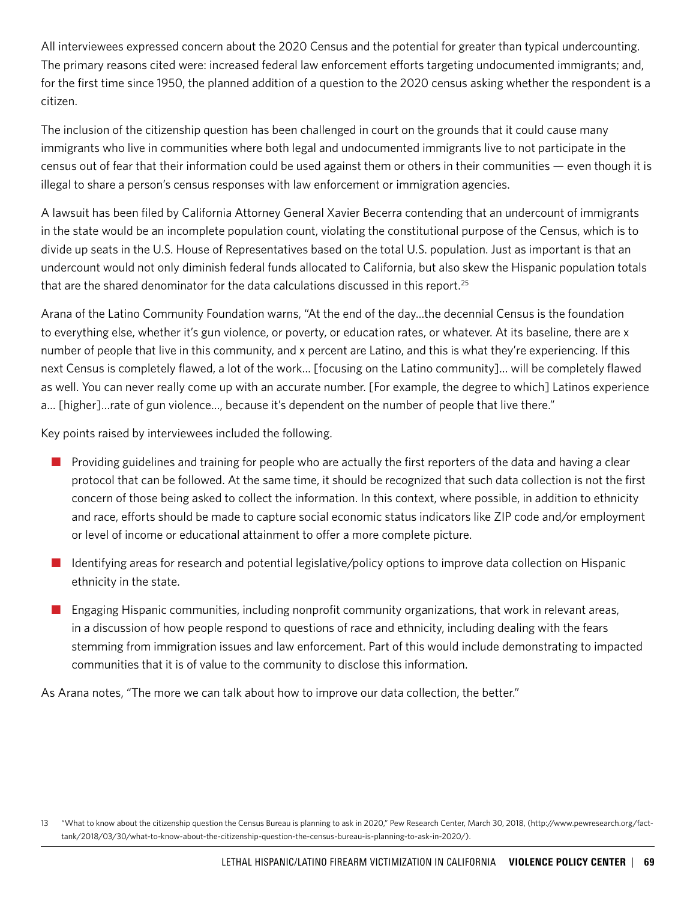All interviewees expressed concern about the 2020 Census and the potential for greater than typical undercounting. The primary reasons cited were: increased federal law enforcement efforts targeting undocumented immigrants; and, for the first time since 1950, the planned addition of a question to the 2020 census asking whether the respondent is a citizen.

The inclusion of the citizenship question has been challenged in court on the grounds that it could cause many immigrants who live in communities where both legal and undocumented immigrants live to not participate in the census out of fear that their information could be used against them or others in their communities — even though it is illegal to share a person's census responses with law enforcement or immigration agencies.

A lawsuit has been filed by California Attorney General Xavier Becerra contending that an undercount of immigrants in the state would be an incomplete population count, violating the constitutional purpose of the Census, which is to divide up seats in the U.S. House of Representatives based on the total U.S. population. Just as important is that an undercount would not only diminish federal funds allocated to California, but also skew the Hispanic population totals that are the shared denominator for the data calculations discussed in this report.[25]

Arana of the Latino Community Foundation warns, "At the end of the day…the decennial Census is the foundation to everything else, whether it's gun violence, or poverty, or education rates, or whatever. At its baseline, there are x number of people that live in this community, and x percent are Latino, and this is what they're experiencing. If this next Census is completely flawed, a lot of the work… [focusing on the Latino community]… will be completely flawed as well. You can never really come up with an accurate number. [For example, the degree to which] Latinos experience a… [higher]…rate of gun violence…, because it's dependent on the number of people that live there."

Key points raised by interviewees included the following.

- Providing guidelines and training for people who are actually the first reporters of the data and having a clear protocol that can be followed. At the same time, it should be recognized that such data collection is not the first concern of those being asked to collect the information. In this context, where possible, in addition to ethnicity and race, efforts should be made to capture social economic status indicators like ZIP code and/or employment or level of income or educational attainment to offer a more complete picture.
- Identifying areas for research and potential legislative/policy options to improve data collection on Hispanic ethnicity in the state.
- Engaging Hispanic communities, including nonprofit community organizations, that work in relevant areas, in a discussion of how people respond to questions of race and ethnicity, including dealing with the fears stemming from immigration issues and law enforcement. Part of this would include demonstrating to impacted communities that it is of value to the community to disclose this information.

As Arana notes, "The more we can talk about how to improve our data collection, the better."

13 "What to know about the citizenship question the Census Bureau is planning to ask in 2020," Pew Research Center, March 30, 2018, (http://www.pewresearch.org/fact-tank/2018/03/30/what-to-know-about-the-citizenship-question-the-census-bureau-is-planning-to-ask-in-2020/).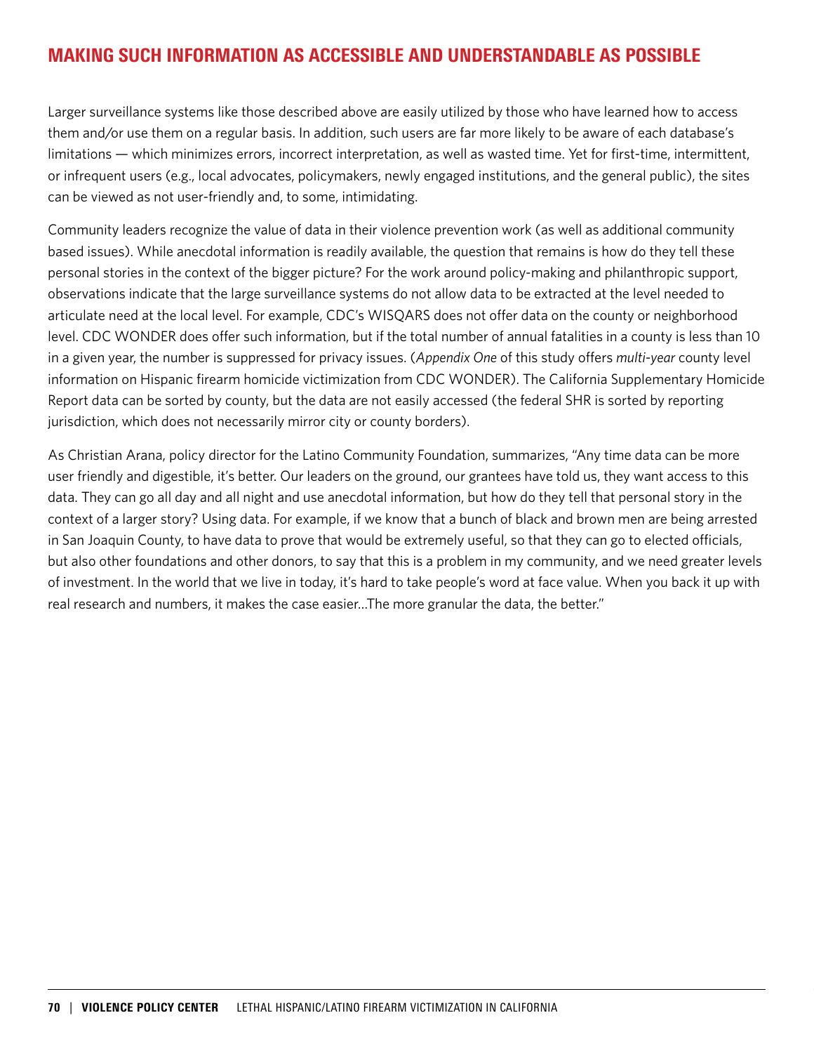## MAKING SUCH INFORMATION AS ACCESSIBLE AND UNDERSTANDABLE AS POSSIBLE

Larger surveillance systems like those described above are easily utilized by those who have learned how to access them and/or use them on a regular basis. In addition, such users are far more likely to be aware of each database's limitations — which minimizes errors, incorrect interpretation, as well as wasted time. Yet for first-time, intermittent, or infrequent users (e.g., local advocates, policymakers, newly engaged institutions, and the general public), the sites can be viewed as not user-friendly and, to some, intimidating.

Community leaders recognize the value of data in their violence prevention work (as well as additional community based issues). While anecdotal information is readily available, the question that remains is how do they tell these personal stories in the context of the bigger picture? For the work around policy-making and philanthropic support, observations indicate that the large surveillance systems do not allow data to be extracted at the level needed to articulate need at the local level. For example, CDC's WISQARS does not offer data on the county or neighborhood level. CDC WONDER does offer such information, but if the total number of annual fatalities in a county is less than 10 in a given year, the number is suppressed for privacy issues. (*Appendix One* of this study offers *multi-year* county level information on Hispanic firearm homicide victimization from CDC WONDER). The California Supplementary Homicide Report data can be sorted by county, but the data are not easily accessed (the federal SHR is sorted by reporting jurisdiction, which does not necessarily mirror city or county borders).

As Christian Arana, policy director for the Latino Community Foundation, summarizes, "Any time data can be more user friendly and digestible, it's better. Our leaders on the ground, our grantees have told us, they want access to this data. They can go all day and all night and use anecdotal information, but how do they tell that personal story in the context of a larger story? Using data. For example, if we know that a bunch of black and brown men are being arrested in San Joaquin County, to have data to prove that would be extremely useful, so that they can go to elected officials, but also other foundations and other donors, to say that this is a problem in my community, and we need greater levels of investment. In the world that we live in today, it's hard to take people's word at face value. When you back it up with real research and numbers, it makes the case easier...The more granular the data, the better."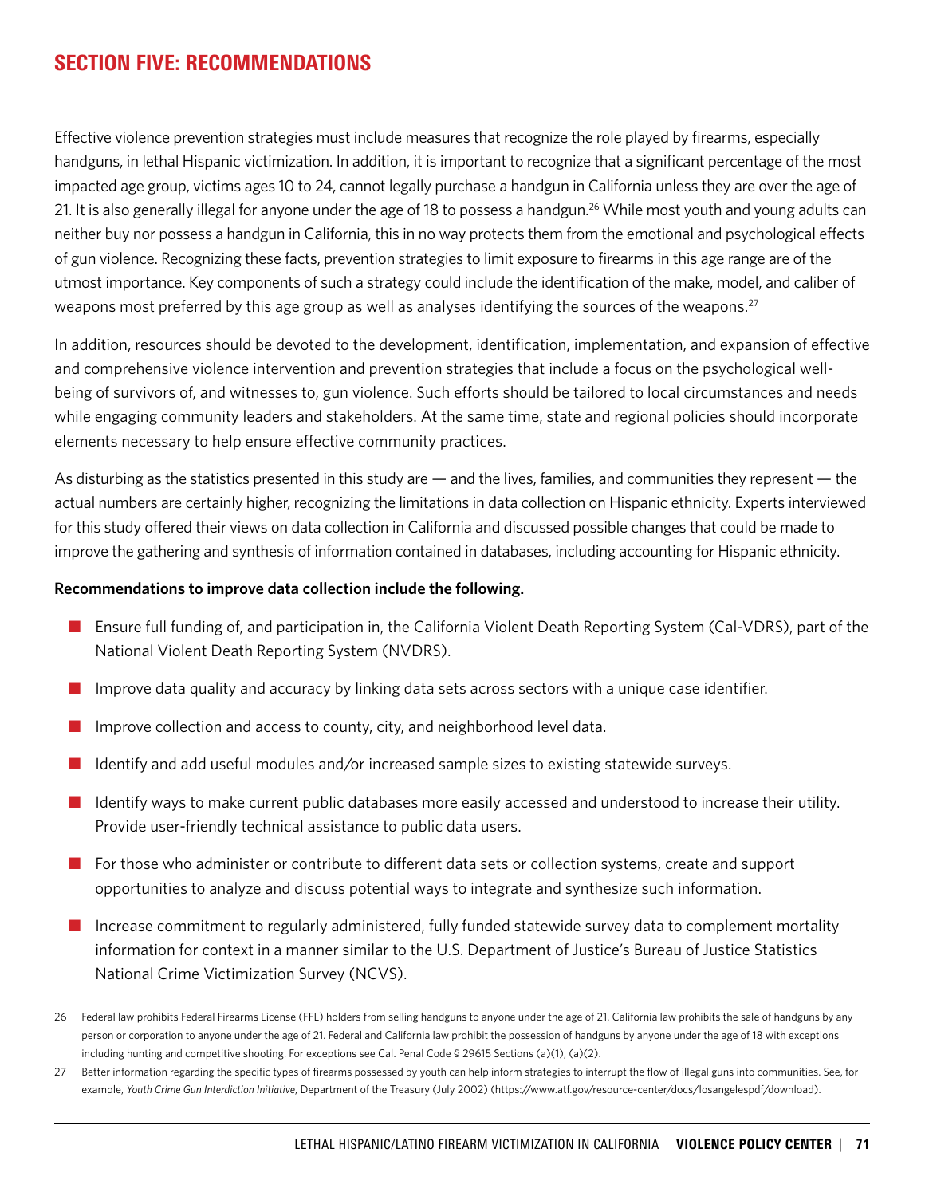## SECTION FIVE: RECOMMENDATIONS

Effective violence prevention strategies must include measures that recognize the role played by firearms, especially handguns, in lethal Hispanic victimization. In addition, it is important to recognize that a significant percentage of the most impacted age group, victims ages 10 to 24, cannot legally purchase a handgun in California unless they are over the age of 21. It is also generally illegal for anyone under the age of 18 to possess a handgun.[26] While most youth and young adults can neither buy nor possess a handgun in California, this in no way protects them from the emotional and psychological effects of gun violence. Recognizing these facts, prevention strategies to limit exposure to firearms in this age range are of the utmost importance. Key components of such a strategy could include the identification of the make, model, and caliber of weapons most preferred by this age group as well as analyses identifying the sources of the weapons.[27]

In addition, resources should be devoted to the development, identification, implementation, and expansion of effective and comprehensive violence intervention and prevention strategies that include a focus on the psychological well-being of survivors of, and witnesses to, gun violence. Such efforts should be tailored to local circumstances and needs while engaging community leaders and stakeholders. At the same time, state and regional policies should incorporate elements necessary to help ensure effective community practices.

As disturbing as the statistics presented in this study are — and the lives, families, and communities they represent — the actual numbers are certainly higher, recognizing the limitations in data collection on Hispanic ethnicity. Experts interviewed for this study offered their views on data collection in California and discussed possible changes that could be made to improve the gathering and synthesis of information contained in databases, including accounting for Hispanic ethnicity.

**Recommendations to improve data collection include the following.**

- Ensure full funding of, and participation in, the California Violent Death Reporting System (Cal-VDRS), part of the National Violent Death Reporting System (NVDRS).
- Improve data quality and accuracy by linking data sets across sectors with a unique case identifier.
- Improve collection and access to county, city, and neighborhood level data.
- Identify and add useful modules and/or increased sample sizes to existing statewide surveys.
- Identify ways to make current public databases more easily accessed and understood to increase their utility. Provide user-friendly technical assistance to public data users.
- For those who administer or contribute to different data sets or collection systems, create and support opportunities to analyze and discuss potential ways to integrate and synthesize such information.
- Increase commitment to regularly administered, fully funded statewide survey data to complement mortality information for context in a manner similar to the U.S. Department of Justice's Bureau of Justice Statistics National Crime Victimization Survey (NCVS).

---

26 Federal law prohibits Federal Firearms License (FFL) holders from selling handguns to anyone under the age of 21. California law prohibits the sale of handguns by any person or corporation to anyone under the age of 21. Federal and California law prohibit the possession of handguns by anyone under the age of 18 with exceptions including hunting and competitive shooting. For exceptions see Cal. Penal Code § 29615 Sections (a)(1), (a)(2).

27 Better information regarding the specific types of firearms possessed by youth can help inform strategies to interrupt the flow of illegal guns into communities. See, for example, *Youth Crime Gun Interdiction Initiative*, Department of the Treasury (July 2002) (https://www.atf.gov/resource-center/docs/losangelespdf/download).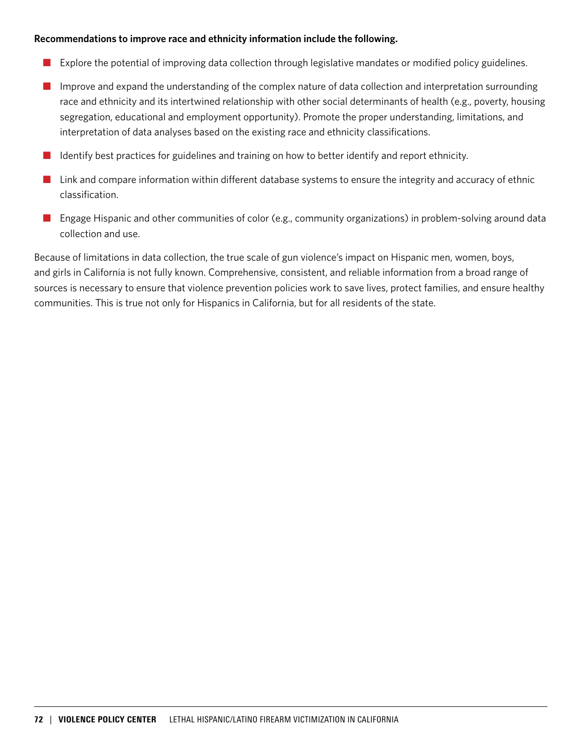**Recommendations to improve race and ethnicity information include the following.**

- Explore the potential of improving data collection through legislative mandates or modified policy guidelines.
- Improve and expand the understanding of the complex nature of data collection and interpretation surrounding race and ethnicity and its intertwined relationship with other social determinants of health (e.g., poverty, housing segregation, educational and employment opportunity). Promote the proper understanding, limitations, and interpretation of data analyses based on the existing race and ethnicity classifications.
- Identify best practices for guidelines and training on how to better identify and report ethnicity.
- Link and compare information within different database systems to ensure the integrity and accuracy of ethnic classification.
- Engage Hispanic and other communities of color (e.g., community organizations) in problem-solving around data collection and use.

Because of limitations in data collection, the true scale of gun violence's impact on Hispanic men, women, boys, and girls in California is not fully known. Comprehensive, consistent, and reliable information from a broad range of sources is necessary to ensure that violence prevention policies work to save lives, protect families, and ensure healthy communities. This is true not only for Hispanics in California, but for all residents of the state.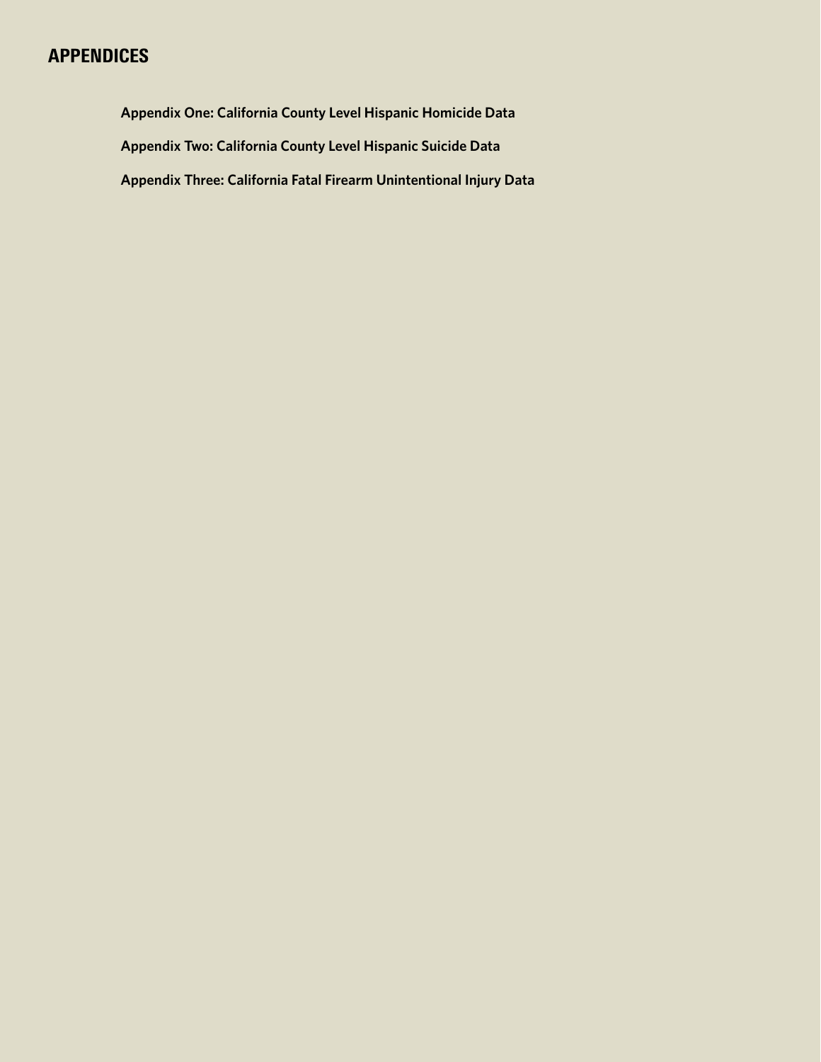# APPENDICES

**Appendix One: California County Level Hispanic Homicide Data**

**Appendix Two: California County Level Hispanic Suicide Data**

**Appendix Three: California Fatal Firearm Unintentional Injury Data**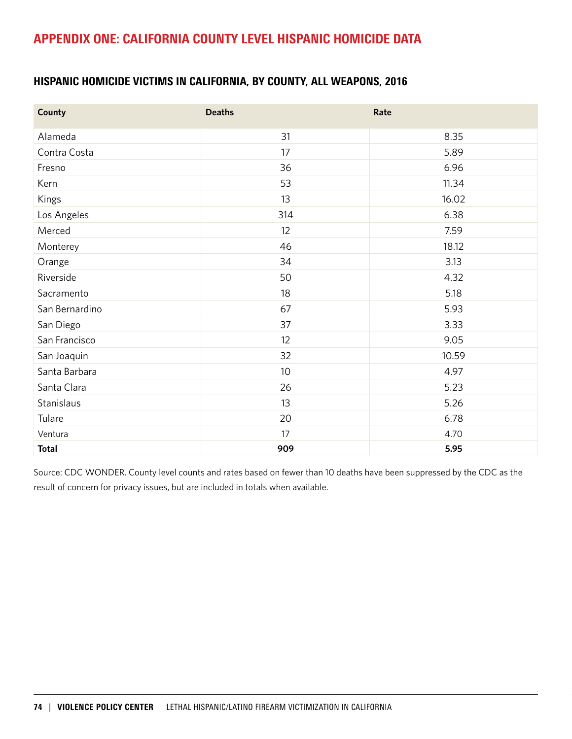# APPENDIX ONE: CALIFORNIA COUNTY LEVEL HISPANIC HOMICIDE DATA

## HISPANIC HOMICIDE VICTIMS IN CALIFORNIA, BY COUNTY, ALL WEAPONS, 2016

| County | Deaths | Rate |
|---|---|---|
| Alameda | 31 | 8.35 |
| Contra Costa | 17 | 5.89 |
| Fresno | 36 | 6.96 |
| Kern | 53 | 11.34 |
| Kings | 13 | 16.02 |
| Los Angeles | 314 | 6.38 |
| Merced | 12 | 7.59 |
| Monterey | 46 | 18.12 |
| Orange | 34 | 3.13 |
| Riverside | 50 | 4.32 |
| Sacramento | 18 | 5.18 |
| San Bernardino | 67 | 5.93 |
| San Diego | 37 | 3.33 |
| San Francisco | 12 | 9.05 |
| San Joaquin | 32 | 10.59 |
| Santa Barbara | 10 | 4.97 |
| Santa Clara | 26 | 5.23 |
| Stanislaus | 13 | 5.26 |
| Tulare | 20 | 6.78 |
| Ventura | 17 | 4.70 |
| **Total** | **909** | **5.95** |

Source: CDC WONDER. County level counts and rates based on fewer than 10 deaths have been suppressed by the CDC as the result of concern for privacy issues, but are included in totals when available.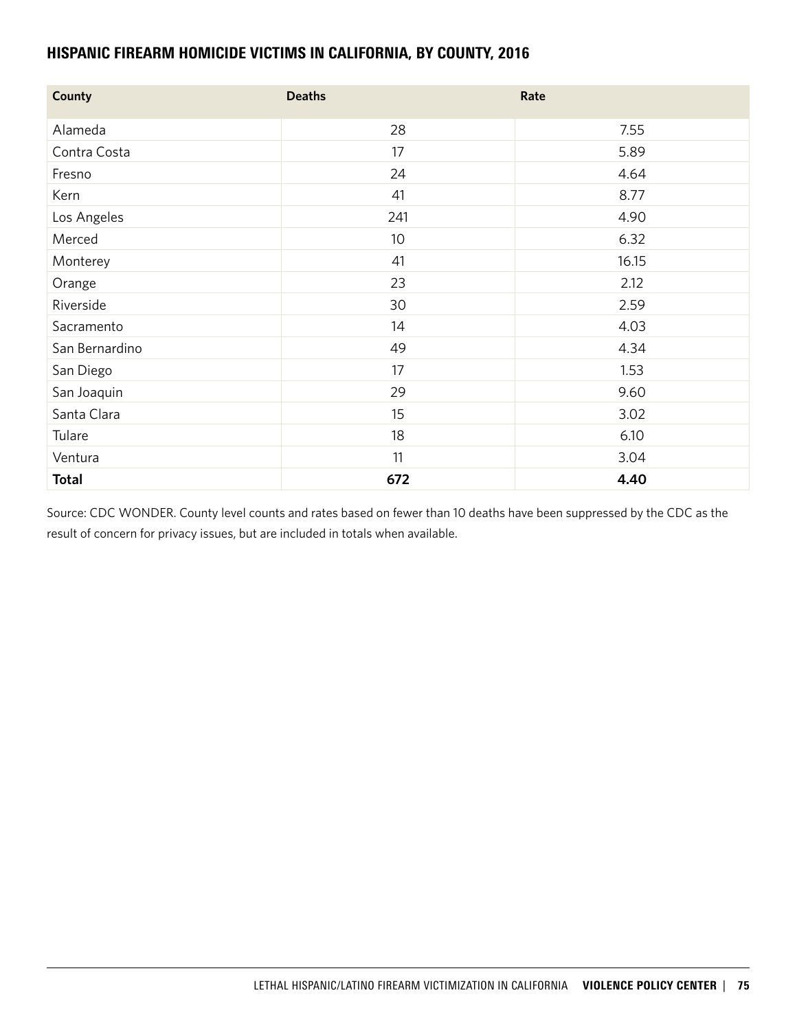## HISPANIC FIREARM HOMICIDE VICTIMS IN CALIFORNIA, BY COUNTY, 2016

| County | Deaths | Rate |
|---|---|---|
| Alameda | 28 | 7.55 |
| Contra Costa | 17 | 5.89 |
| Fresno | 24 | 4.64 |
| Kern | 41 | 8.77 |
| Los Angeles | 241 | 4.90 |
| Merced | 10 | 6.32 |
| Monterey | 41 | 16.15 |
| Orange | 23 | 2.12 |
| Riverside | 30 | 2.59 |
| Sacramento | 14 | 4.03 |
| San Bernardino | 49 | 4.34 |
| San Diego | 17 | 1.53 |
| San Joaquin | 29 | 9.60 |
| Santa Clara | 15 | 3.02 |
| Tulare | 18 | 6.10 |
| Ventura | 11 | 3.04 |
| **Total** | **672** | **4.40** |

Source: CDC WONDER. County level counts and rates based on fewer than 10 deaths have been suppressed by the CDC as the result of concern for privacy issues, but are included in totals when available.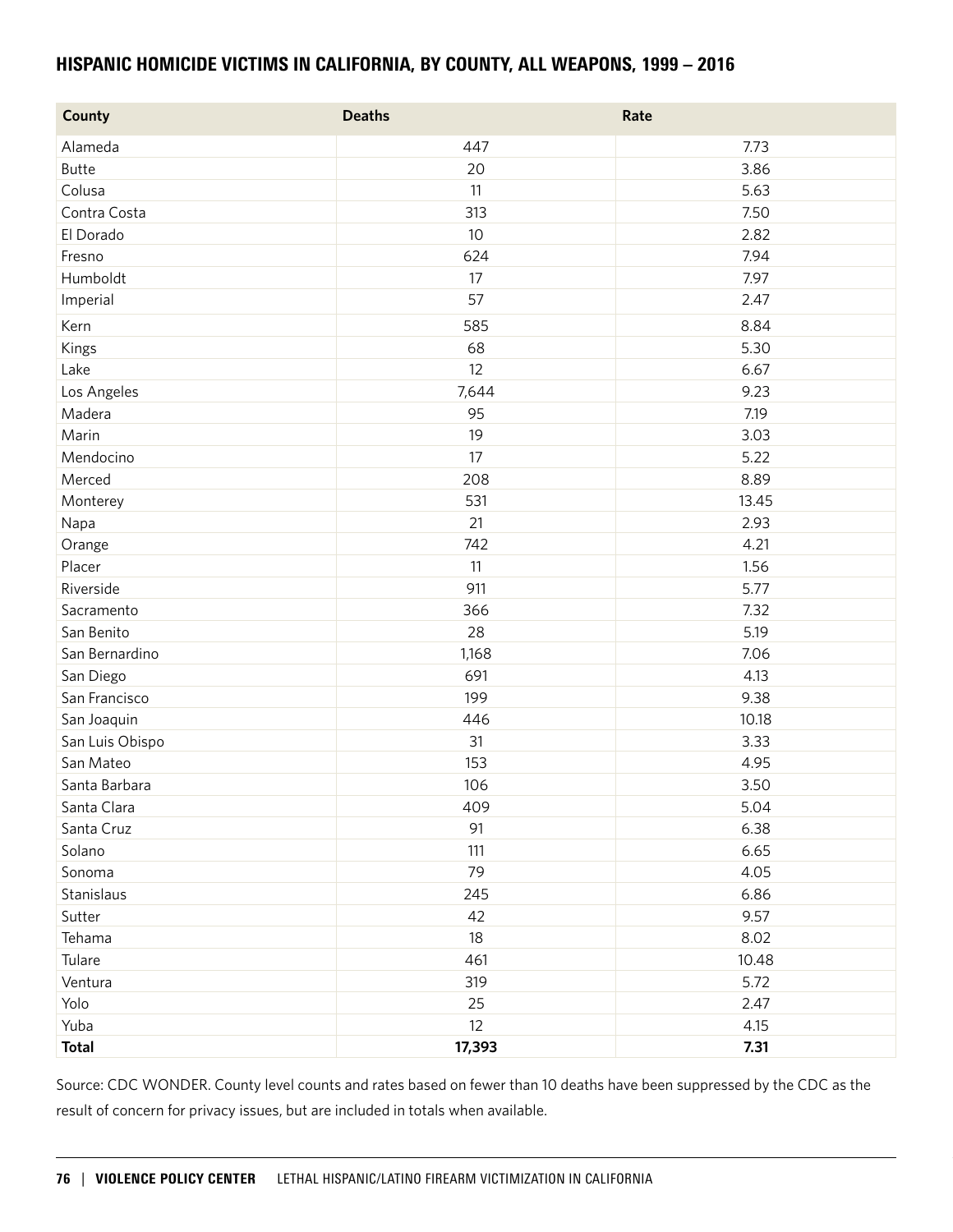## HISPANIC HOMICIDE VICTIMS IN CALIFORNIA, BY COUNTY, ALL WEAPONS, 1999 – 2016

| County | Deaths | Rate |
|---|---|---|
| Alameda | 447 | 7.73 |
| Butte | 20 | 3.86 |
| Colusa | 11 | 5.63 |
| Contra Costa | 313 | 7.50 |
| El Dorado | 10 | 2.82 |
| Fresno | 624 | 7.94 |
| Humboldt | 17 | 7.97 |
| Imperial | 57 | 2.47 |
| Kern | 585 | 8.84 |
| Kings | 68 | 5.30 |
| Lake | 12 | 6.67 |
| Los Angeles | 7,644 | 9.23 |
| Madera | 95 | 7.19 |
| Marin | 19 | 3.03 |
| Mendocino | 17 | 5.22 |
| Merced | 208 | 8.89 |
| Monterey | 531 | 13.45 |
| Napa | 21 | 2.93 |
| Orange | 742 | 4.21 |
| Placer | 11 | 1.56 |
| Riverside | 911 | 5.77 |
| Sacramento | 366 | 7.32 |
| San Benito | 28 | 5.19 |
| San Bernardino | 1,168 | 7.06 |
| San Diego | 691 | 4.13 |
| San Francisco | 199 | 9.38 |
| San Joaquin | 446 | 10.18 |
| San Luis Obispo | 31 | 3.33 |
| San Mateo | 153 | 4.95 |
| Santa Barbara | 106 | 3.50 |
| Santa Clara | 409 | 5.04 |
| Santa Cruz | 91 | 6.38 |
| Solano | 111 | 6.65 |
| Sonoma | 79 | 4.05 |
| Stanislaus | 245 | 6.86 |
| Sutter | 42 | 9.57 |
| Tehama | 18 | 8.02 |
| Tulare | 461 | 10.48 |
| Ventura | 319 | 5.72 |
| Yolo | 25 | 2.47 |
| Yuba | 12 | 4.15 |
| **Total** | **17,393** | **7.31** |

Source: CDC WONDER. County level counts and rates based on fewer than 10 deaths have been suppressed by the CDC as the result of concern for privacy issues, but are included in totals when available.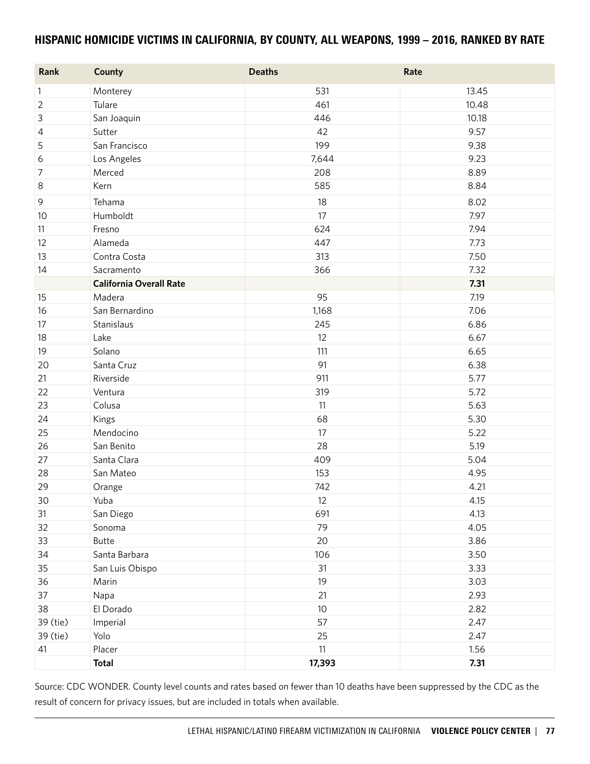## HISPANIC HOMICIDE VICTIMS IN CALIFORNIA, BY COUNTY, ALL WEAPONS, 1999 – 2016, RANKED BY RATE

| Rank | County | Deaths | Rate |
|---|---|---|---|
| 1 | Monterey | 531 | 13.45 |
| 2 | Tulare | 461 | 10.48 |
| 3 | San Joaquin | 446 | 10.18 |
| 4 | Sutter | 42 | 9.57 |
| 5 | San Francisco | 199 | 9.38 |
| 6 | Los Angeles | 7,644 | 9.23 |
| 7 | Merced | 208 | 8.89 |
| 8 | Kern | 585 | 8.84 |
| 9 | Tehama | 18 | 8.02 |
| 10 | Humboldt | 17 | 7.97 |
| 11 | Fresno | 624 | 7.94 |
| 12 | Alameda | 447 | 7.73 |
| 13 | Contra Costa | 313 | 7.50 |
| 14 | Sacramento | 366 | 7.32 |
| | **California Overall Rate** | | **7.31** |
| 15 | Madera | 95 | 7.19 |
| 16 | San Bernardino | 1,168 | 7.06 |
| 17 | Stanislaus | 245 | 6.86 |
| 18 | Lake | 12 | 6.67 |
| 19 | Solano | 111 | 6.65 |
| 20 | Santa Cruz | 91 | 6.38 |
| 21 | Riverside | 911 | 5.77 |
| 22 | Ventura | 319 | 5.72 |
| 23 | Colusa | 11 | 5.63 |
| 24 | Kings | 68 | 5.30 |
| 25 | Mendocino | 17 | 5.22 |
| 26 | San Benito | 28 | 5.19 |
| 27 | Santa Clara | 409 | 5.04 |
| 28 | San Mateo | 153 | 4.95 |
| 29 | Orange | 742 | 4.21 |
| 30 | Yuba | 12 | 4.15 |
| 31 | San Diego | 691 | 4.13 |
| 32 | Sonoma | 79 | 4.05 |
| 33 | Butte | 20 | 3.86 |
| 34 | Santa Barbara | 106 | 3.50 |
| 35 | San Luis Obispo | 31 | 3.33 |
| 36 | Marin | 19 | 3.03 |
| 37 | Napa | 21 | 2.93 |
| 38 | El Dorado | 10 | 2.82 |
| 39 (tie) | Imperial | 57 | 2.47 |
| 39 (tie) | Yolo | 25 | 2.47 |
| 41 | Placer | 11 | 1.56 |
| | **Total** | **17,393** | **7.31** |

Source: CDC WONDER. County level counts and rates based on fewer than 10 deaths have been suppressed by the CDC as the result of concern for privacy issues, but are included in totals when available.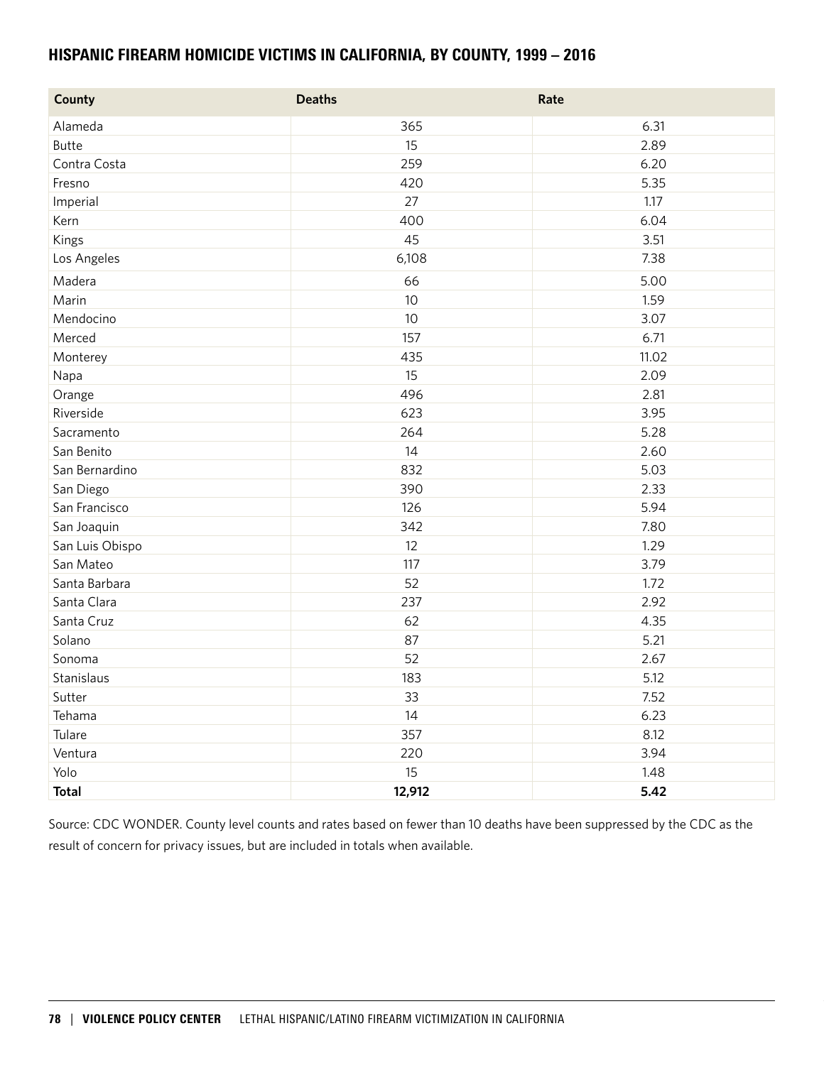## HISPANIC FIREARM HOMICIDE VICTIMS IN CALIFORNIA, BY COUNTY, 1999 – 2016

| County | Deaths | Rate |
| --- | --- | --- |
| Alameda | 365 | 6.31 |
| Butte | 15 | 2.89 |
| Contra Costa | 259 | 6.20 |
| Fresno | 420 | 5.35 |
| Imperial | 27 | 1.17 |
| Kern | 400 | 6.04 |
| Kings | 45 | 3.51 |
| Los Angeles | 6,108 | 7.38 |
| Madera | 66 | 5.00 |
| Marin | 10 | 1.59 |
| Mendocino | 10 | 3.07 |
| Merced | 157 | 6.71 |
| Monterey | 435 | 11.02 |
| Napa | 15 | 2.09 |
| Orange | 496 | 2.81 |
| Riverside | 623 | 3.95 |
| Sacramento | 264 | 5.28 |
| San Benito | 14 | 2.60 |
| San Bernardino | 832 | 5.03 |
| San Diego | 390 | 2.33 |
| San Francisco | 126 | 5.94 |
| San Joaquin | 342 | 7.80 |
| San Luis Obispo | 12 | 1.29 |
| San Mateo | 117 | 3.79 |
| Santa Barbara | 52 | 1.72 |
| Santa Clara | 237 | 2.92 |
| Santa Cruz | 62 | 4.35 |
| Solano | 87 | 5.21 |
| Sonoma | 52 | 2.67 |
| Stanislaus | 183 | 5.12 |
| Sutter | 33 | 7.52 |
| Tehama | 14 | 6.23 |
| Tulare | 357 | 8.12 |
| Ventura | 220 | 3.94 |
| Yolo | 15 | 1.48 |
| **Total** | **12,912** | **5.42** |

Source: CDC WONDER. County level counts and rates based on fewer than 10 deaths have been suppressed by the CDC as the result of concern for privacy issues, but are included in totals when available.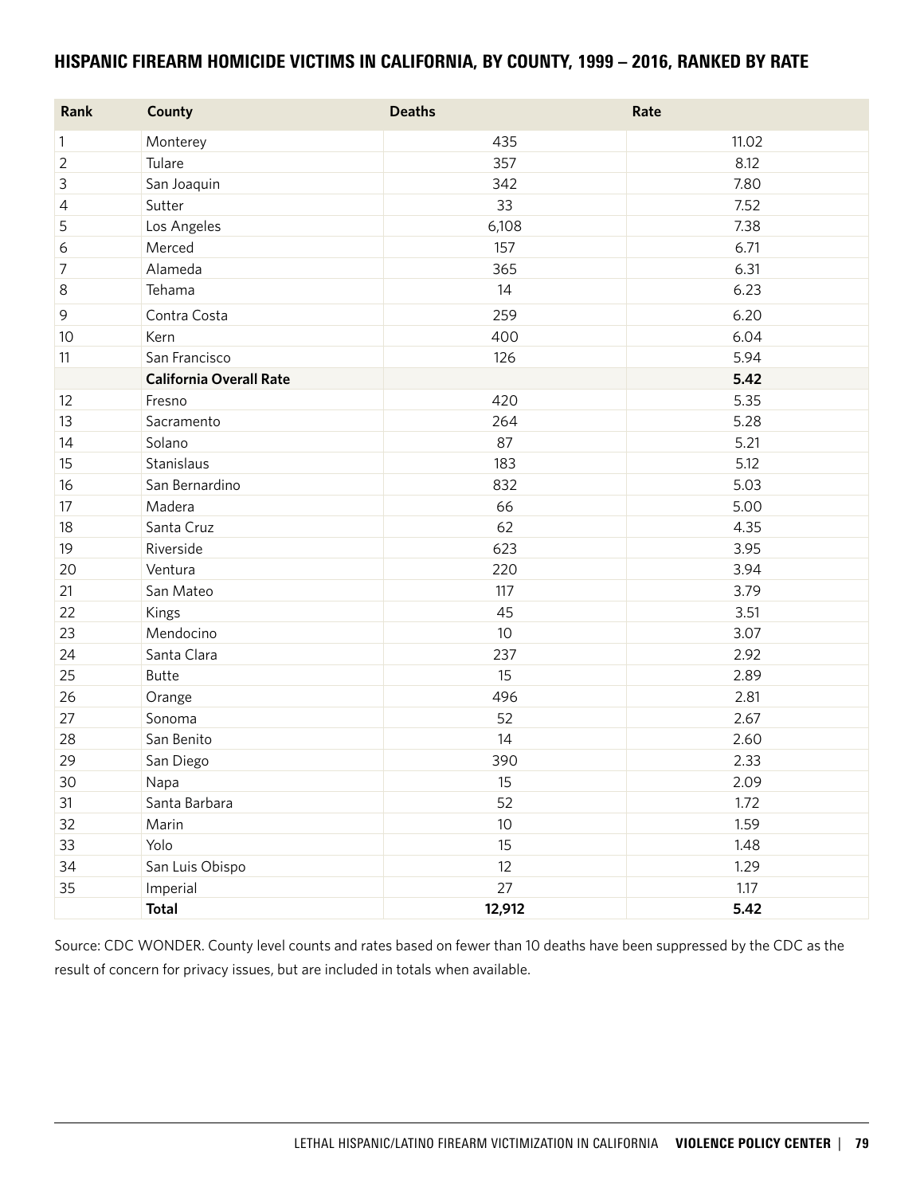## HISPANIC FIREARM HOMICIDE VICTIMS IN CALIFORNIA, BY COUNTY, 1999 – 2016, RANKED BY RATE

| Rank | County | Deaths | Rate |
|---|---|---|---|
| 1 | Monterey | 435 | 11.02 |
| 2 | Tulare | 357 | 8.12 |
| 3 | San Joaquin | 342 | 7.80 |
| 4 | Sutter | 33 | 7.52 |
| 5 | Los Angeles | 6,108 | 7.38 |
| 6 | Merced | 157 | 6.71 |
| 7 | Alameda | 365 | 6.31 |
| 8 | Tehama | 14 | 6.23 |
| 9 | Contra Costa | 259 | 6.20 |
| 10 | Kern | 400 | 6.04 |
| 11 | San Francisco | 126 | 5.94 |
| | **California Overall Rate** | | **5.42** |
| 12 | Fresno | 420 | 5.35 |
| 13 | Sacramento | 264 | 5.28 |
| 14 | Solano | 87 | 5.21 |
| 15 | Stanislaus | 183 | 5.12 |
| 16 | San Bernardino | 832 | 5.03 |
| 17 | Madera | 66 | 5.00 |
| 18 | Santa Cruz | 62 | 4.35 |
| 19 | Riverside | 623 | 3.95 |
| 20 | Ventura | 220 | 3.94 |
| 21 | San Mateo | 117 | 3.79 |
| 22 | Kings | 45 | 3.51 |
| 23 | Mendocino | 10 | 3.07 |
| 24 | Santa Clara | 237 | 2.92 |
| 25 | Butte | 15 | 2.89 |
| 26 | Orange | 496 | 2.81 |
| 27 | Sonoma | 52 | 2.67 |
| 28 | San Benito | 14 | 2.60 |
| 29 | San Diego | 390 | 2.33 |
| 30 | Napa | 15 | 2.09 |
| 31 | Santa Barbara | 52 | 1.72 |
| 32 | Marin | 10 | 1.59 |
| 33 | Yolo | 15 | 1.48 |
| 34 | San Luis Obispo | 12 | 1.29 |
| 35 | Imperial | 27 | 1.17 |
| | **Total** | **12,912** | **5.42** |

Source: CDC WONDER. County level counts and rates based on fewer than 10 deaths have been suppressed by the CDC as the result of concern for privacy issues, but are included in totals when available.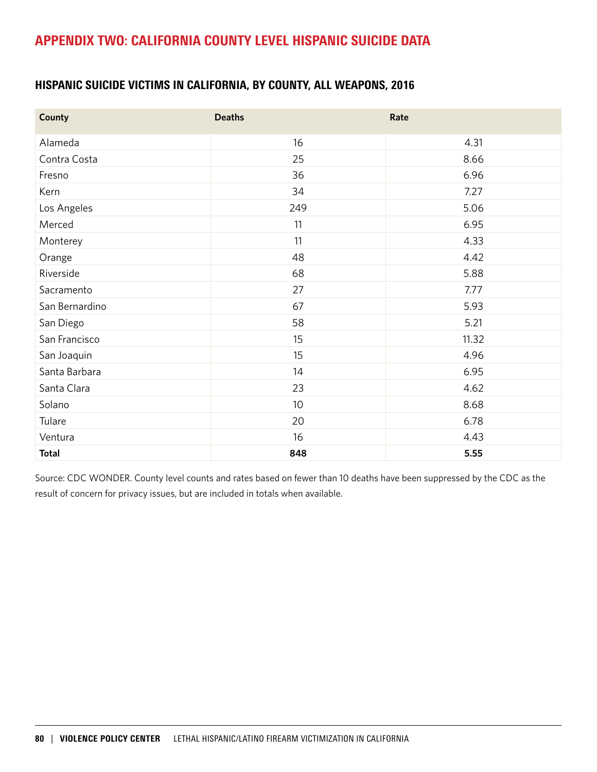# APPENDIX TWO: CALIFORNIA COUNTY LEVEL HISPANIC SUICIDE DATA

## HISPANIC SUICIDE VICTIMS IN CALIFORNIA, BY COUNTY, ALL WEAPONS, 2016

| County | Deaths | Rate |
|---|---|---|
| Alameda | 16 | 4.31 |
| Contra Costa | 25 | 8.66 |
| Fresno | 36 | 6.96 |
| Kern | 34 | 7.27 |
| Los Angeles | 249 | 5.06 |
| Merced | 11 | 6.95 |
| Monterey | 11 | 4.33 |
| Orange | 48 | 4.42 |
| Riverside | 68 | 5.88 |
| Sacramento | 27 | 7.77 |
| San Bernardino | 67 | 5.93 |
| San Diego | 58 | 5.21 |
| San Francisco | 15 | 11.32 |
| San Joaquin | 15 | 4.96 |
| Santa Barbara | 14 | 6.95 |
| Santa Clara | 23 | 4.62 |
| Solano | 10 | 8.68 |
| Tulare | 20 | 6.78 |
| Ventura | 16 | 4.43 |
| **Total** | **848** | **5.55** |

Source: CDC WONDER. County level counts and rates based on fewer than 10 deaths have been suppressed by the CDC as the result of concern for privacy issues, but are included in totals when available.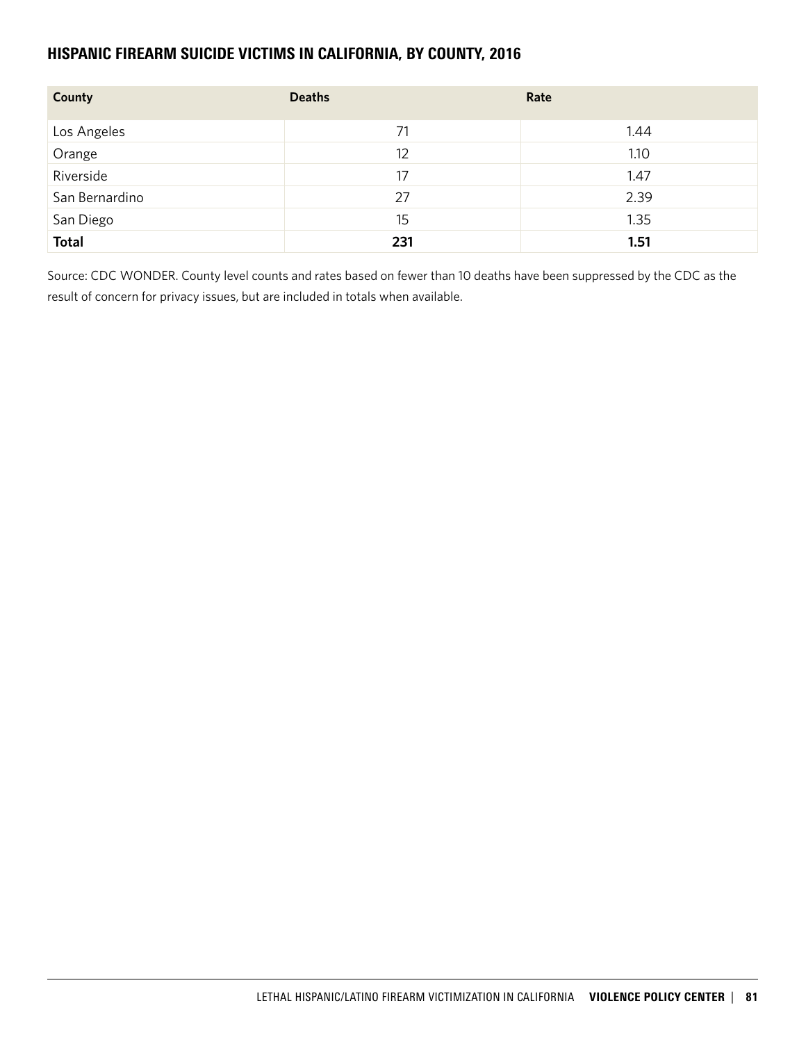## HISPANIC FIREARM SUICIDE VICTIMS IN CALIFORNIA, BY COUNTY, 2016

| County | Deaths | Rate |
|---|---|---|
| Los Angeles | 71 | 1.44 |
| Orange | 12 | 1.10 |
| Riverside | 17 | 1.47 |
| San Bernardino | 27 | 2.39 |
| San Diego | 15 | 1.35 |
| **Total** | **231** | **1.51** |

Source: CDC WONDER. County level counts and rates based on fewer than 10 deaths have been suppressed by the CDC as the result of concern for privacy issues, but are included in totals when available.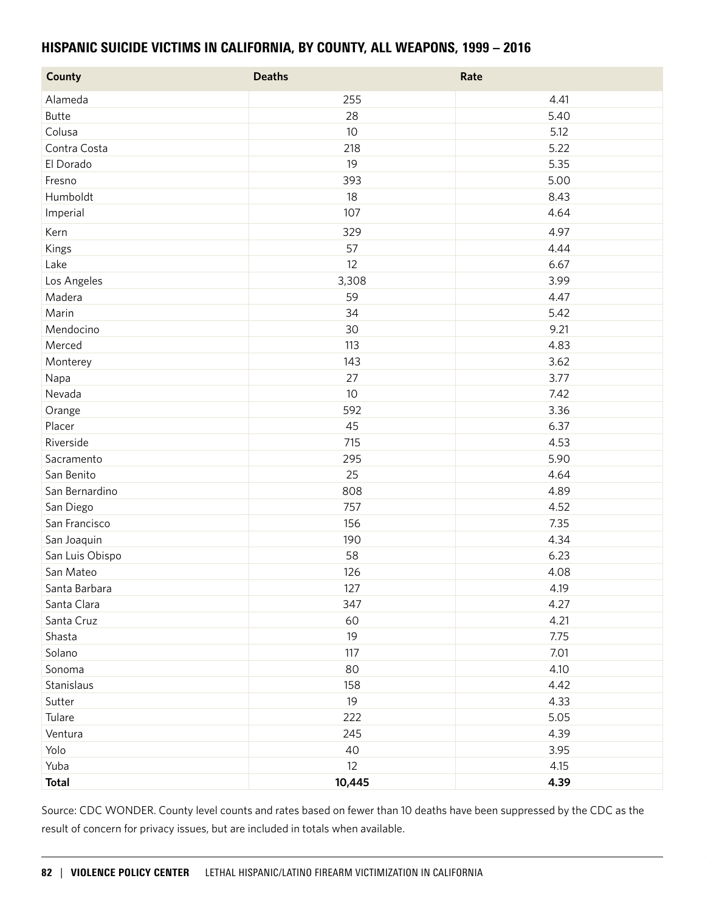## HISPANIC SUICIDE VICTIMS IN CALIFORNIA, BY COUNTY, ALL WEAPONS, 1999 – 2016

| County | Deaths | Rate |
|---|---|---|
| Alameda | 255 | 4.41 |
| Butte | 28 | 5.40 |
| Colusa | 10 | 5.12 |
| Contra Costa | 218 | 5.22 |
| El Dorado | 19 | 5.35 |
| Fresno | 393 | 5.00 |
| Humboldt | 18 | 8.43 |
| Imperial | 107 | 4.64 |
| Kern | 329 | 4.97 |
| Kings | 57 | 4.44 |
| Lake | 12 | 6.67 |
| Los Angeles | 3,308 | 3.99 |
| Madera | 59 | 4.47 |
| Marin | 34 | 5.42 |
| Mendocino | 30 | 9.21 |
| Merced | 113 | 4.83 |
| Monterey | 143 | 3.62 |
| Napa | 27 | 3.77 |
| Nevada | 10 | 7.42 |
| Orange | 592 | 3.36 |
| Placer | 45 | 6.37 |
| Riverside | 715 | 4.53 |
| Sacramento | 295 | 5.90 |
| San Benito | 25 | 4.64 |
| San Bernardino | 808 | 4.89 |
| San Diego | 757 | 4.52 |
| San Francisco | 156 | 7.35 |
| San Joaquin | 190 | 4.34 |
| San Luis Obispo | 58 | 6.23 |
| San Mateo | 126 | 4.08 |
| Santa Barbara | 127 | 4.19 |
| Santa Clara | 347 | 4.27 |
| Santa Cruz | 60 | 4.21 |
| Shasta | 19 | 7.75 |
| Solano | 117 | 7.01 |
| Sonoma | 80 | 4.10 |
| Stanislaus | 158 | 4.42 |
| Sutter | 19 | 4.33 |
| Tulare | 222 | 5.05 |
| Ventura | 245 | 4.39 |
| Yolo | 40 | 3.95 |
| Yuba | 12 | 4.15 |
| **Total** | **10,445** | **4.39** |

Source: CDC WONDER. County level counts and rates based on fewer than 10 deaths have been suppressed by the CDC as the result of concern for privacy issues, but are included in totals when available.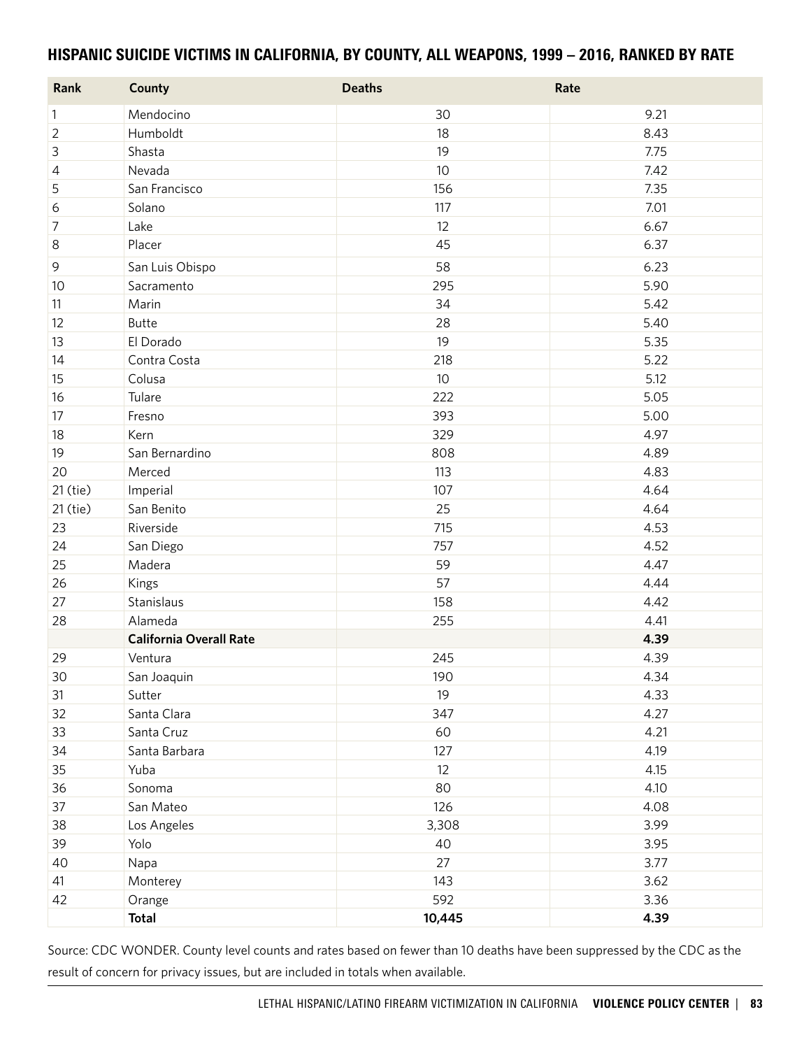## HISPANIC SUICIDE VICTIMS IN CALIFORNIA, BY COUNTY, ALL WEAPONS, 1999 – 2016, RANKED BY RATE

| Rank | County | Deaths | Rate |
|---|---|---|---|
| 1 | Mendocino | 30 | 9.21 |
| 2 | Humboldt | 18 | 8.43 |
| 3 | Shasta | 19 | 7.75 |
| 4 | Nevada | 10 | 7.42 |
| 5 | San Francisco | 156 | 7.35 |
| 6 | Solano | 117 | 7.01 |
| 7 | Lake | 12 | 6.67 |
| 8 | Placer | 45 | 6.37 |
| 9 | San Luis Obispo | 58 | 6.23 |
| 10 | Sacramento | 295 | 5.90 |
| 11 | Marin | 34 | 5.42 |
| 12 | Butte | 28 | 5.40 |
| 13 | El Dorado | 19 | 5.35 |
| 14 | Contra Costa | 218 | 5.22 |
| 15 | Colusa | 10 | 5.12 |
| 16 | Tulare | 222 | 5.05 |
| 17 | Fresno | 393 | 5.00 |
| 18 | Kern | 329 | 4.97 |
| 19 | San Bernardino | 808 | 4.89 |
| 20 | Merced | 113 | 4.83 |
| 21 (tie) | Imperial | 107 | 4.64 |
| 21 (tie) | San Benito | 25 | 4.64 |
| 23 | Riverside | 715 | 4.53 |
| 24 | San Diego | 757 | 4.52 |
| 25 | Madera | 59 | 4.47 |
| 26 | Kings | 57 | 4.44 |
| 27 | Stanislaus | 158 | 4.42 |
| 28 | Alameda | 255 | 4.41 |
| | **California Overall Rate** | | **4.39** |
| 29 | Ventura | 245 | 4.39 |
| 30 | San Joaquin | 190 | 4.34 |
| 31 | Sutter | 19 | 4.33 |
| 32 | Santa Clara | 347 | 4.27 |
| 33 | Santa Cruz | 60 | 4.21 |
| 34 | Santa Barbara | 127 | 4.19 |
| 35 | Yuba | 12 | 4.15 |
| 36 | Sonoma | 80 | 4.10 |
| 37 | San Mateo | 126 | 4.08 |
| 38 | Los Angeles | 3,308 | 3.99 |
| 39 | Yolo | 40 | 3.95 |
| 40 | Napa | 27 | 3.77 |
| 41 | Monterey | 143 | 3.62 |
| 42 | Orange | 592 | 3.36 |
| | **Total** | **10,445** | **4.39** |

Source: CDC WONDER. County level counts and rates based on fewer than 10 deaths have been suppressed by the CDC as the result of concern for privacy issues, but are included in totals when available.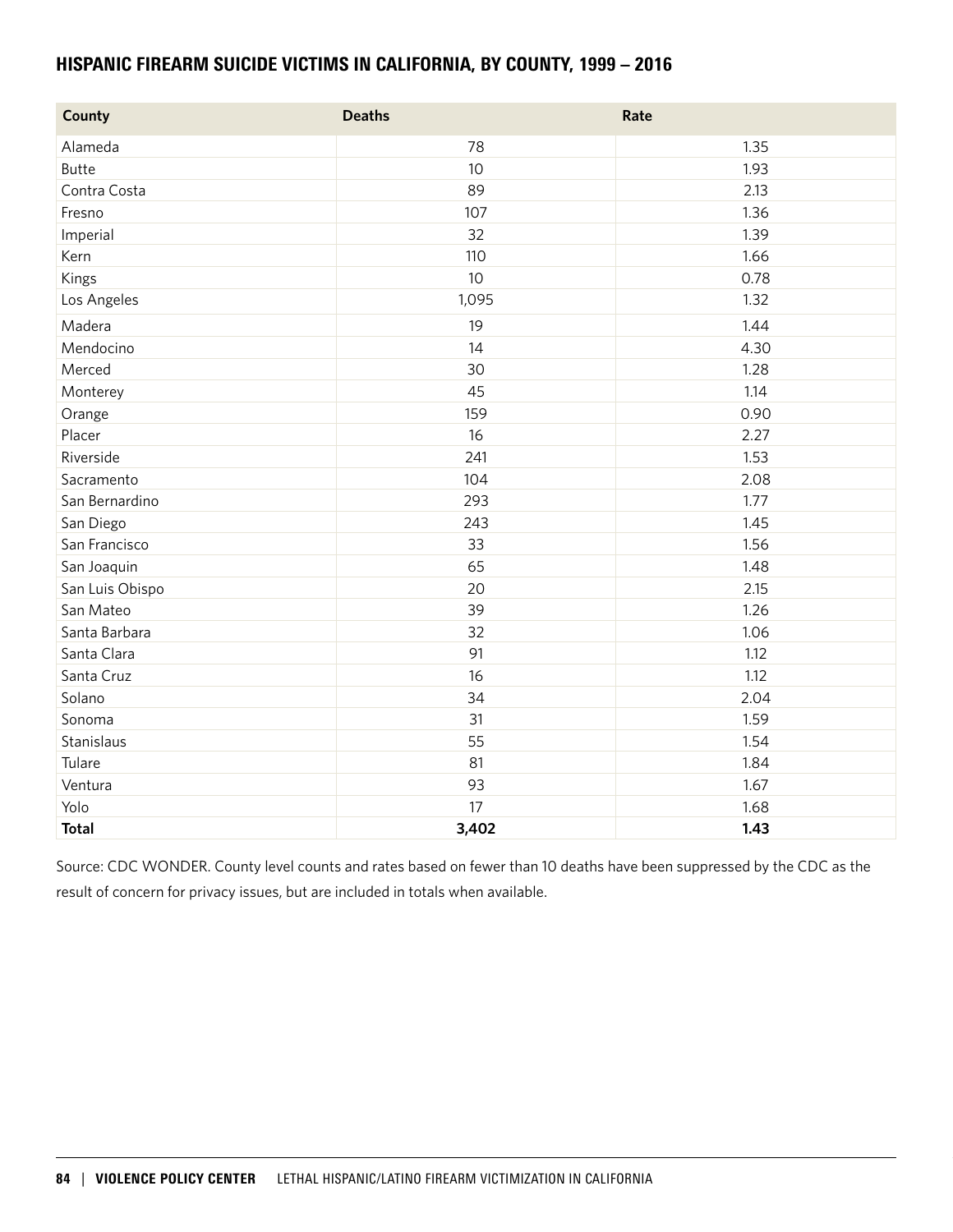## HISPANIC FIREARM SUICIDE VICTIMS IN CALIFORNIA, BY COUNTY, 1999 – 2016

| County | Deaths | Rate |
|---|---|---|
| Alameda | 78 | 1.35 |
| Butte | 10 | 1.93 |
| Contra Costa | 89 | 2.13 |
| Fresno | 107 | 1.36 |
| Imperial | 32 | 1.39 |
| Kern | 110 | 1.66 |
| Kings | 10 | 0.78 |
| Los Angeles | 1,095 | 1.32 |
| Madera | 19 | 1.44 |
| Mendocino | 14 | 4.30 |
| Merced | 30 | 1.28 |
| Monterey | 45 | 1.14 |
| Orange | 159 | 0.90 |
| Placer | 16 | 2.27 |
| Riverside | 241 | 1.53 |
| Sacramento | 104 | 2.08 |
| San Bernardino | 293 | 1.77 |
| San Diego | 243 | 1.45 |
| San Francisco | 33 | 1.56 |
| San Joaquin | 65 | 1.48 |
| San Luis Obispo | 20 | 2.15 |
| San Mateo | 39 | 1.26 |
| Santa Barbara | 32 | 1.06 |
| Santa Clara | 91 | 1.12 |
| Santa Cruz | 16 | 1.12 |
| Solano | 34 | 2.04 |
| Sonoma | 31 | 1.59 |
| Stanislaus | 55 | 1.54 |
| Tulare | 81 | 1.84 |
| Ventura | 93 | 1.67 |
| Yolo | 17 | 1.68 |
| **Total** | **3,402** | **1.43** |

Source: CDC WONDER. County level counts and rates based on fewer than 10 deaths have been suppressed by the CDC as the result of concern for privacy issues, but are included in totals when available.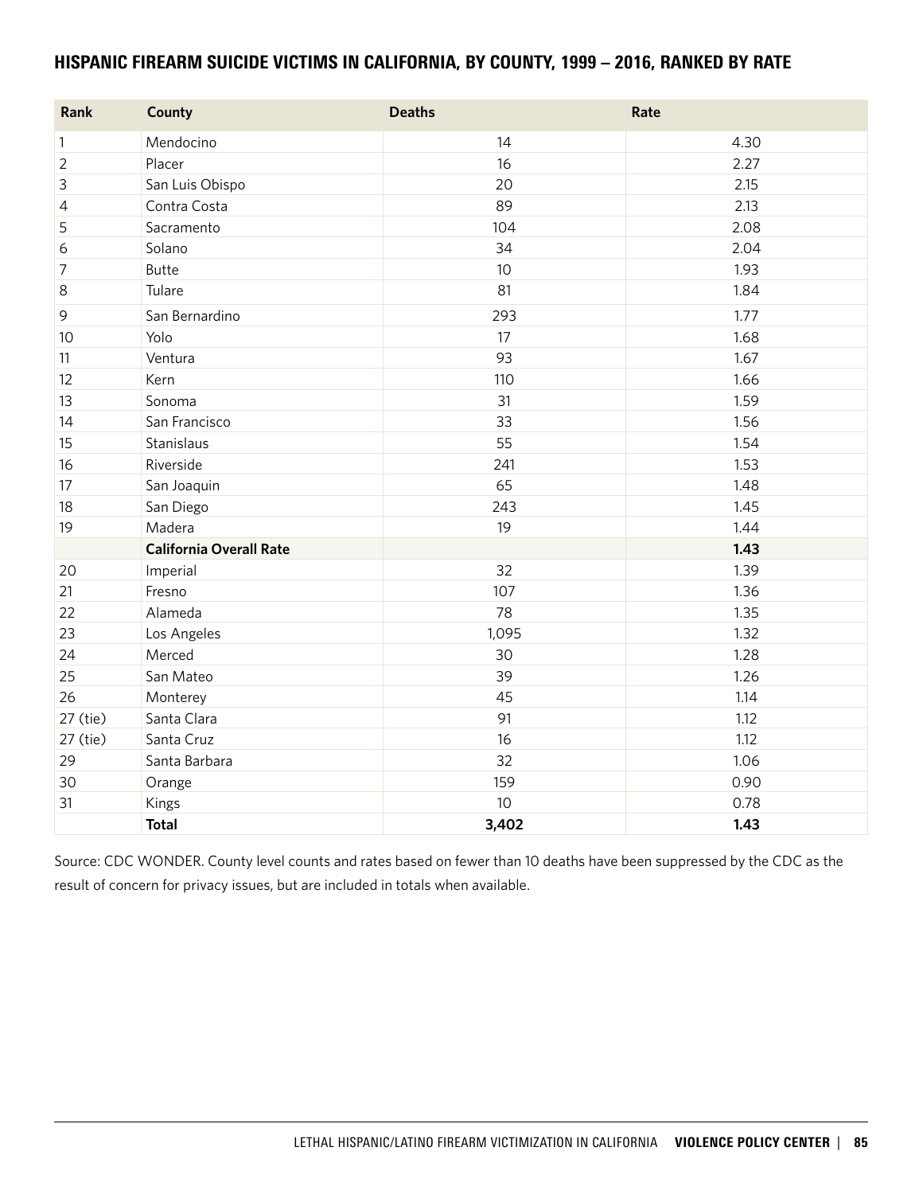## HISPANIC FIREARM SUICIDE VICTIMS IN CALIFORNIA, BY COUNTY, 1999 – 2016, RANKED BY RATE

| Rank | County | Deaths | Rate |
|---|---|---|---|
| 1 | Mendocino | 14 | 4.30 |
| 2 | Placer | 16 | 2.27 |
| 3 | San Luis Obispo | 20 | 2.15 |
| 4 | Contra Costa | 89 | 2.13 |
| 5 | Sacramento | 104 | 2.08 |
| 6 | Solano | 34 | 2.04 |
| 7 | Butte | 10 | 1.93 |
| 8 | Tulare | 81 | 1.84 |
| 9 | San Bernardino | 293 | 1.77 |
| 10 | Yolo | 17 | 1.68 |
| 11 | Ventura | 93 | 1.67 |
| 12 | Kern | 110 | 1.66 |
| 13 | Sonoma | 31 | 1.59 |
| 14 | San Francisco | 33 | 1.56 |
| 15 | Stanislaus | 55 | 1.54 |
| 16 | Riverside | 241 | 1.53 |
| 17 | San Joaquin | 65 | 1.48 |
| 18 | San Diego | 243 | 1.45 |
| 19 | Madera | 19 | 1.44 |
| | **California Overall Rate** | | **1.43** |
| 20 | Imperial | 32 | 1.39 |
| 21 | Fresno | 107 | 1.36 |
| 22 | Alameda | 78 | 1.35 |
| 23 | Los Angeles | 1,095 | 1.32 |
| 24 | Merced | 30 | 1.28 |
| 25 | San Mateo | 39 | 1.26 |
| 26 | Monterey | 45 | 1.14 |
| 27 (tie) | Santa Clara | 91 | 1.12 |
| 27 (tie) | Santa Cruz | 16 | 1.12 |
| 29 | Santa Barbara | 32 | 1.06 |
| 30 | Orange | 159 | 0.90 |
| 31 | Kings | 10 | 0.78 |
| | **Total** | **3,402** | **1.43** |

Source: CDC WONDER. County level counts and rates based on fewer than 10 deaths have been suppressed by the CDC as the result of concern for privacy issues, but are included in totals when available.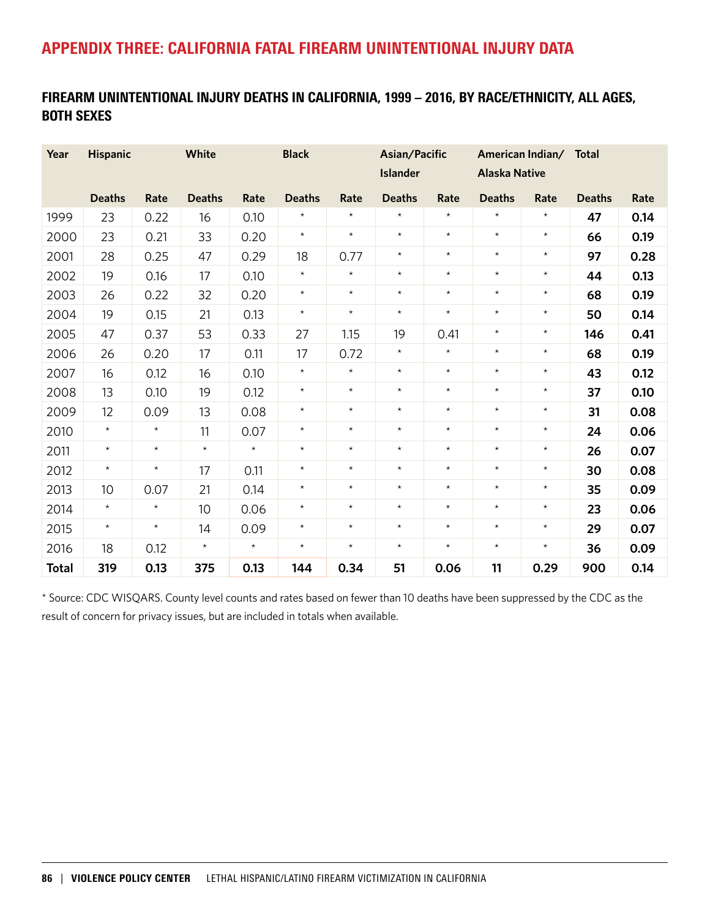## APPENDIX THREE: CALIFORNIA FATAL FIREARM UNINTENTIONAL INJURY DATA

### FIREARM UNINTENTIONAL INJURY DEATHS IN CALIFORNIA, 1999 – 2016, BY RACE/ETHNICITY, ALL AGES, BOTH SEXES

| Year | Hispanic | | White | | Black | | Asian/Pacific Islander | | American Indian/ Alaska Native | | Total | |
|---|---|---|---|---|---|---|---|---|---|---|---|---|
| | Deaths | Rate | Deaths | Rate | Deaths | Rate | Deaths | Rate | Deaths | Rate | Deaths | Rate |
| 1999 | 23 | 0.22 | 16 | 0.10 | * | * | * | * | * | * | **47** | **0.14** |
| 2000 | 23 | 0.21 | 33 | 0.20 | * | * | * | * | * | * | **66** | **0.19** |
| 2001 | 28 | 0.25 | 47 | 0.29 | 18 | 0.77 | * | * | * | * | **97** | **0.28** |
| 2002 | 19 | 0.16 | 17 | 0.10 | * | * | * | * | * | * | **44** | **0.13** |
| 2003 | 26 | 0.22 | 32 | 0.20 | * | * | * | * | * | * | **68** | **0.19** |
| 2004 | 19 | 0.15 | 21 | 0.13 | * | * | * | * | * | * | **50** | **0.14** |
| 2005 | 47 | 0.37 | 53 | 0.33 | 27 | 1.15 | 19 | 0.41 | * | * | **146** | **0.41** |
| 2006 | 26 | 0.20 | 17 | 0.11 | 17 | 0.72 | * | * | * | * | **68** | **0.19** |
| 2007 | 16 | 0.12 | 16 | 0.10 | * | * | * | * | * | * | **43** | **0.12** |
| 2008 | 13 | 0.10 | 19 | 0.12 | * | * | * | * | * | * | **37** | **0.10** |
| 2009 | 12 | 0.09 | 13 | 0.08 | * | * | * | * | * | * | **31** | **0.08** |
| 2010 | * | * | 11 | 0.07 | * | * | * | * | * | * | **24** | **0.06** |
| 2011 | * | * | * | * | * | * | * | * | * | * | **26** | **0.07** |
| 2012 | * | * | 17 | 0.11 | * | * | * | * | * | * | **30** | **0.08** |
| 2013 | 10 | 0.07 | 21 | 0.14 | * | * | * | * | * | * | **35** | **0.09** |
| 2014 | * | * | 10 | 0.06 | * | * | * | * | * | * | **23** | **0.06** |
| 2015 | * | * | 14 | 0.09 | * | * | * | * | * | * | **29** | **0.07** |
| 2016 | 18 | 0.12 | * | * | * | * | * | * | * | * | **36** | **0.09** |
| **Total** | **319** | **0.13** | **375** | **0.13** | **144** | **0.34** | **51** | **0.06** | **11** | **0.29** | **900** | **0.14** |

* Source: CDC WISQARS. County level counts and rates based on fewer than 10 deaths have been suppressed by the CDC as the result of concern for privacy issues, but are included in totals when available.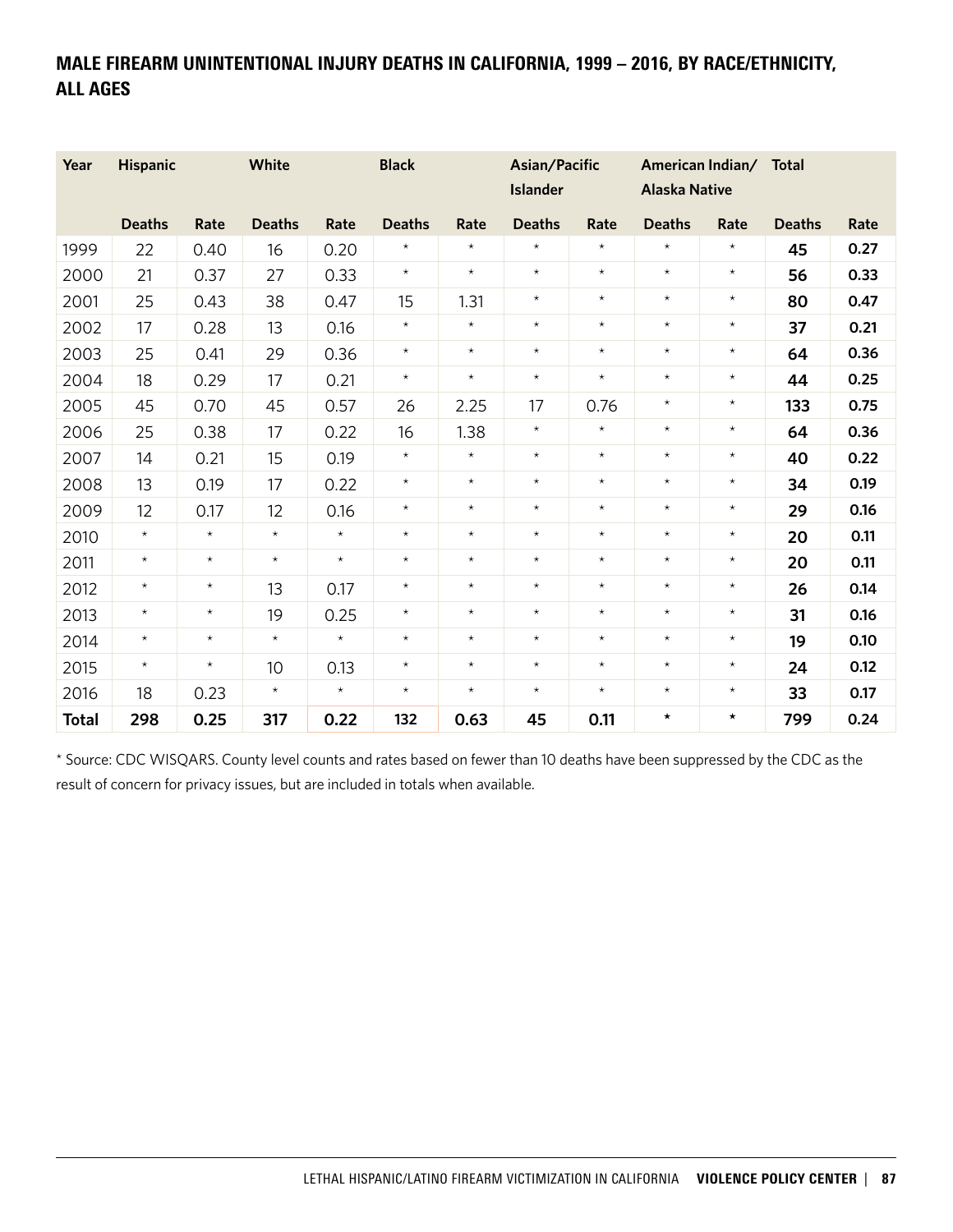## MALE FIREARM UNINTENTIONAL INJURY DEATHS IN CALIFORNIA, 1999 – 2016, BY RACE/ETHNICITY, ALL AGES

| Year | Hispanic | | White | | Black | | Asian/Pacific Islander | | American Indian/ Alaska Native | | Total | |
|---|---|---|---|---|---|---|---|---|---|---|---|---|
| | Deaths | Rate | Deaths | Rate | Deaths | Rate | Deaths | Rate | Deaths | Rate | Deaths | Rate |
| 1999 | 22 | 0.40 | 16 | 0.20 | * | * | * | * | * | * | **45** | **0.27** |
| 2000 | 21 | 0.37 | 27 | 0.33 | * | * | * | * | * | * | **56** | **0.33** |
| 2001 | 25 | 0.43 | 38 | 0.47 | 15 | 1.31 | * | * | * | * | **80** | **0.47** |
| 2002 | 17 | 0.28 | 13 | 0.16 | * | * | * | * | * | * | **37** | **0.21** |
| 2003 | 25 | 0.41 | 29 | 0.36 | * | * | * | * | * | * | **64** | **0.36** |
| 2004 | 18 | 0.29 | 17 | 0.21 | * | * | * | * | * | * | **44** | **0.25** |
| 2005 | 45 | 0.70 | 45 | 0.57 | 26 | 2.25 | 17 | 0.76 | * | * | **133** | **0.75** |
| 2006 | 25 | 0.38 | 17 | 0.22 | 16 | 1.38 | * | * | * | * | **64** | **0.36** |
| 2007 | 14 | 0.21 | 15 | 0.19 | * | * | * | * | * | * | **40** | **0.22** |
| 2008 | 13 | 0.19 | 17 | 0.22 | * | * | * | * | * | * | **34** | **0.19** |
| 2009 | 12 | 0.17 | 12 | 0.16 | * | * | * | * | * | * | **29** | **0.16** |
| 2010 | * | * | * | * | * | * | * | * | * | * | **20** | **0.11** |
| 2011 | * | * | * | * | * | * | * | * | * | * | **20** | **0.11** |
| 2012 | * | * | 13 | 0.17 | * | * | * | * | * | * | **26** | **0.14** |
| 2013 | * | * | 19 | 0.25 | * | * | * | * | * | * | **31** | **0.16** |
| 2014 | * | * | * | * | * | * | * | * | * | * | **19** | **0.10** |
| 2015 | * | * | 10 | 0.13 | * | * | * | * | * | * | **24** | **0.12** |
| 2016 | 18 | 0.23 | * | * | * | * | * | * | * | * | **33** | **0.17** |
| **Total** | **298** | **0.25** | **317** | **0.22** | **132** | **0.63** | **45** | **0.11** | * | * | **799** | **0.24** |

* Source: CDC WISQARS. County level counts and rates based on fewer than 10 deaths have been suppressed by the CDC as the result of concern for privacy issues, but are included in totals when available.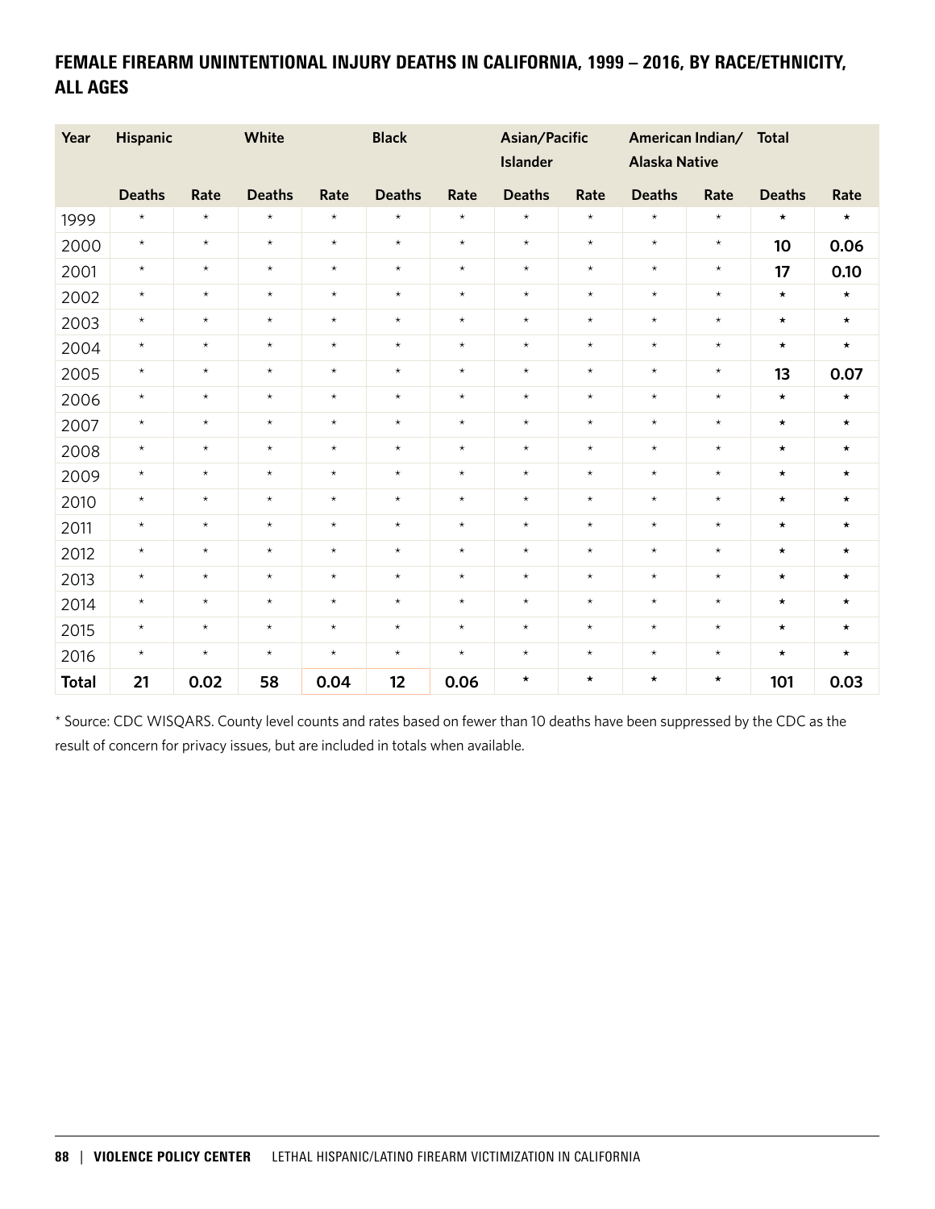## FEMALE FIREARM UNINTENTIONAL INJURY DEATHS IN CALIFORNIA, 1999 – 2016, BY RACE/ETHNICITY, ALL AGES

| Year | Hispanic | | White | | Black | | Asian/Pacific Islander | | American Indian/ Alaska Native | | Total | |
|---|---|---|---|---|---|---|---|---|---|---|---|---|
| | Deaths | Rate | Deaths | Rate | Deaths | Rate | Deaths | Rate | Deaths | Rate | Deaths | Rate |
| 1999 | * | * | * | * | * | * | * | * | * | * | * | * |
| 2000 | * | * | * | * | * | * | * | * | * | * | 10 | 0.06 |
| 2001 | * | * | * | * | * | * | * | * | * | * | 17 | 0.10 |
| 2002 | * | * | * | * | * | * | * | * | * | * | * | * |
| 2003 | * | * | * | * | * | * | * | * | * | * | * | * |
| 2004 | * | * | * | * | * | * | * | * | * | * | * | * |
| 2005 | * | * | * | * | * | * | * | * | * | * | 13 | 0.07 |
| 2006 | * | * | * | * | * | * | * | * | * | * | * | * |
| 2007 | * | * | * | * | * | * | * | * | * | * | * | * |
| 2008 | * | * | * | * | * | * | * | * | * | * | * | * |
| 2009 | * | * | * | * | * | * | * | * | * | * | * | * |
| 2010 | * | * | * | * | * | * | * | * | * | * | * | * |
| 2011 | * | * | * | * | * | * | * | * | * | * | * | * |
| 2012 | * | * | * | * | * | * | * | * | * | * | * | * |
| 2013 | * | * | * | * | * | * | * | * | * | * | * | * |
| 2014 | * | * | * | * | * | * | * | * | * | * | * | * |
| 2015 | * | * | * | * | * | * | * | * | * | * | * | * |
| 2016 | * | * | * | * | * | * | * | * | * | * | * | * |
| **Total** | **21** | **0.02** | **58** | **0.04** | **12** | **0.06** | * | * | * | * | **101** | **0.03** |

* Source: CDC WISQARS. County level counts and rates based on fewer than 10 deaths have been suppressed by the CDC as the result of concern for privacy issues, but are included in totals when available.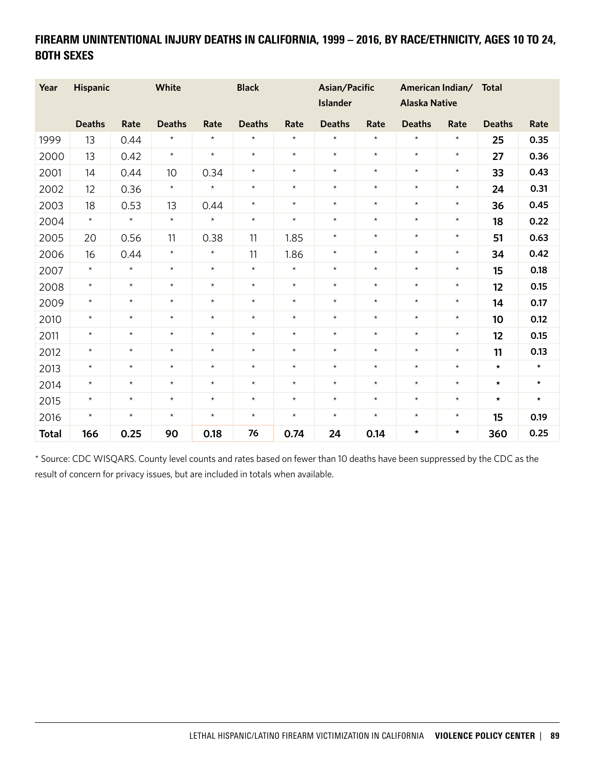## FIREARM UNINTENTIONAL INJURY DEATHS IN CALIFORNIA, 1999 – 2016, BY RACE/ETHNICITY, AGES 10 TO 24, BOTH SEXES

| Year | Hispanic | | White | | Black | | Asian/Pacific Islander | | American Indian/ Alaska Native | | Total | |
|---|---|---|---|---|---|---|---|---|---|---|---|---|
| | Deaths | Rate | Deaths | Rate | Deaths | Rate | Deaths | Rate | Deaths | Rate | Deaths | Rate |
| 1999 | 13 | 0.44 | * | * | * | * | * | * | * | * | **25** | **0.35** |
| 2000 | 13 | 0.42 | * | * | * | * | * | * | * | * | **27** | **0.36** |
| 2001 | 14 | 0.44 | 10 | 0.34 | * | * | * | * | * | * | **33** | **0.43** |
| 2002 | 12 | 0.36 | * | * | * | * | * | * | * | * | **24** | **0.31** |
| 2003 | 18 | 0.53 | 13 | 0.44 | * | * | * | * | * | * | **36** | **0.45** |
| 2004 | * | * | * | * | * | * | * | * | * | * | **18** | **0.22** |
| 2005 | 20 | 0.56 | 11 | 0.38 | 11 | 1.85 | * | * | * | * | **51** | **0.63** |
| 2006 | 16 | 0.44 | * | * | 11 | 1.86 | * | * | * | * | **34** | **0.42** |
| 2007 | * | * | * | * | * | * | * | * | * | * | **15** | **0.18** |
| 2008 | * | * | * | * | * | * | * | * | * | * | **12** | **0.15** |
| 2009 | * | * | * | * | * | * | * | * | * | * | **14** | **0.17** |
| 2010 | * | * | * | * | * | * | * | * | * | * | **10** | **0.12** |
| 2011 | * | * | * | * | * | * | * | * | * | * | **12** | **0.15** |
| 2012 | * | * | * | * | * | * | * | * | * | * | **11** | **0.13** |
| 2013 | * | * | * | * | * | * | * | * | * | * | * | * |
| 2014 | * | * | * | * | * | * | * | * | * | * | * | * |
| 2015 | * | * | * | * | * | * | * | * | * | * | * | * |
| 2016 | * | * | * | * | * | * | * | * | * | * | **15** | **0.19** |
| **Total** | **166** | **0.25** | **90** | **0.18** | **76** | **0.74** | **24** | **0.14** | * | * | **360** | **0.25** |

* Source: CDC WISQARS. County level counts and rates based on fewer than 10 deaths have been suppressed by the CDC as the result of concern for privacy issues, but are included in totals when available.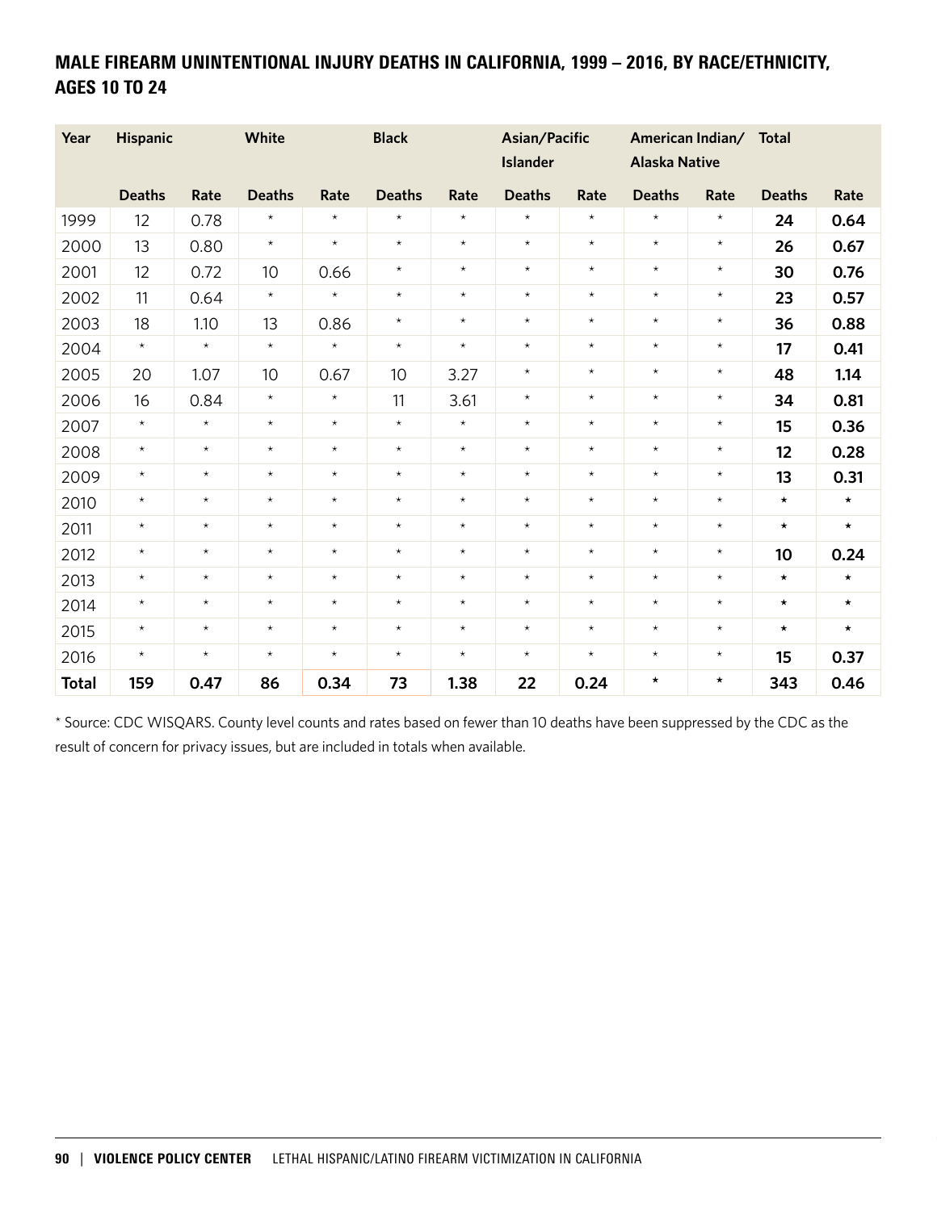## MALE FIREARM UNINTENTIONAL INJURY DEATHS IN CALIFORNIA, 1999 – 2016, BY RACE/ETHNICITY, AGES 10 TO 24

| Year | Hispanic | | White | | Black | | Asian/Pacific Islander | | American Indian/ Alaska Native | | Total | |
|---|---|---|---|---|---|---|---|---|---|---|---|---|
| | Deaths | Rate | Deaths | Rate | Deaths | Rate | Deaths | Rate | Deaths | Rate | Deaths | Rate |
| 1999 | 12 | 0.78 | * | * | * | * | * | * | * | * | **24** | **0.64** |
| 2000 | 13 | 0.80 | * | * | * | * | * | * | * | * | **26** | **0.67** |
| 2001 | 12 | 0.72 | 10 | 0.66 | * | * | * | * | * | * | **30** | **0.76** |
| 2002 | 11 | 0.64 | * | * | * | * | * | * | * | * | **23** | **0.57** |
| 2003 | 18 | 1.10 | 13 | 0.86 | * | * | * | * | * | * | **36** | **0.88** |
| 2004 | * | * | * | * | * | * | * | * | * | * | **17** | **0.41** |
| 2005 | 20 | 1.07 | 10 | 0.67 | 10 | 3.27 | * | * | * | * | **48** | **1.14** |
| 2006 | 16 | 0.84 | * | * | 11 | 3.61 | * | * | * | * | **34** | **0.81** |
| 2007 | * | * | * | * | * | * | * | * | * | * | **15** | **0.36** |
| 2008 | * | * | * | * | * | * | * | * | * | * | **12** | **0.28** |
| 2009 | * | * | * | * | * | * | * | * | * | * | **13** | **0.31** |
| 2010 | * | * | * | * | * | * | * | * | * | * | * | * |
| 2011 | * | * | * | * | * | * | * | * | * | * | * | * |
| 2012 | * | * | * | * | * | * | * | * | * | * | **10** | **0.24** |
| 2013 | * | * | * | * | * | * | * | * | * | * | * | * |
| 2014 | * | * | * | * | * | * | * | * | * | * | * | * |
| 2015 | * | * | * | * | * | * | * | * | * | * | * | * |
| 2016 | * | * | * | * | * | * | * | * | * | * | **15** | **0.37** |
| **Total** | **159** | **0.47** | **86** | **0.34** | **73** | **1.38** | **22** | **0.24** | * | * | **343** | **0.46** |

* Source: CDC WISQARS. County level counts and rates based on fewer than 10 deaths have been suppressed by the CDC as the result of concern for privacy issues, but are included in totals when available.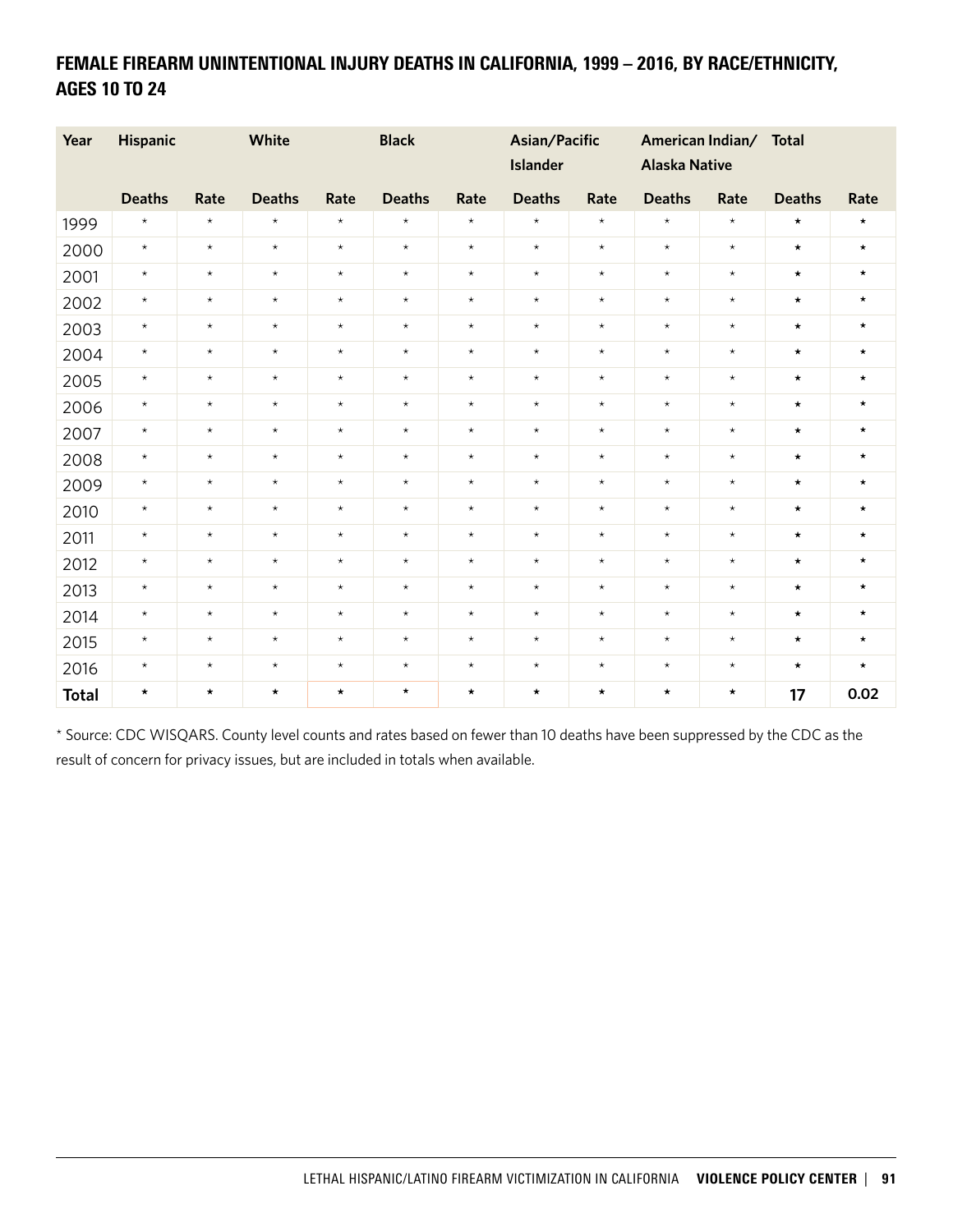## FEMALE FIREARM UNINTENTIONAL INJURY DEATHS IN CALIFORNIA, 1999 – 2016, BY RACE/ETHNICITY, AGES 10 TO 24

| Year | Hispanic | | White | | Black | | Asian/Pacific Islander | | American Indian/ Alaska Native | | Total | |
|---|---|---|---|---|---|---|---|---|---|---|---|---|
| | Deaths | Rate | Deaths | Rate | Deaths | Rate | Deaths | Rate | Deaths | Rate | Deaths | Rate |
| 1999 | * | * | * | * | * | * | * | * | * | * | * | * |
| 2000 | * | * | * | * | * | * | * | * | * | * | * | * |
| 2001 | * | * | * | * | * | * | * | * | * | * | * | * |
| 2002 | * | * | * | * | * | * | * | * | * | * | * | * |
| 2003 | * | * | * | * | * | * | * | * | * | * | * | * |
| 2004 | * | * | * | * | * | * | * | * | * | * | * | * |
| 2005 | * | * | * | * | * | * | * | * | * | * | * | * |
| 2006 | * | * | * | * | * | * | * | * | * | * | * | * |
| 2007 | * | * | * | * | * | * | * | * | * | * | * | * |
| 2008 | * | * | * | * | * | * | * | * | * | * | * | * |
| 2009 | * | * | * | * | * | * | * | * | * | * | * | * |
| 2010 | * | * | * | * | * | * | * | * | * | * | * | * |
| 2011 | * | * | * | * | * | * | * | * | * | * | * | * |
| 2012 | * | * | * | * | * | * | * | * | * | * | * | * |
| 2013 | * | * | * | * | * | * | * | * | * | * | * | * |
| 2014 | * | * | * | * | * | * | * | * | * | * | * | * |
| 2015 | * | * | * | * | * | * | * | * | * | * | * | * |
| 2016 | * | * | * | * | * | * | * | * | * | * | * | * |
| **Total** | * | * | * | * | * | * | * | * | * | * | **17** | **0.02** |

* Source: CDC WISQARS. County level counts and rates based on fewer than 10 deaths have been suppressed by the CDC as the result of concern for privacy issues, but are included in totals when available.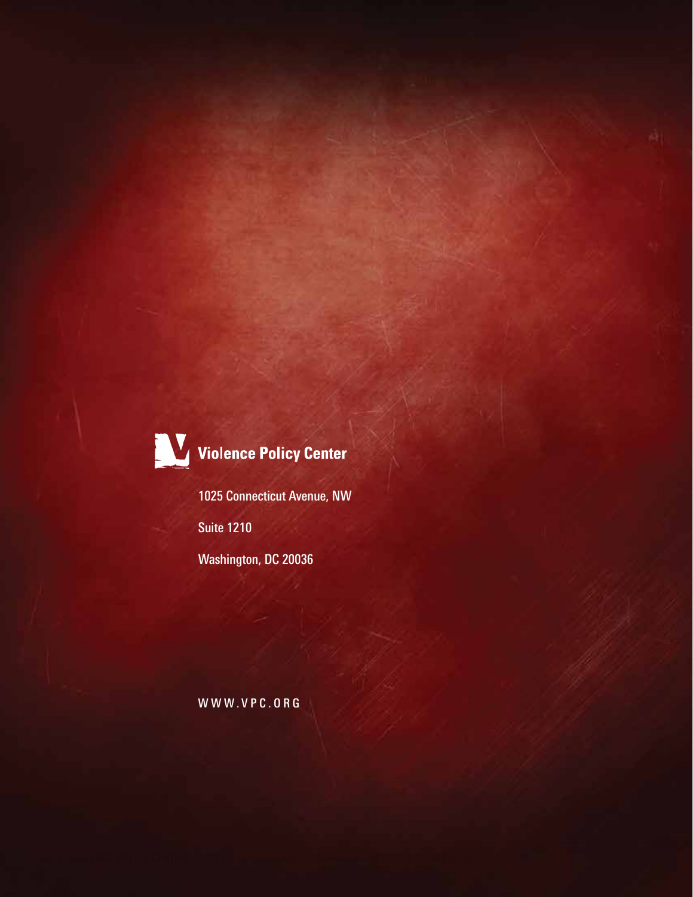**Violence Policy Center**

1025 Connecticut Avenue, NW

Suite 1210

Washington, DC 20036

WWW.VPC.ORG